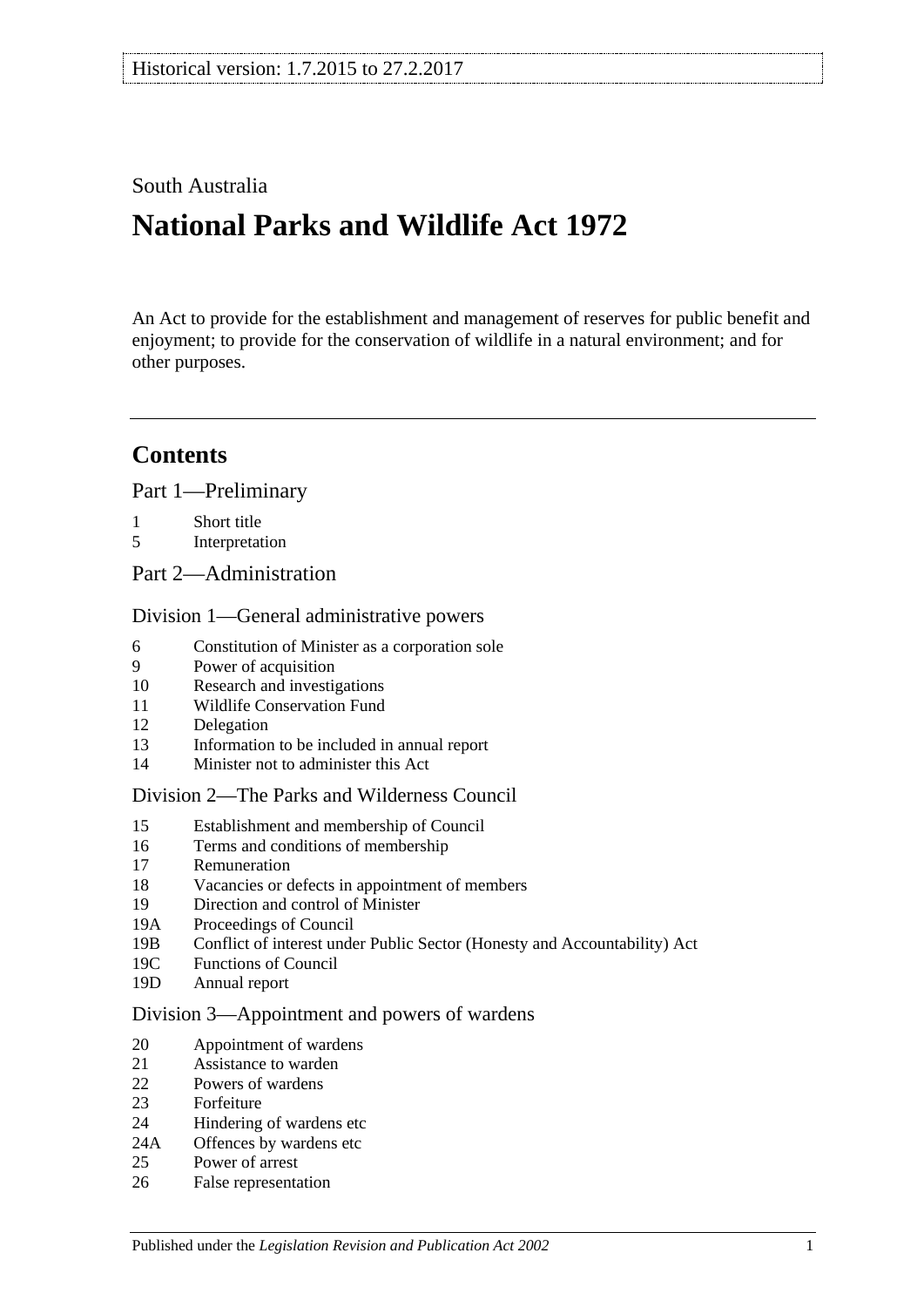Historical version: 1.7.2015 to 27.2.2017

South Australia

# National Parks and Wildlife Act 1972

An Act to provide for the establishment and management of reserves for public benefit and enjoyment; to provide for the conservation of wildlife in a natural environment; and for other purposes.

## Contents

### Part 1—Preliminary

1 Short title
5 Interpretation

### Part 2—Administration

#### Division 1—General administrative powers

6 Constitution of Minister as a corporation sole
9 Power of acquisition
10 Research and investigations
11 Wildlife Conservation Fund
12 Delegation
13 Information to be included in annual report
14 Minister not to administer this Act

#### Division 2—The Parks and Wilderness Council

15 Establishment and membership of Council
16 Terms and conditions of membership
17 Remuneration
18 Vacancies or defects in appointment of members
19 Direction and control of Minister
19A Proceedings of Council
19B Conflict of interest under Public Sector (Honesty and Accountability) Act
19C Functions of Council
19D Annual report

#### Division 3—Appointment and powers of wardens

20 Appointment of wardens
21 Assistance to warden
22 Powers of wardens
23 Forfeiture
24 Hindering of wardens etc
24A Offences by wardens etc
25 Power of arrest
26 False representation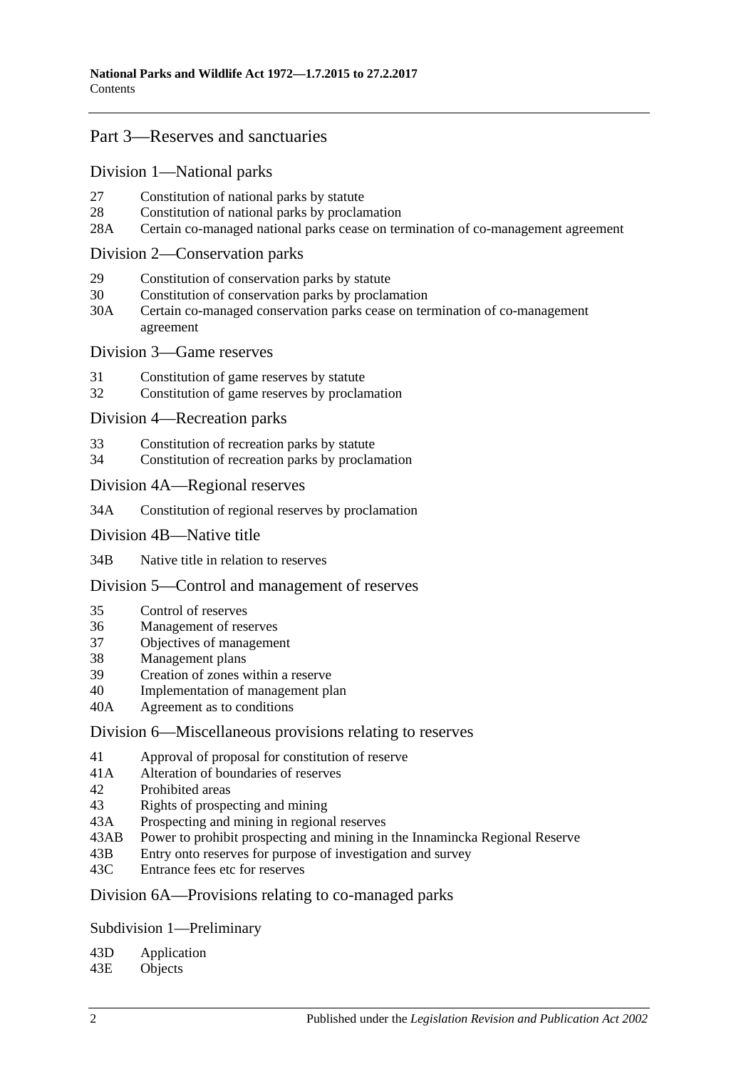## Part 3—Reserves and sanctuaries

### Division 1—National parks

27 Constitution of national parks by statute
28 Constitution of national parks by proclamation
28A Certain co-managed national parks cease on termination of co-management agreement

### Division 2—Conservation parks

29 Constitution of conservation parks by statute
30 Constitution of conservation parks by proclamation
30A Certain co-managed conservation parks cease on termination of co-management agreement

### Division 3—Game reserves

31 Constitution of game reserves by statute
32 Constitution of game reserves by proclamation

### Division 4—Recreation parks

33 Constitution of recreation parks by statute
34 Constitution of recreation parks by proclamation

### Division 4A—Regional reserves

34A Constitution of regional reserves by proclamation

### Division 4B—Native title

34B Native title in relation to reserves

### Division 5—Control and management of reserves

35 Control of reserves
36 Management of reserves
37 Objectives of management
38 Management plans
39 Creation of zones within a reserve
40 Implementation of management plan
40A Agreement as to conditions

### Division 6—Miscellaneous provisions relating to reserves

41 Approval of proposal for constitution of reserve
41A Alteration of boundaries of reserves
42 Prohibited areas
43 Rights of prospecting and mining
43A Prospecting and mining in regional reserves
43AB Power to prohibit prospecting and mining in the Innamincka Regional Reserve
43B Entry onto reserves for purpose of investigation and survey
43C Entrance fees etc for reserves

### Division 6A—Provisions relating to co-managed parks

#### Subdivision 1—Preliminary

43D Application
43E Objects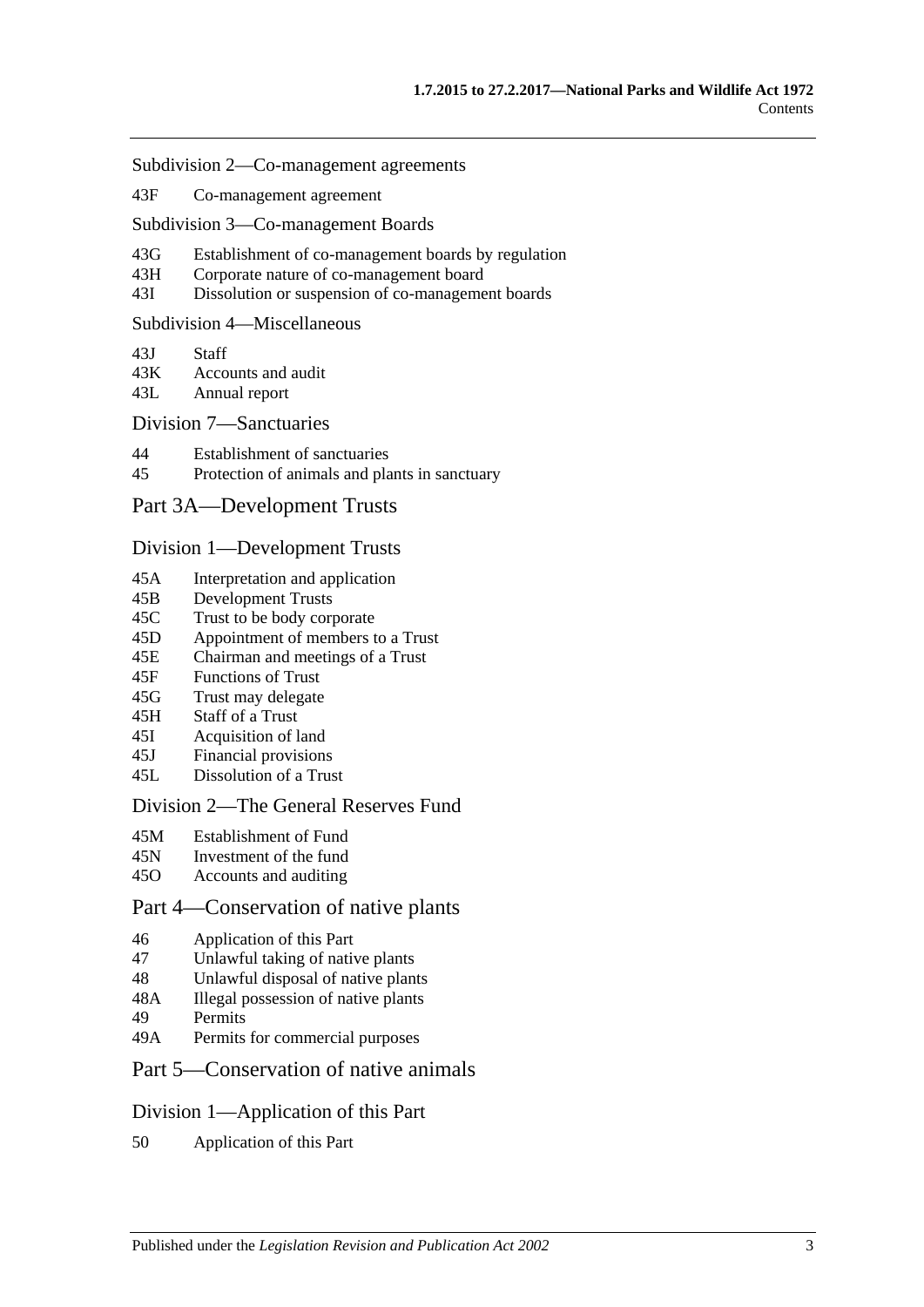Subdivision 2—Co-management agreements

43F Co-management agreement

Subdivision 3—Co-management Boards

43G Establishment of co-management boards by regulation
43H Corporate nature of co-management board
43I Dissolution or suspension of co-management boards

Subdivision 4—Miscellaneous

43J Staff
43K Accounts and audit
43L Annual report

## Division 7—Sanctuaries

44 Establishment of sanctuaries
45 Protection of animals and plants in sanctuary

# Part 3A—Development Trusts

## Division 1—Development Trusts

45A Interpretation and application
45B Development Trusts
45C Trust to be body corporate
45D Appointment of members to a Trust
45E Chairman and meetings of a Trust
45F Functions of Trust
45G Trust may delegate
45H Staff of a Trust
45I Acquisition of land
45J Financial provisions
45L Dissolution of a Trust

## Division 2—The General Reserves Fund

45M Establishment of Fund
45N Investment of the fund
45O Accounts and auditing

# Part 4—Conservation of native plants

46 Application of this Part
47 Unlawful taking of native plants
48 Unlawful disposal of native plants
48A Illegal possession of native plants
49 Permits
49A Permits for commercial purposes

# Part 5—Conservation of native animals

## Division 1—Application of this Part

50 Application of this Part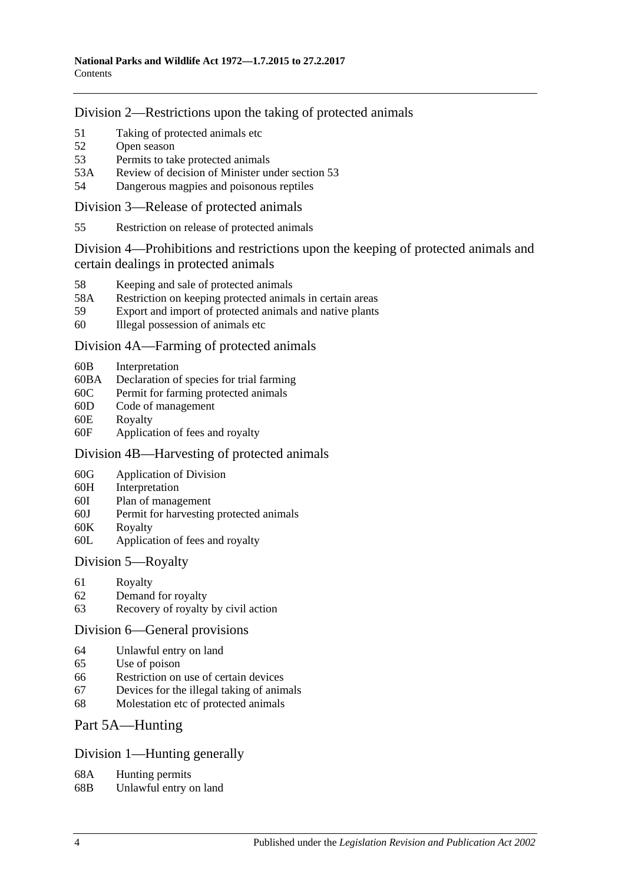## Division 2—Restrictions upon the taking of protected animals

- 51 Taking of protected animals etc
- 52 Open season
- 53 Permits to take protected animals
- 53A Review of decision of Minister under section 53
- 54 Dangerous magpies and poisonous reptiles

## Division 3—Release of protected animals

- 55 Restriction on release of protected animals

## Division 4—Prohibitions and restrictions upon the keeping of protected animals and certain dealings in protected animals

- 58 Keeping and sale of protected animals
- 58A Restriction on keeping protected animals in certain areas
- 59 Export and import of protected animals and native plants
- 60 Illegal possession of animals etc

## Division 4A—Farming of protected animals

- 60B Interpretation
- 60BA Declaration of species for trial farming
- 60C Permit for farming protected animals
- 60D Code of management
- 60E Royalty
- 60F Application of fees and royalty

## Division 4B—Harvesting of protected animals

- 60G Application of Division
- 60H Interpretation
- 60I Plan of management
- 60J Permit for harvesting protected animals
- 60K Royalty
- 60L Application of fees and royalty

## Division 5—Royalty

- 61 Royalty
- 62 Demand for royalty
- 63 Recovery of royalty by civil action

## Division 6—General provisions

- 64 Unlawful entry on land
- 65 Use of poison
- 66 Restriction on use of certain devices
- 67 Devices for the illegal taking of animals
- 68 Molestation etc of protected animals

# Part 5A—Hunting

## Division 1—Hunting generally

- 68A Hunting permits
- 68B Unlawful entry on land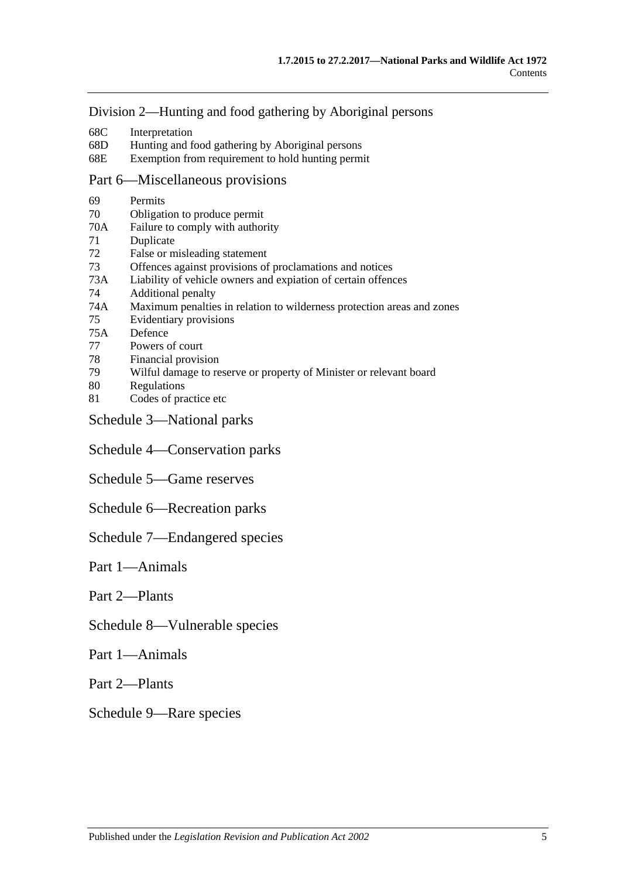## Division 2—Hunting and food gathering by Aboriginal persons

68C Interpretation
68D Hunting and food gathering by Aboriginal persons
68E Exemption from requirement to hold hunting permit

## Part 6—Miscellaneous provisions

69 Permits
70 Obligation to produce permit
70A Failure to comply with authority
71 Duplicate
72 False or misleading statement
73 Offences against provisions of proclamations and notices
73A Liability of vehicle owners and expiation of certain offences
74 Additional penalty
74A Maximum penalties in relation to wilderness protection areas and zones
75 Evidentiary provisions
75A Defence
77 Powers of court
78 Financial provision
79 Wilful damage to reserve or property of Minister or relevant board
80 Regulations
81 Codes of practice etc

## Schedule 3—National parks

## Schedule 4—Conservation parks

## Schedule 5—Game reserves

## Schedule 6—Recreation parks

## Schedule 7—Endangered species

## Part 1—Animals

## Part 2—Plants

## Schedule 8—Vulnerable species

## Part 1—Animals

## Part 2—Plants

## Schedule 9—Rare species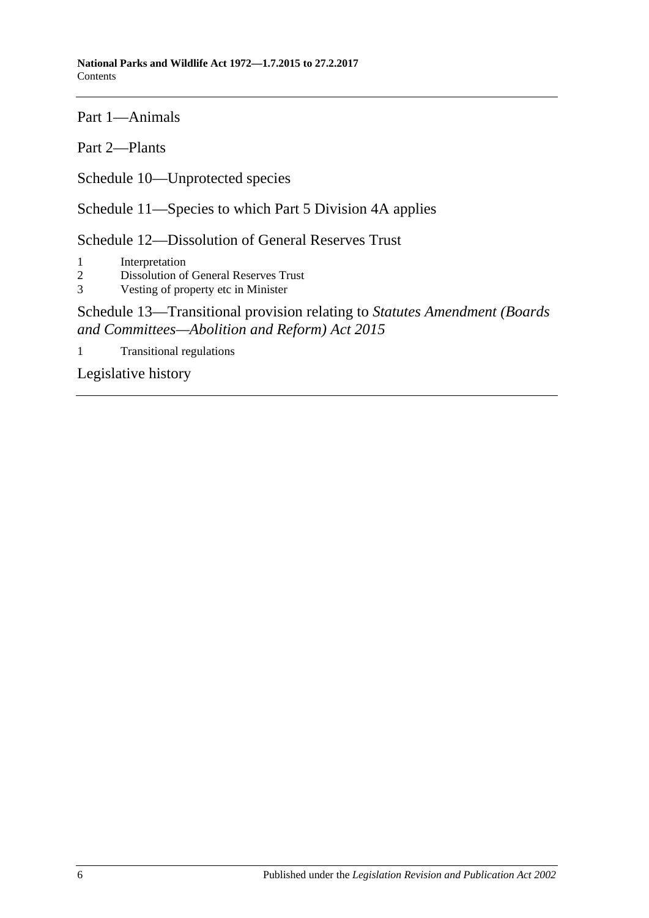Part 1—Animals

Part 2—Plants

Schedule 10—Unprotected species

Schedule 11—Species to which Part 5 Division 4A applies

Schedule 12—Dissolution of General Reserves Trust

1 Interpretation
2 Dissolution of General Reserves Trust
3 Vesting of property etc in Minister

Schedule 13—Transitional provision relating to *Statutes Amendment (Boards and Committees—Abolition and Reform) Act 2015*

1 Transitional regulations

Legislative history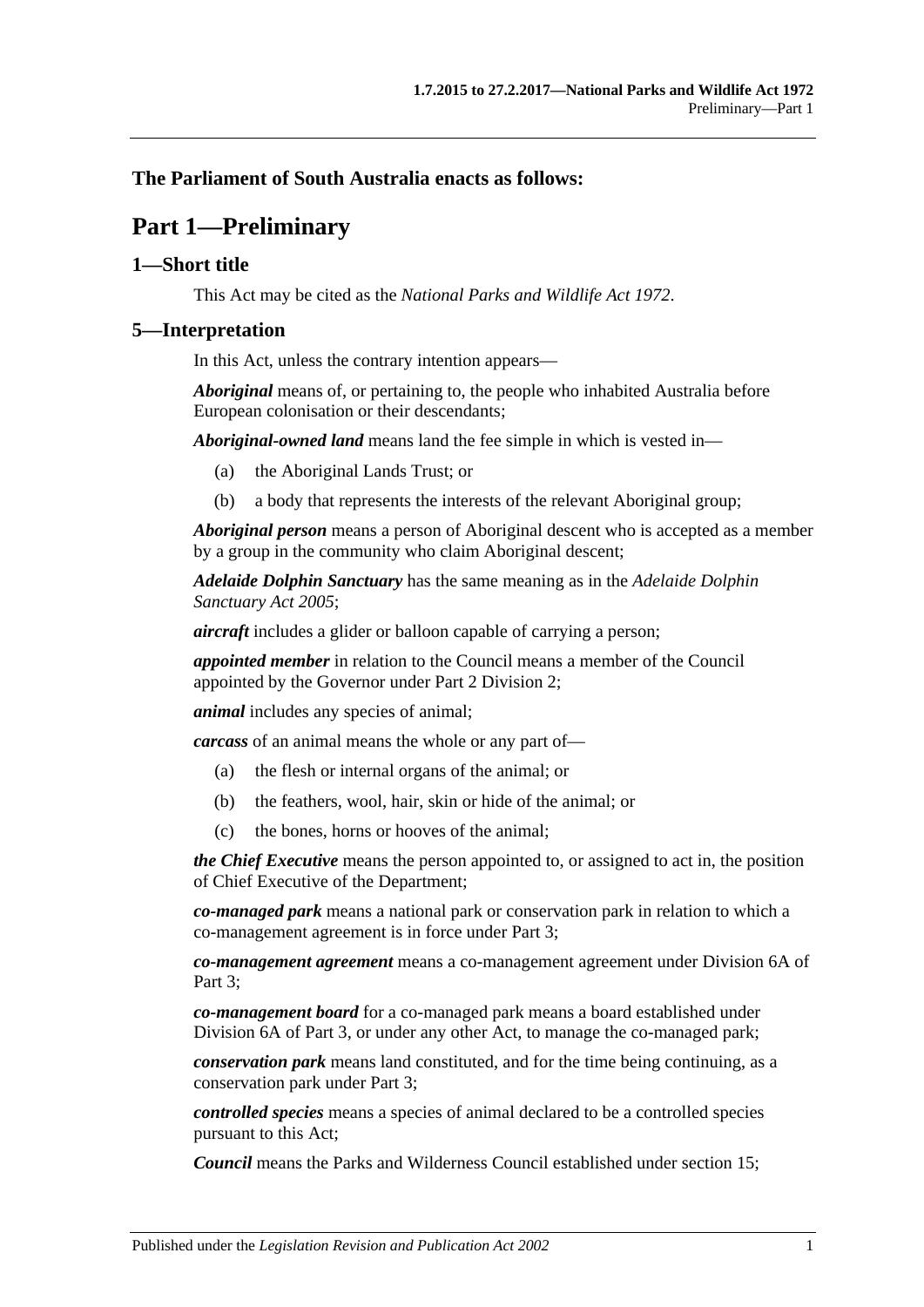**The Parliament of South Australia enacts as follows:**

# Part 1—Preliminary

## 1—Short title

This Act may be cited as the *National Parks and Wildlife Act 1972*.

## 5—Interpretation

In this Act, unless the contrary intention appears—

***Aboriginal*** means of, or pertaining to, the people who inhabited Australia before European colonisation or their descendants;

***Aboriginal-owned land*** means land the fee simple in which is vested in—

- (a) the Aboriginal Lands Trust; or
- (b) a body that represents the interests of the relevant Aboriginal group;

***Aboriginal person*** means a person of Aboriginal descent who is accepted as a member by a group in the community who claim Aboriginal descent;

***Adelaide Dolphin Sanctuary*** has the same meaning as in the *Adelaide Dolphin Sanctuary Act 2005*;

***aircraft*** includes a glider or balloon capable of carrying a person;

***appointed member*** in relation to the Council means a member of the Council appointed by the Governor under Part 2 Division 2;

***animal*** includes any species of animal;

***carcass*** of an animal means the whole or any part of—

- (a) the flesh or internal organs of the animal; or
- (b) the feathers, wool, hair, skin or hide of the animal; or
- (c) the bones, horns or hooves of the animal;

***the Chief Executive*** means the person appointed to, or assigned to act in, the position of Chief Executive of the Department;

***co-managed park*** means a national park or conservation park in relation to which a co-management agreement is in force under Part 3;

***co-management agreement*** means a co-management agreement under Division 6A of Part 3;

***co-management board*** for a co-managed park means a board established under Division 6A of Part 3, or under any other Act, to manage the co-managed park;

***conservation park*** means land constituted, and for the time being continuing, as a conservation park under Part 3;

***controlled species*** means a species of animal declared to be a controlled species pursuant to this Act;

***Council*** means the Parks and Wilderness Council established under section 15;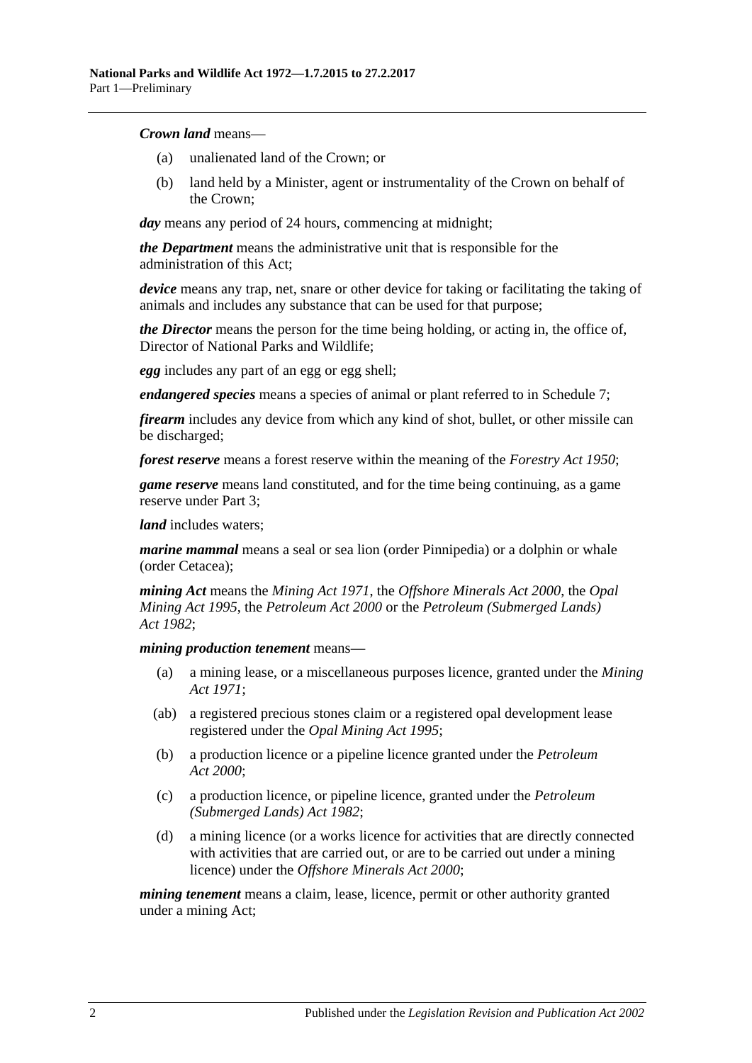***Crown land*** means—

- (a) unalienated land of the Crown; or
- (b) land held by a Minister, agent or instrumentality of the Crown on behalf of the Crown;

***day*** means any period of 24 hours, commencing at midnight;

***the Department*** means the administrative unit that is responsible for the administration of this Act;

***device*** means any trap, net, snare or other device for taking or facilitating the taking of animals and includes any substance that can be used for that purpose;

***the Director*** means the person for the time being holding, or acting in, the office of, Director of National Parks and Wildlife;

***egg*** includes any part of an egg or egg shell;

***endangered species*** means a species of animal or plant referred to in Schedule 7;

***firearm*** includes any device from which any kind of shot, bullet, or other missile can be discharged;

***forest reserve*** means a forest reserve within the meaning of the *Forestry Act 1950*;

***game reserve*** means land constituted, and for the time being continuing, as a game reserve under Part 3;

***land*** includes waters;

***marine mammal*** means a seal or sea lion (order Pinnipedia) or a dolphin or whale (order Cetacea);

***mining Act*** means the *Mining Act 1971*, the *Offshore Minerals Act 2000*, the *Opal Mining Act 1995*, the *Petroleum Act 2000* or the *Petroleum (Submerged Lands) Act 1982*;

***mining production tenement*** means—

- (a) a mining lease, or a miscellaneous purposes licence, granted under the *Mining Act 1971*;
- (ab) a registered precious stones claim or a registered opal development lease registered under the *Opal Mining Act 1995*;
- (b) a production licence or a pipeline licence granted under the *Petroleum Act 2000*;
- (c) a production licence, or pipeline licence, granted under the *Petroleum (Submerged Lands) Act 1982*;
- (d) a mining licence (or a works licence for activities that are directly connected with activities that are carried out, or are to be carried out under a mining licence) under the *Offshore Minerals Act 2000*;

***mining tenement*** means a claim, lease, licence, permit or other authority granted under a mining Act;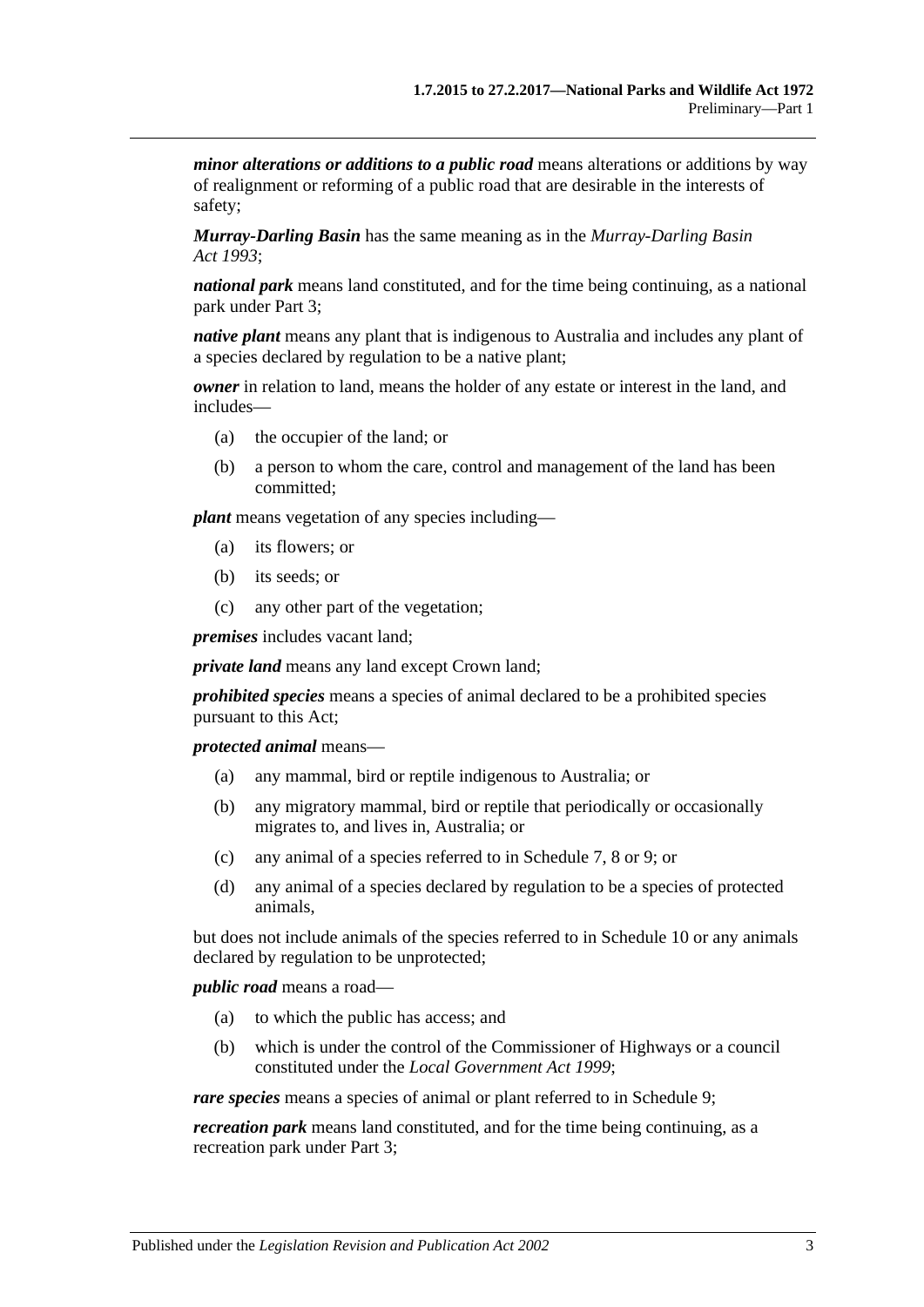***minor alterations or additions to a public road*** means alterations or additions by way of realignment or reforming of a public road that are desirable in the interests of safety;

***Murray-Darling Basin*** has the same meaning as in the *Murray-Darling Basin Act 1993*;

***national park*** means land constituted, and for the time being continuing, as a national park under Part 3;

***native plant*** means any plant that is indigenous to Australia and includes any plant of a species declared by regulation to be a native plant;

***owner*** in relation to land, means the holder of any estate or interest in the land, and includes—

(a) the occupier of the land; or

(b) a person to whom the care, control and management of the land has been committed;

***plant*** means vegetation of any species including—

(a) its flowers; or

(b) its seeds; or

(c) any other part of the vegetation;

***premises*** includes vacant land;

***private land*** means any land except Crown land;

***prohibited species*** means a species of animal declared to be a prohibited species pursuant to this Act;

***protected animal*** means—

(a) any mammal, bird or reptile indigenous to Australia; or

(b) any migratory mammal, bird or reptile that periodically or occasionally migrates to, and lives in, Australia; or

(c) any animal of a species referred to in Schedule 7, 8 or 9; or

(d) any animal of a species declared by regulation to be a species of protected animals,

but does not include animals of the species referred to in Schedule 10 or any animals declared by regulation to be unprotected;

***public road*** means a road—

(a) to which the public has access; and

(b) which is under the control of the Commissioner of Highways or a council constituted under the *Local Government Act 1999*;

***rare species*** means a species of animal or plant referred to in Schedule 9;

***recreation park*** means land constituted, and for the time being continuing, as a recreation park under Part 3;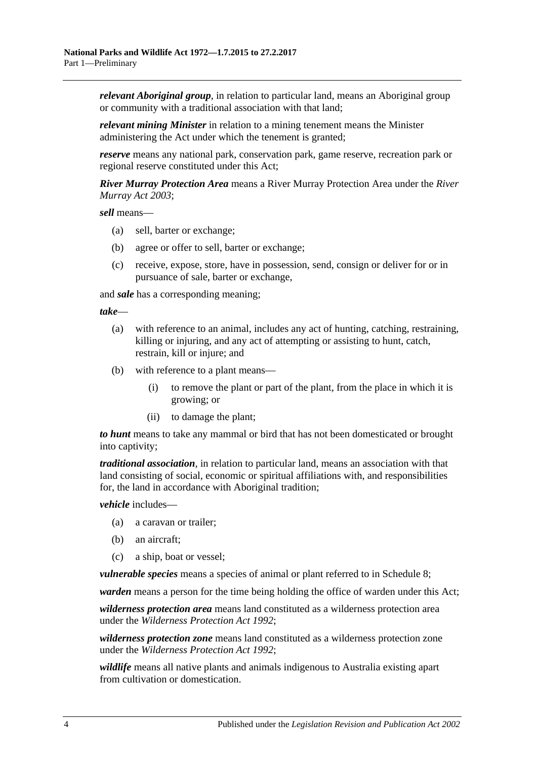***relevant Aboriginal group***, in relation to particular land, means an Aboriginal group or community with a traditional association with that land;

***relevant mining Minister*** in relation to a mining tenement means the Minister administering the Act under which the tenement is granted;

***reserve*** means any national park, conservation park, game reserve, recreation park or regional reserve constituted under this Act;

***River Murray Protection Area*** means a River Murray Protection Area under the *River Murray Act 2003*;

***sell*** means—

- (a) sell, barter or exchange;
- (b) agree or offer to sell, barter or exchange;
- (c) receive, expose, store, have in possession, send, consign or deliver for or in pursuance of sale, barter or exchange,

and ***sale*** has a corresponding meaning;

***take***—

- (a) with reference to an animal, includes any act of hunting, catching, restraining, killing or injuring, and any act of attempting or assisting to hunt, catch, restrain, kill or injure; and
- (b) with reference to a plant means—
  - (i) to remove the plant or part of the plant, from the place in which it is growing; or
  - (ii) to damage the plant;

***to hunt*** means to take any mammal or bird that has not been domesticated or brought into captivity;

***traditional association***, in relation to particular land, means an association with that land consisting of social, economic or spiritual affiliations with, and responsibilities for, the land in accordance with Aboriginal tradition;

***vehicle*** includes—

- (a) a caravan or trailer;
- (b) an aircraft;
- (c) a ship, boat or vessel;

***vulnerable species*** means a species of animal or plant referred to in Schedule 8;

***warden*** means a person for the time being holding the office of warden under this Act;

***wilderness protection area*** means land constituted as a wilderness protection area under the *Wilderness Protection Act 1992*;

***wilderness protection zone*** means land constituted as a wilderness protection zone under the *Wilderness Protection Act 1992*;

***wildlife*** means all native plants and animals indigenous to Australia existing apart from cultivation or domestication.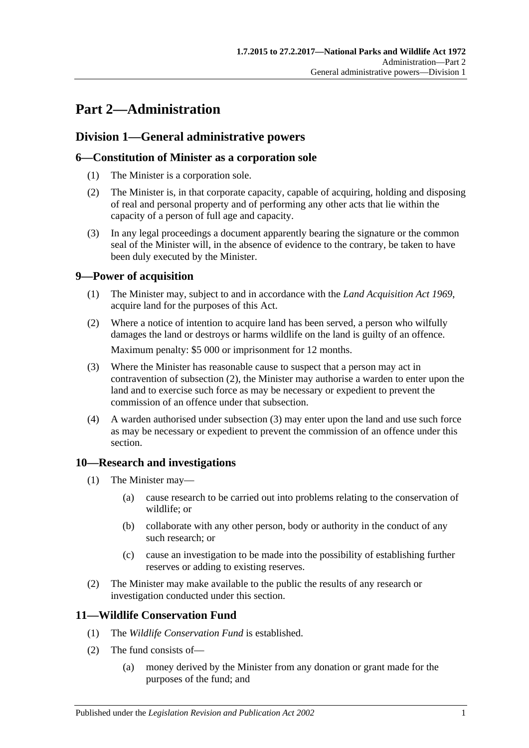# Part 2—Administration

## Division 1—General administrative powers

### 6—Constitution of Minister as a corporation sole

(1) The Minister is a corporation sole.

(2) The Minister is, in that corporate capacity, capable of acquiring, holding and disposing of real and personal property and of performing any other acts that lie within the capacity of a person of full age and capacity.

(3) In any legal proceedings a document apparently bearing the signature or the common seal of the Minister will, in the absence of evidence to the contrary, be taken to have been duly executed by the Minister.

### 9—Power of acquisition

(1) The Minister may, subject to and in accordance with the *Land Acquisition Act 1969*, acquire land for the purposes of this Act.

(2) Where a notice of intention to acquire land has been served, a person who wilfully damages the land or destroys or harms wildlife on the land is guilty of an offence.

Maximum penalty: $5 000 or imprisonment for 12 months.

(3) Where the Minister has reasonable cause to suspect that a person may act in contravention of subsection (2), the Minister may authorise a warden to enter upon the land and to exercise such force as may be necessary or expedient to prevent the commission of an offence under that subsection.

(4) A warden authorised under subsection (3) may enter upon the land and use such force as may be necessary or expedient to prevent the commission of an offence under this section.

### 10—Research and investigations

(1) The Minister may—

(a) cause research to be carried out into problems relating to the conservation of wildlife; or

(b) collaborate with any other person, body or authority in the conduct of any such research; or

(c) cause an investigation to be made into the possibility of establishing further reserves or adding to existing reserves.

(2) The Minister may make available to the public the results of any research or investigation conducted under this section.

### 11—Wildlife Conservation Fund

(1) The *Wildlife Conservation Fund* is established.

(2) The fund consists of—

(a) money derived by the Minister from any donation or grant made for the purposes of the fund; and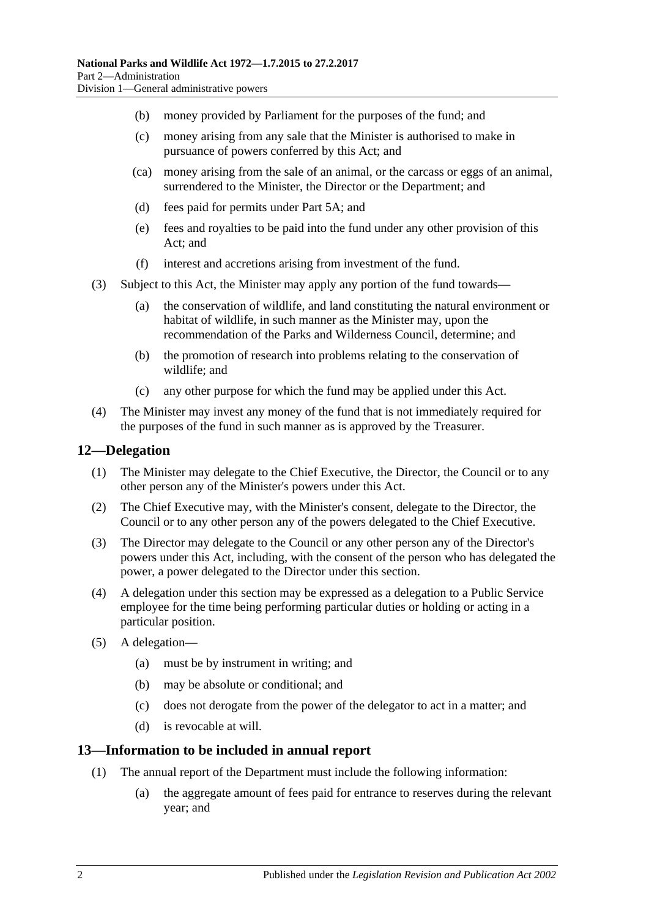(b) money provided by Parliament for the purposes of the fund; and

(c) money arising from any sale that the Minister is authorised to make in pursuance of powers conferred by this Act; and

(ca) money arising from the sale of an animal, or the carcass or eggs of an animal, surrendered to the Minister, the Director or the Department; and

(d) fees paid for permits under Part 5A; and

(e) fees and royalties to be paid into the fund under any other provision of this Act; and

(f) interest and accretions arising from investment of the fund.

(3) Subject to this Act, the Minister may apply any portion of the fund towards—

(a) the conservation of wildlife, and land constituting the natural environment or habitat of wildlife, in such manner as the Minister may, upon the recommendation of the Parks and Wilderness Council, determine; and

(b) the promotion of research into problems relating to the conservation of wildlife; and

(c) any other purpose for which the fund may be applied under this Act.

(4) The Minister may invest any money of the fund that is not immediately required for the purposes of the fund in such manner as is approved by the Treasurer.

## 12—Delegation

(1) The Minister may delegate to the Chief Executive, the Director, the Council or to any other person any of the Minister's powers under this Act.

(2) The Chief Executive may, with the Minister's consent, delegate to the Director, the Council or to any other person any of the powers delegated to the Chief Executive.

(3) The Director may delegate to the Council or any other person any of the Director's powers under this Act, including, with the consent of the person who has delegated the power, a power delegated to the Director under this section.

(4) A delegation under this section may be expressed as a delegation to a Public Service employee for the time being performing particular duties or holding or acting in a particular position.

(5) A delegation—

(a) must be by instrument in writing; and

(b) may be absolute or conditional; and

(c) does not derogate from the power of the delegator to act in a matter; and

(d) is revocable at will.

## 13—Information to be included in annual report

(1) The annual report of the Department must include the following information:

(a) the aggregate amount of fees paid for entrance to reserves during the relevant year; and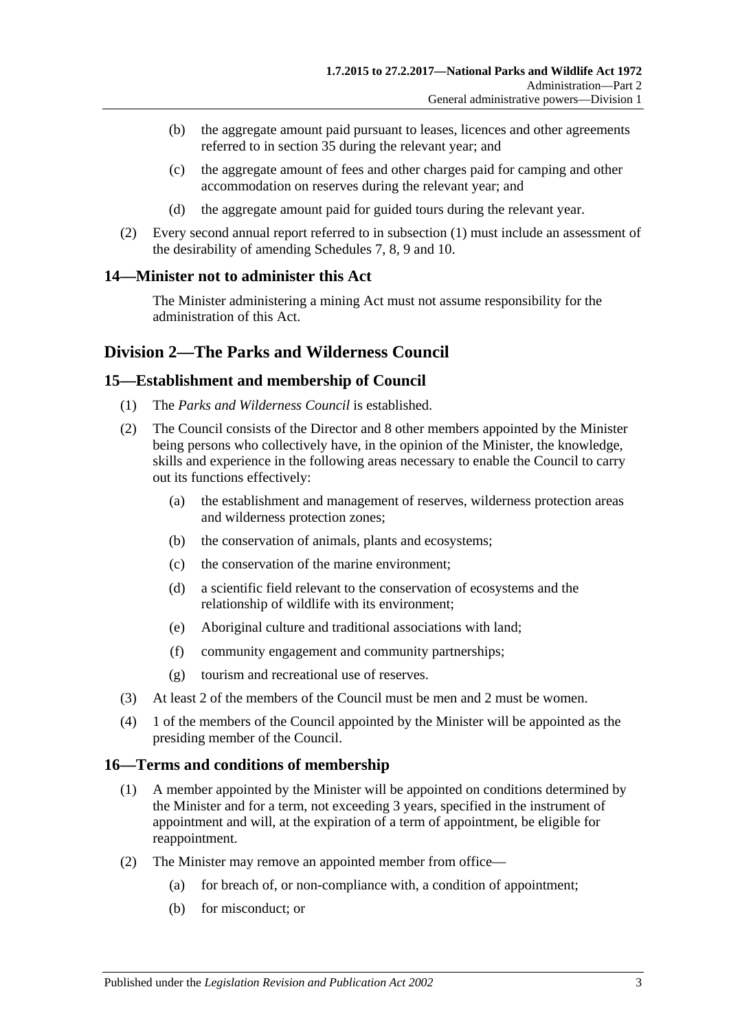(b) the aggregate amount paid pursuant to leases, licences and other agreements referred to in section 35 during the relevant year; and

(c) the aggregate amount of fees and other charges paid for camping and other accommodation on reserves during the relevant year; and

(d) the aggregate amount paid for guided tours during the relevant year.

(2) Every second annual report referred to in subsection (1) must include an assessment of the desirability of amending Schedules 7, 8, 9 and 10.

### 14—Minister not to administer this Act

The Minister administering a mining Act must not assume responsibility for the administration of this Act.

## Division 2—The Parks and Wilderness Council

### 15—Establishment and membership of Council

(1) The *Parks and Wilderness Council* is established.

(2) The Council consists of the Director and 8 other members appointed by the Minister being persons who collectively have, in the opinion of the Minister, the knowledge, skills and experience in the following areas necessary to enable the Council to carry out its functions effectively:

(a) the establishment and management of reserves, wilderness protection areas and wilderness protection zones;

(b) the conservation of animals, plants and ecosystems;

(c) the conservation of the marine environment;

(d) a scientific field relevant to the conservation of ecosystems and the relationship of wildlife with its environment;

(e) Aboriginal culture and traditional associations with land;

(f) community engagement and community partnerships;

(g) tourism and recreational use of reserves.

(3) At least 2 of the members of the Council must be men and 2 must be women.

(4) 1 of the members of the Council appointed by the Minister will be appointed as the presiding member of the Council.

### 16—Terms and conditions of membership

(1) A member appointed by the Minister will be appointed on conditions determined by the Minister and for a term, not exceeding 3 years, specified in the instrument of appointment and will, at the expiration of a term of appointment, be eligible for reappointment.

(2) The Minister may remove an appointed member from office—

(a) for breach of, or non-compliance with, a condition of appointment;

(b) for misconduct; or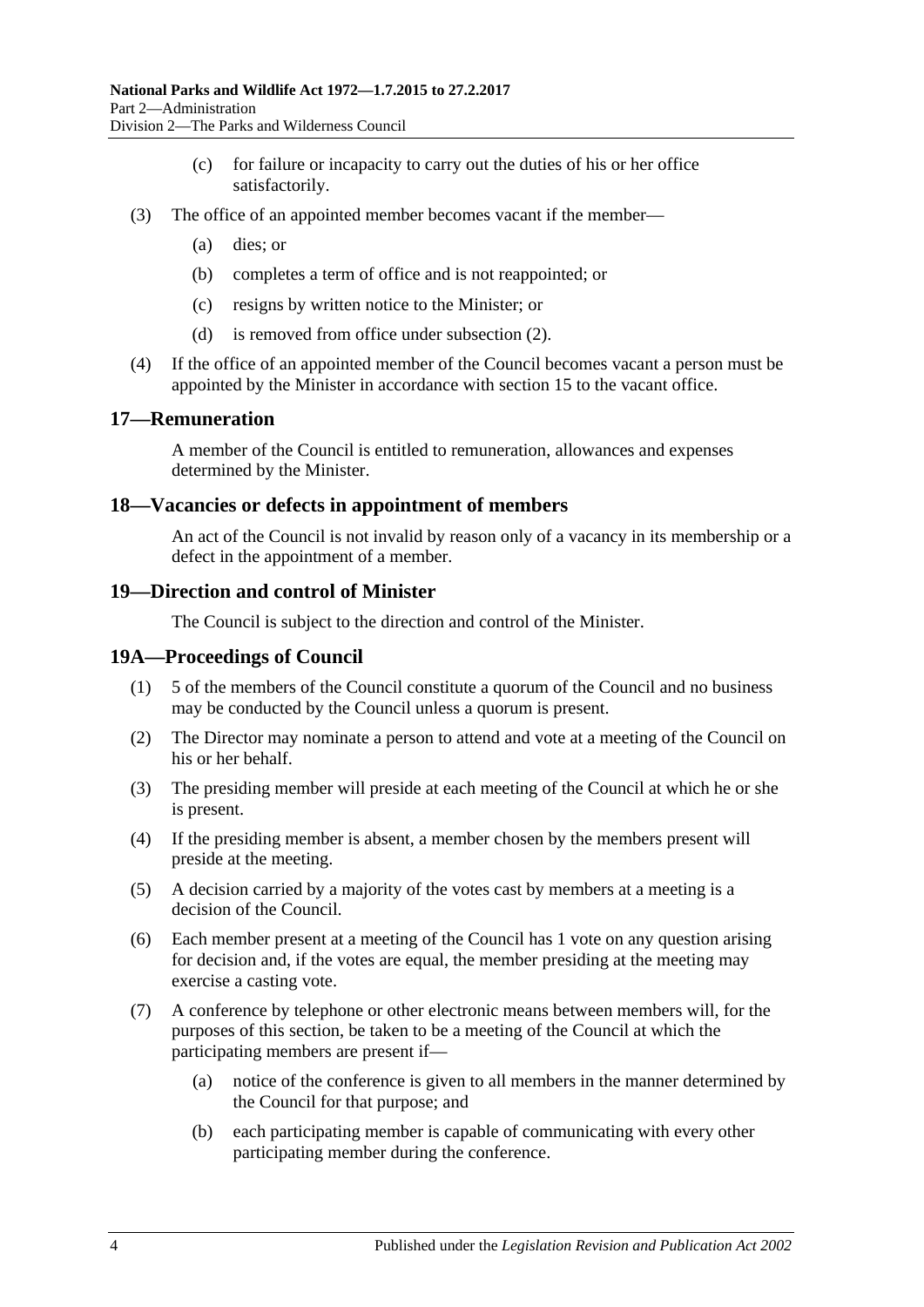(c) for failure or incapacity to carry out the duties of his or her office satisfactorily.

(3) The office of an appointed member becomes vacant if the member—

(a) dies; or

(b) completes a term of office and is not reappointed; or

(c) resigns by written notice to the Minister; or

(d) is removed from office under subsection (2).

(4) If the office of an appointed member of the Council becomes vacant a person must be appointed by the Minister in accordance with section 15 to the vacant office.

## 17—Remuneration

A member of the Council is entitled to remuneration, allowances and expenses determined by the Minister.

## 18—Vacancies or defects in appointment of members

An act of the Council is not invalid by reason only of a vacancy in its membership or a defect in the appointment of a member.

## 19—Direction and control of Minister

The Council is subject to the direction and control of the Minister.

## 19A—Proceedings of Council

(1) 5 of the members of the Council constitute a quorum of the Council and no business may be conducted by the Council unless a quorum is present.

(2) The Director may nominate a person to attend and vote at a meeting of the Council on his or her behalf.

(3) The presiding member will preside at each meeting of the Council at which he or she is present.

(4) If the presiding member is absent, a member chosen by the members present will preside at the meeting.

(5) A decision carried by a majority of the votes cast by members at a meeting is a decision of the Council.

(6) Each member present at a meeting of the Council has 1 vote on any question arising for decision and, if the votes are equal, the member presiding at the meeting may exercise a casting vote.

(7) A conference by telephone or other electronic means between members will, for the purposes of this section, be taken to be a meeting of the Council at which the participating members are present if—

(a) notice of the conference is given to all members in the manner determined by the Council for that purpose; and

(b) each participating member is capable of communicating with every other participating member during the conference.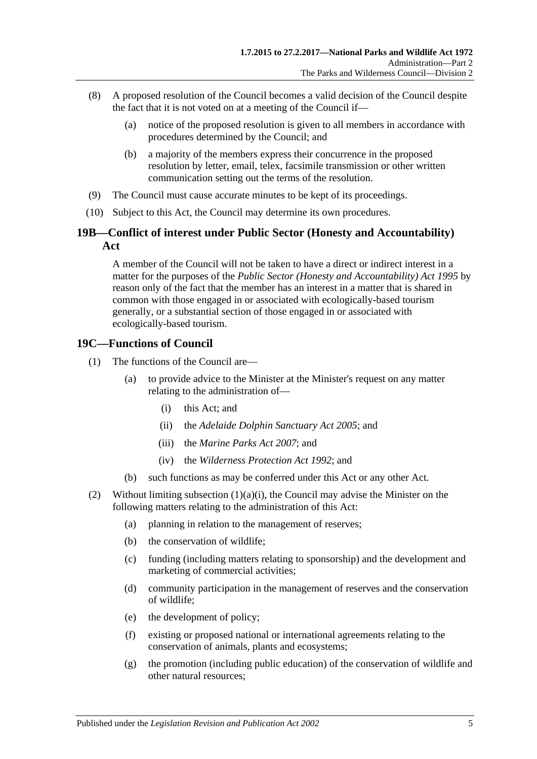(8) A proposed resolution of the Council becomes a valid decision of the Council despite the fact that it is not voted on at a meeting of the Council if—

(a) notice of the proposed resolution is given to all members in accordance with procedures determined by the Council; and

(b) a majority of the members express their concurrence in the proposed resolution by letter, email, telex, facsimile transmission or other written communication setting out the terms of the resolution.

(9) The Council must cause accurate minutes to be kept of its proceedings.

(10) Subject to this Act, the Council may determine its own procedures.

## 19B—Conflict of interest under Public Sector (Honesty and Accountability) Act

A member of the Council will not be taken to have a direct or indirect interest in a matter for the purposes of the *Public Sector (Honesty and Accountability) Act 1995* by reason only of the fact that the member has an interest in a matter that is shared in common with those engaged in or associated with ecologically-based tourism generally, or a substantial section of those engaged in or associated with ecologically-based tourism.

## 19C—Functions of Council

(1) The functions of the Council are—

(a) to provide advice to the Minister at the Minister's request on any matter relating to the administration of—

(i) this Act; and

(ii) the *Adelaide Dolphin Sanctuary Act 2005*; and

(iii) the *Marine Parks Act 2007*; and

(iv) the *Wilderness Protection Act 1992*; and

(b) such functions as may be conferred under this Act or any other Act.

(2) Without limiting subsection (1)(a)(i), the Council may advise the Minister on the following matters relating to the administration of this Act:

(a) planning in relation to the management of reserves;

(b) the conservation of wildlife;

(c) funding (including matters relating to sponsorship) and the development and marketing of commercial activities;

(d) community participation in the management of reserves and the conservation of wildlife;

(e) the development of policy;

(f) existing or proposed national or international agreements relating to the conservation of animals, plants and ecosystems;

(g) the promotion (including public education) of the conservation of wildlife and other natural resources;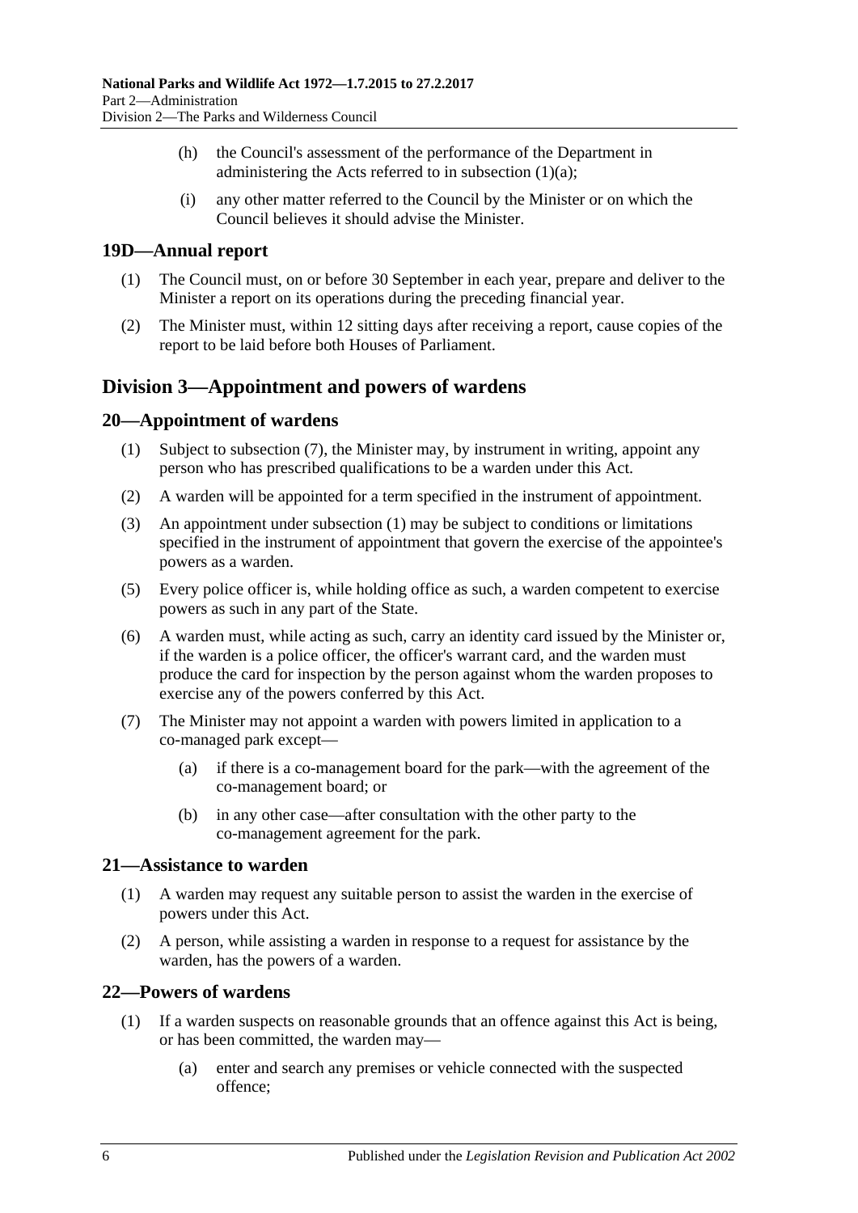(h) the Council's assessment of the performance of the Department in administering the Acts referred to in subsection (1)(a);

(i) any other matter referred to the Council by the Minister or on which the Council believes it should advise the Minister.

### 19D—Annual report

(1) The Council must, on or before 30 September in each year, prepare and deliver to the Minister a report on its operations during the preceding financial year.

(2) The Minister must, within 12 sitting days after receiving a report, cause copies of the report to be laid before both Houses of Parliament.

## Division 3—Appointment and powers of wardens

### 20—Appointment of wardens

(1) Subject to subsection (7), the Minister may, by instrument in writing, appoint any person who has prescribed qualifications to be a warden under this Act.

(2) A warden will be appointed for a term specified in the instrument of appointment.

(3) An appointment under subsection (1) may be subject to conditions or limitations specified in the instrument of appointment that govern the exercise of the appointee's powers as a warden.

(5) Every police officer is, while holding office as such, a warden competent to exercise powers as such in any part of the State.

(6) A warden must, while acting as such, carry an identity card issued by the Minister or, if the warden is a police officer, the officer's warrant card, and the warden must produce the card for inspection by the person against whom the warden proposes to exercise any of the powers conferred by this Act.

(7) The Minister may not appoint a warden with powers limited in application to a co-managed park except—

(a) if there is a co-management board for the park—with the agreement of the co-management board; or

(b) in any other case—after consultation with the other party to the co-management agreement for the park.

### 21—Assistance to warden

(1) A warden may request any suitable person to assist the warden in the exercise of powers under this Act.

(2) A person, while assisting a warden in response to a request for assistance by the warden, has the powers of a warden.

### 22—Powers of wardens

(1) If a warden suspects on reasonable grounds that an offence against this Act is being, or has been committed, the warden may—

(a) enter and search any premises or vehicle connected with the suspected offence;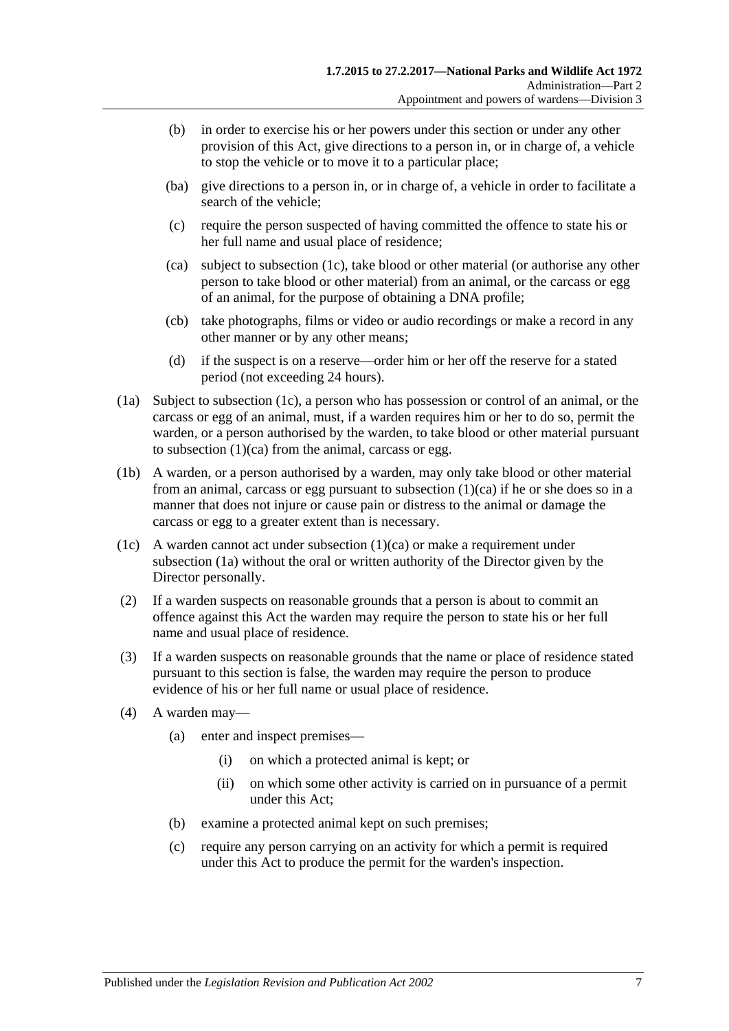(b) in order to exercise his or her powers under this section or under any other provision of this Act, give directions to a person in, or in charge of, a vehicle to stop the vehicle or to move it to a particular place;

(ba) give directions to a person in, or in charge of, a vehicle in order to facilitate a search of the vehicle;

(c) require the person suspected of having committed the offence to state his or her full name and usual place of residence;

(ca) subject to subsection (1c), take blood or other material (or authorise any other person to take blood or other material) from an animal, or the carcass or egg of an animal, for the purpose of obtaining a DNA profile;

(cb) take photographs, films or video or audio recordings or make a record in any other manner or by any other means;

(d) if the suspect is on a reserve—order him or her off the reserve for a stated period (not exceeding 24 hours).

(1a) Subject to subsection (1c), a person who has possession or control of an animal, or the carcass or egg of an animal, must, if a warden requires him or her to do so, permit the warden, or a person authorised by the warden, to take blood or other material pursuant to subsection (1)(ca) from the animal, carcass or egg.

(1b) A warden, or a person authorised by a warden, may only take blood or other material from an animal, carcass or egg pursuant to subsection (1)(ca) if he or she does so in a manner that does not injure or cause pain or distress to the animal or damage the carcass or egg to a greater extent than is necessary.

(1c) A warden cannot act under subsection (1)(ca) or make a requirement under subsection (1a) without the oral or written authority of the Director given by the Director personally.

(2) If a warden suspects on reasonable grounds that a person is about to commit an offence against this Act the warden may require the person to state his or her full name and usual place of residence.

(3) If a warden suspects on reasonable grounds that the name or place of residence stated pursuant to this section is false, the warden may require the person to produce evidence of his or her full name or usual place of residence.

(4) A warden may—

(a) enter and inspect premises—

(i) on which a protected animal is kept; or

(ii) on which some other activity is carried on in pursuance of a permit under this Act;

(b) examine a protected animal kept on such premises;

(c) require any person carrying on an activity for which a permit is required under this Act to produce the permit for the warden's inspection.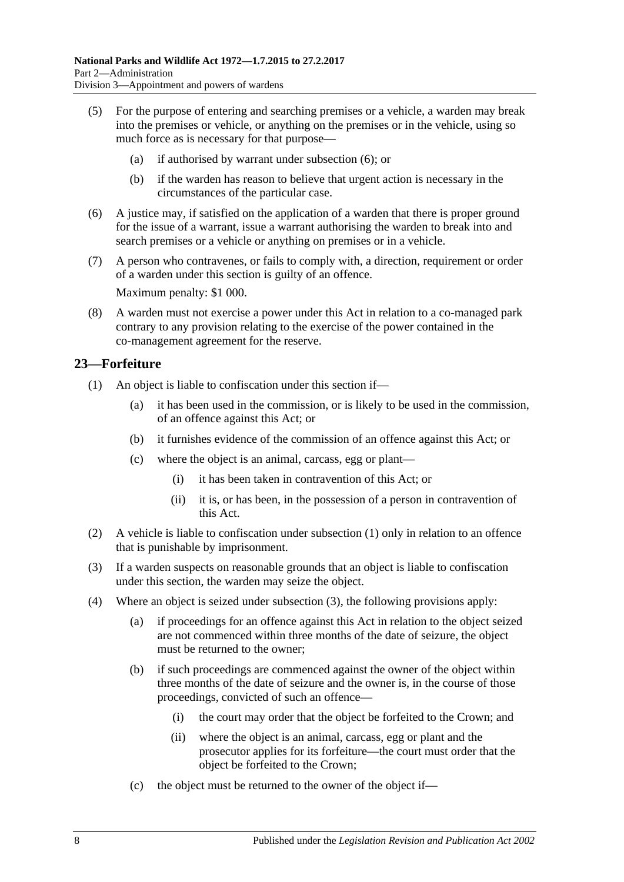(5) For the purpose of entering and searching premises or a vehicle, a warden may break into the premises or vehicle, or anything on the premises or in the vehicle, using so much force as is necessary for that purpose—

(a) if authorised by warrant under subsection (6); or

(b) if the warden has reason to believe that urgent action is necessary in the circumstances of the particular case.

(6) A justice may, if satisfied on the application of a warden that there is proper ground for the issue of a warrant, issue a warrant authorising the warden to break into and search premises or a vehicle or anything on premises or in a vehicle.

(7) A person who contravenes, or fails to comply with, a direction, requirement or order of a warden under this section is guilty of an offence.

Maximum penalty: $1 000.

(8) A warden must not exercise a power under this Act in relation to a co-managed park contrary to any provision relating to the exercise of the power contained in the co-management agreement for the reserve.

## 23—Forfeiture

(1) An object is liable to confiscation under this section if—

(a) it has been used in the commission, or is likely to be used in the commission, of an offence against this Act; or

(b) it furnishes evidence of the commission of an offence against this Act; or

(c) where the object is an animal, carcass, egg or plant—

(i) it has been taken in contravention of this Act; or

(ii) it is, or has been, in the possession of a person in contravention of this Act.

(2) A vehicle is liable to confiscation under subsection (1) only in relation to an offence that is punishable by imprisonment.

(3) If a warden suspects on reasonable grounds that an object is liable to confiscation under this section, the warden may seize the object.

(4) Where an object is seized under subsection (3), the following provisions apply:

(a) if proceedings for an offence against this Act in relation to the object seized are not commenced within three months of the date of seizure, the object must be returned to the owner;

(b) if such proceedings are commenced against the owner of the object within three months of the date of seizure and the owner is, in the course of those proceedings, convicted of such an offence—

(i) the court may order that the object be forfeited to the Crown; and

(ii) where the object is an animal, carcass, egg or plant and the prosecutor applies for its forfeiture—the court must order that the object be forfeited to the Crown;

(c) the object must be returned to the owner of the object if—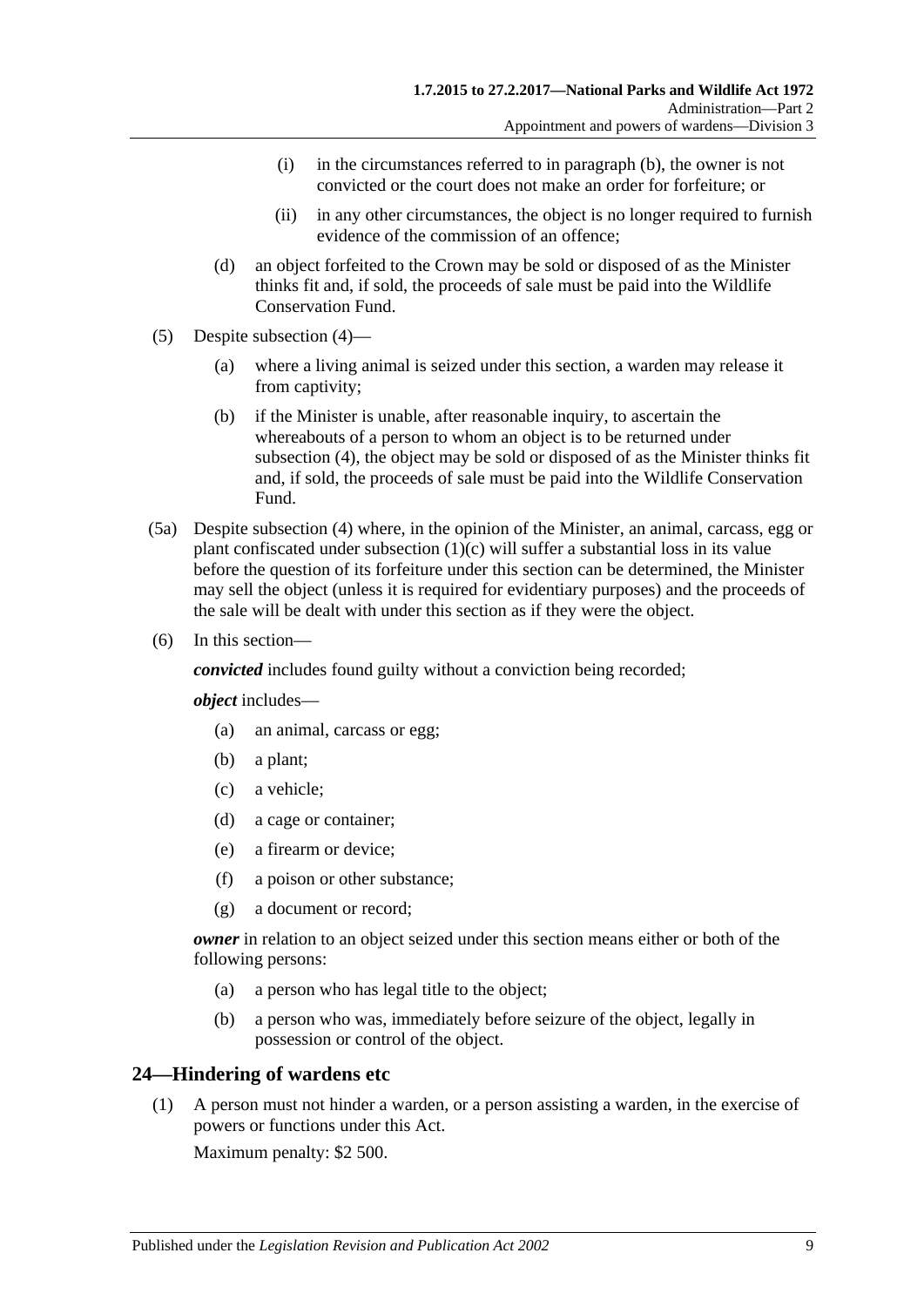(i) in the circumstances referred to in paragraph (b), the owner is not convicted or the court does not make an order for forfeiture; or

(ii) in any other circumstances, the object is no longer required to furnish evidence of the commission of an offence;

(d) an object forfeited to the Crown may be sold or disposed of as the Minister thinks fit and, if sold, the proceeds of sale must be paid into the Wildlife Conservation Fund.

(5) Despite subsection (4)—

(a) where a living animal is seized under this section, a warden may release it from captivity;

(b) if the Minister is unable, after reasonable inquiry, to ascertain the whereabouts of a person to whom an object is to be returned under subsection (4), the object may be sold or disposed of as the Minister thinks fit and, if sold, the proceeds of sale must be paid into the Wildlife Conservation Fund.

(5a) Despite subsection (4) where, in the opinion of the Minister, an animal, carcass, egg or plant confiscated under subsection (1)(c) will suffer a substantial loss in its value before the question of its forfeiture under this section can be determined, the Minister may sell the object (unless it is required for evidentiary purposes) and the proceeds of the sale will be dealt with under this section as if they were the object.

(6) In this section—

***convicted*** includes found guilty without a conviction being recorded;

***object*** includes—

(a) an animal, carcass or egg;

(b) a plant;

(c) a vehicle;

(d) a cage or container;

(e) a firearm or device;

(f) a poison or other substance;

(g) a document or record;

***owner*** in relation to an object seized under this section means either or both of the following persons:

(a) a person who has legal title to the object;

(b) a person who was, immediately before seizure of the object, legally in possession or control of the object.

## 24—Hindering of wardens etc

(1) A person must not hinder a warden, or a person assisting a warden, in the exercise of powers or functions under this Act.

Maximum penalty: $2 500.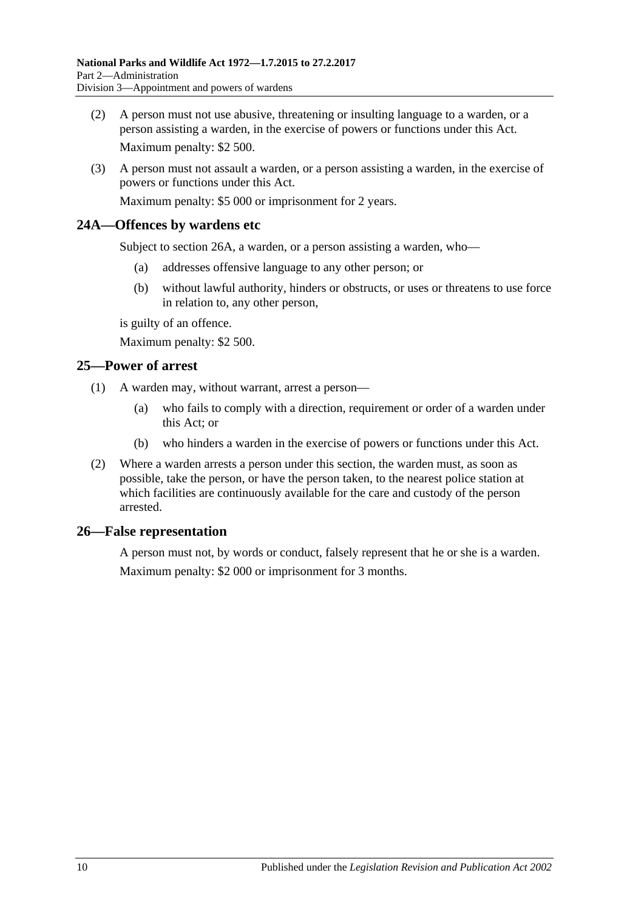(2) A person must not use abusive, threatening or insulting language to a warden, or a person assisting a warden, in the exercise of powers or functions under this Act.

Maximum penalty: $2 500.

(3) A person must not assault a warden, or a person assisting a warden, in the exercise of powers or functions under this Act.

Maximum penalty: $5 000 or imprisonment for 2 years.

## 24A—Offences by wardens etc

Subject to section 26A, a warden, or a person assisting a warden, who—

(a) addresses offensive language to any other person; or

(b) without lawful authority, hinders or obstructs, or uses or threatens to use force in relation to, any other person,

is guilty of an offence.

Maximum penalty: $2 500.

## 25—Power of arrest

(1) A warden may, without warrant, arrest a person—

(a) who fails to comply with a direction, requirement or order of a warden under this Act; or

(b) who hinders a warden in the exercise of powers or functions under this Act.

(2) Where a warden arrests a person under this section, the warden must, as soon as possible, take the person, or have the person taken, to the nearest police station at which facilities are continuously available for the care and custody of the person arrested.

## 26—False representation

A person must not, by words or conduct, falsely represent that he or she is a warden.

Maximum penalty: $2 000 or imprisonment for 3 months.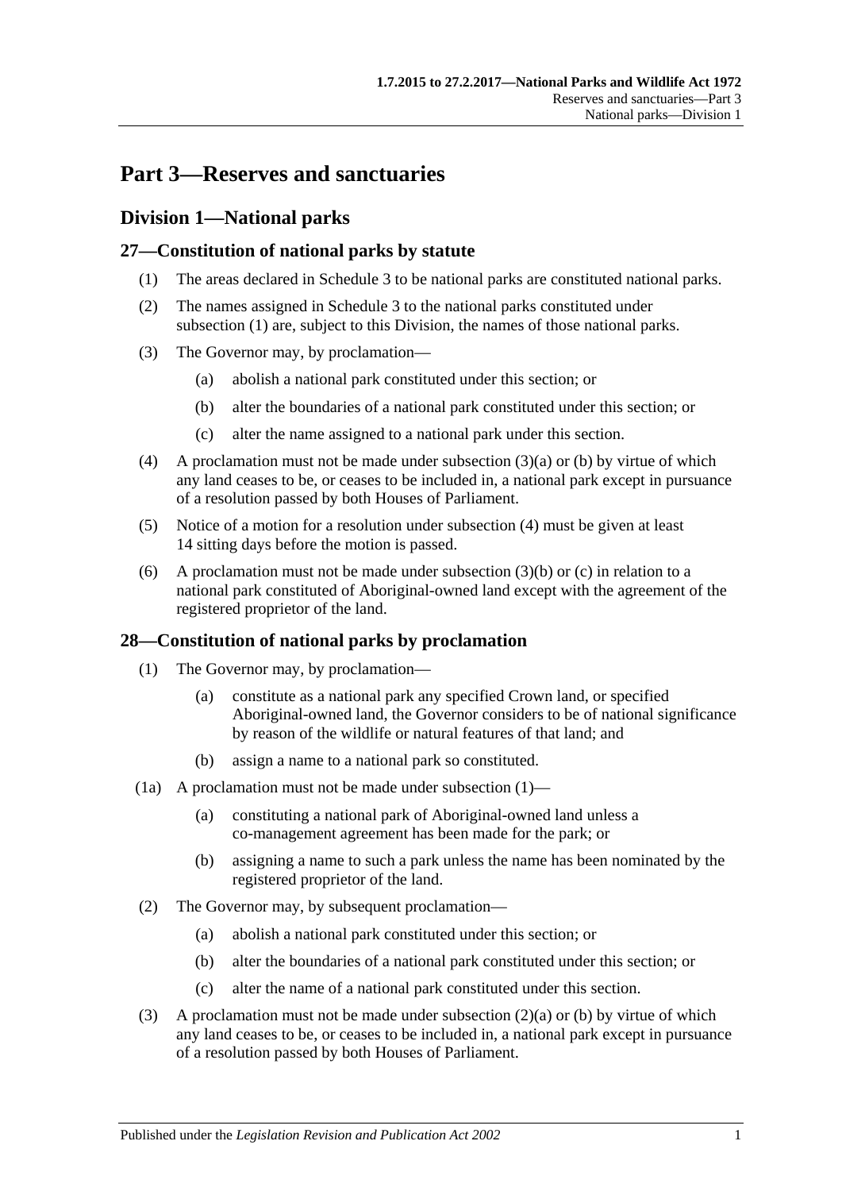# Part 3—Reserves and sanctuaries

## Division 1—National parks

### 27—Constitution of national parks by statute

(1) The areas declared in Schedule 3 to be national parks are constituted national parks.

(2) The names assigned in Schedule 3 to the national parks constituted under subsection (1) are, subject to this Division, the names of those national parks.

(3) The Governor may, by proclamation—

(a) abolish a national park constituted under this section; or

(b) alter the boundaries of a national park constituted under this section; or

(c) alter the name assigned to a national park under this section.

(4) A proclamation must not be made under subsection (3)(a) or (b) by virtue of which any land ceases to be, or ceases to be included in, a national park except in pursuance of a resolution passed by both Houses of Parliament.

(5) Notice of a motion for a resolution under subsection (4) must be given at least 14 sitting days before the motion is passed.

(6) A proclamation must not be made under subsection (3)(b) or (c) in relation to a national park constituted of Aboriginal-owned land except with the agreement of the registered proprietor of the land.

### 28—Constitution of national parks by proclamation

(1) The Governor may, by proclamation—

(a) constitute as a national park any specified Crown land, or specified Aboriginal-owned land, the Governor considers to be of national significance by reason of the wildlife or natural features of that land; and

(b) assign a name to a national park so constituted.

(1a) A proclamation must not be made under subsection (1)—

(a) constituting a national park of Aboriginal-owned land unless a co-management agreement has been made for the park; or

(b) assigning a name to such a park unless the name has been nominated by the registered proprietor of the land.

(2) The Governor may, by subsequent proclamation—

(a) abolish a national park constituted under this section; or

(b) alter the boundaries of a national park constituted under this section; or

(c) alter the name of a national park constituted under this section.

(3) A proclamation must not be made under subsection (2)(a) or (b) by virtue of which any land ceases to be, or ceases to be included in, a national park except in pursuance of a resolution passed by both Houses of Parliament.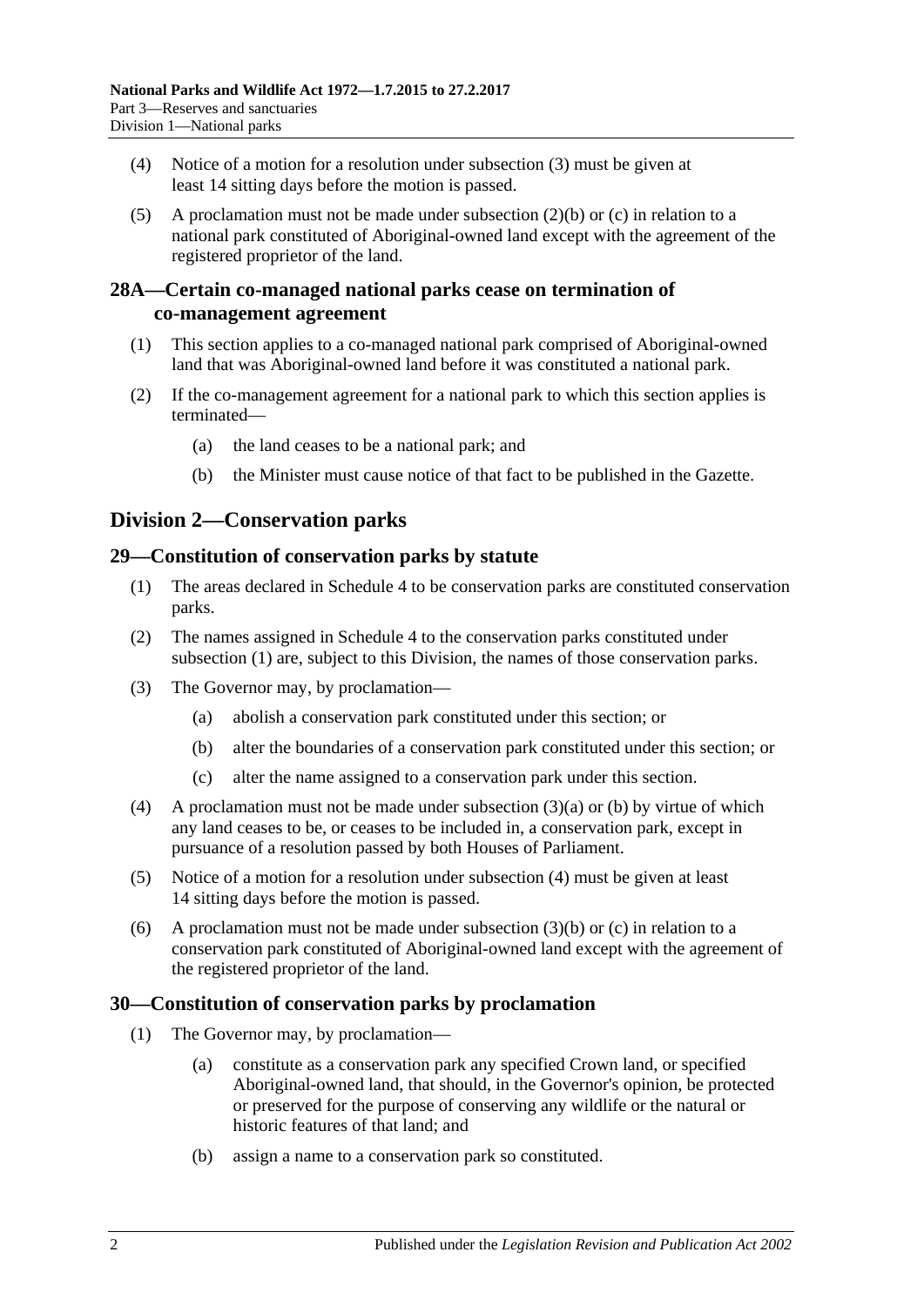(4) Notice of a motion for a resolution under subsection (3) must be given at least 14 sitting days before the motion is passed.

(5) A proclamation must not be made under subsection (2)(b) or (c) in relation to a national park constituted of Aboriginal-owned land except with the agreement of the registered proprietor of the land.

### 28A—Certain co-managed national parks cease on termination of co-management agreement

(1) This section applies to a co-managed national park comprised of Aboriginal-owned land that was Aboriginal-owned land before it was constituted a national park.

(2) If the co-management agreement for a national park to which this section applies is terminated—

(a) the land ceases to be a national park; and

(b) the Minister must cause notice of that fact to be published in the Gazette.

## Division 2—Conservation parks

### 29—Constitution of conservation parks by statute

(1) The areas declared in Schedule 4 to be conservation parks are constituted conservation parks.

(2) The names assigned in Schedule 4 to the conservation parks constituted under subsection (1) are, subject to this Division, the names of those conservation parks.

(3) The Governor may, by proclamation—

(a) abolish a conservation park constituted under this section; or

(b) alter the boundaries of a conservation park constituted under this section; or

(c) alter the name assigned to a conservation park under this section.

(4) A proclamation must not be made under subsection (3)(a) or (b) by virtue of which any land ceases to be, or ceases to be included in, a conservation park, except in pursuance of a resolution passed by both Houses of Parliament.

(5) Notice of a motion for a resolution under subsection (4) must be given at least 14 sitting days before the motion is passed.

(6) A proclamation must not be made under subsection (3)(b) or (c) in relation to a conservation park constituted of Aboriginal-owned land except with the agreement of the registered proprietor of the land.

### 30—Constitution of conservation parks by proclamation

(1) The Governor may, by proclamation—

(a) constitute as a conservation park any specified Crown land, or specified Aboriginal-owned land, that should, in the Governor's opinion, be protected or preserved for the purpose of conserving any wildlife or the natural or historic features of that land; and

(b) assign a name to a conservation park so constituted.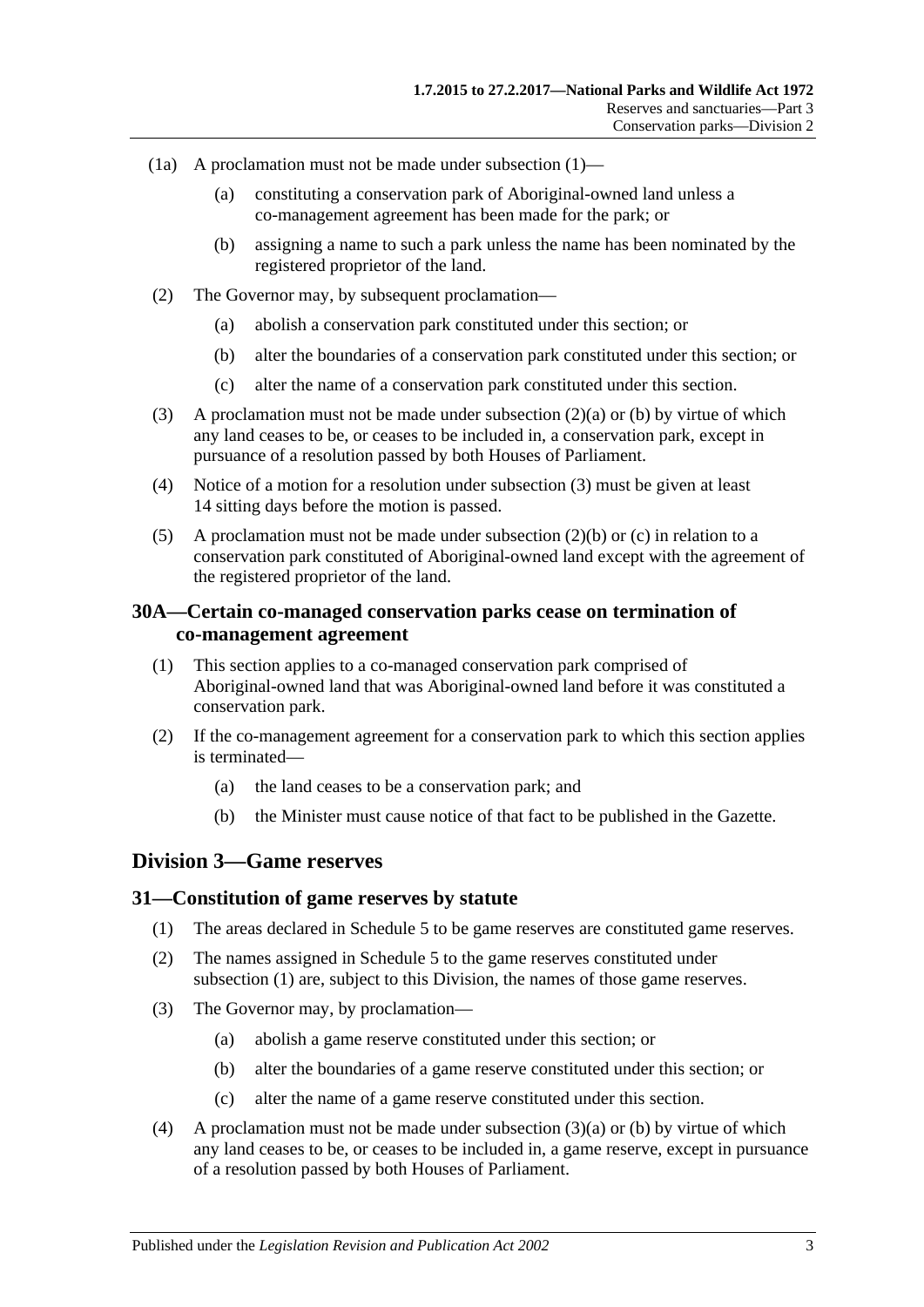(1a) A proclamation must not be made under subsection (1)—

   (a) constituting a conservation park of Aboriginal-owned land unless a co-management agreement has been made for the park; or

   (b) assigning a name to such a park unless the name has been nominated by the registered proprietor of the land.

(2) The Governor may, by subsequent proclamation—

   (a) abolish a conservation park constituted under this section; or

   (b) alter the boundaries of a conservation park constituted under this section; or

   (c) alter the name of a conservation park constituted under this section.

(3) A proclamation must not be made under subsection (2)(a) or (b) by virtue of which any land ceases to be, or ceases to be included in, a conservation park, except in pursuance of a resolution passed by both Houses of Parliament.

(4) Notice of a motion for a resolution under subsection (3) must be given at least 14 sitting days before the motion is passed.

(5) A proclamation must not be made under subsection (2)(b) or (c) in relation to a conservation park constituted of Aboriginal-owned land except with the agreement of the registered proprietor of the land.

### 30A—Certain co-managed conservation parks cease on termination of co-management agreement

(1) This section applies to a co-managed conservation park comprised of Aboriginal-owned land that was Aboriginal-owned land before it was constituted a conservation park.

(2) If the co-management agreement for a conservation park to which this section applies is terminated—

   (a) the land ceases to be a conservation park; and

   (b) the Minister must cause notice of that fact to be published in the Gazette.

## Division 3—Game reserves

### 31—Constitution of game reserves by statute

(1) The areas declared in Schedule 5 to be game reserves are constituted game reserves.

(2) The names assigned in Schedule 5 to the game reserves constituted under subsection (1) are, subject to this Division, the names of those game reserves.

(3) The Governor may, by proclamation—

   (a) abolish a game reserve constituted under this section; or

   (b) alter the boundaries of a game reserve constituted under this section; or

   (c) alter the name of a game reserve constituted under this section.

(4) A proclamation must not be made under subsection (3)(a) or (b) by virtue of which any land ceases to be, or ceases to be included in, a game reserve, except in pursuance of a resolution passed by both Houses of Parliament.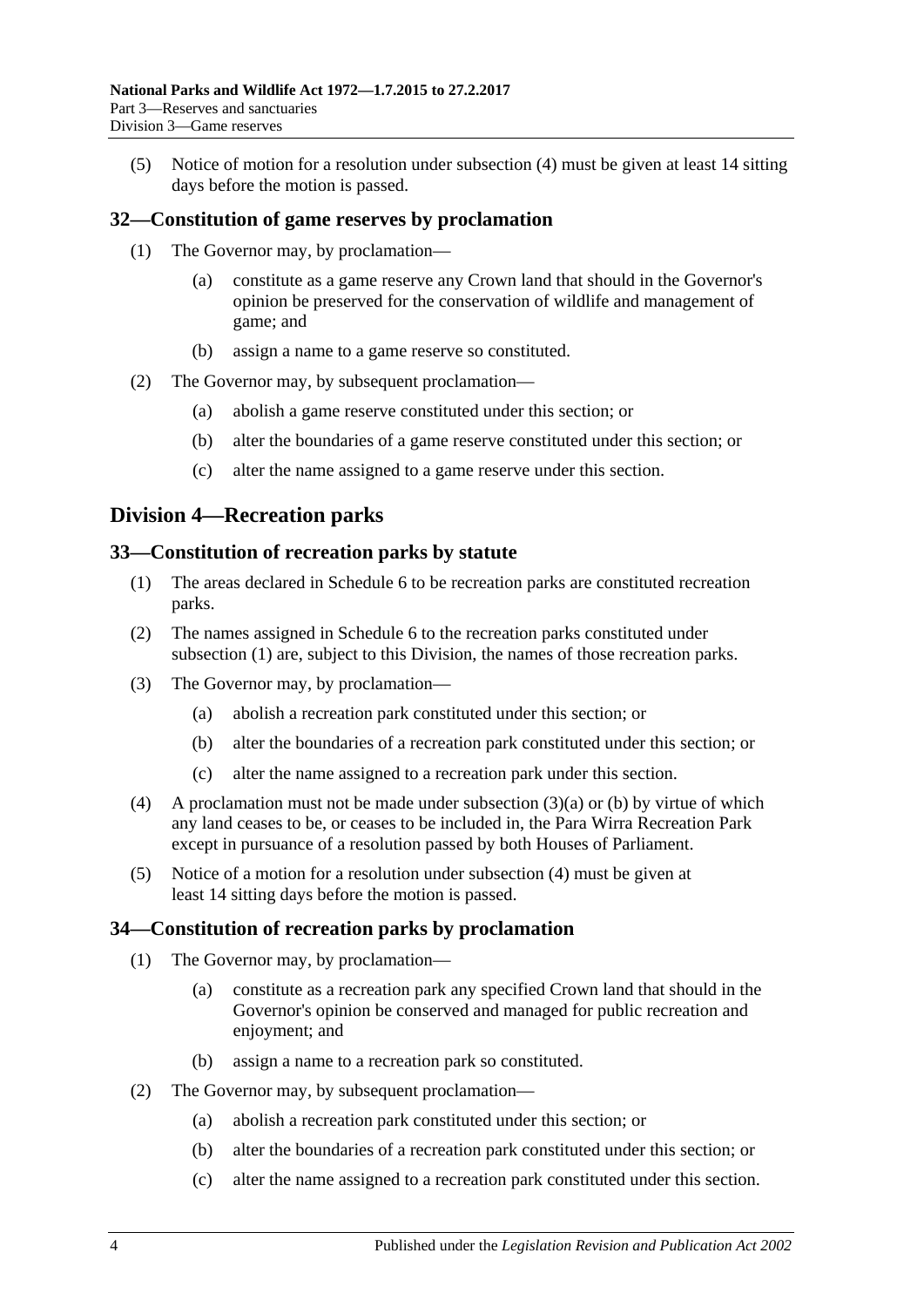(5) Notice of motion for a resolution under subsection (4) must be given at least 14 sitting days before the motion is passed.

## 32—Constitution of game reserves by proclamation

(1) The Governor may, by proclamation—

(a) constitute as a game reserve any Crown land that should in the Governor's opinion be preserved for the conservation of wildlife and management of game; and

(b) assign a name to a game reserve so constituted.

(2) The Governor may, by subsequent proclamation—

(a) abolish a game reserve constituted under this section; or

(b) alter the boundaries of a game reserve constituted under this section; or

(c) alter the name assigned to a game reserve under this section.

# Division 4—Recreation parks

## 33—Constitution of recreation parks by statute

(1) The areas declared in Schedule 6 to be recreation parks are constituted recreation parks.

(2) The names assigned in Schedule 6 to the recreation parks constituted under subsection (1) are, subject to this Division, the names of those recreation parks.

(3) The Governor may, by proclamation—

(a) abolish a recreation park constituted under this section; or

(b) alter the boundaries of a recreation park constituted under this section; or

(c) alter the name assigned to a recreation park under this section.

(4) A proclamation must not be made under subsection (3)(a) or (b) by virtue of which any land ceases to be, or ceases to be included in, the Para Wirra Recreation Park except in pursuance of a resolution passed by both Houses of Parliament.

(5) Notice of a motion for a resolution under subsection (4) must be given at least 14 sitting days before the motion is passed.

## 34—Constitution of recreation parks by proclamation

(1) The Governor may, by proclamation—

(a) constitute as a recreation park any specified Crown land that should in the Governor's opinion be conserved and managed for public recreation and enjoyment; and

(b) assign a name to a recreation park so constituted.

(2) The Governor may, by subsequent proclamation—

(a) abolish a recreation park constituted under this section; or

(b) alter the boundaries of a recreation park constituted under this section; or

(c) alter the name assigned to a recreation park constituted under this section.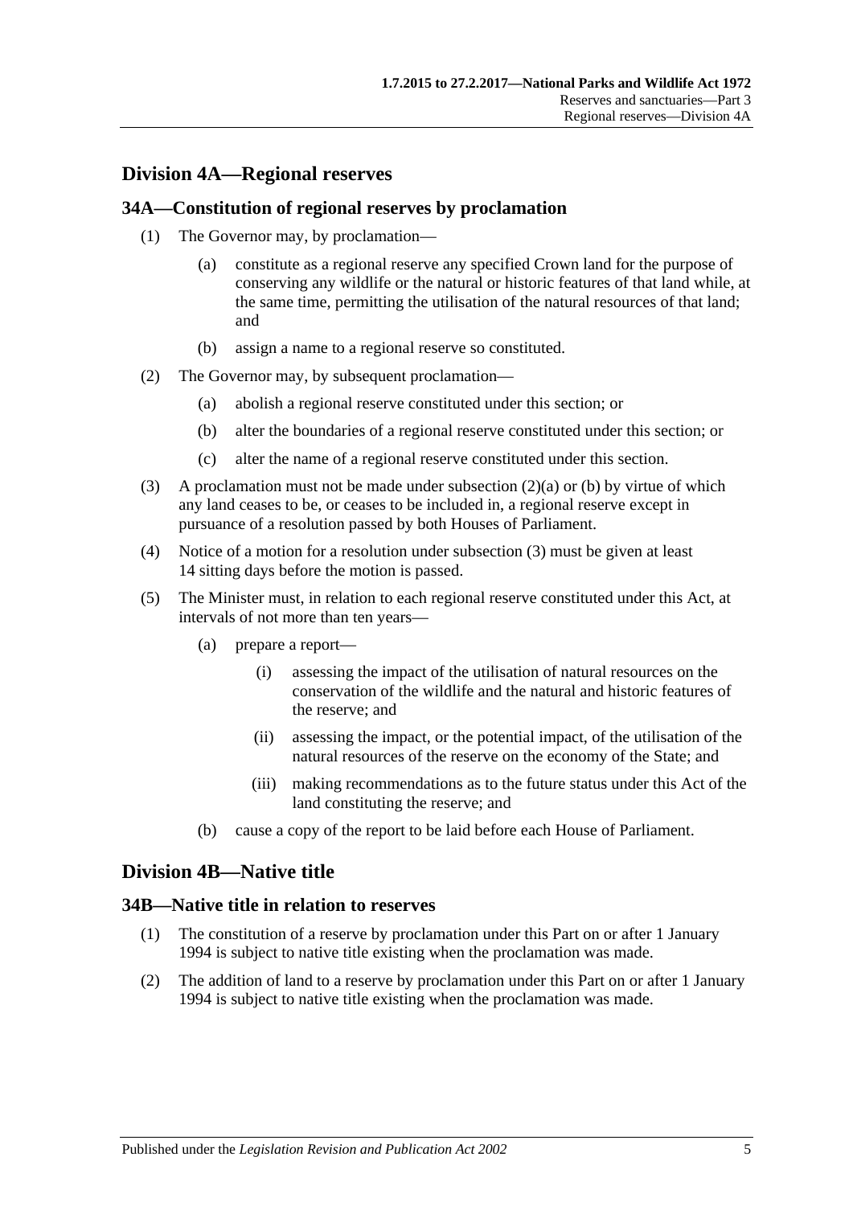## Division 4A—Regional reserves

### 34A—Constitution of regional reserves by proclamation

(1) The Governor may, by proclamation—

(a) constitute as a regional reserve any specified Crown land for the purpose of conserving any wildlife or the natural or historic features of that land while, at the same time, permitting the utilisation of the natural resources of that land; and

(b) assign a name to a regional reserve so constituted.

(2) The Governor may, by subsequent proclamation—

(a) abolish a regional reserve constituted under this section; or

(b) alter the boundaries of a regional reserve constituted under this section; or

(c) alter the name of a regional reserve constituted under this section.

(3) A proclamation must not be made under subsection (2)(a) or (b) by virtue of which any land ceases to be, or ceases to be included in, a regional reserve except in pursuance of a resolution passed by both Houses of Parliament.

(4) Notice of a motion for a resolution under subsection (3) must be given at least 14 sitting days before the motion is passed.

(5) The Minister must, in relation to each regional reserve constituted under this Act, at intervals of not more than ten years—

(a) prepare a report—

(i) assessing the impact of the utilisation of natural resources on the conservation of the wildlife and the natural and historic features of the reserve; and

(ii) assessing the impact, or the potential impact, of the utilisation of the natural resources of the reserve on the economy of the State; and

(iii) making recommendations as to the future status under this Act of the land constituting the reserve; and

(b) cause a copy of the report to be laid before each House of Parliament.

## Division 4B—Native title

### 34B—Native title in relation to reserves

(1) The constitution of a reserve by proclamation under this Part on or after 1 January 1994 is subject to native title existing when the proclamation was made.

(2) The addition of land to a reserve by proclamation under this Part on or after 1 January 1994 is subject to native title existing when the proclamation was made.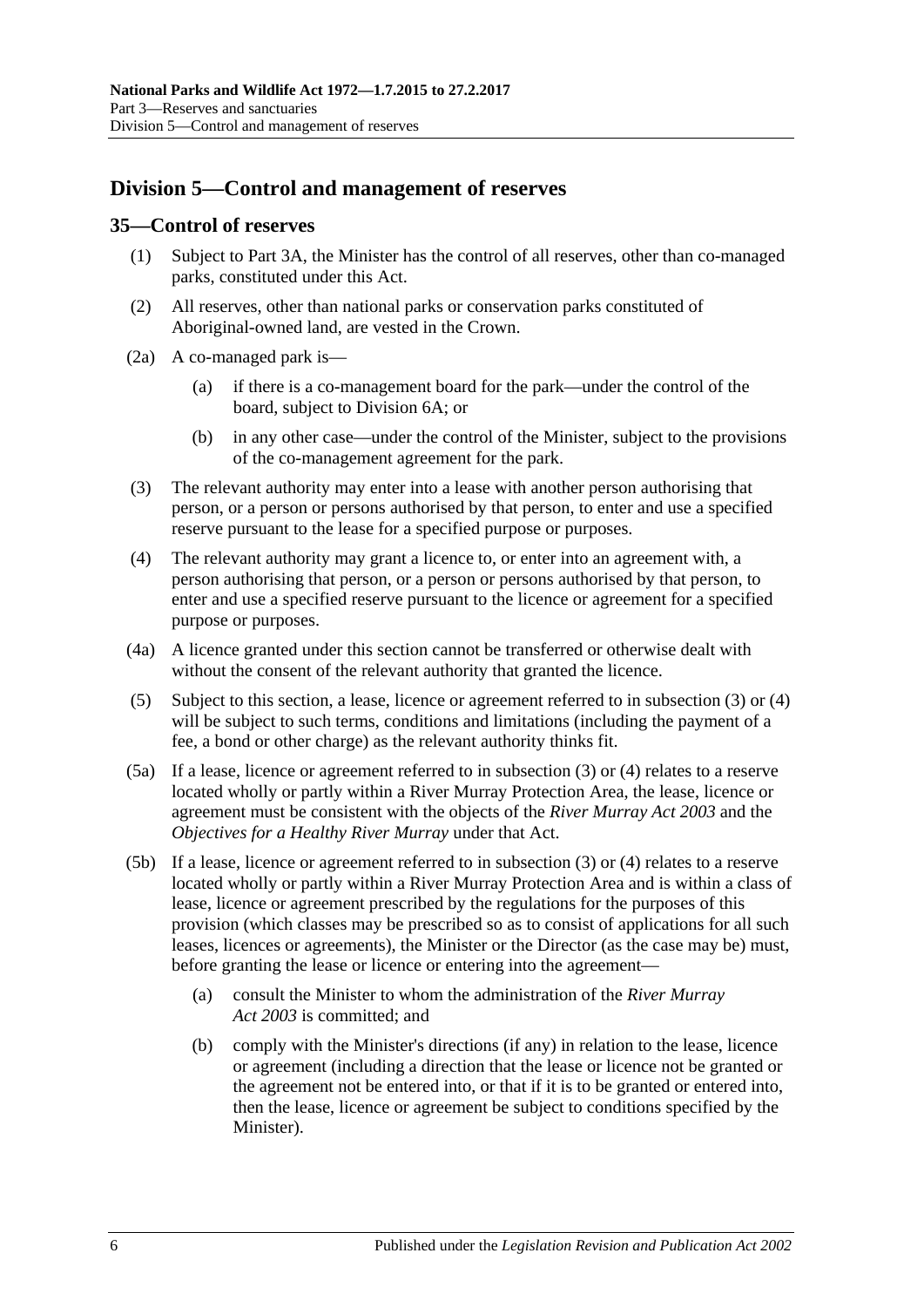## Division 5—Control and management of reserves

### 35—Control of reserves

(1) Subject to Part 3A, the Minister has the control of all reserves, other than co-managed parks, constituted under this Act.

(2) All reserves, other than national parks or conservation parks constituted of Aboriginal-owned land, are vested in the Crown.

(2a) A co-managed park is—

(a) if there is a co-management board for the park—under the control of the board, subject to Division 6A; or

(b) in any other case—under the control of the Minister, subject to the provisions of the co-management agreement for the park.

(3) The relevant authority may enter into a lease with another person authorising that person, or a person or persons authorised by that person, to enter and use a specified reserve pursuant to the lease for a specified purpose or purposes.

(4) The relevant authority may grant a licence to, or enter into an agreement with, a person authorising that person, or a person or persons authorised by that person, to enter and use a specified reserve pursuant to the licence or agreement for a specified purpose or purposes.

(4a) A licence granted under this section cannot be transferred or otherwise dealt with without the consent of the relevant authority that granted the licence.

(5) Subject to this section, a lease, licence or agreement referred to in subsection (3) or (4) will be subject to such terms, conditions and limitations (including the payment of a fee, a bond or other charge) as the relevant authority thinks fit.

(5a) If a lease, licence or agreement referred to in subsection (3) or (4) relates to a reserve located wholly or partly within a River Murray Protection Area, the lease, licence or agreement must be consistent with the objects of the *River Murray Act 2003* and the *Objectives for a Healthy River Murray* under that Act.

(5b) If a lease, licence or agreement referred to in subsection (3) or (4) relates to a reserve located wholly or partly within a River Murray Protection Area and is within a class of lease, licence or agreement prescribed by the regulations for the purposes of this provision (which classes may be prescribed so as to consist of applications for all such leases, licences or agreements), the Minister or the Director (as the case may be) must, before granting the lease or licence or entering into the agreement—

(a) consult the Minister to whom the administration of the *River Murray Act 2003* is committed; and

(b) comply with the Minister's directions (if any) in relation to the lease, licence or agreement (including a direction that the lease or licence not be granted or the agreement not be entered into, or that if it is to be granted or entered into, then the lease, licence or agreement be subject to conditions specified by the Minister).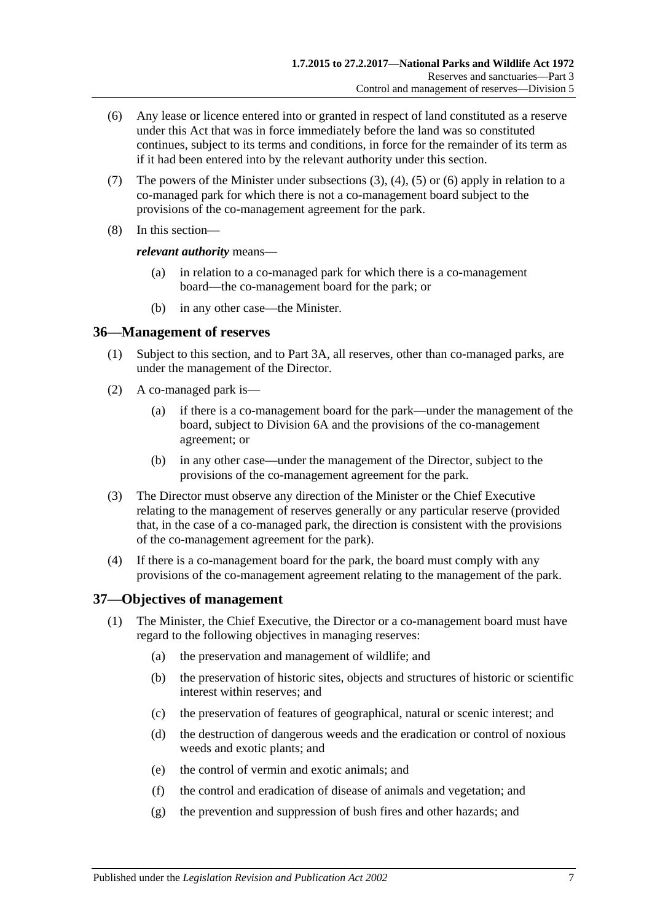(6) Any lease or licence entered into or granted in respect of land constituted as a reserve under this Act that was in force immediately before the land was so constituted continues, subject to its terms and conditions, in force for the remainder of its term as if it had been entered into by the relevant authority under this section.

(7) The powers of the Minister under subsections (3), (4), (5) or (6) apply in relation to a co-managed park for which there is not a co-management board subject to the provisions of the co-management agreement for the park.

(8) In this section—

***relevant authority*** means—

(a) in relation to a co-managed park for which there is a co-management board—the co-management board for the park; or

(b) in any other case—the Minister.

## 36—Management of reserves

(1) Subject to this section, and to Part 3A, all reserves, other than co-managed parks, are under the management of the Director.

(2) A co-managed park is—

(a) if there is a co-management board for the park—under the management of the board, subject to Division 6A and the provisions of the co-management agreement; or

(b) in any other case—under the management of the Director, subject to the provisions of the co-management agreement for the park.

(3) The Director must observe any direction of the Minister or the Chief Executive relating to the management of reserves generally or any particular reserve (provided that, in the case of a co-managed park, the direction is consistent with the provisions of the co-management agreement for the park).

(4) If there is a co-management board for the park, the board must comply with any provisions of the co-management agreement relating to the management of the park.

## 37—Objectives of management

(1) The Minister, the Chief Executive, the Director or a co-management board must have regard to the following objectives in managing reserves:

(a) the preservation and management of wildlife; and

(b) the preservation of historic sites, objects and structures of historic or scientific interest within reserves; and

(c) the preservation of features of geographical, natural or scenic interest; and

(d) the destruction of dangerous weeds and the eradication or control of noxious weeds and exotic plants; and

(e) the control of vermin and exotic animals; and

(f) the control and eradication of disease of animals and vegetation; and

(g) the prevention and suppression of bush fires and other hazards; and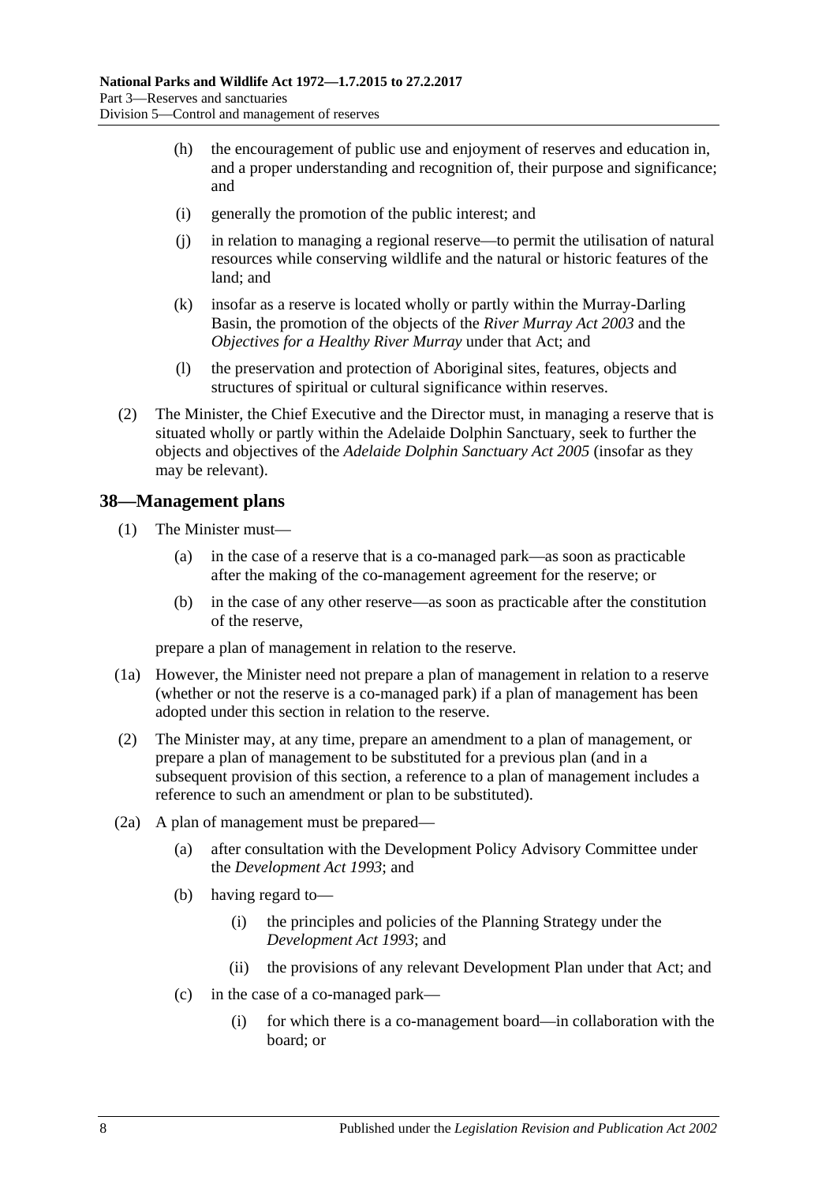(h) the encouragement of public use and enjoyment of reserves and education in, and a proper understanding and recognition of, their purpose and significance; and

(i) generally the promotion of the public interest; and

(j) in relation to managing a regional reserve—to permit the utilisation of natural resources while conserving wildlife and the natural or historic features of the land; and

(k) insofar as a reserve is located wholly or partly within the Murray-Darling Basin, the promotion of the objects of the *River Murray Act 2003* and the *Objectives for a Healthy River Murray* under that Act; and

(l) the preservation and protection of Aboriginal sites, features, objects and structures of spiritual or cultural significance within reserves.

(2) The Minister, the Chief Executive and the Director must, in managing a reserve that is situated wholly or partly within the Adelaide Dolphin Sanctuary, seek to further the objects and objectives of the *Adelaide Dolphin Sanctuary Act 2005* (insofar as they may be relevant).

## 38—Management plans

(1) The Minister must—

(a) in the case of a reserve that is a co-managed park—as soon as practicable after the making of the co-management agreement for the reserve; or

(b) in the case of any other reserve—as soon as practicable after the constitution of the reserve,

prepare a plan of management in relation to the reserve.

(1a) However, the Minister need not prepare a plan of management in relation to a reserve (whether or not the reserve is a co-managed park) if a plan of management has been adopted under this section in relation to the reserve.

(2) The Minister may, at any time, prepare an amendment to a plan of management, or prepare a plan of management to be substituted for a previous plan (and in a subsequent provision of this section, a reference to a plan of management includes a reference to such an amendment or plan to be substituted).

(2a) A plan of management must be prepared—

(a) after consultation with the Development Policy Advisory Committee under the *Development Act 1993*; and

(b) having regard to—

(i) the principles and policies of the Planning Strategy under the *Development Act 1993*; and

(ii) the provisions of any relevant Development Plan under that Act; and

(c) in the case of a co-managed park—

(i) for which there is a co-management board—in collaboration with the board; or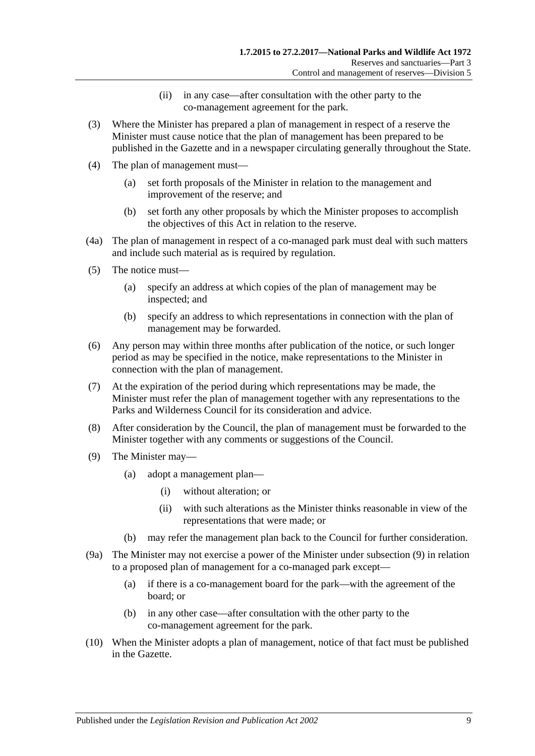(ii) in any case—after consultation with the other party to the co-management agreement for the park.

(3) Where the Minister has prepared a plan of management in respect of a reserve the Minister must cause notice that the plan of management has been prepared to be published in the Gazette and in a newspaper circulating generally throughout the State.

(4) The plan of management must—

(a) set forth proposals of the Minister in relation to the management and improvement of the reserve; and

(b) set forth any other proposals by which the Minister proposes to accomplish the objectives of this Act in relation to the reserve.

(4a) The plan of management in respect of a co-managed park must deal with such matters and include such material as is required by regulation.

(5) The notice must—

(a) specify an address at which copies of the plan of management may be inspected; and

(b) specify an address to which representations in connection with the plan of management may be forwarded.

(6) Any person may within three months after publication of the notice, or such longer period as may be specified in the notice, make representations to the Minister in connection with the plan of management.

(7) At the expiration of the period during which representations may be made, the Minister must refer the plan of management together with any representations to the Parks and Wilderness Council for its consideration and advice.

(8) After consideration by the Council, the plan of management must be forwarded to the Minister together with any comments or suggestions of the Council.

(9) The Minister may—

(a) adopt a management plan—

(i) without alteration; or

(ii) with such alterations as the Minister thinks reasonable in view of the representations that were made; or

(b) may refer the management plan back to the Council for further consideration.

(9a) The Minister may not exercise a power of the Minister under subsection (9) in relation to a proposed plan of management for a co-managed park except—

(a) if there is a co-management board for the park—with the agreement of the board; or

(b) in any other case—after consultation with the other party to the co-management agreement for the park.

(10) When the Minister adopts a plan of management, notice of that fact must be published in the Gazette.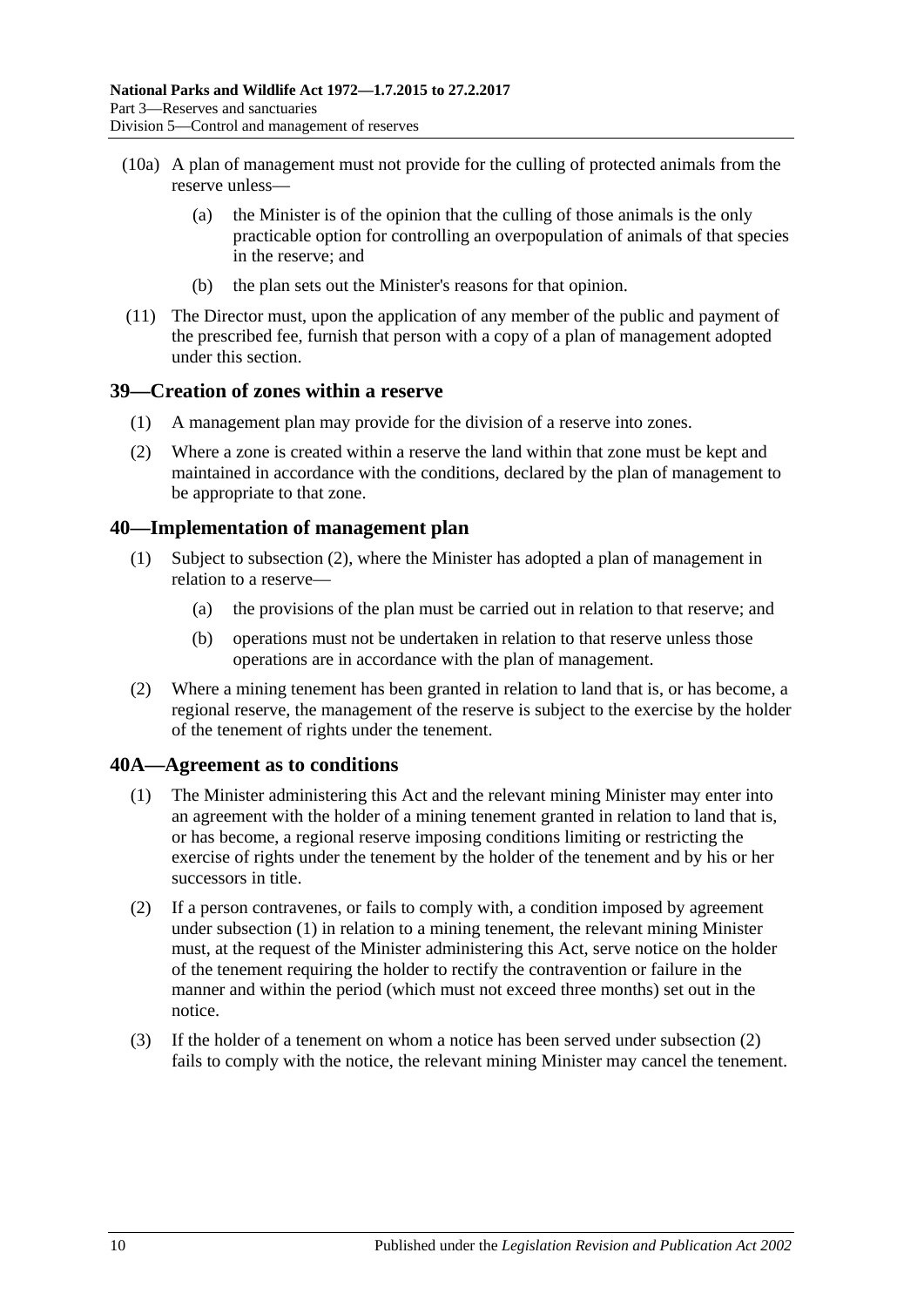(10a) A plan of management must not provide for the culling of protected animals from the reserve unless—

  (a) the Minister is of the opinion that the culling of those animals is the only practicable option for controlling an overpopulation of animals of that species in the reserve; and

  (b) the plan sets out the Minister's reasons for that opinion.

(11) The Director must, upon the application of any member of the public and payment of the prescribed fee, furnish that person with a copy of a plan of management adopted under this section.

## 39—Creation of zones within a reserve

(1) A management plan may provide for the division of a reserve into zones.

(2) Where a zone is created within a reserve the land within that zone must be kept and maintained in accordance with the conditions, declared by the plan of management to be appropriate to that zone.

## 40—Implementation of management plan

(1) Subject to subsection (2), where the Minister has adopted a plan of management in relation to a reserve—

  (a) the provisions of the plan must be carried out in relation to that reserve; and

  (b) operations must not be undertaken in relation to that reserve unless those operations are in accordance with the plan of management.

(2) Where a mining tenement has been granted in relation to land that is, or has become, a regional reserve, the management of the reserve is subject to the exercise by the holder of the tenement of rights under the tenement.

## 40A—Agreement as to conditions

(1) The Minister administering this Act and the relevant mining Minister may enter into an agreement with the holder of a mining tenement granted in relation to land that is, or has become, a regional reserve imposing conditions limiting or restricting the exercise of rights under the tenement by the holder of the tenement and by his or her successors in title.

(2) If a person contravenes, or fails to comply with, a condition imposed by agreement under subsection (1) in relation to a mining tenement, the relevant mining Minister must, at the request of the Minister administering this Act, serve notice on the holder of the tenement requiring the holder to rectify the contravention or failure in the manner and within the period (which must not exceed three months) set out in the notice.

(3) If the holder of a tenement on whom a notice has been served under subsection (2) fails to comply with the notice, the relevant mining Minister may cancel the tenement.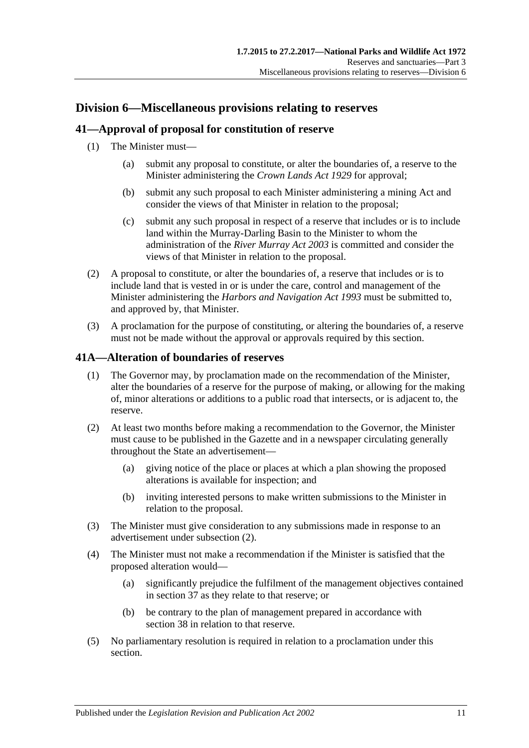## Division 6—Miscellaneous provisions relating to reserves

### 41—Approval of proposal for constitution of reserve

(1) The Minister must—

(a) submit any proposal to constitute, or alter the boundaries of, a reserve to the Minister administering the *Crown Lands Act 1929* for approval;

(b) submit any such proposal to each Minister administering a mining Act and consider the views of that Minister in relation to the proposal;

(c) submit any such proposal in respect of a reserve that includes or is to include land within the Murray-Darling Basin to the Minister to whom the administration of the *River Murray Act 2003* is committed and consider the views of that Minister in relation to the proposal.

(2) A proposal to constitute, or alter the boundaries of, a reserve that includes or is to include land that is vested in or is under the care, control and management of the Minister administering the *Harbors and Navigation Act 1993* must be submitted to, and approved by, that Minister.

(3) A proclamation for the purpose of constituting, or altering the boundaries of, a reserve must not be made without the approval or approvals required by this section.

### 41A—Alteration of boundaries of reserves

(1) The Governor may, by proclamation made on the recommendation of the Minister, alter the boundaries of a reserve for the purpose of making, or allowing for the making of, minor alterations or additions to a public road that intersects, or is adjacent to, the reserve.

(2) At least two months before making a recommendation to the Governor, the Minister must cause to be published in the Gazette and in a newspaper circulating generally throughout the State an advertisement—

(a) giving notice of the place or places at which a plan showing the proposed alterations is available for inspection; and

(b) inviting interested persons to make written submissions to the Minister in relation to the proposal.

(3) The Minister must give consideration to any submissions made in response to an advertisement under subsection (2).

(4) The Minister must not make a recommendation if the Minister is satisfied that the proposed alteration would—

(a) significantly prejudice the fulfilment of the management objectives contained in section 37 as they relate to that reserve; or

(b) be contrary to the plan of management prepared in accordance with section 38 in relation to that reserve.

(5) No parliamentary resolution is required in relation to a proclamation under this section.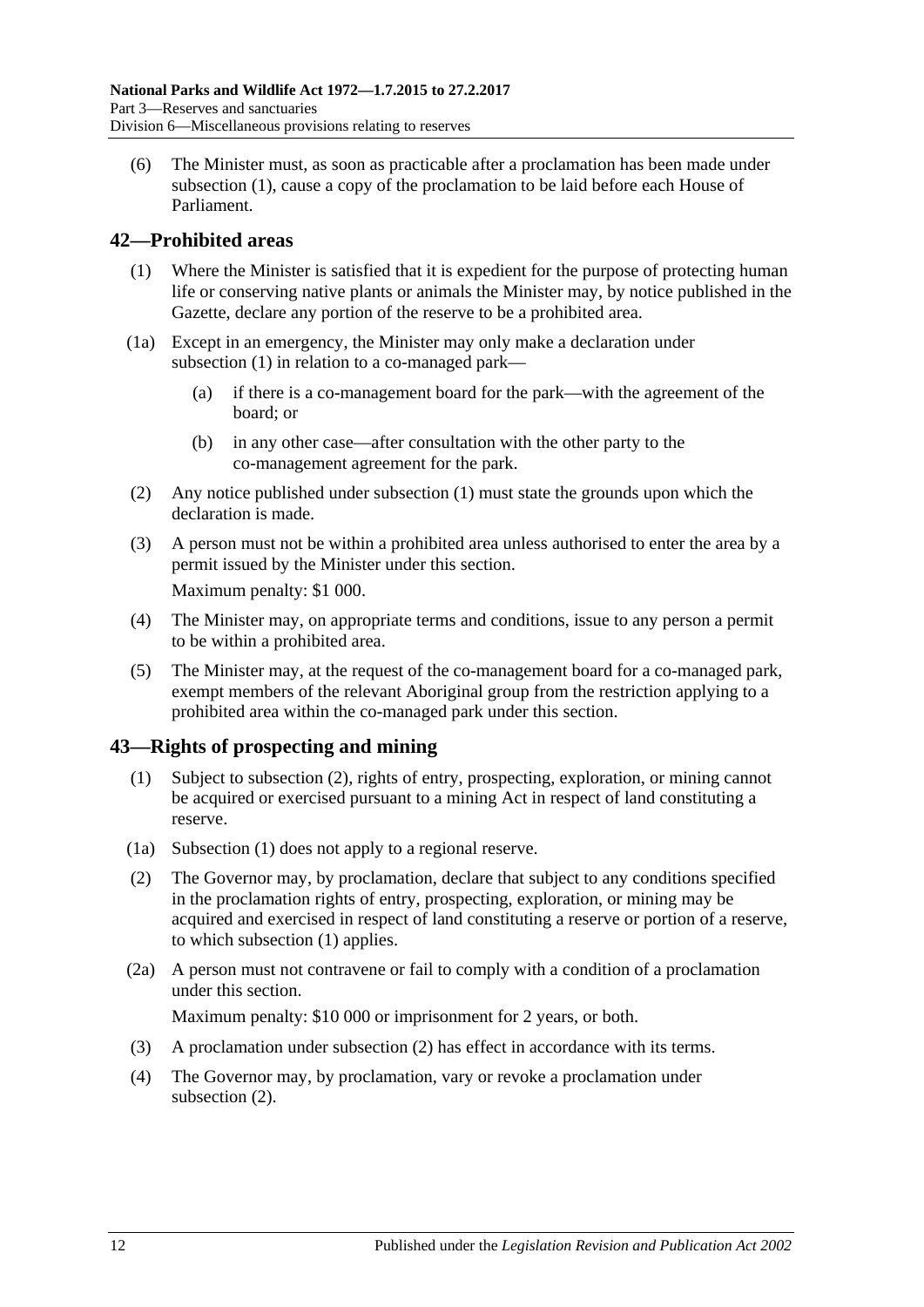(6) The Minister must, as soon as practicable after a proclamation has been made under subsection (1), cause a copy of the proclamation to be laid before each House of Parliament.

## 42—Prohibited areas

(1) Where the Minister is satisfied that it is expedient for the purpose of protecting human life or conserving native plants or animals the Minister may, by notice published in the Gazette, declare any portion of the reserve to be a prohibited area.

(1a) Except in an emergency, the Minister may only make a declaration under subsection (1) in relation to a co-managed park—

(a) if there is a co-management board for the park—with the agreement of the board; or

(b) in any other case—after consultation with the other party to the co-management agreement for the park.

(2) Any notice published under subsection (1) must state the grounds upon which the declaration is made.

(3) A person must not be within a prohibited area unless authorised to enter the area by a permit issued by the Minister under this section.

Maximum penalty: $1 000.

(4) The Minister may, on appropriate terms and conditions, issue to any person a permit to be within a prohibited area.

(5) The Minister may, at the request of the co-management board for a co-managed park, exempt members of the relevant Aboriginal group from the restriction applying to a prohibited area within the co-managed park under this section.

## 43—Rights of prospecting and mining

(1) Subject to subsection (2), rights of entry, prospecting, exploration, or mining cannot be acquired or exercised pursuant to a mining Act in respect of land constituting a reserve.

(1a) Subsection (1) does not apply to a regional reserve.

(2) The Governor may, by proclamation, declare that subject to any conditions specified in the proclamation rights of entry, prospecting, exploration, or mining may be acquired and exercised in respect of land constituting a reserve or portion of a reserve, to which subsection (1) applies.

(2a) A person must not contravene or fail to comply with a condition of a proclamation under this section.

Maximum penalty: $10 000 or imprisonment for 2 years, or both.

(3) A proclamation under subsection (2) has effect in accordance with its terms.

(4) The Governor may, by proclamation, vary or revoke a proclamation under subsection (2).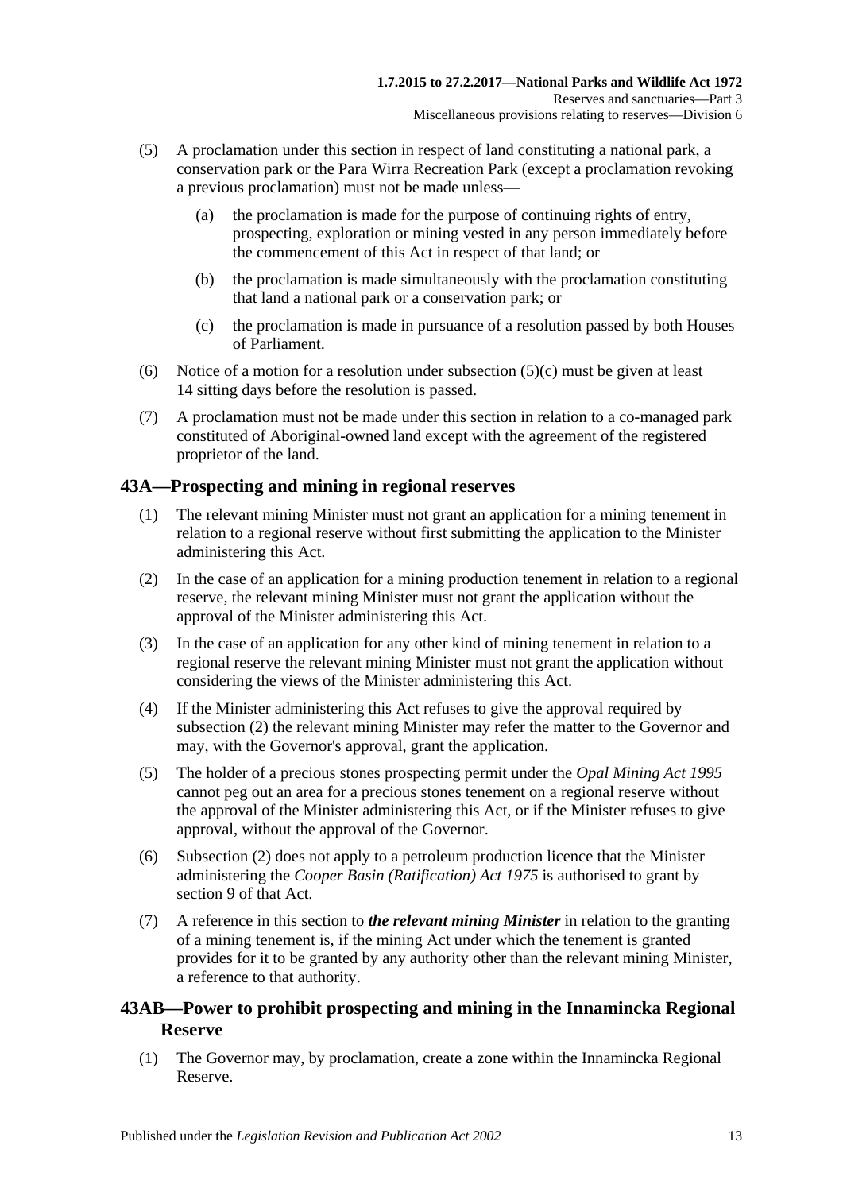(5) A proclamation under this section in respect of land constituting a national park, a conservation park or the Para Wirra Recreation Park (except a proclamation revoking a previous proclamation) must not be made unless—

(a) the proclamation is made for the purpose of continuing rights of entry, prospecting, exploration or mining vested in any person immediately before the commencement of this Act in respect of that land; or

(b) the proclamation is made simultaneously with the proclamation constituting that land a national park or a conservation park; or

(c) the proclamation is made in pursuance of a resolution passed by both Houses of Parliament.

(6) Notice of a motion for a resolution under subsection (5)(c) must be given at least 14 sitting days before the resolution is passed.

(7) A proclamation must not be made under this section in relation to a co-managed park constituted of Aboriginal-owned land except with the agreement of the registered proprietor of the land.

## 43A—Prospecting and mining in regional reserves

(1) The relevant mining Minister must not grant an application for a mining tenement in relation to a regional reserve without first submitting the application to the Minister administering this Act.

(2) In the case of an application for a mining production tenement in relation to a regional reserve, the relevant mining Minister must not grant the application without the approval of the Minister administering this Act.

(3) In the case of an application for any other kind of mining tenement in relation to a regional reserve the relevant mining Minister must not grant the application without considering the views of the Minister administering this Act.

(4) If the Minister administering this Act refuses to give the approval required by subsection (2) the relevant mining Minister may refer the matter to the Governor and may, with the Governor's approval, grant the application.

(5) The holder of a precious stones prospecting permit under the *Opal Mining Act 1995* cannot peg out an area for a precious stones tenement on a regional reserve without the approval of the Minister administering this Act, or if the Minister refuses to give approval, without the approval of the Governor.

(6) Subsection (2) does not apply to a petroleum production licence that the Minister administering the *Cooper Basin (Ratification) Act 1975* is authorised to grant by section 9 of that Act.

(7) A reference in this section to ***the relevant mining Minister*** in relation to the granting of a mining tenement is, if the mining Act under which the tenement is granted provides for it to be granted by any authority other than the relevant mining Minister, a reference to that authority.

## 43AB—Power to prohibit prospecting and mining in the Innamincka Regional Reserve

(1) The Governor may, by proclamation, create a zone within the Innamincka Regional Reserve.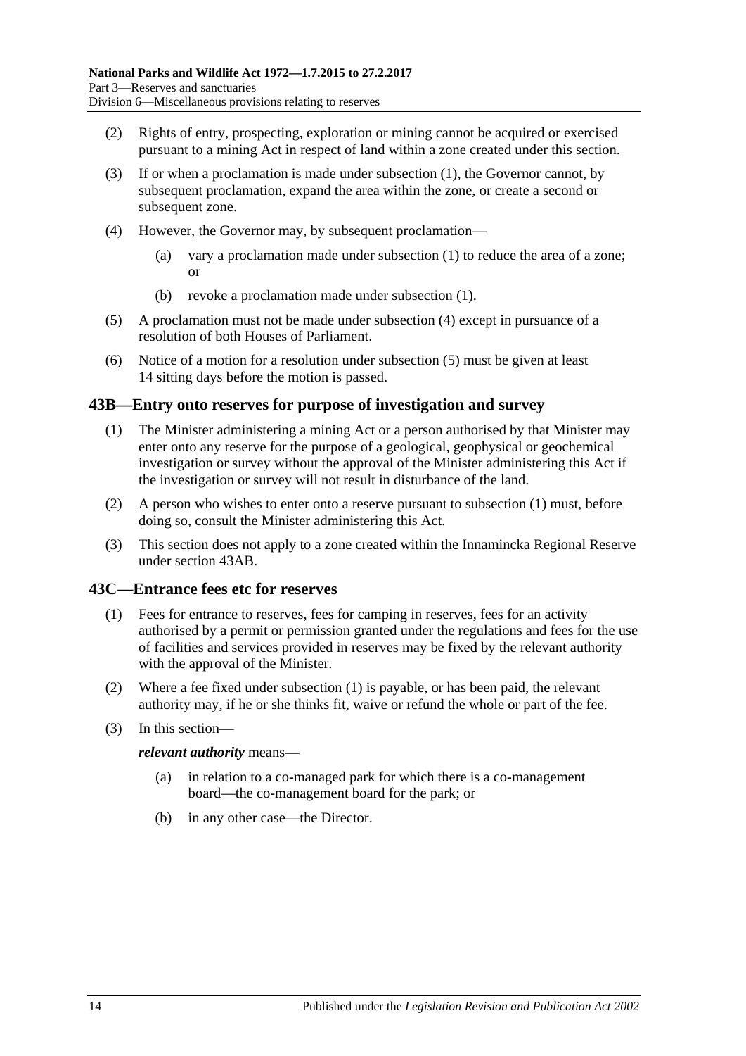(2) Rights of entry, prospecting, exploration or mining cannot be acquired or exercised pursuant to a mining Act in respect of land within a zone created under this section.

(3) If or when a proclamation is made under subsection (1), the Governor cannot, by subsequent proclamation, expand the area within the zone, or create a second or subsequent zone.

(4) However, the Governor may, by subsequent proclamation—

(a) vary a proclamation made under subsection (1) to reduce the area of a zone; or

(b) revoke a proclamation made under subsection (1).

(5) A proclamation must not be made under subsection (4) except in pursuance of a resolution of both Houses of Parliament.

(6) Notice of a motion for a resolution under subsection (5) must be given at least 14 sitting days before the motion is passed.

## 43B—Entry onto reserves for purpose of investigation and survey

(1) The Minister administering a mining Act or a person authorised by that Minister may enter onto any reserve for the purpose of a geological, geophysical or geochemical investigation or survey without the approval of the Minister administering this Act if the investigation or survey will not result in disturbance of the land.

(2) A person who wishes to enter onto a reserve pursuant to subsection (1) must, before doing so, consult the Minister administering this Act.

(3) This section does not apply to a zone created within the Innamincka Regional Reserve under section 43AB.

## 43C—Entrance fees etc for reserves

(1) Fees for entrance to reserves, fees for camping in reserves, fees for an activity authorised by a permit or permission granted under the regulations and fees for the use of facilities and services provided in reserves may be fixed by the relevant authority with the approval of the Minister.

(2) Where a fee fixed under subsection (1) is payable, or has been paid, the relevant authority may, if he or she thinks fit, waive or refund the whole or part of the fee.

(3) In this section—

***relevant authority*** means—

(a) in relation to a co-managed park for which there is a co-management board—the co-management board for the park; or

(b) in any other case—the Director.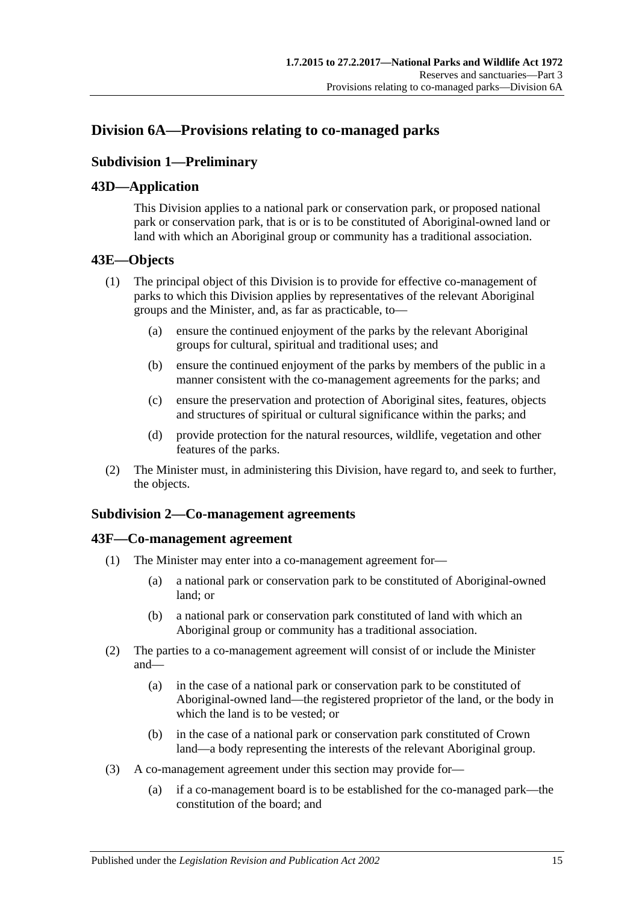## Division 6A—Provisions relating to co-managed parks

### Subdivision 1—Preliminary

### 43D—Application

This Division applies to a national park or conservation park, or proposed national park or conservation park, that is or is to be constituted of Aboriginal-owned land or land with which an Aboriginal group or community has a traditional association.

### 43E—Objects

(1) The principal object of this Division is to provide for effective co-management of parks to which this Division applies by representatives of the relevant Aboriginal groups and the Minister, and, as far as practicable, to—

- (a) ensure the continued enjoyment of the parks by the relevant Aboriginal groups for cultural, spiritual and traditional uses; and
- (b) ensure the continued enjoyment of the parks by members of the public in a manner consistent with the co-management agreements for the parks; and
- (c) ensure the preservation and protection of Aboriginal sites, features, objects and structures of spiritual or cultural significance within the parks; and
- (d) provide protection for the natural resources, wildlife, vegetation and other features of the parks.

(2) The Minister must, in administering this Division, have regard to, and seek to further, the objects.

### Subdivision 2—Co-management agreements

### 43F—Co-management agreement

(1) The Minister may enter into a co-management agreement for—

- (a) a national park or conservation park to be constituted of Aboriginal-owned land; or
- (b) a national park or conservation park constituted of land with which an Aboriginal group or community has a traditional association.

(2) The parties to a co-management agreement will consist of or include the Minister and—

- (a) in the case of a national park or conservation park to be constituted of Aboriginal-owned land—the registered proprietor of the land, or the body in which the land is to be vested; or
- (b) in the case of a national park or conservation park constituted of Crown land—a body representing the interests of the relevant Aboriginal group.

(3) A co-management agreement under this section may provide for—

- (a) if a co-management board is to be established for the co-managed park—the constitution of the board; and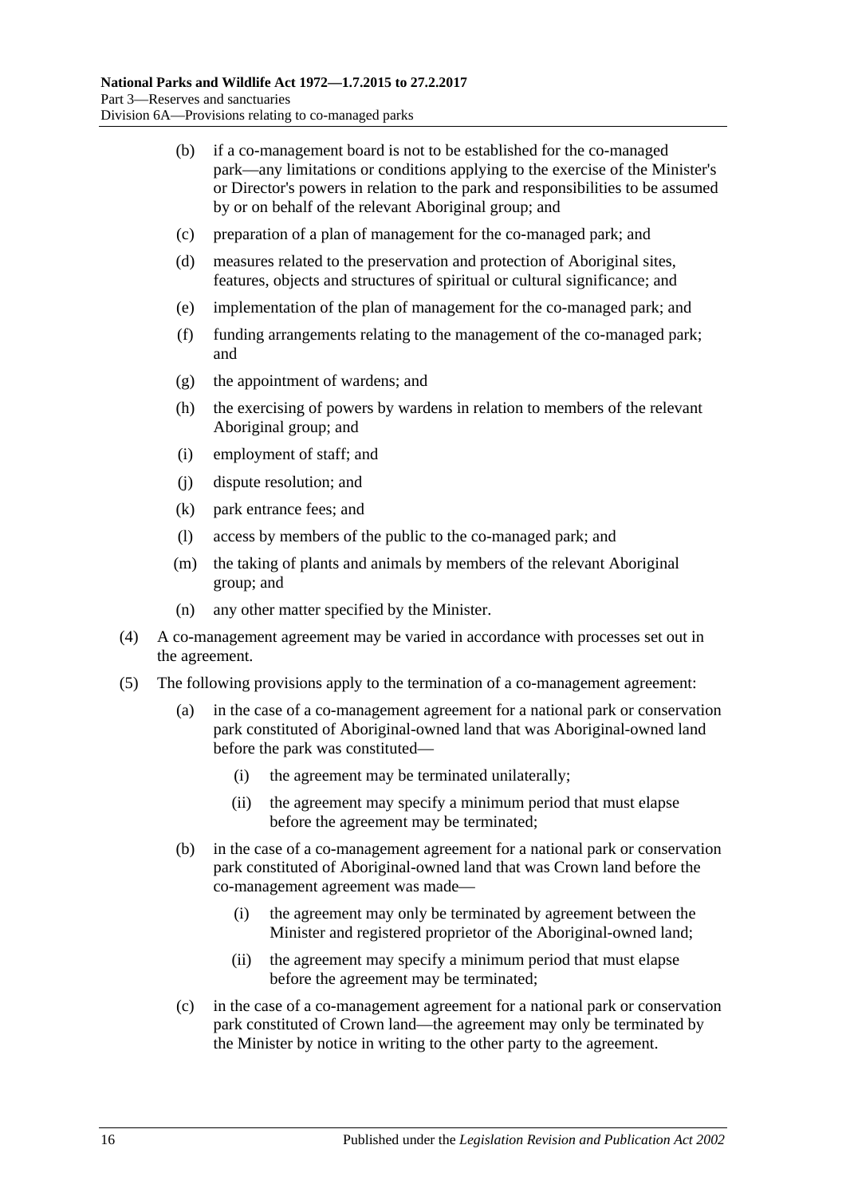(b) if a co-management board is not to be established for the co-managed park—any limitations or conditions applying to the exercise of the Minister's or Director's powers in relation to the park and responsibilities to be assumed by or on behalf of the relevant Aboriginal group; and

(c) preparation of a plan of management for the co-managed park; and

(d) measures related to the preservation and protection of Aboriginal sites, features, objects and structures of spiritual or cultural significance; and

(e) implementation of the plan of management for the co-managed park; and

(f) funding arrangements relating to the management of the co-managed park; and

(g) the appointment of wardens; and

(h) the exercising of powers by wardens in relation to members of the relevant Aboriginal group; and

(i) employment of staff; and

(j) dispute resolution; and

(k) park entrance fees; and

(l) access by members of the public to the co-managed park; and

(m) the taking of plants and animals by members of the relevant Aboriginal group; and

(n) any other matter specified by the Minister.

(4) A co-management agreement may be varied in accordance with processes set out in the agreement.

(5) The following provisions apply to the termination of a co-management agreement:

(a) in the case of a co-management agreement for a national park or conservation park constituted of Aboriginal-owned land that was Aboriginal-owned land before the park was constituted—

(i) the agreement may be terminated unilaterally;

(ii) the agreement may specify a minimum period that must elapse before the agreement may be terminated;

(b) in the case of a co-management agreement for a national park or conservation park constituted of Aboriginal-owned land that was Crown land before the co-management agreement was made—

(i) the agreement may only be terminated by agreement between the Minister and registered proprietor of the Aboriginal-owned land;

(ii) the agreement may specify a minimum period that must elapse before the agreement may be terminated;

(c) in the case of a co-management agreement for a national park or conservation park constituted of Crown land—the agreement may only be terminated by the Minister by notice in writing to the other party to the agreement.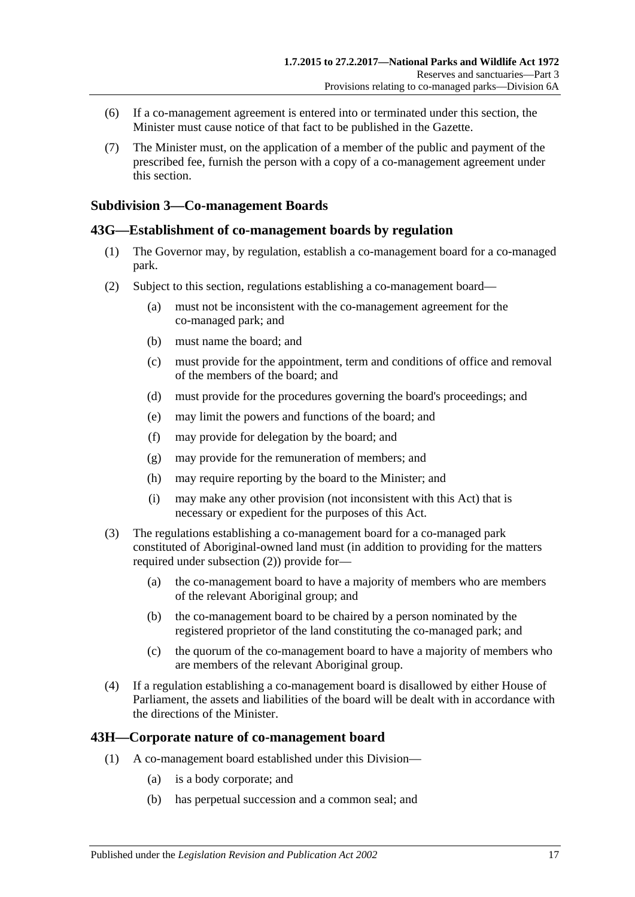(6) If a co-management agreement is entered into or terminated under this section, the Minister must cause notice of that fact to be published in the Gazette.

(7) The Minister must, on the application of a member of the public and payment of the prescribed fee, furnish the person with a copy of a co-management agreement under this section.

### Subdivision 3—Co-management Boards

### 43G—Establishment of co-management boards by regulation

(1) The Governor may, by regulation, establish a co-management board for a co-managed park.

(2) Subject to this section, regulations establishing a co-management board—

(a) must not be inconsistent with the co-management agreement for the co-managed park; and

(b) must name the board; and

(c) must provide for the appointment, term and conditions of office and removal of the members of the board; and

(d) must provide for the procedures governing the board's proceedings; and

(e) may limit the powers and functions of the board; and

(f) may provide for delegation by the board; and

(g) may provide for the remuneration of members; and

(h) may require reporting by the board to the Minister; and

(i) may make any other provision (not inconsistent with this Act) that is necessary or expedient for the purposes of this Act.

(3) The regulations establishing a co-management board for a co-managed park constituted of Aboriginal-owned land must (in addition to providing for the matters required under subsection (2)) provide for—

(a) the co-management board to have a majority of members who are members of the relevant Aboriginal group; and

(b) the co-management board to be chaired by a person nominated by the registered proprietor of the land constituting the co-managed park; and

(c) the quorum of the co-management board to have a majority of members who are members of the relevant Aboriginal group.

(4) If a regulation establishing a co-management board is disallowed by either House of Parliament, the assets and liabilities of the board will be dealt with in accordance with the directions of the Minister.

### 43H—Corporate nature of co-management board

(1) A co-management board established under this Division—

(a) is a body corporate; and

(b) has perpetual succession and a common seal; and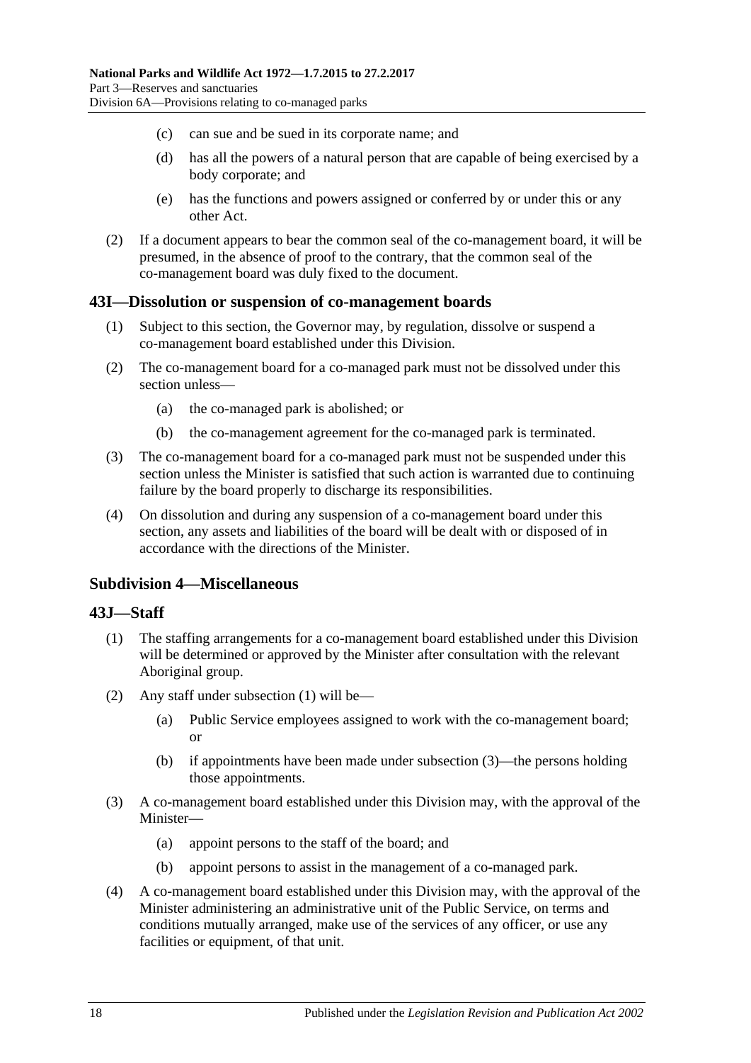(c) can sue and be sued in its corporate name; and

(d) has all the powers of a natural person that are capable of being exercised by a body corporate; and

(e) has the functions and powers assigned or conferred by or under this or any other Act.

(2) If a document appears to bear the common seal of the co-management board, it will be presumed, in the absence of proof to the contrary, that the common seal of the co-management board was duly fixed to the document.

### 43I—Dissolution or suspension of co-management boards

(1) Subject to this section, the Governor may, by regulation, dissolve or suspend a co-management board established under this Division.

(2) The co-management board for a co-managed park must not be dissolved under this section unless—

(a) the co-managed park is abolished; or

(b) the co-management agreement for the co-managed park is terminated.

(3) The co-management board for a co-managed park must not be suspended under this section unless the Minister is satisfied that such action is warranted due to continuing failure by the board properly to discharge its responsibilities.

(4) On dissolution and during any suspension of a co-management board under this section, any assets and liabilities of the board will be dealt with or disposed of in accordance with the directions of the Minister.

## Subdivision 4—Miscellaneous

### 43J—Staff

(1) The staffing arrangements for a co-management board established under this Division will be determined or approved by the Minister after consultation with the relevant Aboriginal group.

(2) Any staff under subsection (1) will be—

(a) Public Service employees assigned to work with the co-management board; or

(b) if appointments have been made under subsection (3)—the persons holding those appointments.

(3) A co-management board established under this Division may, with the approval of the Minister—

(a) appoint persons to the staff of the board; and

(b) appoint persons to assist in the management of a co-managed park.

(4) A co-management board established under this Division may, with the approval of the Minister administering an administrative unit of the Public Service, on terms and conditions mutually arranged, make use of the services of any officer, or use any facilities or equipment, of that unit.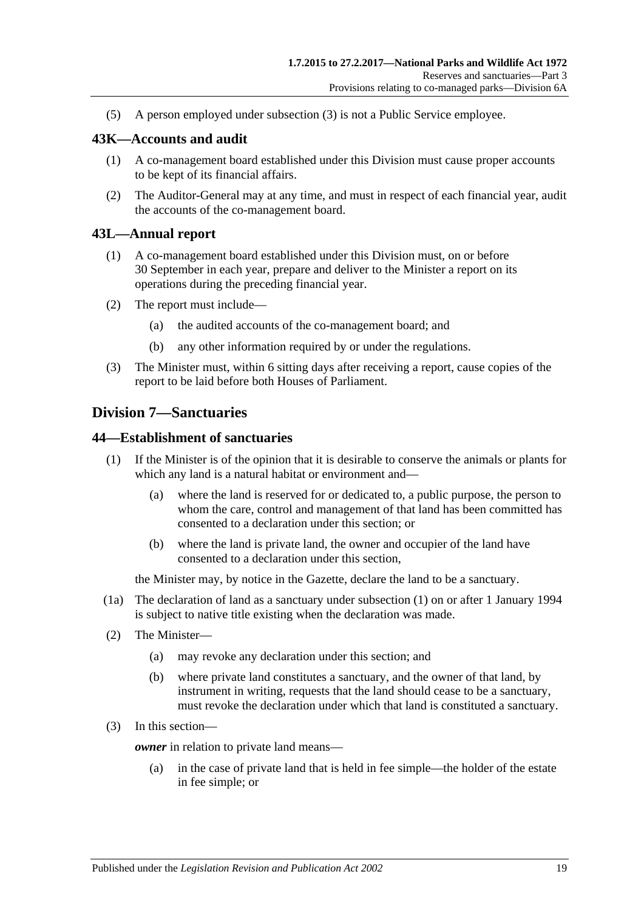(5) A person employed under subsection (3) is not a Public Service employee.

## 43K—Accounts and audit

(1) A co-management board established under this Division must cause proper accounts to be kept of its financial affairs.

(2) The Auditor-General may at any time, and must in respect of each financial year, audit the accounts of the co-management board.

## 43L—Annual report

(1) A co-management board established under this Division must, on or before 30 September in each year, prepare and deliver to the Minister a report on its operations during the preceding financial year.

(2) The report must include—

(a) the audited accounts of the co-management board; and

(b) any other information required by or under the regulations.

(3) The Minister must, within 6 sitting days after receiving a report, cause copies of the report to be laid before both Houses of Parliament.

# Division 7—Sanctuaries

## 44—Establishment of sanctuaries

(1) If the Minister is of the opinion that it is desirable to conserve the animals or plants for which any land is a natural habitat or environment and—

(a) where the land is reserved for or dedicated to, a public purpose, the person to whom the care, control and management of that land has been committed has consented to a declaration under this section; or

(b) where the land is private land, the owner and occupier of the land have consented to a declaration under this section,

the Minister may, by notice in the Gazette, declare the land to be a sanctuary.

(1a) The declaration of land as a sanctuary under subsection (1) on or after 1 January 1994 is subject to native title existing when the declaration was made.

(2) The Minister—

(a) may revoke any declaration under this section; and

(b) where private land constitutes a sanctuary, and the owner of that land, by instrument in writing, requests that the land should cease to be a sanctuary, must revoke the declaration under which that land is constituted a sanctuary.

(3) In this section—

***owner*** in relation to private land means—

(a) in the case of private land that is held in fee simple—the holder of the estate in fee simple; or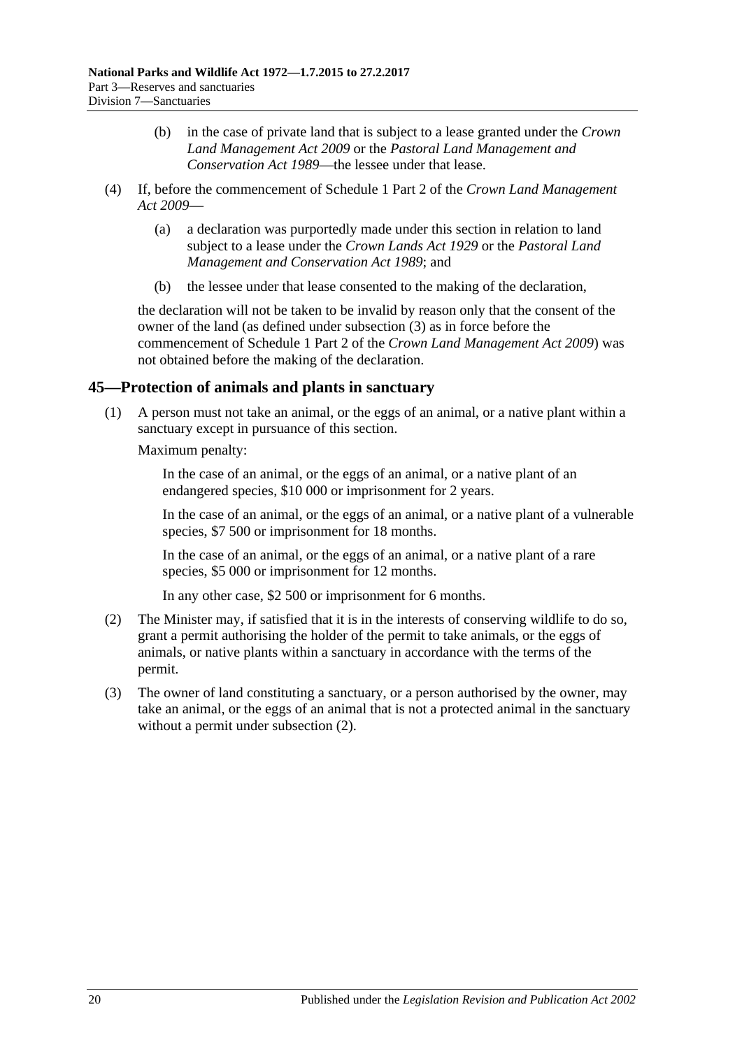(b) in the case of private land that is subject to a lease granted under the *Crown Land Management Act 2009* or the *Pastoral Land Management and Conservation Act 1989*—the lessee under that lease.

(4) If, before the commencement of Schedule 1 Part 2 of the *Crown Land Management Act 2009*—

(a) a declaration was purportedly made under this section in relation to land subject to a lease under the *Crown Lands Act 1929* or the *Pastoral Land Management and Conservation Act 1989*; and

(b) the lessee under that lease consented to the making of the declaration,

the declaration will not be taken to be invalid by reason only that the consent of the owner of the land (as defined under subsection (3) as in force before the commencement of Schedule 1 Part 2 of the *Crown Land Management Act 2009*) was not obtained before the making of the declaration.

## 45—Protection of animals and plants in sanctuary

(1) A person must not take an animal, or the eggs of an animal, or a native plant within a sanctuary except in pursuance of this section.

Maximum penalty:

In the case of an animal, or the eggs of an animal, or a native plant of an endangered species, $10 000 or imprisonment for 2 years.

In the case of an animal, or the eggs of an animal, or a native plant of a vulnerable species, $7 500 or imprisonment for 18 months.

In the case of an animal, or the eggs of an animal, or a native plant of a rare species, $5 000 or imprisonment for 12 months.

In any other case, $2 500 or imprisonment for 6 months.

(2) The Minister may, if satisfied that it is in the interests of conserving wildlife to do so, grant a permit authorising the holder of the permit to take animals, or the eggs of animals, or native plants within a sanctuary in accordance with the terms of the permit.

(3) The owner of land constituting a sanctuary, or a person authorised by the owner, may take an animal, or the eggs of an animal that is not a protected animal in the sanctuary without a permit under subsection (2).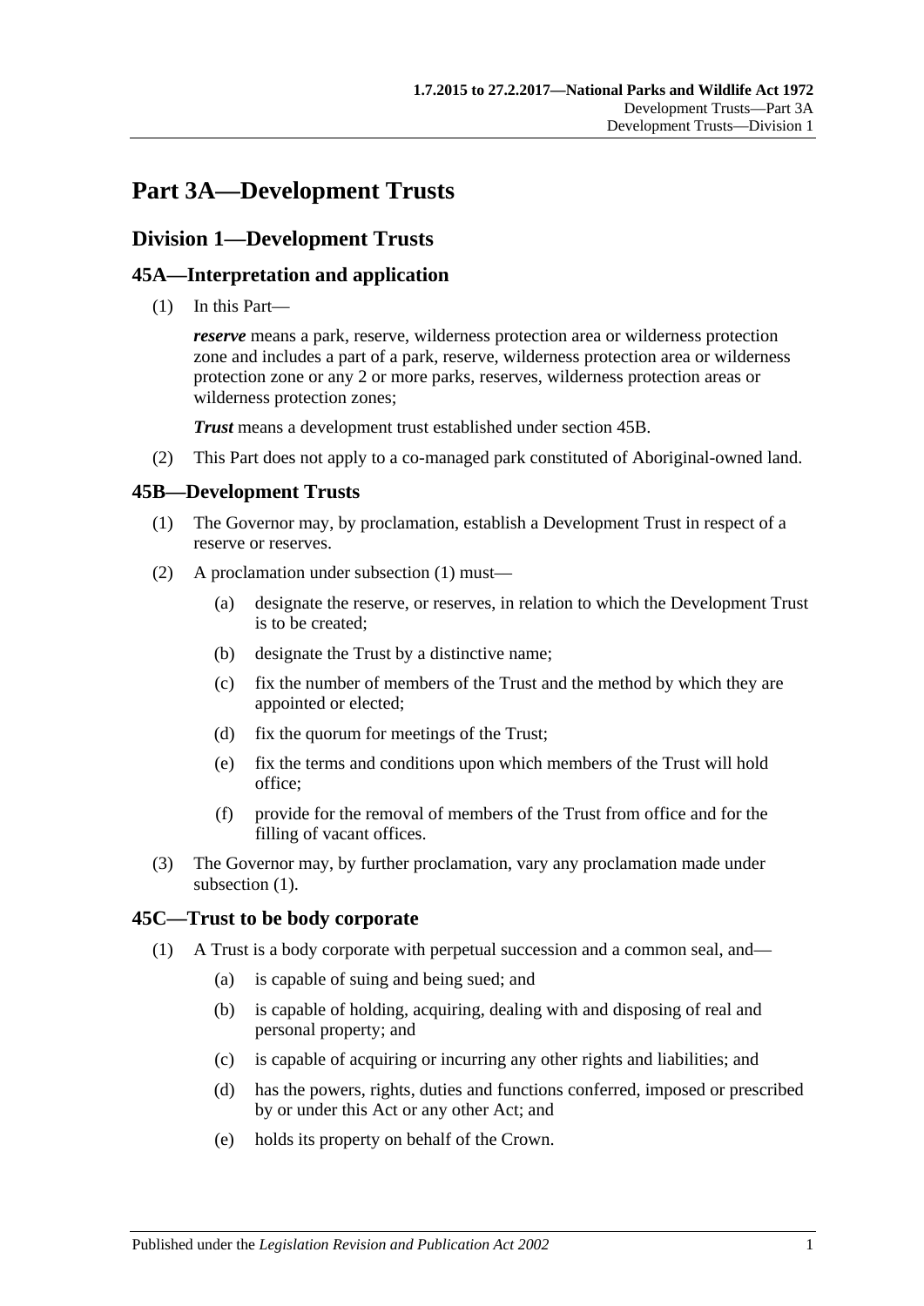# Part 3A—Development Trusts

## Division 1—Development Trusts

### 45A—Interpretation and application

(1) In this Part—

***reserve*** means a park, reserve, wilderness protection area or wilderness protection zone and includes a part of a park, reserve, wilderness protection area or wilderness protection zone or any 2 or more parks, reserves, wilderness protection areas or wilderness protection zones;

***Trust*** means a development trust established under section 45B.

(2) This Part does not apply to a co-managed park constituted of Aboriginal-owned land.

### 45B—Development Trusts

(1) The Governor may, by proclamation, establish a Development Trust in respect of a reserve or reserves.

(2) A proclamation under subsection (1) must—

- (a) designate the reserve, or reserves, in relation to which the Development Trust is to be created;
- (b) designate the Trust by a distinctive name;
- (c) fix the number of members of the Trust and the method by which they are appointed or elected;
- (d) fix the quorum for meetings of the Trust;
- (e) fix the terms and conditions upon which members of the Trust will hold office;
- (f) provide for the removal of members of the Trust from office and for the filling of vacant offices.

(3) The Governor may, by further proclamation, vary any proclamation made under subsection (1).

### 45C—Trust to be body corporate

(1) A Trust is a body corporate with perpetual succession and a common seal, and—

- (a) is capable of suing and being sued; and
- (b) is capable of holding, acquiring, dealing with and disposing of real and personal property; and
- (c) is capable of acquiring or incurring any other rights and liabilities; and
- (d) has the powers, rights, duties and functions conferred, imposed or prescribed by or under this Act or any other Act; and
- (e) holds its property on behalf of the Crown.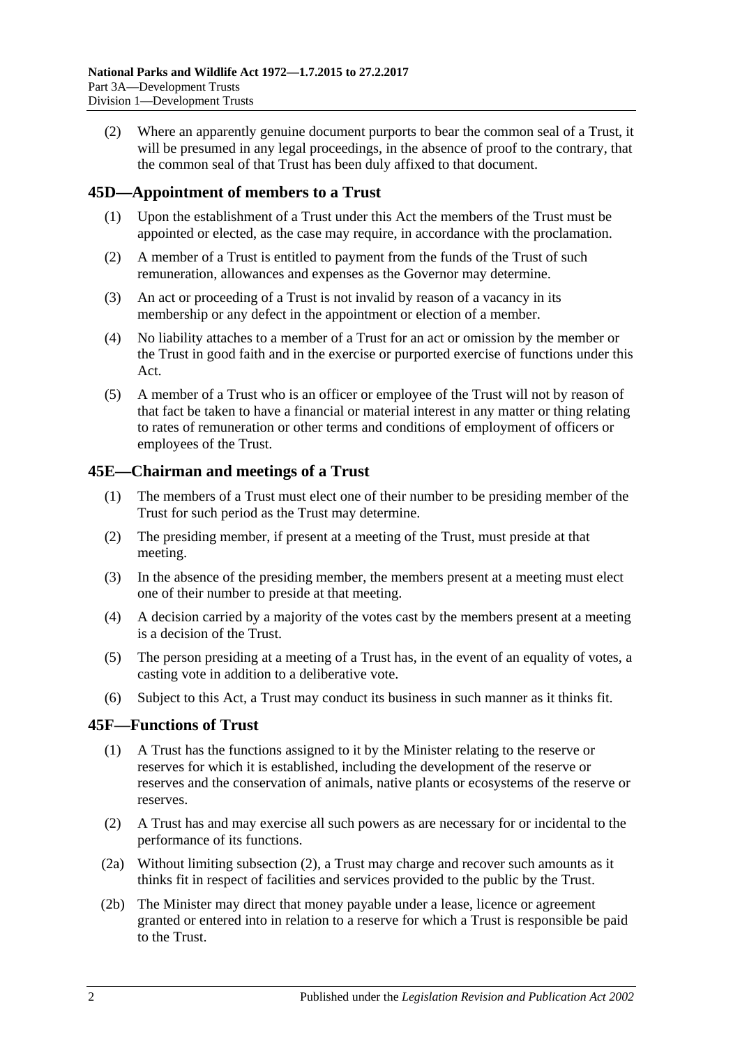(2) Where an apparently genuine document purports to bear the common seal of a Trust, it will be presumed in any legal proceedings, in the absence of proof to the contrary, that the common seal of that Trust has been duly affixed to that document.

## 45D—Appointment of members to a Trust

(1) Upon the establishment of a Trust under this Act the members of the Trust must be appointed or elected, as the case may require, in accordance with the proclamation.

(2) A member of a Trust is entitled to payment from the funds of the Trust of such remuneration, allowances and expenses as the Governor may determine.

(3) An act or proceeding of a Trust is not invalid by reason of a vacancy in its membership or any defect in the appointment or election of a member.

(4) No liability attaches to a member of a Trust for an act or omission by the member or the Trust in good faith and in the exercise or purported exercise of functions under this Act.

(5) A member of a Trust who is an officer or employee of the Trust will not by reason of that fact be taken to have a financial or material interest in any matter or thing relating to rates of remuneration or other terms and conditions of employment of officers or employees of the Trust.

## 45E—Chairman and meetings of a Trust

(1) The members of a Trust must elect one of their number to be presiding member of the Trust for such period as the Trust may determine.

(2) The presiding member, if present at a meeting of the Trust, must preside at that meeting.

(3) In the absence of the presiding member, the members present at a meeting must elect one of their number to preside at that meeting.

(4) A decision carried by a majority of the votes cast by the members present at a meeting is a decision of the Trust.

(5) The person presiding at a meeting of a Trust has, in the event of an equality of votes, a casting vote in addition to a deliberative vote.

(6) Subject to this Act, a Trust may conduct its business in such manner as it thinks fit.

## 45F—Functions of Trust

(1) A Trust has the functions assigned to it by the Minister relating to the reserve or reserves for which it is established, including the development of the reserve or reserves and the conservation of animals, native plants or ecosystems of the reserve or reserves.

(2) A Trust has and may exercise all such powers as are necessary for or incidental to the performance of its functions.

(2a) Without limiting subsection (2), a Trust may charge and recover such amounts as it thinks fit in respect of facilities and services provided to the public by the Trust.

(2b) The Minister may direct that money payable under a lease, licence or agreement granted or entered into in relation to a reserve for which a Trust is responsible be paid to the Trust.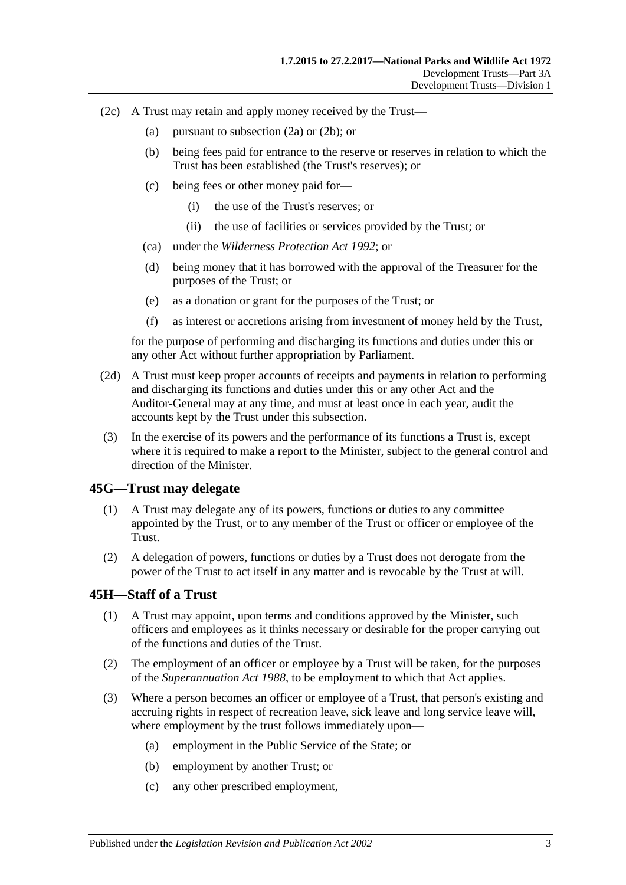(2c) A Trust may retain and apply money received by the Trust—

(a) pursuant to subsection (2a) or (2b); or

(b) being fees paid for entrance to the reserve or reserves in relation to which the Trust has been established (the Trust's reserves); or

(c) being fees or other money paid for—

(i) the use of the Trust's reserves; or

(ii) the use of facilities or services provided by the Trust; or

(ca) under the *Wilderness Protection Act 1992*; or

(d) being money that it has borrowed with the approval of the Treasurer for the purposes of the Trust; or

(e) as a donation or grant for the purposes of the Trust; or

(f) as interest or accretions arising from investment of money held by the Trust,

for the purpose of performing and discharging its functions and duties under this or any other Act without further appropriation by Parliament.

(2d) A Trust must keep proper accounts of receipts and payments in relation to performing and discharging its functions and duties under this or any other Act and the Auditor-General may at any time, and must at least once in each year, audit the accounts kept by the Trust under this subsection.

(3) In the exercise of its powers and the performance of its functions a Trust is, except where it is required to make a report to the Minister, subject to the general control and direction of the Minister.

## 45G—Trust may delegate

(1) A Trust may delegate any of its powers, functions or duties to any committee appointed by the Trust, or to any member of the Trust or officer or employee of the Trust.

(2) A delegation of powers, functions or duties by a Trust does not derogate from the power of the Trust to act itself in any matter and is revocable by the Trust at will.

## 45H—Staff of a Trust

(1) A Trust may appoint, upon terms and conditions approved by the Minister, such officers and employees as it thinks necessary or desirable for the proper carrying out of the functions and duties of the Trust.

(2) The employment of an officer or employee by a Trust will be taken, for the purposes of the *Superannuation Act 1988*, to be employment to which that Act applies.

(3) Where a person becomes an officer or employee of a Trust, that person's existing and accruing rights in respect of recreation leave, sick leave and long service leave will, where employment by the trust follows immediately upon—

(a) employment in the Public Service of the State; or

(b) employment by another Trust; or

(c) any other prescribed employment,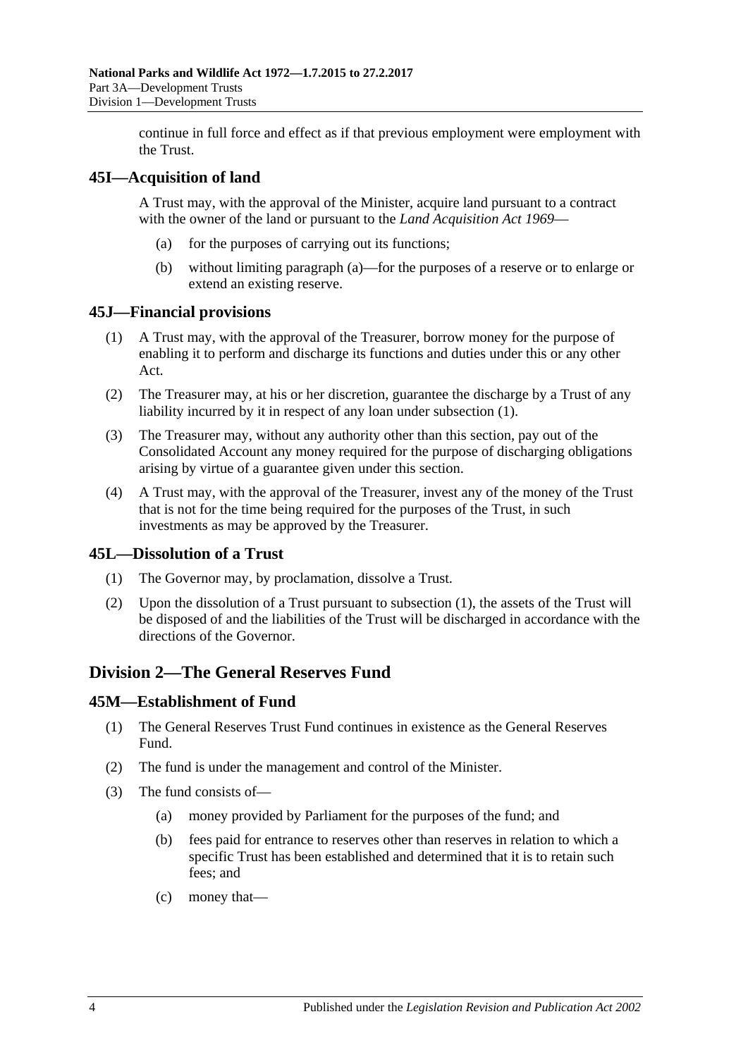continue in full force and effect as if that previous employment were employment with the Trust.

## 45I—Acquisition of land

A Trust may, with the approval of the Minister, acquire land pursuant to a contract with the owner of the land or pursuant to the *Land Acquisition Act 1969*—

(a) for the purposes of carrying out its functions;

(b) without limiting paragraph (a)—for the purposes of a reserve or to enlarge or extend an existing reserve.

## 45J—Financial provisions

(1) A Trust may, with the approval of the Treasurer, borrow money for the purpose of enabling it to perform and discharge its functions and duties under this or any other Act.

(2) The Treasurer may, at his or her discretion, guarantee the discharge by a Trust of any liability incurred by it in respect of any loan under subsection (1).

(3) The Treasurer may, without any authority other than this section, pay out of the Consolidated Account any money required for the purpose of discharging obligations arising by virtue of a guarantee given under this section.

(4) A Trust may, with the approval of the Treasurer, invest any of the money of the Trust that is not for the time being required for the purposes of the Trust, in such investments as may be approved by the Treasurer.

## 45L—Dissolution of a Trust

(1) The Governor may, by proclamation, dissolve a Trust.

(2) Upon the dissolution of a Trust pursuant to subsection (1), the assets of the Trust will be disposed of and the liabilities of the Trust will be discharged in accordance with the directions of the Governor.

# Division 2—The General Reserves Fund

## 45M—Establishment of Fund

(1) The General Reserves Trust Fund continues in existence as the General Reserves Fund.

(2) The fund is under the management and control of the Minister.

(3) The fund consists of—

(a) money provided by Parliament for the purposes of the fund; and

(b) fees paid for entrance to reserves other than reserves in relation to which a specific Trust has been established and determined that it is to retain such fees; and

(c) money that—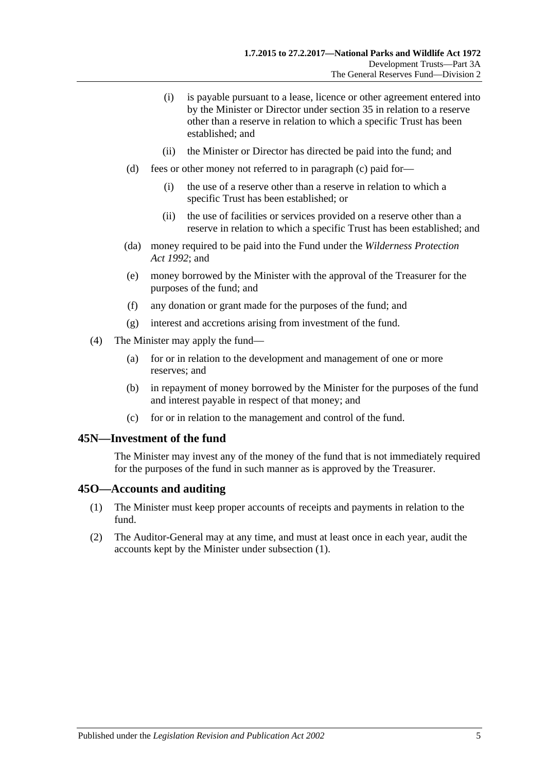(i) is payable pursuant to a lease, licence or other agreement entered into by the Minister or Director under section 35 in relation to a reserve other than a reserve in relation to which a specific Trust has been established; and

(ii) the Minister or Director has directed be paid into the fund; and

(d) fees or other money not referred to in paragraph (c) paid for—

(i) the use of a reserve other than a reserve in relation to which a specific Trust has been established; or

(ii) the use of facilities or services provided on a reserve other than a reserve in relation to which a specific Trust has been established; and

(da) money required to be paid into the Fund under the *Wilderness Protection Act 1992*; and

(e) money borrowed by the Minister with the approval of the Treasurer for the purposes of the fund; and

(f) any donation or grant made for the purposes of the fund; and

(g) interest and accretions arising from investment of the fund.

(4) The Minister may apply the fund—

(a) for or in relation to the development and management of one or more reserves; and

(b) in repayment of money borrowed by the Minister for the purposes of the fund and interest payable in respect of that money; and

(c) for or in relation to the management and control of the fund.

## 45N—Investment of the fund

The Minister may invest any of the money of the fund that is not immediately required for the purposes of the fund in such manner as is approved by the Treasurer.

## 45O—Accounts and auditing

(1) The Minister must keep proper accounts of receipts and payments in relation to the fund.

(2) The Auditor-General may at any time, and must at least once in each year, audit the accounts kept by the Minister under subsection (1).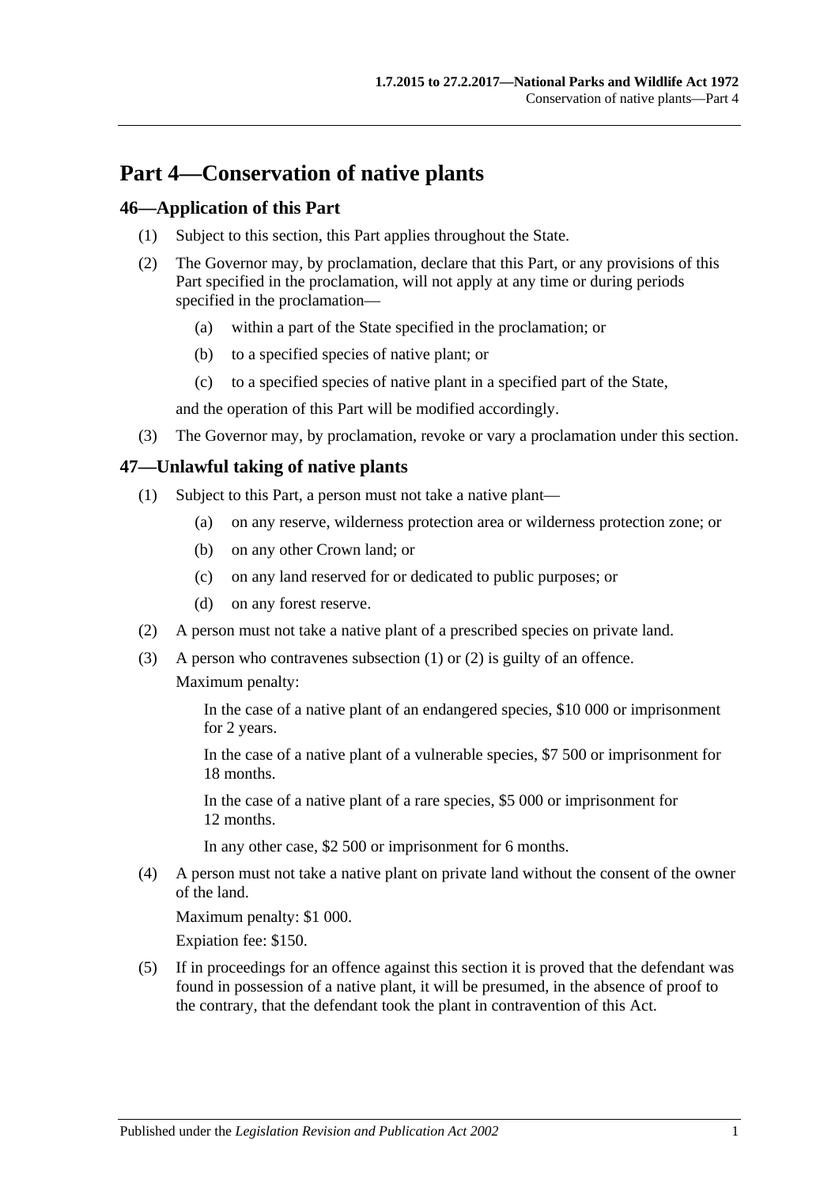# Part 4—Conservation of native plants

## 46—Application of this Part

(1) Subject to this section, this Part applies throughout the State.

(2) The Governor may, by proclamation, declare that this Part, or any provisions of this Part specified in the proclamation, will not apply at any time or during periods specified in the proclamation—

  (a) within a part of the State specified in the proclamation; or

  (b) to a specified species of native plant; or

  (c) to a specified species of native plant in a specified part of the State,

and the operation of this Part will be modified accordingly.

(3) The Governor may, by proclamation, revoke or vary a proclamation under this section.

## 47—Unlawful taking of native plants

(1) Subject to this Part, a person must not take a native plant—

  (a) on any reserve, wilderness protection area or wilderness protection zone; or

  (b) on any other Crown land; or

  (c) on any land reserved for or dedicated to public purposes; or

  (d) on any forest reserve.

(2) A person must not take a native plant of a prescribed species on private land.

(3) A person who contravenes subsection (1) or (2) is guilty of an offence.

Maximum penalty:

In the case of a native plant of an endangered species, $10 000 or imprisonment for 2 years.

In the case of a native plant of a vulnerable species, $7 500 or imprisonment for 18 months.

In the case of a native plant of a rare species, $5 000 or imprisonment for 12 months.

In any other case, $2 500 or imprisonment for 6 months.

(4) A person must not take a native plant on private land without the consent of the owner of the land.

Maximum penalty: $1 000.

Expiation fee: $150.

(5) If in proceedings for an offence against this section it is proved that the defendant was found in possession of a native plant, it will be presumed, in the absence of proof to the contrary, that the defendant took the plant in contravention of this Act.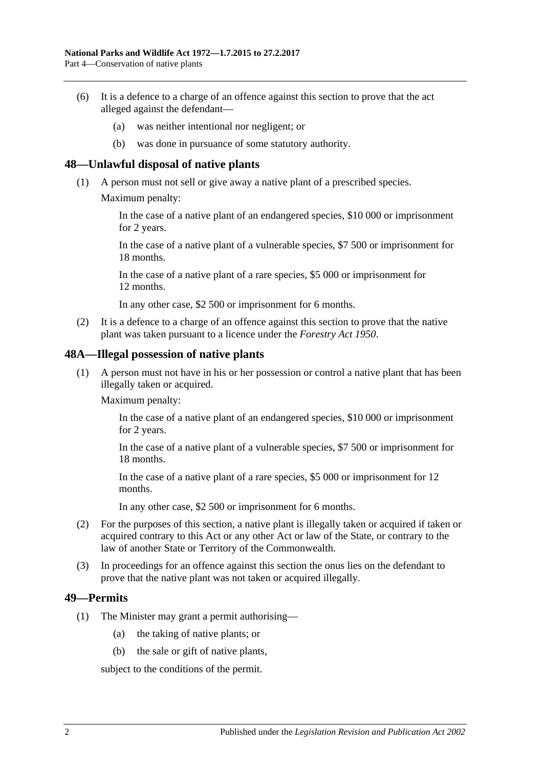(6) It is a defence to a charge of an offence against this section to prove that the act alleged against the defendant—

(a) was neither intentional nor negligent; or

(b) was done in pursuance of some statutory authority.

## 48—Unlawful disposal of native plants

(1) A person must not sell or give away a native plant of a prescribed species.

Maximum penalty:

In the case of a native plant of an endangered species, $10 000 or imprisonment for 2 years.

In the case of a native plant of a vulnerable species, $7 500 or imprisonment for 18 months.

In the case of a native plant of a rare species, $5 000 or imprisonment for 12 months.

In any other case, $2 500 or imprisonment for 6 months.

(2) It is a defence to a charge of an offence against this section to prove that the native plant was taken pursuant to a licence under the *Forestry Act 1950*.

## 48A—Illegal possession of native plants

(1) A person must not have in his or her possession or control a native plant that has been illegally taken or acquired.

Maximum penalty:

In the case of a native plant of an endangered species, $10 000 or imprisonment for 2 years.

In the case of a native plant of a vulnerable species, $7 500 or imprisonment for 18 months.

In the case of a native plant of a rare species, $5 000 or imprisonment for 12 months.

In any other case, $2 500 or imprisonment for 6 months.

(2) For the purposes of this section, a native plant is illegally taken or acquired if taken or acquired contrary to this Act or any other Act or law of the State, or contrary to the law of another State or Territory of the Commonwealth.

(3) In proceedings for an offence against this section the onus lies on the defendant to prove that the native plant was not taken or acquired illegally.

## 49—Permits

(1) The Minister may grant a permit authorising—

(a) the taking of native plants; or

(b) the sale or gift of native plants,

subject to the conditions of the permit.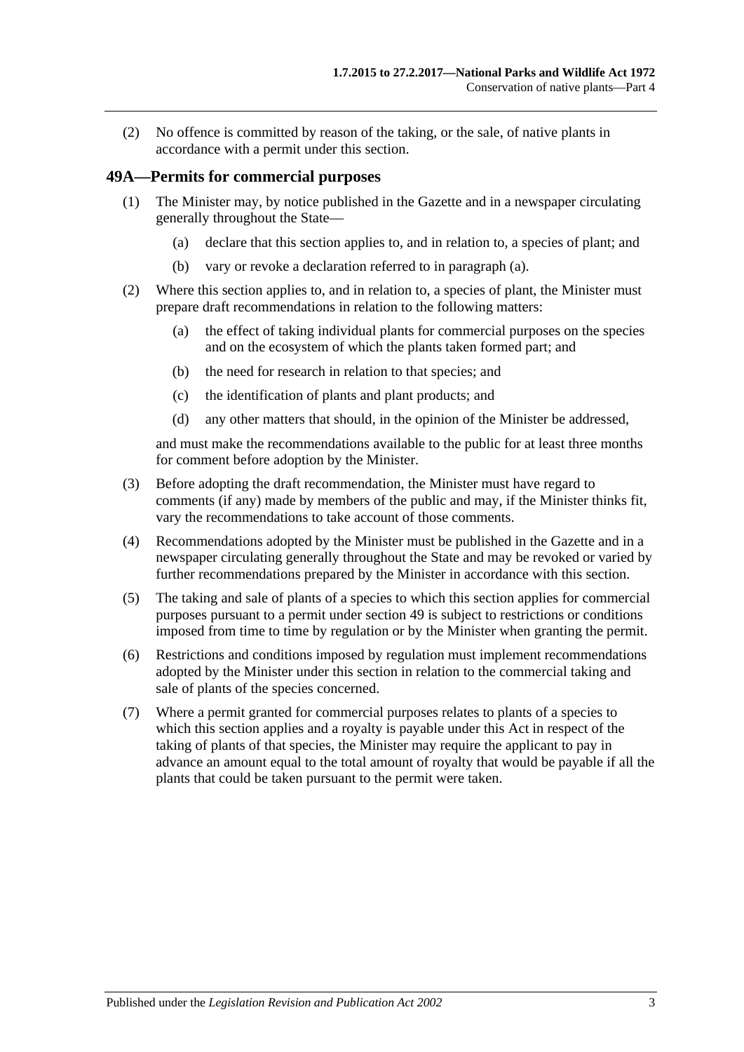(2) No offence is committed by reason of the taking, or the sale, of native plants in accordance with a permit under this section.

## 49A—Permits for commercial purposes

(1) The Minister may, by notice published in the Gazette and in a newspaper circulating generally throughout the State—

(a) declare that this section applies to, and in relation to, a species of plant; and

(b) vary or revoke a declaration referred to in paragraph (a).

(2) Where this section applies to, and in relation to, a species of plant, the Minister must prepare draft recommendations in relation to the following matters:

(a) the effect of taking individual plants for commercial purposes on the species and on the ecosystem of which the plants taken formed part; and

(b) the need for research in relation to that species; and

(c) the identification of plants and plant products; and

(d) any other matters that should, in the opinion of the Minister be addressed,

and must make the recommendations available to the public for at least three months for comment before adoption by the Minister.

(3) Before adopting the draft recommendation, the Minister must have regard to comments (if any) made by members of the public and may, if the Minister thinks fit, vary the recommendations to take account of those comments.

(4) Recommendations adopted by the Minister must be published in the Gazette and in a newspaper circulating generally throughout the State and may be revoked or varied by further recommendations prepared by the Minister in accordance with this section.

(5) The taking and sale of plants of a species to which this section applies for commercial purposes pursuant to a permit under section 49 is subject to restrictions or conditions imposed from time to time by regulation or by the Minister when granting the permit.

(6) Restrictions and conditions imposed by regulation must implement recommendations adopted by the Minister under this section in relation to the commercial taking and sale of plants of the species concerned.

(7) Where a permit granted for commercial purposes relates to plants of a species to which this section applies and a royalty is payable under this Act in respect of the taking of plants of that species, the Minister may require the applicant to pay in advance an amount equal to the total amount of royalty that would be payable if all the plants that could be taken pursuant to the permit were taken.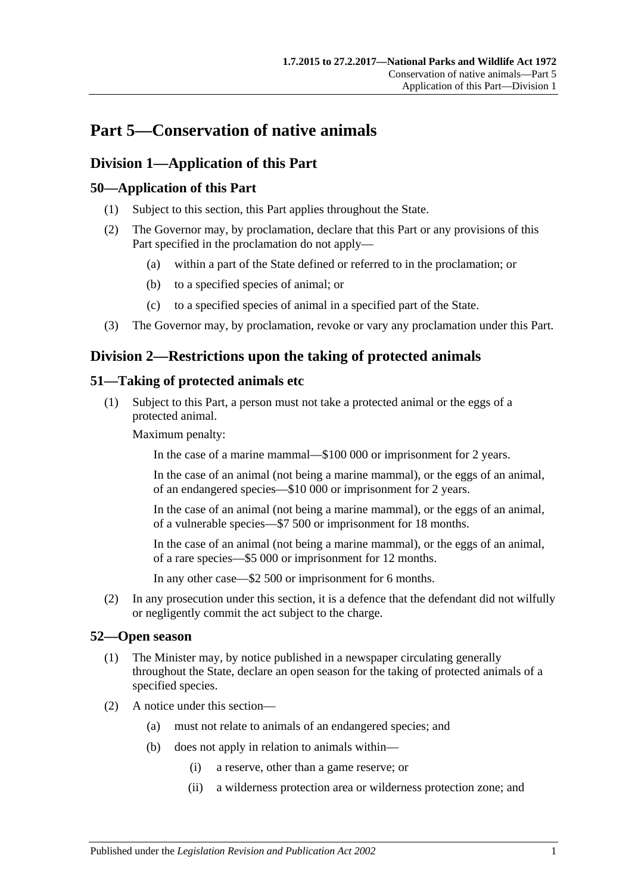# Part 5—Conservation of native animals

## Division 1—Application of this Part

### 50—Application of this Part

(1) Subject to this section, this Part applies throughout the State.

(2) The Governor may, by proclamation, declare that this Part or any provisions of this Part specified in the proclamation do not apply—

(a) within a part of the State defined or referred to in the proclamation; or

(b) to a specified species of animal; or

(c) to a specified species of animal in a specified part of the State.

(3) The Governor may, by proclamation, revoke or vary any proclamation under this Part.

## Division 2—Restrictions upon the taking of protected animals

### 51—Taking of protected animals etc

(1) Subject to this Part, a person must not take a protected animal or the eggs of a protected animal.

Maximum penalty:

In the case of a marine mammal—$100 000 or imprisonment for 2 years.

In the case of an animal (not being a marine mammal), or the eggs of an animal, of an endangered species—$10 000 or imprisonment for 2 years.

In the case of an animal (not being a marine mammal), or the eggs of an animal, of a vulnerable species—$7 500 or imprisonment for 18 months.

In the case of an animal (not being a marine mammal), or the eggs of an animal, of a rare species—$5 000 or imprisonment for 12 months.

In any other case—$2 500 or imprisonment for 6 months.

(2) In any prosecution under this section, it is a defence that the defendant did not wilfully or negligently commit the act subject to the charge.

### 52—Open season

(1) The Minister may, by notice published in a newspaper circulating generally throughout the State, declare an open season for the taking of protected animals of a specified species.

(2) A notice under this section—

(a) must not relate to animals of an endangered species; and

(b) does not apply in relation to animals within—

(i) a reserve, other than a game reserve; or

(ii) a wilderness protection area or wilderness protection zone; and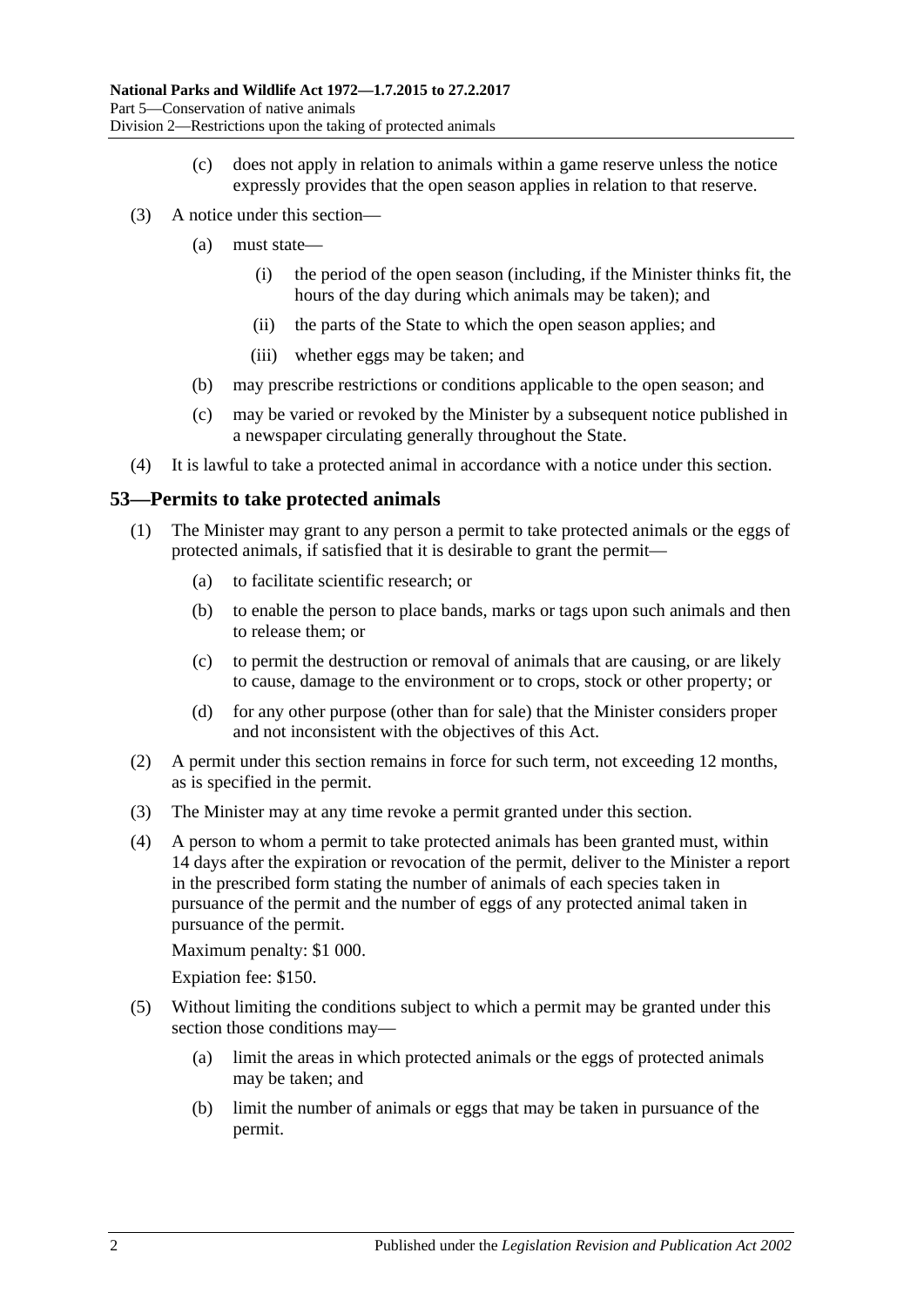(c) does not apply in relation to animals within a game reserve unless the notice expressly provides that the open season applies in relation to that reserve.

(3) A notice under this section—

(a) must state—

(i) the period of the open season (including, if the Minister thinks fit, the hours of the day during which animals may be taken); and

(ii) the parts of the State to which the open season applies; and

(iii) whether eggs may be taken; and

(b) may prescribe restrictions or conditions applicable to the open season; and

(c) may be varied or revoked by the Minister by a subsequent notice published in a newspaper circulating generally throughout the State.

(4) It is lawful to take a protected animal in accordance with a notice under this section.

## 53—Permits to take protected animals

(1) The Minister may grant to any person a permit to take protected animals or the eggs of protected animals, if satisfied that it is desirable to grant the permit—

(a) to facilitate scientific research; or

(b) to enable the person to place bands, marks or tags upon such animals and then to release them; or

(c) to permit the destruction or removal of animals that are causing, or are likely to cause, damage to the environment or to crops, stock or other property; or

(d) for any other purpose (other than for sale) that the Minister considers proper and not inconsistent with the objectives of this Act.

(2) A permit under this section remains in force for such term, not exceeding 12 months, as is specified in the permit.

(3) The Minister may at any time revoke a permit granted under this section.

(4) A person to whom a permit to take protected animals has been granted must, within 14 days after the expiration or revocation of the permit, deliver to the Minister a report in the prescribed form stating the number of animals of each species taken in pursuance of the permit and the number of eggs of any protected animal taken in pursuance of the permit.

Maximum penalty: $1 000.

Expiation fee: $150.

(5) Without limiting the conditions subject to which a permit may be granted under this section those conditions may—

(a) limit the areas in which protected animals or the eggs of protected animals may be taken; and

(b) limit the number of animals or eggs that may be taken in pursuance of the permit.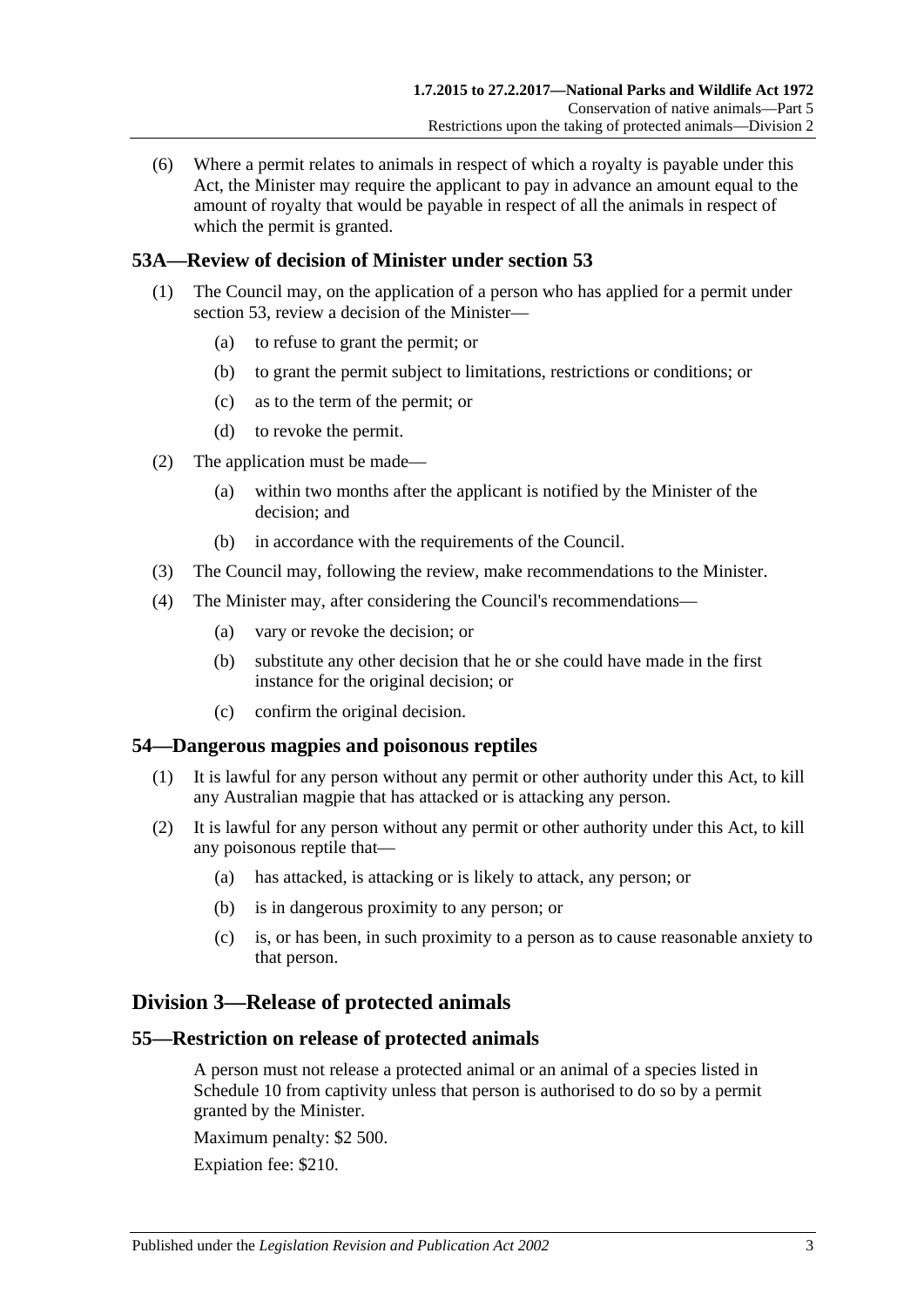(6) Where a permit relates to animals in respect of which a royalty is payable under this Act, the Minister may require the applicant to pay in advance an amount equal to the amount of royalty that would be payable in respect of all the animals in respect of which the permit is granted.

## 53A—Review of decision of Minister under section 53

(1) The Council may, on the application of a person who has applied for a permit under section 53, review a decision of the Minister—

(a) to refuse to grant the permit; or

(b) to grant the permit subject to limitations, restrictions or conditions; or

(c) as to the term of the permit; or

(d) to revoke the permit.

(2) The application must be made—

(a) within two months after the applicant is notified by the Minister of the decision; and

(b) in accordance with the requirements of the Council.

(3) The Council may, following the review, make recommendations to the Minister.

(4) The Minister may, after considering the Council's recommendations—

(a) vary or revoke the decision; or

(b) substitute any other decision that he or she could have made in the first instance for the original decision; or

(c) confirm the original decision.

## 54—Dangerous magpies and poisonous reptiles

(1) It is lawful for any person without any permit or other authority under this Act, to kill any Australian magpie that has attacked or is attacking any person.

(2) It is lawful for any person without any permit or other authority under this Act, to kill any poisonous reptile that—

(a) has attacked, is attacking or is likely to attack, any person; or

(b) is in dangerous proximity to any person; or

(c) is, or has been, in such proximity to a person as to cause reasonable anxiety to that person.

# Division 3—Release of protected animals

## 55—Restriction on release of protected animals

A person must not release a protected animal or an animal of a species listed in Schedule 10 from captivity unless that person is authorised to do so by a permit granted by the Minister.

Maximum penalty: $2 500.

Expiation fee: $210.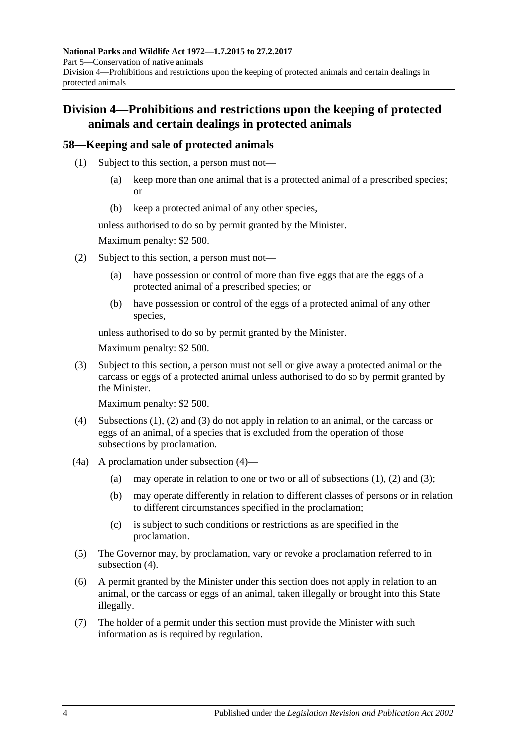## Division 4—Prohibitions and restrictions upon the keeping of protected animals and certain dealings in protected animals

### 58—Keeping and sale of protected animals

(1) Subject to this section, a person must not—

- (a) keep more than one animal that is a protected animal of a prescribed species; or
- (b) keep a protected animal of any other species,

unless authorised to do so by permit granted by the Minister.

Maximum penalty: $2 500.

(2) Subject to this section, a person must not—

- (a) have possession or control of more than five eggs that are the eggs of a protected animal of a prescribed species; or
- (b) have possession or control of the eggs of a protected animal of any other species,

unless authorised to do so by permit granted by the Minister.

Maximum penalty: $2 500.

(3) Subject to this section, a person must not sell or give away a protected animal or the carcass or eggs of a protected animal unless authorised to do so by permit granted by the Minister.

Maximum penalty: $2 500.

(4) Subsections (1), (2) and (3) do not apply in relation to an animal, or the carcass or eggs of an animal, of a species that is excluded from the operation of those subsections by proclamation.

(4a) A proclamation under subsection (4)—

- (a) may operate in relation to one or two or all of subsections (1), (2) and (3);
- (b) may operate differently in relation to different classes of persons or in relation to different circumstances specified in the proclamation;
- (c) is subject to such conditions or restrictions as are specified in the proclamation.

(5) The Governor may, by proclamation, vary or revoke a proclamation referred to in subsection (4).

(6) A permit granted by the Minister under this section does not apply in relation to an animal, or the carcass or eggs of an animal, taken illegally or brought into this State illegally.

(7) The holder of a permit under this section must provide the Minister with such information as is required by regulation.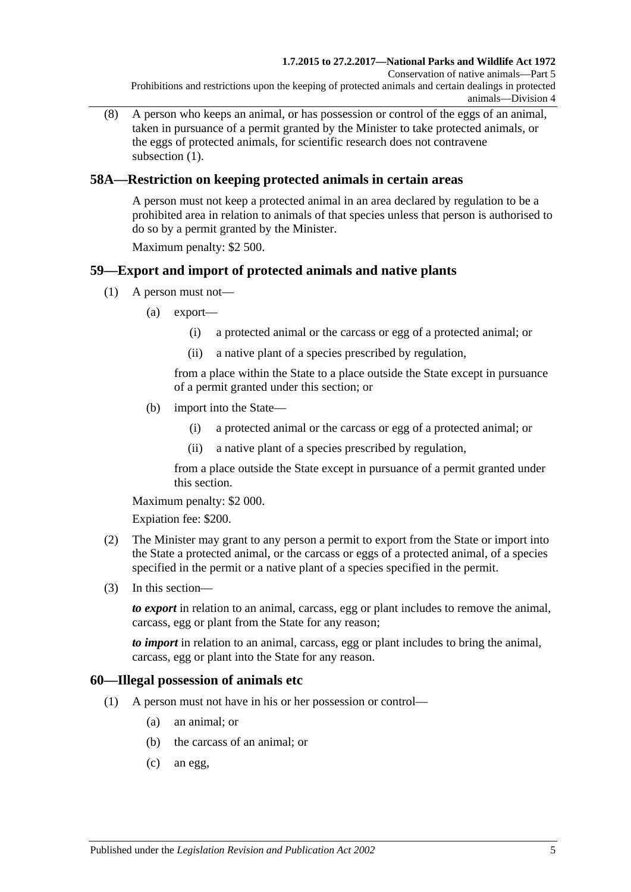(8) A person who keeps an animal, or has possession or control of the eggs of an animal, taken in pursuance of a permit granted by the Minister to take protected animals, or the eggs of protected animals, for scientific research does not contravene subsection (1).

## 58A—Restriction on keeping protected animals in certain areas

A person must not keep a protected animal in an area declared by regulation to be a prohibited area in relation to animals of that species unless that person is authorised to do so by a permit granted by the Minister.

Maximum penalty: $2 500.

## 59—Export and import of protected animals and native plants

(1) A person must not—

(a) export—

(i) a protected animal or the carcass or egg of a protected animal; or

(ii) a native plant of a species prescribed by regulation,

from a place within the State to a place outside the State except in pursuance of a permit granted under this section; or

(b) import into the State—

(i) a protected animal or the carcass or egg of a protected animal; or

(ii) a native plant of a species prescribed by regulation,

from a place outside the State except in pursuance of a permit granted under this section.

Maximum penalty: $2 000.

Expiation fee: $200.

(2) The Minister may grant to any person a permit to export from the State or import into the State a protected animal, or the carcass or eggs of a protected animal, of a species specified in the permit or a native plant of a species specified in the permit.

(3) In this section—

***to export*** in relation to an animal, carcass, egg or plant includes to remove the animal, carcass, egg or plant from the State for any reason;

***to import*** in relation to an animal, carcass, egg or plant includes to bring the animal, carcass, egg or plant into the State for any reason.

## 60—Illegal possession of animals etc

(1) A person must not have in his or her possession or control—

(a) an animal; or

(b) the carcass of an animal; or

(c) an egg,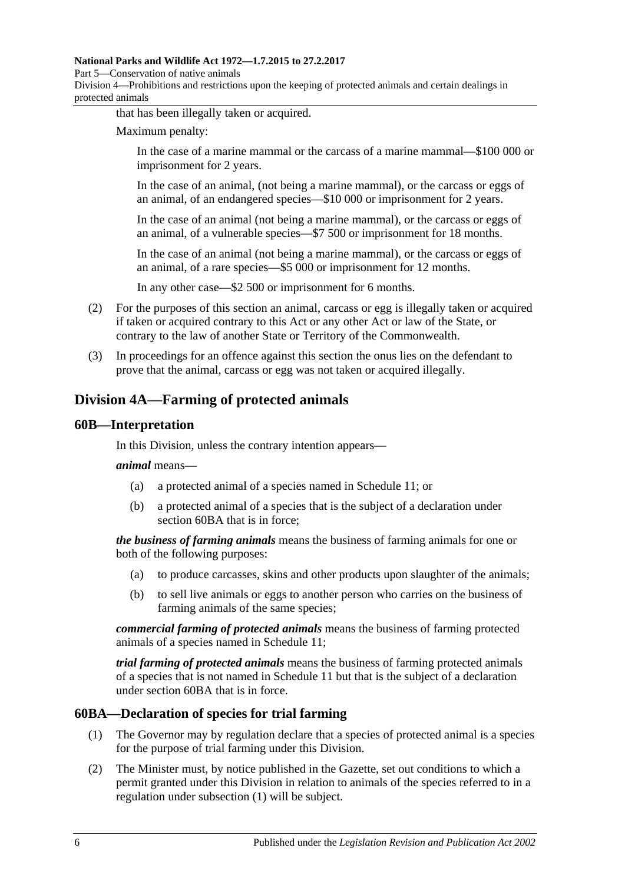that has been illegally taken or acquired.

Maximum penalty:

In the case of a marine mammal or the carcass of a marine mammal—$100 000 or imprisonment for 2 years.

In the case of an animal, (not being a marine mammal), or the carcass or eggs of an animal, of an endangered species—$10 000 or imprisonment for 2 years.

In the case of an animal (not being a marine mammal), or the carcass or eggs of an animal, of a vulnerable species—$7 500 or imprisonment for 18 months.

In the case of an animal (not being a marine mammal), or the carcass or eggs of an animal, of a rare species—$5 000 or imprisonment for 12 months.

In any other case—$2 500 or imprisonment for 6 months.

(2) For the purposes of this section an animal, carcass or egg is illegally taken or acquired if taken or acquired contrary to this Act or any other Act or law of the State, or contrary to the law of another State or Territory of the Commonwealth.

(3) In proceedings for an offence against this section the onus lies on the defendant to prove that the animal, carcass or egg was not taken or acquired illegally.

## Division 4A—Farming of protected animals

### 60B—Interpretation

In this Division, unless the contrary intention appears—

***animal*** means—

(a) a protected animal of a species named in Schedule 11; or

(b) a protected animal of a species that is the subject of a declaration under section 60BA that is in force;

***the business of farming animals*** means the business of farming animals for one or both of the following purposes:

(a) to produce carcasses, skins and other products upon slaughter of the animals;

(b) to sell live animals or eggs to another person who carries on the business of farming animals of the same species;

***commercial farming of protected animals*** means the business of farming protected animals of a species named in Schedule 11;

***trial farming of protected animals*** means the business of farming protected animals of a species that is not named in Schedule 11 but that is the subject of a declaration under section 60BA that is in force.

### 60BA—Declaration of species for trial farming

(1) The Governor may by regulation declare that a species of protected animal is a species for the purpose of trial farming under this Division.

(2) The Minister must, by notice published in the Gazette, set out conditions to which a permit granted under this Division in relation to animals of the species referred to in a regulation under subsection (1) will be subject.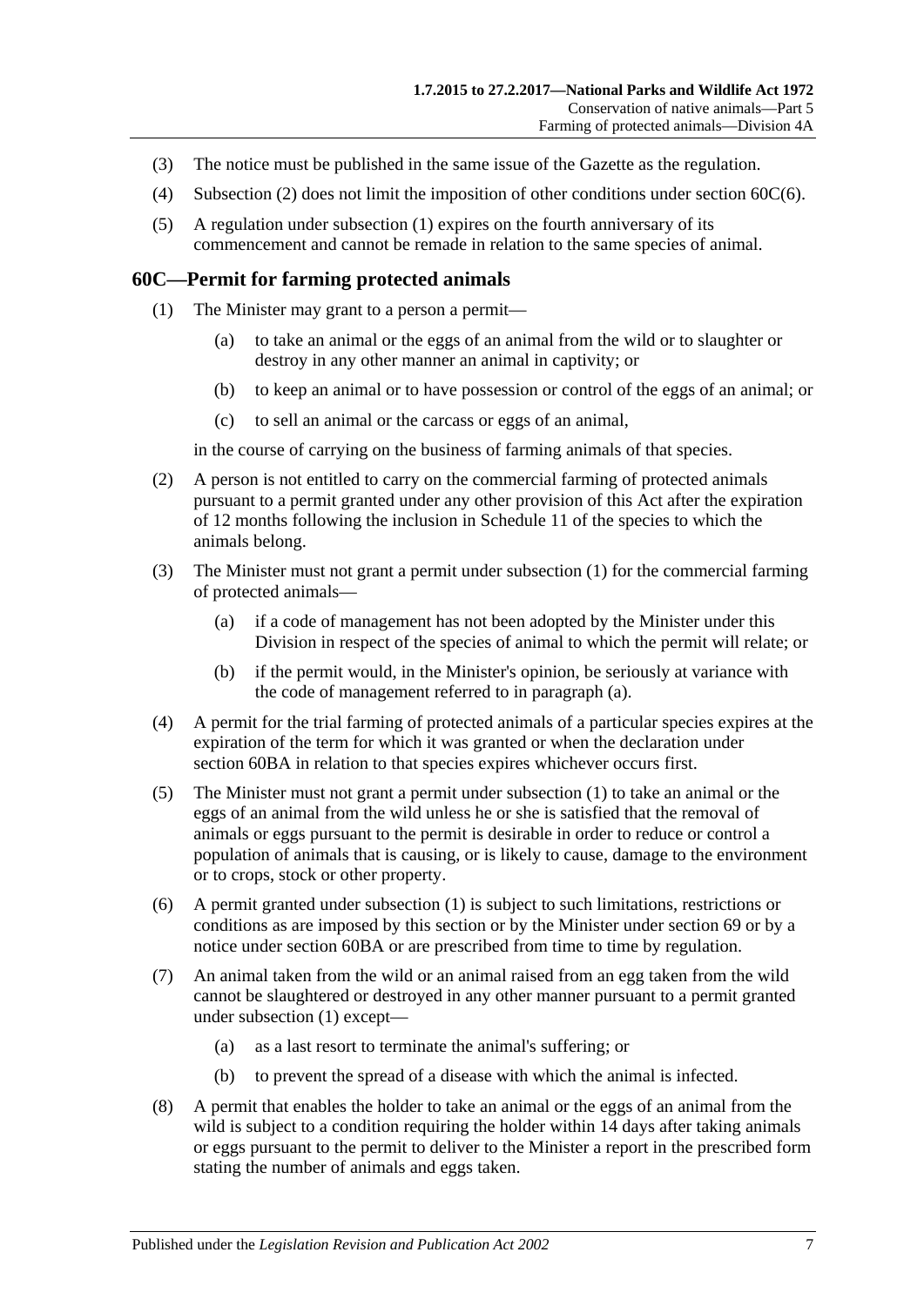(3) The notice must be published in the same issue of the Gazette as the regulation.

(4) Subsection (2) does not limit the imposition of other conditions under section 60C(6).

(5) A regulation under subsection (1) expires on the fourth anniversary of its commencement and cannot be remade in relation to the same species of animal.

## 60C—Permit for farming protected animals

(1) The Minister may grant to a person a permit—

(a) to take an animal or the eggs of an animal from the wild or to slaughter or destroy in any other manner an animal in captivity; or

(b) to keep an animal or to have possession or control of the eggs of an animal; or

(c) to sell an animal or the carcass or eggs of an animal,

in the course of carrying on the business of farming animals of that species.

(2) A person is not entitled to carry on the commercial farming of protected animals pursuant to a permit granted under any other provision of this Act after the expiration of 12 months following the inclusion in Schedule 11 of the species to which the animals belong.

(3) The Minister must not grant a permit under subsection (1) for the commercial farming of protected animals—

(a) if a code of management has not been adopted by the Minister under this Division in respect of the species of animal to which the permit will relate; or

(b) if the permit would, in the Minister's opinion, be seriously at variance with the code of management referred to in paragraph (a).

(4) A permit for the trial farming of protected animals of a particular species expires at the expiration of the term for which it was granted or when the declaration under section 60BA in relation to that species expires whichever occurs first.

(5) The Minister must not grant a permit under subsection (1) to take an animal or the eggs of an animal from the wild unless he or she is satisfied that the removal of animals or eggs pursuant to the permit is desirable in order to reduce or control a population of animals that is causing, or is likely to cause, damage to the environment or to crops, stock or other property.

(6) A permit granted under subsection (1) is subject to such limitations, restrictions or conditions as are imposed by this section or by the Minister under section 69 or by a notice under section 60BA or are prescribed from time to time by regulation.

(7) An animal taken from the wild or an animal raised from an egg taken from the wild cannot be slaughtered or destroyed in any other manner pursuant to a permit granted under subsection (1) except—

(a) as a last resort to terminate the animal's suffering; or

(b) to prevent the spread of a disease with which the animal is infected.

(8) A permit that enables the holder to take an animal or the eggs of an animal from the wild is subject to a condition requiring the holder within 14 days after taking animals or eggs pursuant to the permit to deliver to the Minister a report in the prescribed form stating the number of animals and eggs taken.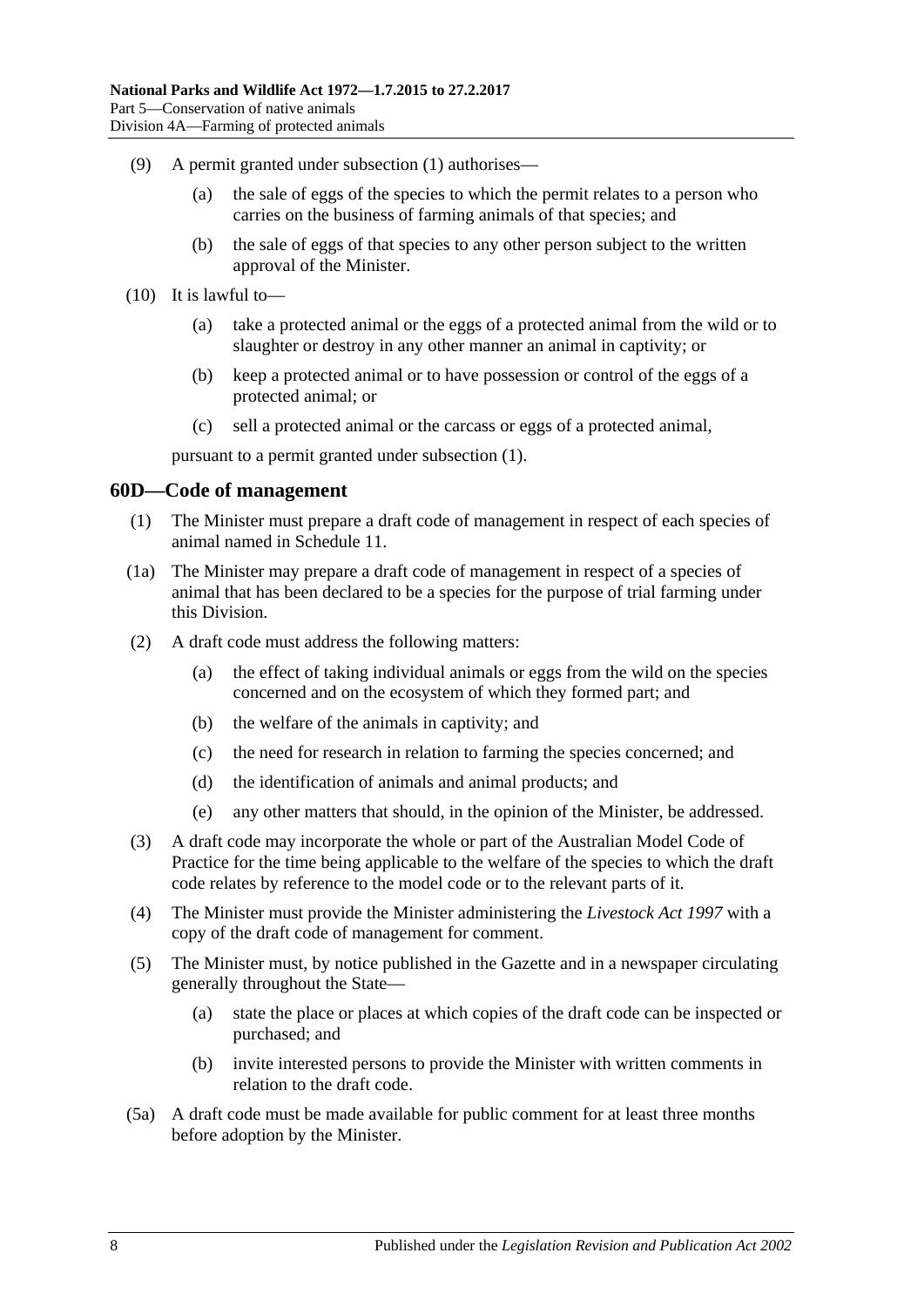(9) A permit granted under subsection (1) authorises—

(a) the sale of eggs of the species to which the permit relates to a person who carries on the business of farming animals of that species; and

(b) the sale of eggs of that species to any other person subject to the written approval of the Minister.

(10) It is lawful to—

(a) take a protected animal or the eggs of a protected animal from the wild or to slaughter or destroy in any other manner an animal in captivity; or

(b) keep a protected animal or to have possession or control of the eggs of a protected animal; or

(c) sell a protected animal or the carcass or eggs of a protected animal,

pursuant to a permit granted under subsection (1).

## 60D—Code of management

(1) The Minister must prepare a draft code of management in respect of each species of animal named in Schedule 11.

(1a) The Minister may prepare a draft code of management in respect of a species of animal that has been declared to be a species for the purpose of trial farming under this Division.

(2) A draft code must address the following matters:

(a) the effect of taking individual animals or eggs from the wild on the species concerned and on the ecosystem of which they formed part; and

(b) the welfare of the animals in captivity; and

(c) the need for research in relation to farming the species concerned; and

(d) the identification of animals and animal products; and

(e) any other matters that should, in the opinion of the Minister, be addressed.

(3) A draft code may incorporate the whole or part of the Australian Model Code of Practice for the time being applicable to the welfare of the species to which the draft code relates by reference to the model code or to the relevant parts of it.

(4) The Minister must provide the Minister administering the *Livestock Act 1997* with a copy of the draft code of management for comment.

(5) The Minister must, by notice published in the Gazette and in a newspaper circulating generally throughout the State—

(a) state the place or places at which copies of the draft code can be inspected or purchased; and

(b) invite interested persons to provide the Minister with written comments in relation to the draft code.

(5a) A draft code must be made available for public comment for at least three months before adoption by the Minister.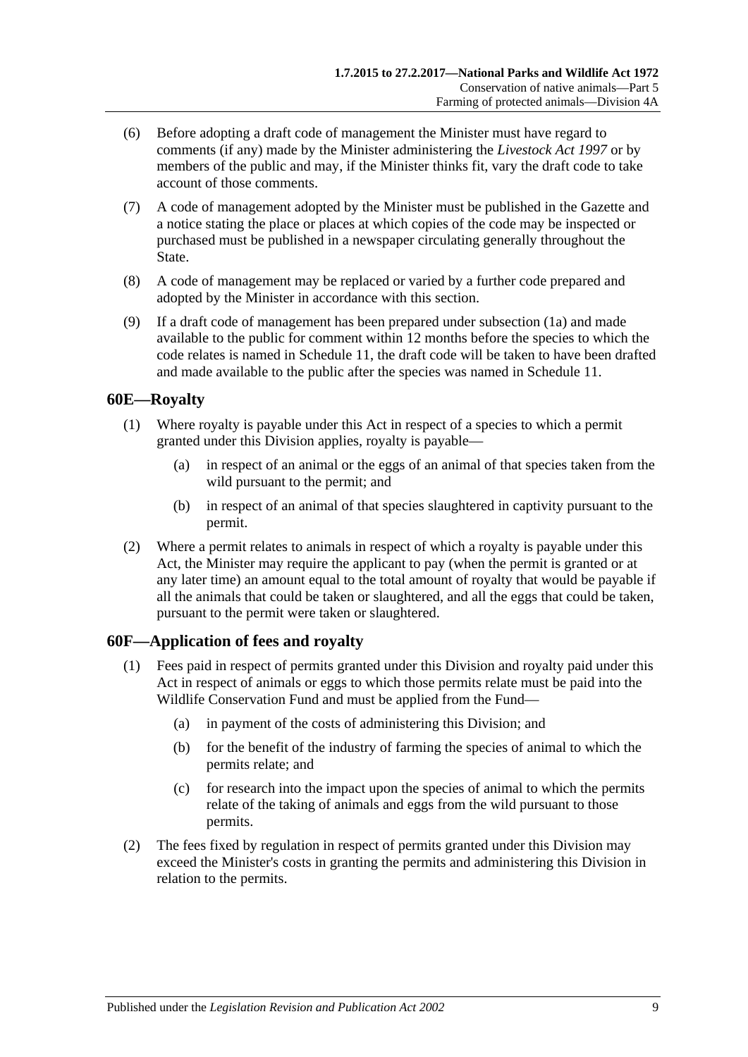(6) Before adopting a draft code of management the Minister must have regard to comments (if any) made by the Minister administering the *Livestock Act 1997* or by members of the public and may, if the Minister thinks fit, vary the draft code to take account of those comments.

(7) A code of management adopted by the Minister must be published in the Gazette and a notice stating the place or places at which copies of the code may be inspected or purchased must be published in a newspaper circulating generally throughout the State.

(8) A code of management may be replaced or varied by a further code prepared and adopted by the Minister in accordance with this section.

(9) If a draft code of management has been prepared under subsection (1a) and made available to the public for comment within 12 months before the species to which the code relates is named in Schedule 11, the draft code will be taken to have been drafted and made available to the public after the species was named in Schedule 11.

## 60E—Royalty

(1) Where royalty is payable under this Act in respect of a species to which a permit granted under this Division applies, royalty is payable—

(a) in respect of an animal or the eggs of an animal of that species taken from the wild pursuant to the permit; and

(b) in respect of an animal of that species slaughtered in captivity pursuant to the permit.

(2) Where a permit relates to animals in respect of which a royalty is payable under this Act, the Minister may require the applicant to pay (when the permit is granted or at any later time) an amount equal to the total amount of royalty that would be payable if all the animals that could be taken or slaughtered, and all the eggs that could be taken, pursuant to the permit were taken or slaughtered.

## 60F—Application of fees and royalty

(1) Fees paid in respect of permits granted under this Division and royalty paid under this Act in respect of animals or eggs to which those permits relate must be paid into the Wildlife Conservation Fund and must be applied from the Fund—

(a) in payment of the costs of administering this Division; and

(b) for the benefit of the industry of farming the species of animal to which the permits relate; and

(c) for research into the impact upon the species of animal to which the permits relate of the taking of animals and eggs from the wild pursuant to those permits.

(2) The fees fixed by regulation in respect of permits granted under this Division may exceed the Minister's costs in granting the permits and administering this Division in relation to the permits.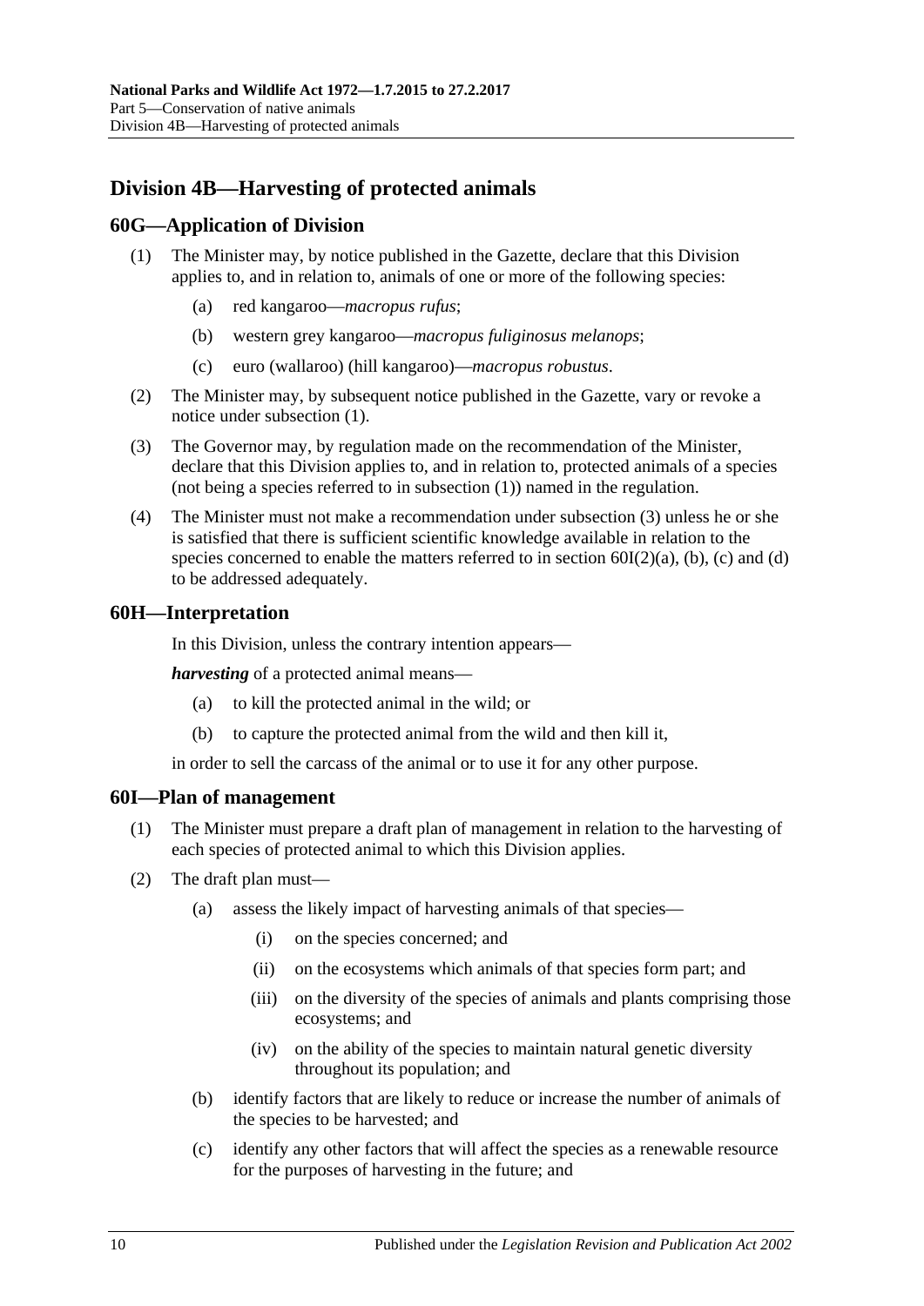## Division 4B—Harvesting of protected animals

### 60G—Application of Division

(1) The Minister may, by notice published in the Gazette, declare that this Division applies to, and in relation to, animals of one or more of the following species:

(a) red kangaroo—*macropus rufus*;

(b) western grey kangaroo—*macropus fuliginosus melanops*;

(c) euro (wallaroo) (hill kangaroo)—*macropus robustus*.

(2) The Minister may, by subsequent notice published in the Gazette, vary or revoke a notice under subsection (1).

(3) The Governor may, by regulation made on the recommendation of the Minister, declare that this Division applies to, and in relation to, protected animals of a species (not being a species referred to in subsection (1)) named in the regulation.

(4) The Minister must not make a recommendation under subsection (3) unless he or she is satisfied that there is sufficient scientific knowledge available in relation to the species concerned to enable the matters referred to in section 60I(2)(a), (b), (c) and (d) to be addressed adequately.

### 60H—Interpretation

In this Division, unless the contrary intention appears—

***harvesting*** of a protected animal means—

(a) to kill the protected animal in the wild; or

(b) to capture the protected animal from the wild and then kill it,

in order to sell the carcass of the animal or to use it for any other purpose.

### 60I—Plan of management

(1) The Minister must prepare a draft plan of management in relation to the harvesting of each species of protected animal to which this Division applies.

(2) The draft plan must—

(a) assess the likely impact of harvesting animals of that species—

(i) on the species concerned; and

(ii) on the ecosystems which animals of that species form part; and

(iii) on the diversity of the species of animals and plants comprising those ecosystems; and

(iv) on the ability of the species to maintain natural genetic diversity throughout its population; and

(b) identify factors that are likely to reduce or increase the number of animals of the species to be harvested; and

(c) identify any other factors that will affect the species as a renewable resource for the purposes of harvesting in the future; and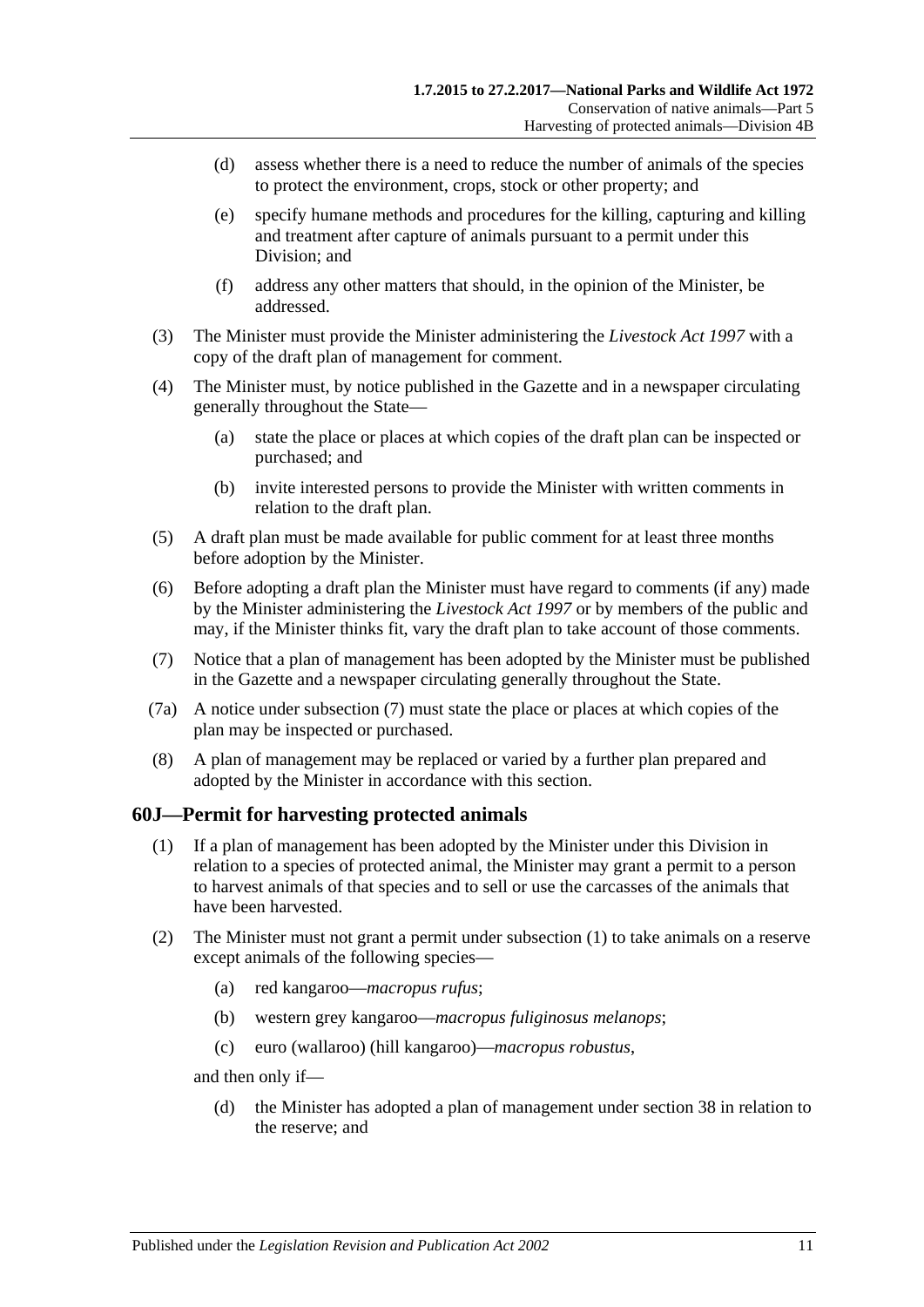(d) assess whether there is a need to reduce the number of animals of the species to protect the environment, crops, stock or other property; and

(e) specify humane methods and procedures for the killing, capturing and killing and treatment after capture of animals pursuant to a permit under this Division; and

(f) address any other matters that should, in the opinion of the Minister, be addressed.

(3) The Minister must provide the Minister administering the *Livestock Act 1997* with a copy of the draft plan of management for comment.

(4) The Minister must, by notice published in the Gazette and in a newspaper circulating generally throughout the State—

(a) state the place or places at which copies of the draft plan can be inspected or purchased; and

(b) invite interested persons to provide the Minister with written comments in relation to the draft plan.

(5) A draft plan must be made available for public comment for at least three months before adoption by the Minister.

(6) Before adopting a draft plan the Minister must have regard to comments (if any) made by the Minister administering the *Livestock Act 1997* or by members of the public and may, if the Minister thinks fit, vary the draft plan to take account of those comments.

(7) Notice that a plan of management has been adopted by the Minister must be published in the Gazette and a newspaper circulating generally throughout the State.

(7a) A notice under subsection (7) must state the place or places at which copies of the plan may be inspected or purchased.

(8) A plan of management may be replaced or varied by a further plan prepared and adopted by the Minister in accordance with this section.

## 60J—Permit for harvesting protected animals

(1) If a plan of management has been adopted by the Minister under this Division in relation to a species of protected animal, the Minister may grant a permit to a person to harvest animals of that species and to sell or use the carcasses of the animals that have been harvested.

(2) The Minister must not grant a permit under subsection (1) to take animals on a reserve except animals of the following species—

(a) red kangaroo—*macropus rufus*;

(b) western grey kangaroo—*macropus fuliginosus melanops*;

(c) euro (wallaroo) (hill kangaroo)—*macropus robustus*,

and then only if—

(d) the Minister has adopted a plan of management under section 38 in relation to the reserve; and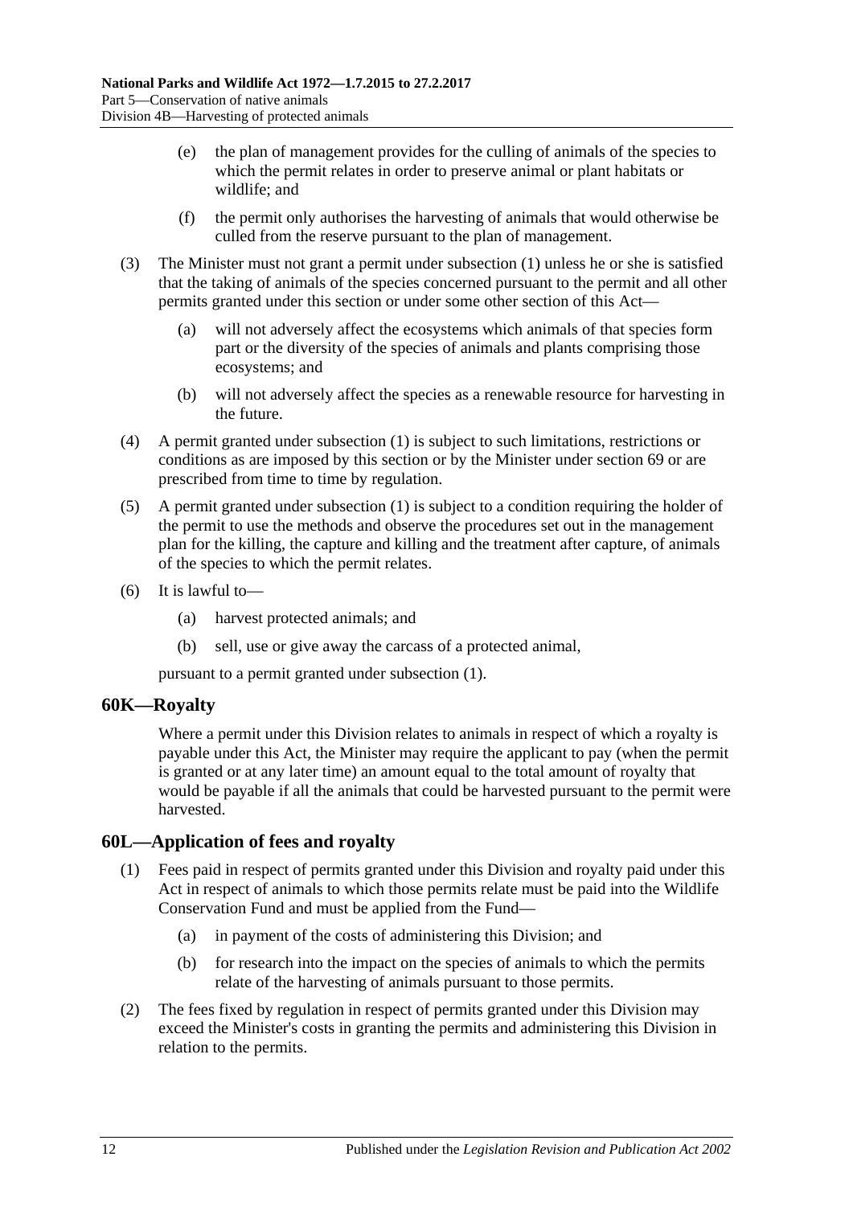(e) the plan of management provides for the culling of animals of the species to which the permit relates in order to preserve animal or plant habitats or wildlife; and

(f) the permit only authorises the harvesting of animals that would otherwise be culled from the reserve pursuant to the plan of management.

(3) The Minister must not grant a permit under subsection (1) unless he or she is satisfied that the taking of animals of the species concerned pursuant to the permit and all other permits granted under this section or under some other section of this Act—

(a) will not adversely affect the ecosystems which animals of that species form part or the diversity of the species of animals and plants comprising those ecosystems; and

(b) will not adversely affect the species as a renewable resource for harvesting in the future.

(4) A permit granted under subsection (1) is subject to such limitations, restrictions or conditions as are imposed by this section or by the Minister under section 69 or are prescribed from time to time by regulation.

(5) A permit granted under subsection (1) is subject to a condition requiring the holder of the permit to use the methods and observe the procedures set out in the management plan for the killing, the capture and killing and the treatment after capture, of animals of the species to which the permit relates.

(6) It is lawful to—

(a) harvest protected animals; and

(b) sell, use or give away the carcass of a protected animal,

pursuant to a permit granted under subsection (1).

## 60K—Royalty

Where a permit under this Division relates to animals in respect of which a royalty is payable under this Act, the Minister may require the applicant to pay (when the permit is granted or at any later time) an amount equal to the total amount of royalty that would be payable if all the animals that could be harvested pursuant to the permit were harvested.

## 60L—Application of fees and royalty

(1) Fees paid in respect of permits granted under this Division and royalty paid under this Act in respect of animals to which those permits relate must be paid into the Wildlife Conservation Fund and must be applied from the Fund—

(a) in payment of the costs of administering this Division; and

(b) for research into the impact on the species of animals to which the permits relate of the harvesting of animals pursuant to those permits.

(2) The fees fixed by regulation in respect of permits granted under this Division may exceed the Minister's costs in granting the permits and administering this Division in relation to the permits.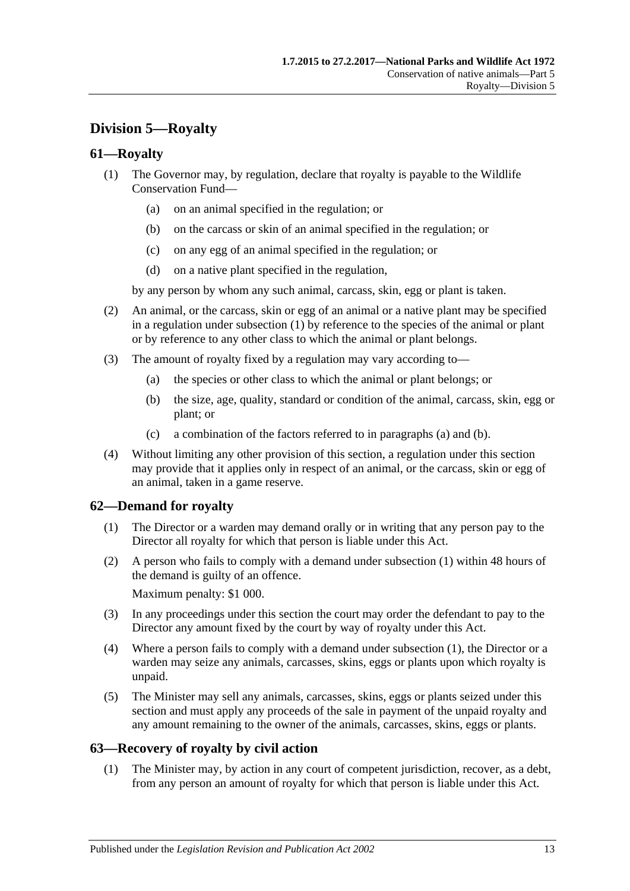## Division 5—Royalty

### 61—Royalty

(1) The Governor may, by regulation, declare that royalty is payable to the Wildlife Conservation Fund—

(a) on an animal specified in the regulation; or

(b) on the carcass or skin of an animal specified in the regulation; or

(c) on any egg of an animal specified in the regulation; or

(d) on a native plant specified in the regulation,

by any person by whom any such animal, carcass, skin, egg or plant is taken.

(2) An animal, or the carcass, skin or egg of an animal or a native plant may be specified in a regulation under subsection (1) by reference to the species of the animal or plant or by reference to any other class to which the animal or plant belongs.

(3) The amount of royalty fixed by a regulation may vary according to—

(a) the species or other class to which the animal or plant belongs; or

(b) the size, age, quality, standard or condition of the animal, carcass, skin, egg or plant; or

(c) a combination of the factors referred to in paragraphs (a) and (b).

(4) Without limiting any other provision of this section, a regulation under this section may provide that it applies only in respect of an animal, or the carcass, skin or egg of an animal, taken in a game reserve.

### 62—Demand for royalty

(1) The Director or a warden may demand orally or in writing that any person pay to the Director all royalty for which that person is liable under this Act.

(2) A person who fails to comply with a demand under subsection (1) within 48 hours of the demand is guilty of an offence.

Maximum penalty: $1 000.

(3) In any proceedings under this section the court may order the defendant to pay to the Director any amount fixed by the court by way of royalty under this Act.

(4) Where a person fails to comply with a demand under subsection (1), the Director or a warden may seize any animals, carcasses, skins, eggs or plants upon which royalty is unpaid.

(5) The Minister may sell any animals, carcasses, skins, eggs or plants seized under this section and must apply any proceeds of the sale in payment of the unpaid royalty and any amount remaining to the owner of the animals, carcasses, skins, eggs or plants.

### 63—Recovery of royalty by civil action

(1) The Minister may, by action in any court of competent jurisdiction, recover, as a debt, from any person an amount of royalty for which that person is liable under this Act.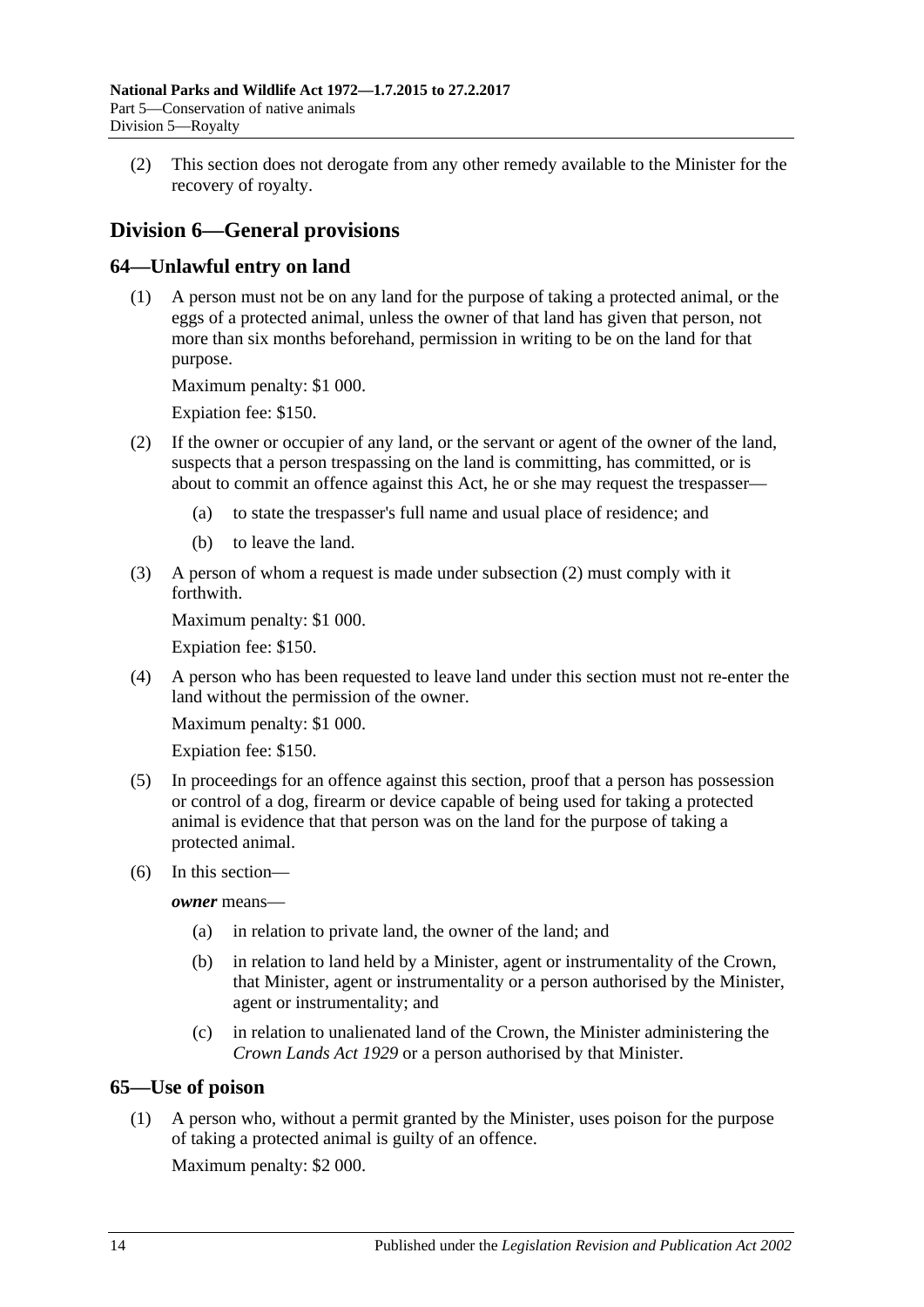(2) This section does not derogate from any other remedy available to the Minister for the recovery of royalty.

## Division 6—General provisions

### 64—Unlawful entry on land

(1) A person must not be on any land for the purpose of taking a protected animal, or the eggs of a protected animal, unless the owner of that land has given that person, not more than six months beforehand, permission in writing to be on the land for that purpose.

Maximum penalty: $1 000.

Expiation fee: $150.

(2) If the owner or occupier of any land, or the servant or agent of the owner of the land, suspects that a person trespassing on the land is committing, has committed, or is about to commit an offence against this Act, he or she may request the trespasser—

(a) to state the trespasser's full name and usual place of residence; and

(b) to leave the land.

(3) A person of whom a request is made under subsection (2) must comply with it forthwith.

Maximum penalty: $1 000.

Expiation fee: $150.

(4) A person who has been requested to leave land under this section must not re-enter the land without the permission of the owner.

Maximum penalty: $1 000.

Expiation fee: $150.

(5) In proceedings for an offence against this section, proof that a person has possession or control of a dog, firearm or device capable of being used for taking a protected animal is evidence that that person was on the land for the purpose of taking a protected animal.

(6) In this section—

***owner*** means—

(a) in relation to private land, the owner of the land; and

(b) in relation to land held by a Minister, agent or instrumentality of the Crown, that Minister, agent or instrumentality or a person authorised by the Minister, agent or instrumentality; and

(c) in relation to unalienated land of the Crown, the Minister administering the *Crown Lands Act 1929* or a person authorised by that Minister.

### 65—Use of poison

(1) A person who, without a permit granted by the Minister, uses poison for the purpose of taking a protected animal is guilty of an offence.

Maximum penalty: $2 000.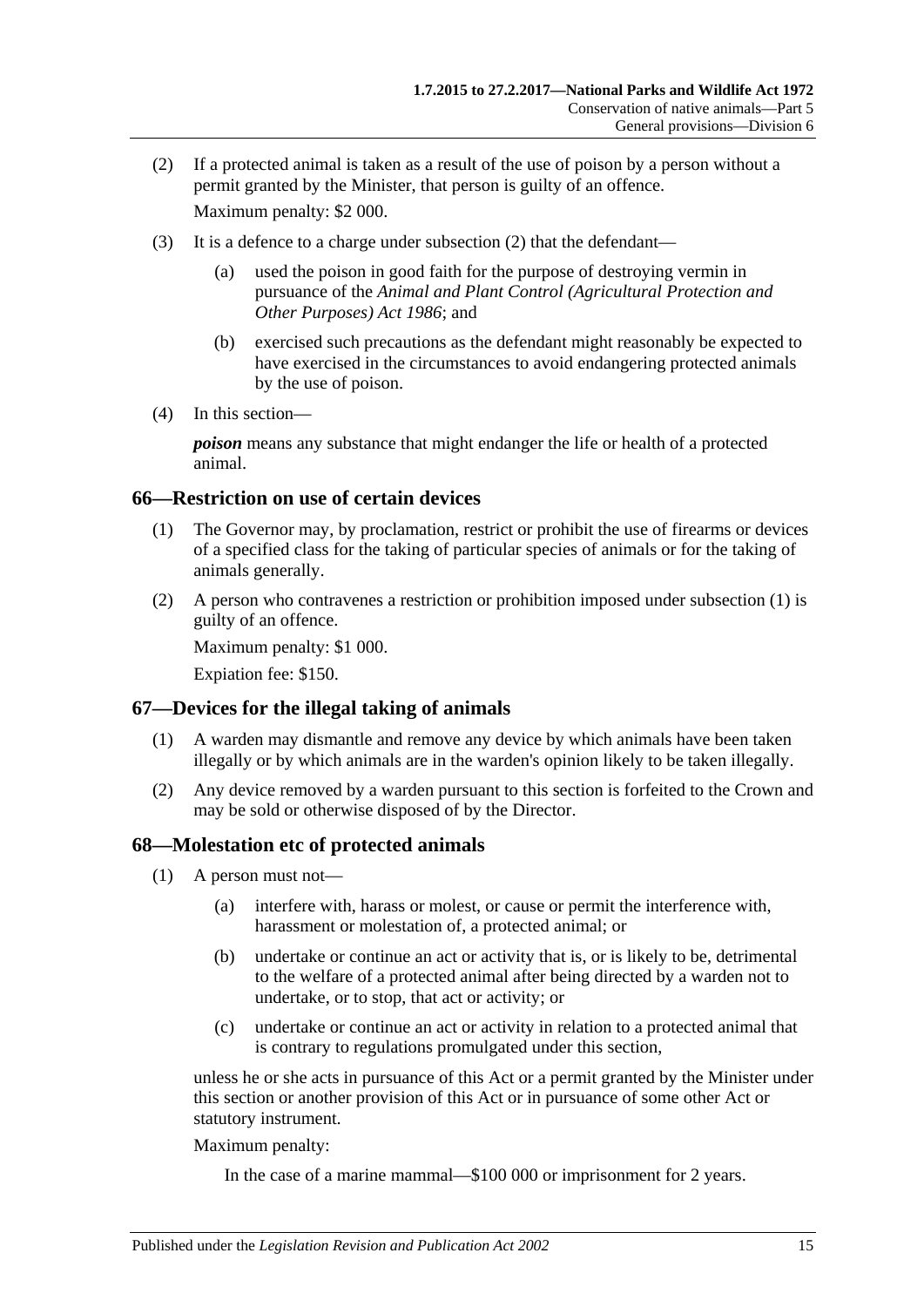(2) If a protected animal is taken as a result of the use of poison by a person without a permit granted by the Minister, that person is guilty of an offence.

Maximum penalty: $2 000.

(3) It is a defence to a charge under subsection (2) that the defendant—

(a) used the poison in good faith for the purpose of destroying vermin in pursuance of the *Animal and Plant Control (Agricultural Protection and Other Purposes) Act 1986*; and

(b) exercised such precautions as the defendant might reasonably be expected to have exercised in the circumstances to avoid endangering protected animals by the use of poison.

(4) In this section—

***poison*** means any substance that might endanger the life or health of a protected animal.

## 66—Restriction on use of certain devices

(1) The Governor may, by proclamation, restrict or prohibit the use of firearms or devices of a specified class for the taking of particular species of animals or for the taking of animals generally.

(2) A person who contravenes a restriction or prohibition imposed under subsection (1) is guilty of an offence.

Maximum penalty: $1 000.

Expiation fee: $150.

## 67—Devices for the illegal taking of animals

(1) A warden may dismantle and remove any device by which animals have been taken illegally or by which animals are in the warden's opinion likely to be taken illegally.

(2) Any device removed by a warden pursuant to this section is forfeited to the Crown and may be sold or otherwise disposed of by the Director.

## 68—Molestation etc of protected animals

(1) A person must not—

(a) interfere with, harass or molest, or cause or permit the interference with, harassment or molestation of, a protected animal; or

(b) undertake or continue an act or activity that is, or is likely to be, detrimental to the welfare of a protected animal after being directed by a warden not to undertake, or to stop, that act or activity; or

(c) undertake or continue an act or activity in relation to a protected animal that is contrary to regulations promulgated under this section,

unless he or she acts in pursuance of this Act or a permit granted by the Minister under this section or another provision of this Act or in pursuance of some other Act or statutory instrument.

Maximum penalty:

In the case of a marine mammal—$100 000 or imprisonment for 2 years.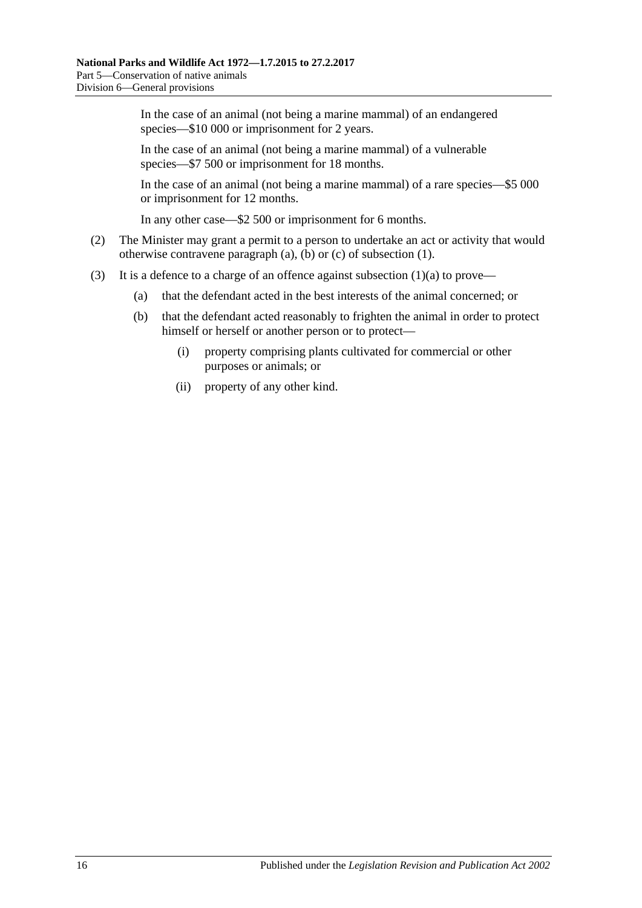In the case of an animal (not being a marine mammal) of an endangered species—$10 000 or imprisonment for 2 years.

In the case of an animal (not being a marine mammal) of a vulnerable species—$7 500 or imprisonment for 18 months.

In the case of an animal (not being a marine mammal) of a rare species—$5 000 or imprisonment for 12 months.

In any other case—$2 500 or imprisonment for 6 months.

(2) The Minister may grant a permit to a person to undertake an act or activity that would otherwise contravene paragraph (a), (b) or (c) of subsection (1).

(3) It is a defence to a charge of an offence against subsection (1)(a) to prove—

(a) that the defendant acted in the best interests of the animal concerned; or

(b) that the defendant acted reasonably to frighten the animal in order to protect himself or herself or another person or to protect—

(i) property comprising plants cultivated for commercial or other purposes or animals; or

(ii) property of any other kind.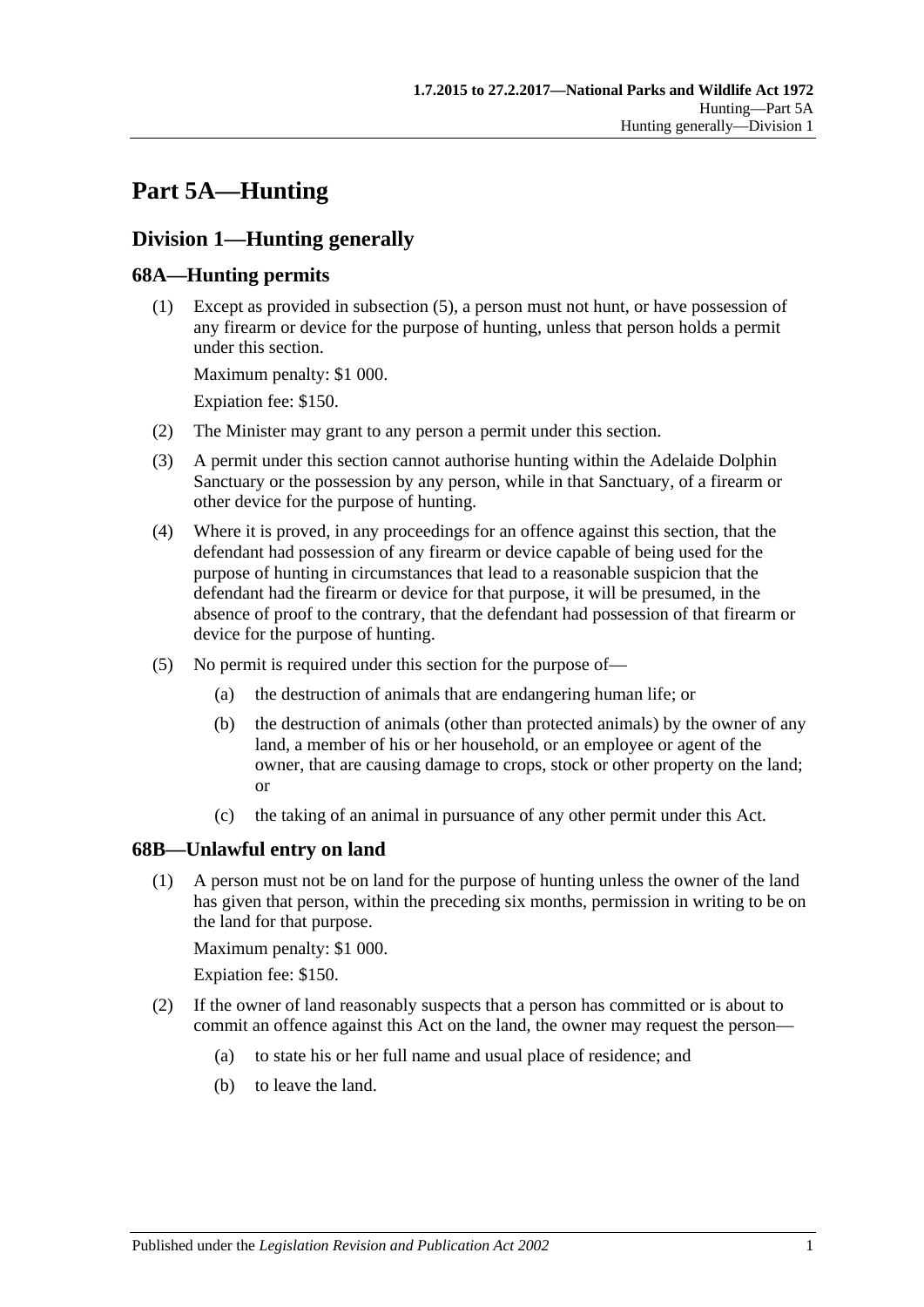# Part 5A—Hunting

## Division 1—Hunting generally

### 68A—Hunting permits

(1) Except as provided in subsection (5), a person must not hunt, or have possession of any firearm or device for the purpose of hunting, unless that person holds a permit under this section.

Maximum penalty: $1 000.

Expiation fee: $150.

(2) The Minister may grant to any person a permit under this section.

(3) A permit under this section cannot authorise hunting within the Adelaide Dolphin Sanctuary or the possession by any person, while in that Sanctuary, of a firearm or other device for the purpose of hunting.

(4) Where it is proved, in any proceedings for an offence against this section, that the defendant had possession of any firearm or device capable of being used for the purpose of hunting in circumstances that lead to a reasonable suspicion that the defendant had the firearm or device for that purpose, it will be presumed, in the absence of proof to the contrary, that the defendant had possession of that firearm or device for the purpose of hunting.

(5) No permit is required under this section for the purpose of—

- (a) the destruction of animals that are endangering human life; or
- (b) the destruction of animals (other than protected animals) by the owner of any land, a member of his or her household, or an employee or agent of the owner, that are causing damage to crops, stock or other property on the land; or
- (c) the taking of an animal in pursuance of any other permit under this Act.

### 68B—Unlawful entry on land

(1) A person must not be on land for the purpose of hunting unless the owner of the land has given that person, within the preceding six months, permission in writing to be on the land for that purpose.

Maximum penalty: $1 000.

Expiation fee: $150.

(2) If the owner of land reasonably suspects that a person has committed or is about to commit an offence against this Act on the land, the owner may request the person—

- (a) to state his or her full name and usual place of residence; and
- (b) to leave the land.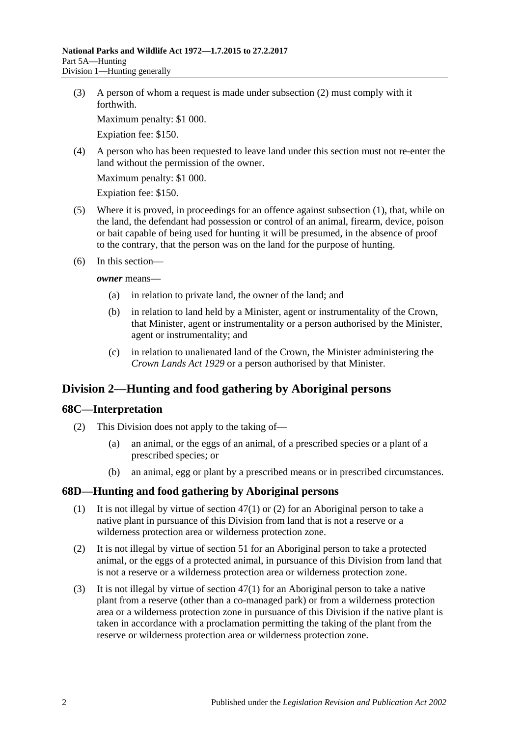(3) A person of whom a request is made under subsection (2) must comply with it forthwith.

Maximum penalty: $1 000.

Expiation fee: $150.

(4) A person who has been requested to leave land under this section must not re-enter the land without the permission of the owner.

Maximum penalty: $1 000.

Expiation fee: $150.

(5) Where it is proved, in proceedings for an offence against subsection (1), that, while on the land, the defendant had possession or control of an animal, firearm, device, poison or bait capable of being used for hunting it will be presumed, in the absence of proof to the contrary, that the person was on the land for the purpose of hunting.

(6) In this section—

***owner*** means—

(a) in relation to private land, the owner of the land; and

(b) in relation to land held by a Minister, agent or instrumentality of the Crown, that Minister, agent or instrumentality or a person authorised by the Minister, agent or instrumentality; and

(c) in relation to unalienated land of the Crown, the Minister administering the *Crown Lands Act 1929* or a person authorised by that Minister.

## Division 2—Hunting and food gathering by Aboriginal persons

### 68C—Interpretation

(2) This Division does not apply to the taking of—

(a) an animal, or the eggs of an animal, of a prescribed species or a plant of a prescribed species; or

(b) an animal, egg or plant by a prescribed means or in prescribed circumstances.

### 68D—Hunting and food gathering by Aboriginal persons

(1) It is not illegal by virtue of section 47(1) or (2) for an Aboriginal person to take a native plant in pursuance of this Division from land that is not a reserve or a wilderness protection area or wilderness protection zone.

(2) It is not illegal by virtue of section 51 for an Aboriginal person to take a protected animal, or the eggs of a protected animal, in pursuance of this Division from land that is not a reserve or a wilderness protection area or wilderness protection zone.

(3) It is not illegal by virtue of section 47(1) for an Aboriginal person to take a native plant from a reserve (other than a co-managed park) or from a wilderness protection area or a wilderness protection zone in pursuance of this Division if the native plant is taken in accordance with a proclamation permitting the taking of the plant from the reserve or wilderness protection area or wilderness protection zone.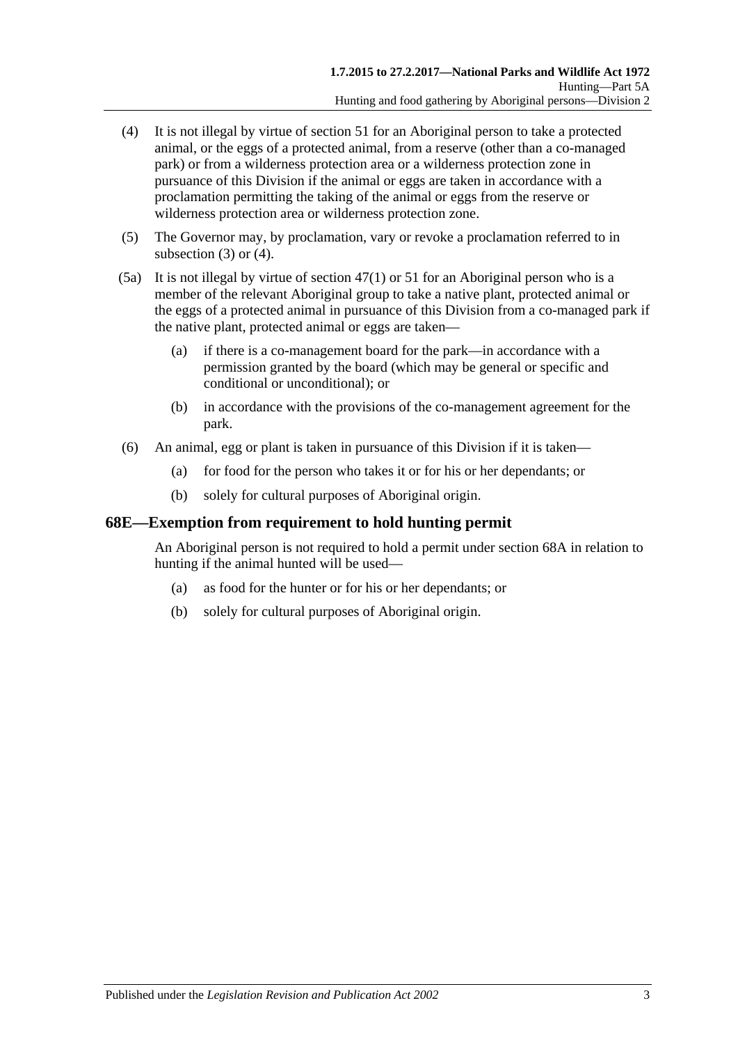(4) It is not illegal by virtue of section 51 for an Aboriginal person to take a protected animal, or the eggs of a protected animal, from a reserve (other than a co-managed park) or from a wilderness protection area or a wilderness protection zone in pursuance of this Division if the animal or eggs are taken in accordance with a proclamation permitting the taking of the animal or eggs from the reserve or wilderness protection area or wilderness protection zone.

(5) The Governor may, by proclamation, vary or revoke a proclamation referred to in subsection (3) or (4).

(5a) It is not illegal by virtue of section 47(1) or 51 for an Aboriginal person who is a member of the relevant Aboriginal group to take a native plant, protected animal or the eggs of a protected animal in pursuance of this Division from a co-managed park if the native plant, protected animal or eggs are taken—

- (a) if there is a co-management board for the park—in accordance with a permission granted by the board (which may be general or specific and conditional or unconditional); or
- (b) in accordance with the provisions of the co-management agreement for the park.

(6) An animal, egg or plant is taken in pursuance of this Division if it is taken—

- (a) for food for the person who takes it or for his or her dependants; or
- (b) solely for cultural purposes of Aboriginal origin.

## 68E—Exemption from requirement to hold hunting permit

An Aboriginal person is not required to hold a permit under section 68A in relation to hunting if the animal hunted will be used—

- (a) as food for the hunter or for his or her dependants; or
- (b) solely for cultural purposes of Aboriginal origin.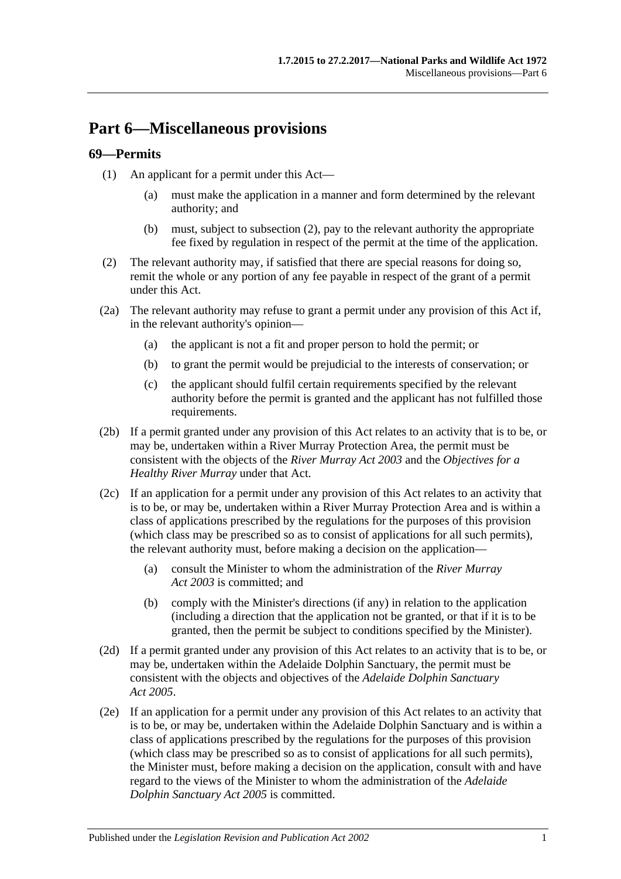# Part 6—Miscellaneous provisions

## 69—Permits

(1) An applicant for a permit under this Act—

  (a) must make the application in a manner and form determined by the relevant authority; and

  (b) must, subject to subsection (2), pay to the relevant authority the appropriate fee fixed by regulation in respect of the permit at the time of the application.

(2) The relevant authority may, if satisfied that there are special reasons for doing so, remit the whole or any portion of any fee payable in respect of the grant of a permit under this Act.

(2a) The relevant authority may refuse to grant a permit under any provision of this Act if, in the relevant authority's opinion—

  (a) the applicant is not a fit and proper person to hold the permit; or

  (b) to grant the permit would be prejudicial to the interests of conservation; or

  (c) the applicant should fulfil certain requirements specified by the relevant authority before the permit is granted and the applicant has not fulfilled those requirements.

(2b) If a permit granted under any provision of this Act relates to an activity that is to be, or may be, undertaken within a River Murray Protection Area, the permit must be consistent with the objects of the *River Murray Act 2003* and the *Objectives for a Healthy River Murray* under that Act.

(2c) If an application for a permit under any provision of this Act relates to an activity that is to be, or may be, undertaken within a River Murray Protection Area and is within a class of applications prescribed by the regulations for the purposes of this provision (which class may be prescribed so as to consist of applications for all such permits), the relevant authority must, before making a decision on the application—

  (a) consult the Minister to whom the administration of the *River Murray Act 2003* is committed; and

  (b) comply with the Minister's directions (if any) in relation to the application (including a direction that the application not be granted, or that if it is to be granted, then the permit be subject to conditions specified by the Minister).

(2d) If a permit granted under any provision of this Act relates to an activity that is to be, or may be, undertaken within the Adelaide Dolphin Sanctuary, the permit must be consistent with the objects and objectives of the *Adelaide Dolphin Sanctuary Act 2005*.

(2e) If an application for a permit under any provision of this Act relates to an activity that is to be, or may be, undertaken within the Adelaide Dolphin Sanctuary and is within a class of applications prescribed by the regulations for the purposes of this provision (which class may be prescribed so as to consist of applications for all such permits), the Minister must, before making a decision on the application, consult with and have regard to the views of the Minister to whom the administration of the *Adelaide Dolphin Sanctuary Act 2005* is committed.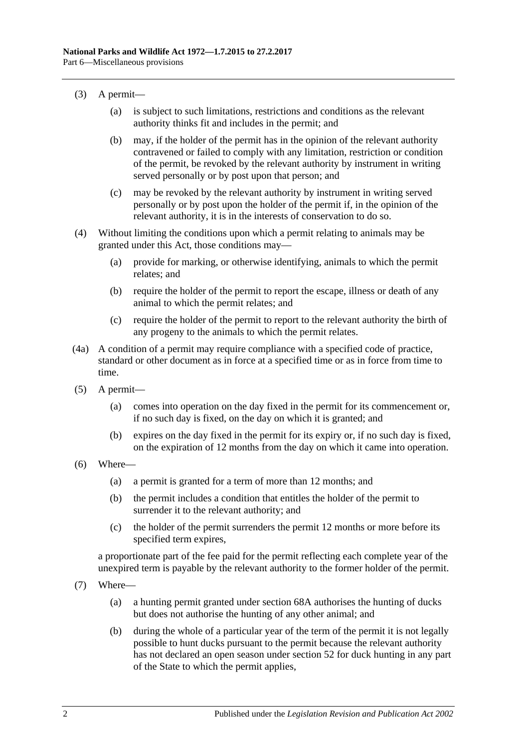(3) A permit—

(a) is subject to such limitations, restrictions and conditions as the relevant authority thinks fit and includes in the permit; and

(b) may, if the holder of the permit has in the opinion of the relevant authority contravened or failed to comply with any limitation, restriction or condition of the permit, be revoked by the relevant authority by instrument in writing served personally or by post upon that person; and

(c) may be revoked by the relevant authority by instrument in writing served personally or by post upon the holder of the permit if, in the opinion of the relevant authority, it is in the interests of conservation to do so.

(4) Without limiting the conditions upon which a permit relating to animals may be granted under this Act, those conditions may—

(a) provide for marking, or otherwise identifying, animals to which the permit relates; and

(b) require the holder of the permit to report the escape, illness or death of any animal to which the permit relates; and

(c) require the holder of the permit to report to the relevant authority the birth of any progeny to the animals to which the permit relates.

(4a) A condition of a permit may require compliance with a specified code of practice, standard or other document as in force at a specified time or as in force from time to time.

(5) A permit—

(a) comes into operation on the day fixed in the permit for its commencement or, if no such day is fixed, on the day on which it is granted; and

(b) expires on the day fixed in the permit for its expiry or, if no such day is fixed, on the expiration of 12 months from the day on which it came into operation.

(6) Where—

(a) a permit is granted for a term of more than 12 months; and

(b) the permit includes a condition that entitles the holder of the permit to surrender it to the relevant authority; and

(c) the holder of the permit surrenders the permit 12 months or more before its specified term expires,

a proportionate part of the fee paid for the permit reflecting each complete year of the unexpired term is payable by the relevant authority to the former holder of the permit.

(7) Where—

(a) a hunting permit granted under section 68A authorises the hunting of ducks but does not authorise the hunting of any other animal; and

(b) during the whole of a particular year of the term of the permit it is not legally possible to hunt ducks pursuant to the permit because the relevant authority has not declared an open season under section 52 for duck hunting in any part of the State to which the permit applies,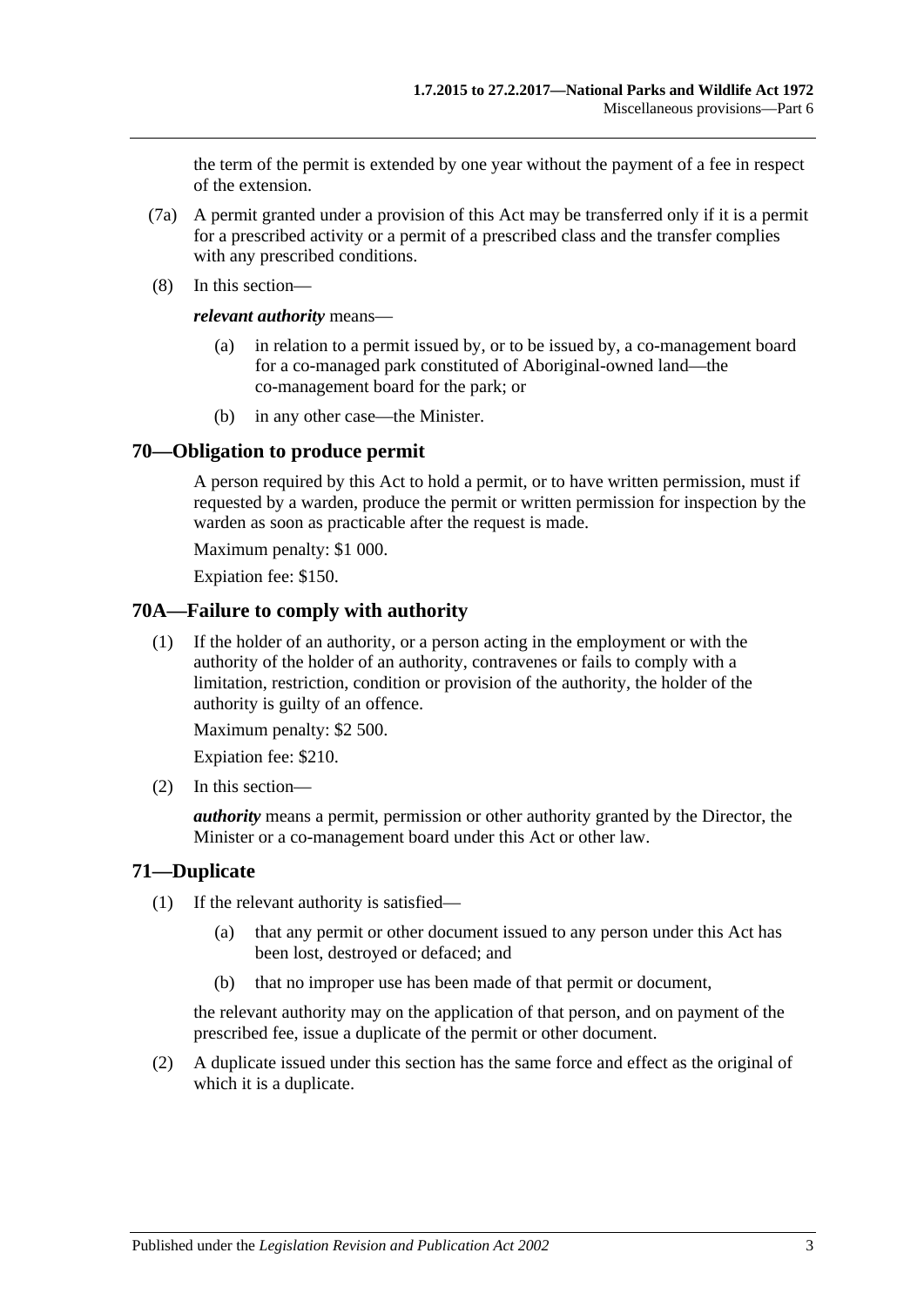the term of the permit is extended by one year without the payment of a fee in respect of the extension.

(7a) A permit granted under a provision of this Act may be transferred only if it is a permit for a prescribed activity or a permit of a prescribed class and the transfer complies with any prescribed conditions.

(8) In this section—

***relevant authority*** means—

(a) in relation to a permit issued by, or to be issued by, a co-management board for a co-managed park constituted of Aboriginal-owned land—the co-management board for the park; or

(b) in any other case—the Minister.

## 70—Obligation to produce permit

A person required by this Act to hold a permit, or to have written permission, must if requested by a warden, produce the permit or written permission for inspection by the warden as soon as practicable after the request is made.

Maximum penalty: $1 000.

Expiation fee: $150.

## 70A—Failure to comply with authority

(1) If the holder of an authority, or a person acting in the employment or with the authority of the holder of an authority, contravenes or fails to comply with a limitation, restriction, condition or provision of the authority, the holder of the authority is guilty of an offence.

Maximum penalty: $2 500.

Expiation fee: $210.

(2) In this section—

***authority*** means a permit, permission or other authority granted by the Director, the Minister or a co-management board under this Act or other law.

## 71—Duplicate

(1) If the relevant authority is satisfied—

(a) that any permit or other document issued to any person under this Act has been lost, destroyed or defaced; and

(b) that no improper use has been made of that permit or document,

the relevant authority may on the application of that person, and on payment of the prescribed fee, issue a duplicate of the permit or other document.

(2) A duplicate issued under this section has the same force and effect as the original of which it is a duplicate.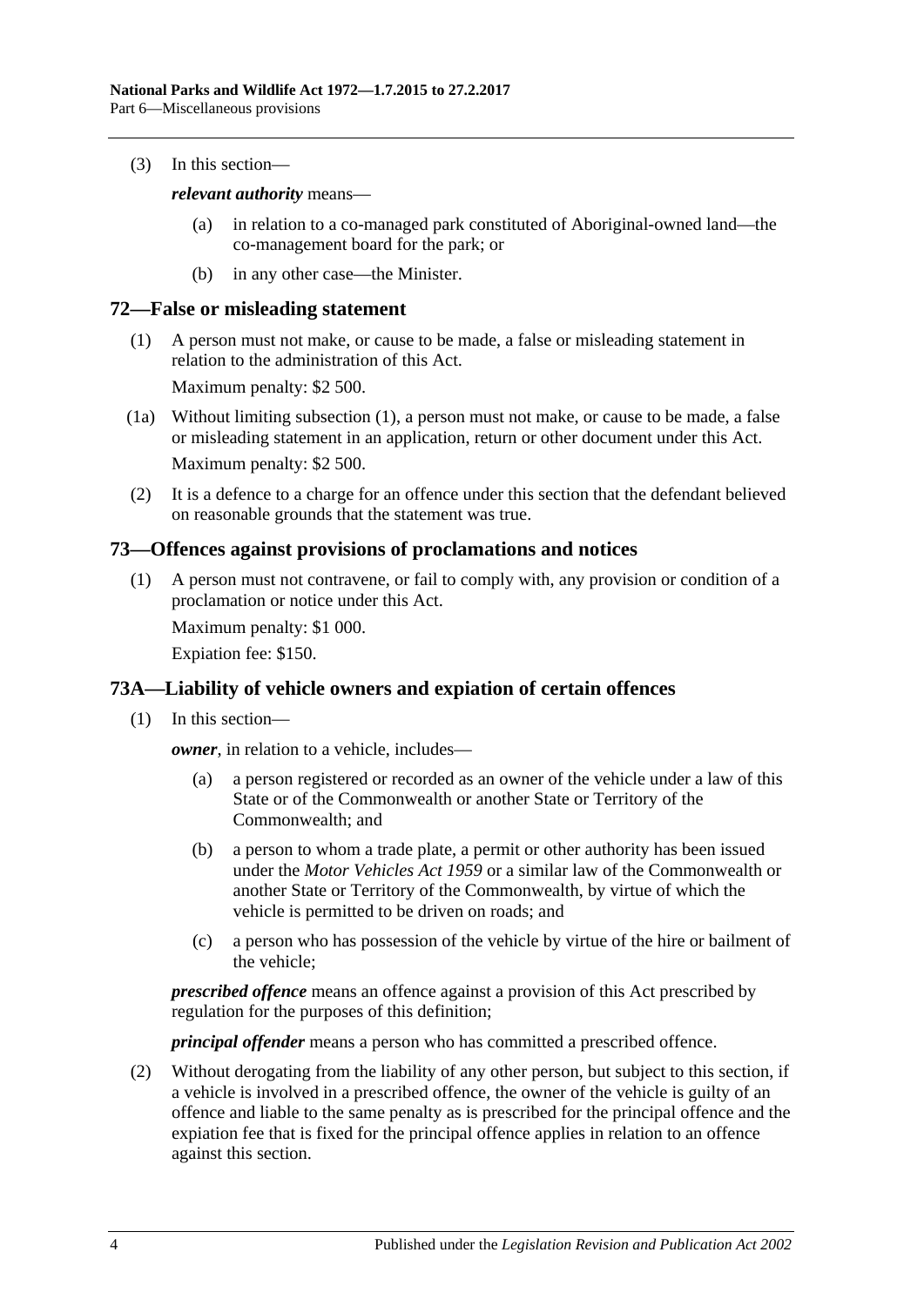(3) In this section—

***relevant authority*** means—

(a) in relation to a co-managed park constituted of Aboriginal-owned land—the co-management board for the park; or

(b) in any other case—the Minister.

## 72—False or misleading statement

(1) A person must not make, or cause to be made, a false or misleading statement in relation to the administration of this Act.

Maximum penalty: $2 500.

(1a) Without limiting subsection (1), a person must not make, or cause to be made, a false or misleading statement in an application, return or other document under this Act.

Maximum penalty: $2 500.

(2) It is a defence to a charge for an offence under this section that the defendant believed on reasonable grounds that the statement was true.

## 73—Offences against provisions of proclamations and notices

(1) A person must not contravene, or fail to comply with, any provision or condition of a proclamation or notice under this Act.

Maximum penalty: $1 000.

Expiation fee: $150.

## 73A—Liability of vehicle owners and expiation of certain offences

(1) In this section—

***owner***, in relation to a vehicle, includes—

(a) a person registered or recorded as an owner of the vehicle under a law of this State or of the Commonwealth or another State or Territory of the Commonwealth; and

(b) a person to whom a trade plate, a permit or other authority has been issued under the *Motor Vehicles Act 1959* or a similar law of the Commonwealth or another State or Territory of the Commonwealth, by virtue of which the vehicle is permitted to be driven on roads; and

(c) a person who has possession of the vehicle by virtue of the hire or bailment of the vehicle;

***prescribed offence*** means an offence against a provision of this Act prescribed by regulation for the purposes of this definition;

***principal offender*** means a person who has committed a prescribed offence.

(2) Without derogating from the liability of any other person, but subject to this section, if a vehicle is involved in a prescribed offence, the owner of the vehicle is guilty of an offence and liable to the same penalty as is prescribed for the principal offence and the expiation fee that is fixed for the principal offence applies in relation to an offence against this section.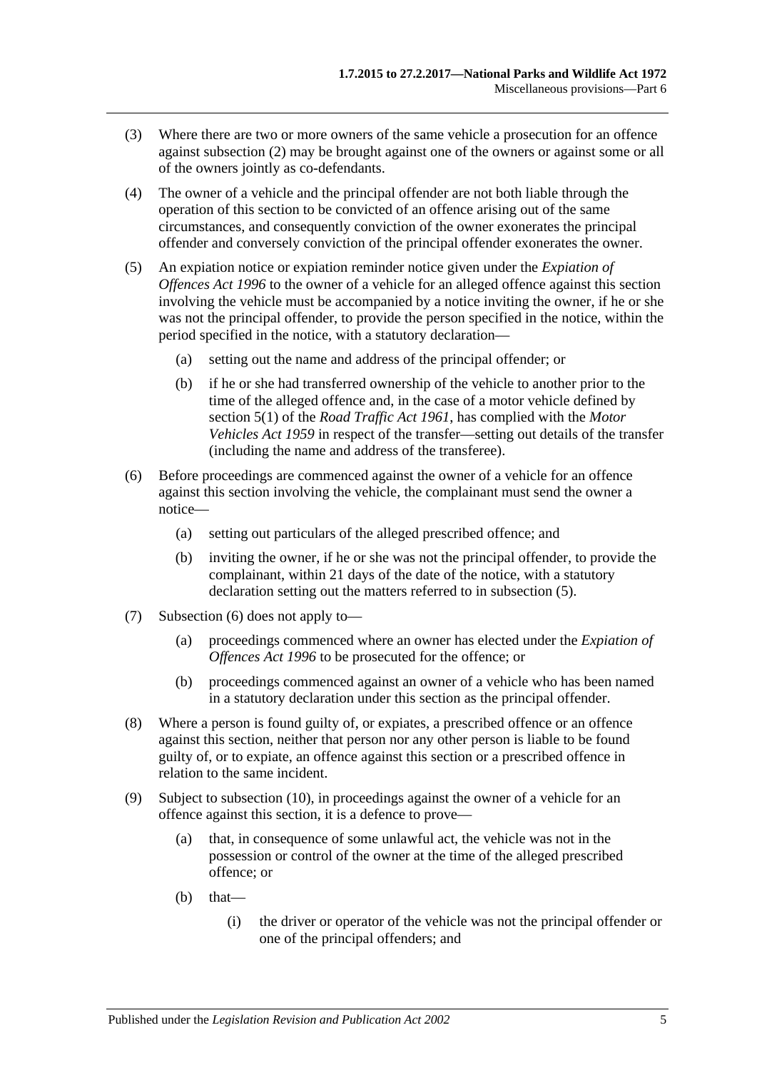(3) Where there are two or more owners of the same vehicle a prosecution for an offence against subsection (2) may be brought against one of the owners or against some or all of the owners jointly as co-defendants.

(4) The owner of a vehicle and the principal offender are not both liable through the operation of this section to be convicted of an offence arising out of the same circumstances, and consequently conviction of the owner exonerates the principal offender and conversely conviction of the principal offender exonerates the owner.

(5) An expiation notice or expiation reminder notice given under the *Expiation of Offences Act 1996* to the owner of a vehicle for an alleged offence against this section involving the vehicle must be accompanied by a notice inviting the owner, if he or she was not the principal offender, to provide the person specified in the notice, within the period specified in the notice, with a statutory declaration—

- (a) setting out the name and address of the principal offender; or
- (b) if he or she had transferred ownership of the vehicle to another prior to the time of the alleged offence and, in the case of a motor vehicle defined by section 5(1) of the *Road Traffic Act 1961*, has complied with the *Motor Vehicles Act 1959* in respect of the transfer—setting out details of the transfer (including the name and address of the transferee).

(6) Before proceedings are commenced against the owner of a vehicle for an offence against this section involving the vehicle, the complainant must send the owner a notice—

- (a) setting out particulars of the alleged prescribed offence; and
- (b) inviting the owner, if he or she was not the principal offender, to provide the complainant, within 21 days of the date of the notice, with a statutory declaration setting out the matters referred to in subsection (5).

(7) Subsection (6) does not apply to—

- (a) proceedings commenced where an owner has elected under the *Expiation of Offences Act 1996* to be prosecuted for the offence; or
- (b) proceedings commenced against an owner of a vehicle who has been named in a statutory declaration under this section as the principal offender.

(8) Where a person is found guilty of, or expiates, a prescribed offence or an offence against this section, neither that person nor any other person is liable to be found guilty of, or to expiate, an offence against this section or a prescribed offence in relation to the same incident.

(9) Subject to subsection (10), in proceedings against the owner of a vehicle for an offence against this section, it is a defence to prove—

- (a) that, in consequence of some unlawful act, the vehicle was not in the possession or control of the owner at the time of the alleged prescribed offence; or
- (b) that—
  - (i) the driver or operator of the vehicle was not the principal offender or one of the principal offenders; and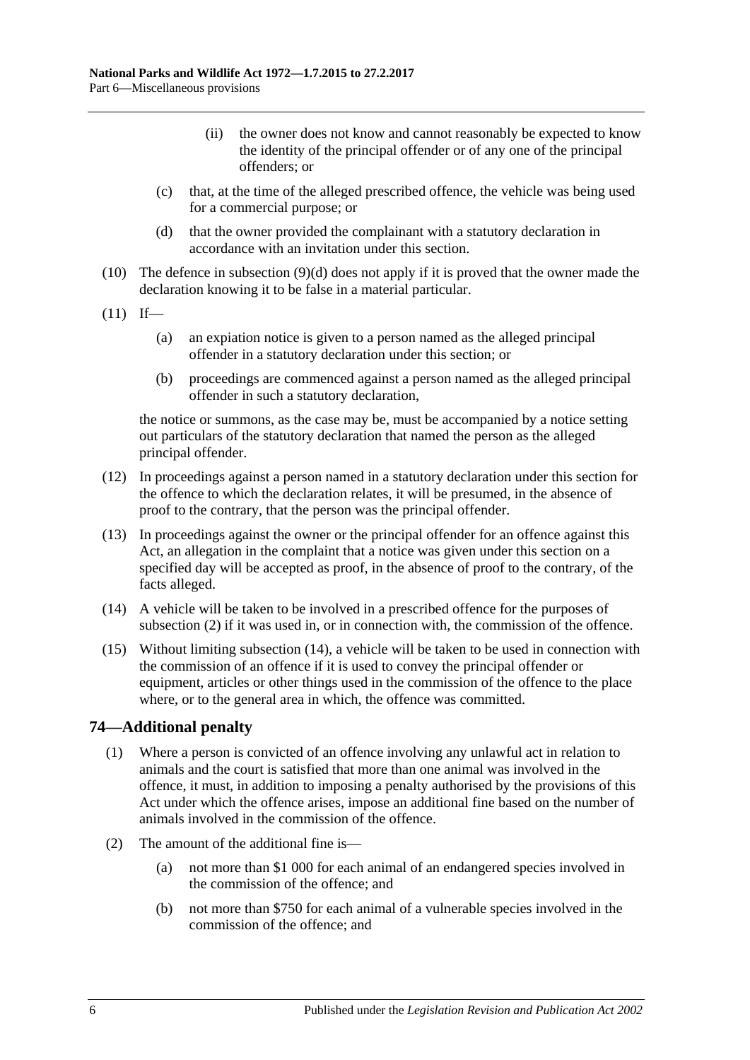(ii) the owner does not know and cannot reasonably be expected to know the identity of the principal offender or of any one of the principal offenders; or

(c) that, at the time of the alleged prescribed offence, the vehicle was being used for a commercial purpose; or

(d) that the owner provided the complainant with a statutory declaration in accordance with an invitation under this section.

(10) The defence in subsection (9)(d) does not apply if it is proved that the owner made the declaration knowing it to be false in a material particular.

(11) If—

(a) an expiation notice is given to a person named as the alleged principal offender in a statutory declaration under this section; or

(b) proceedings are commenced against a person named as the alleged principal offender in such a statutory declaration,

the notice or summons, as the case may be, must be accompanied by a notice setting out particulars of the statutory declaration that named the person as the alleged principal offender.

(12) In proceedings against a person named in a statutory declaration under this section for the offence to which the declaration relates, it will be presumed, in the absence of proof to the contrary, that the person was the principal offender.

(13) In proceedings against the owner or the principal offender for an offence against this Act, an allegation in the complaint that a notice was given under this section on a specified day will be accepted as proof, in the absence of proof to the contrary, of the facts alleged.

(14) A vehicle will be taken to be involved in a prescribed offence for the purposes of subsection (2) if it was used in, or in connection with, the commission of the offence.

(15) Without limiting subsection (14), a vehicle will be taken to be used in connection with the commission of an offence if it is used to convey the principal offender or equipment, articles or other things used in the commission of the offence to the place where, or to the general area in which, the offence was committed.

## 74—Additional penalty

(1) Where a person is convicted of an offence involving any unlawful act in relation to animals and the court is satisfied that more than one animal was involved in the offence, it must, in addition to imposing a penalty authorised by the provisions of this Act under which the offence arises, impose an additional fine based on the number of animals involved in the commission of the offence.

(2) The amount of the additional fine is—

(a) not more than $1 000 for each animal of an endangered species involved in the commission of the offence; and

(b) not more than $750 for each animal of a vulnerable species involved in the commission of the offence; and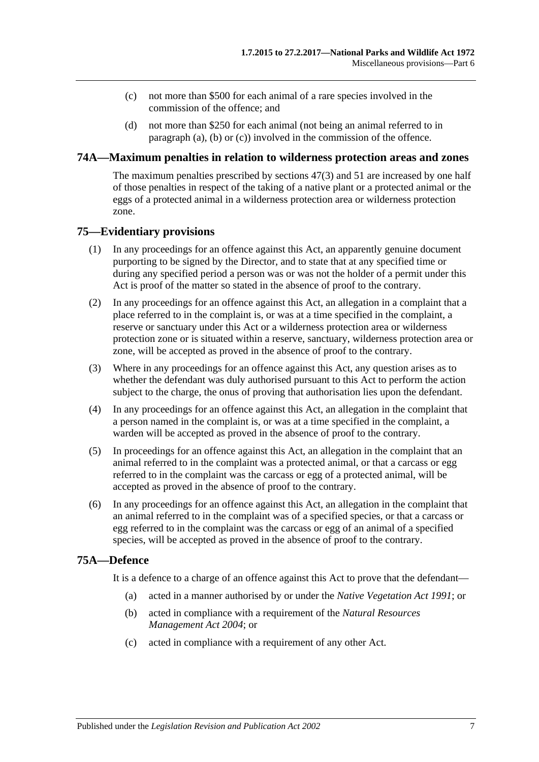(c) not more than $500 for each animal of a rare species involved in the commission of the offence; and

(d) not more than $250 for each animal (not being an animal referred to in paragraph (a), (b) or (c)) involved in the commission of the offence.

## 74A—Maximum penalties in relation to wilderness protection areas and zones

The maximum penalties prescribed by sections 47(3) and 51 are increased by one half of those penalties in respect of the taking of a native plant or a protected animal or the eggs of a protected animal in a wilderness protection area or wilderness protection zone.

## 75—Evidentiary provisions

(1) In any proceedings for an offence against this Act, an apparently genuine document purporting to be signed by the Director, and to state that at any specified time or during any specified period a person was or was not the holder of a permit under this Act is proof of the matter so stated in the absence of proof to the contrary.

(2) In any proceedings for an offence against this Act, an allegation in a complaint that a place referred to in the complaint is, or was at a time specified in the complaint, a reserve or sanctuary under this Act or a wilderness protection area or wilderness protection zone or is situated within a reserve, sanctuary, wilderness protection area or zone, will be accepted as proved in the absence of proof to the contrary.

(3) Where in any proceedings for an offence against this Act, any question arises as to whether the defendant was duly authorised pursuant to this Act to perform the action subject to the charge, the onus of proving that authorisation lies upon the defendant.

(4) In any proceedings for an offence against this Act, an allegation in the complaint that a person named in the complaint is, or was at a time specified in the complaint, a warden will be accepted as proved in the absence of proof to the contrary.

(5) In proceedings for an offence against this Act, an allegation in the complaint that an animal referred to in the complaint was a protected animal, or that a carcass or egg referred to in the complaint was the carcass or egg of a protected animal, will be accepted as proved in the absence of proof to the contrary.

(6) In any proceedings for an offence against this Act, an allegation in the complaint that an animal referred to in the complaint was of a specified species, or that a carcass or egg referred to in the complaint was the carcass or egg of an animal of a specified species, will be accepted as proved in the absence of proof to the contrary.

## 75A—Defence

It is a defence to a charge of an offence against this Act to prove that the defendant—

(a) acted in a manner authorised by or under the *Native Vegetation Act 1991*; or

(b) acted in compliance with a requirement of the *Natural Resources Management Act 2004*; or

(c) acted in compliance with a requirement of any other Act.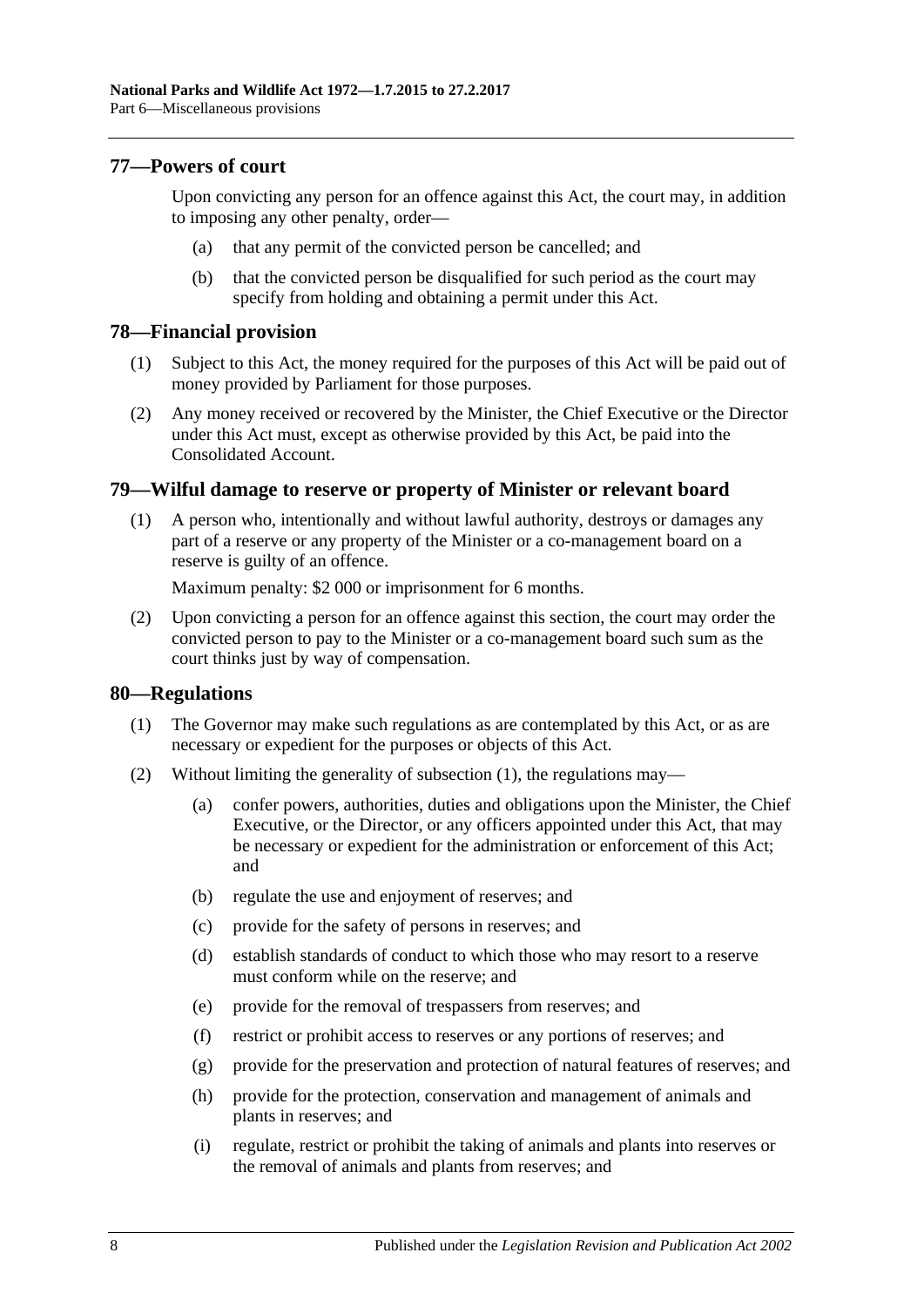## 77—Powers of court

Upon convicting any person for an offence against this Act, the court may, in addition to imposing any other penalty, order—

- (a) that any permit of the convicted person be cancelled; and
- (b) that the convicted person be disqualified for such period as the court may specify from holding and obtaining a permit under this Act.

## 78—Financial provision

(1) Subject to this Act, the money required for the purposes of this Act will be paid out of money provided by Parliament for those purposes.

(2) Any money received or recovered by the Minister, the Chief Executive or the Director under this Act must, except as otherwise provided by this Act, be paid into the Consolidated Account.

## 79—Wilful damage to reserve or property of Minister or relevant board

(1) A person who, intentionally and without lawful authority, destroys or damages any part of a reserve or any property of the Minister or a co-management board on a reserve is guilty of an offence.

Maximum penalty: $2 000 or imprisonment for 6 months.

(2) Upon convicting a person for an offence against this section, the court may order the convicted person to pay to the Minister or a co-management board such sum as the court thinks just by way of compensation.

## 80—Regulations

(1) The Governor may make such regulations as are contemplated by this Act, or as are necessary or expedient for the purposes or objects of this Act.

(2) Without limiting the generality of subsection (1), the regulations may—

- (a) confer powers, authorities, duties and obligations upon the Minister, the Chief Executive, or the Director, or any officers appointed under this Act, that may be necessary or expedient for the administration or enforcement of this Act; and
- (b) regulate the use and enjoyment of reserves; and
- (c) provide for the safety of persons in reserves; and
- (d) establish standards of conduct to which those who may resort to a reserve must conform while on the reserve; and
- (e) provide for the removal of trespassers from reserves; and
- (f) restrict or prohibit access to reserves or any portions of reserves; and
- (g) provide for the preservation and protection of natural features of reserves; and
- (h) provide for the protection, conservation and management of animals and plants in reserves; and
- (i) regulate, restrict or prohibit the taking of animals and plants into reserves or the removal of animals and plants from reserves; and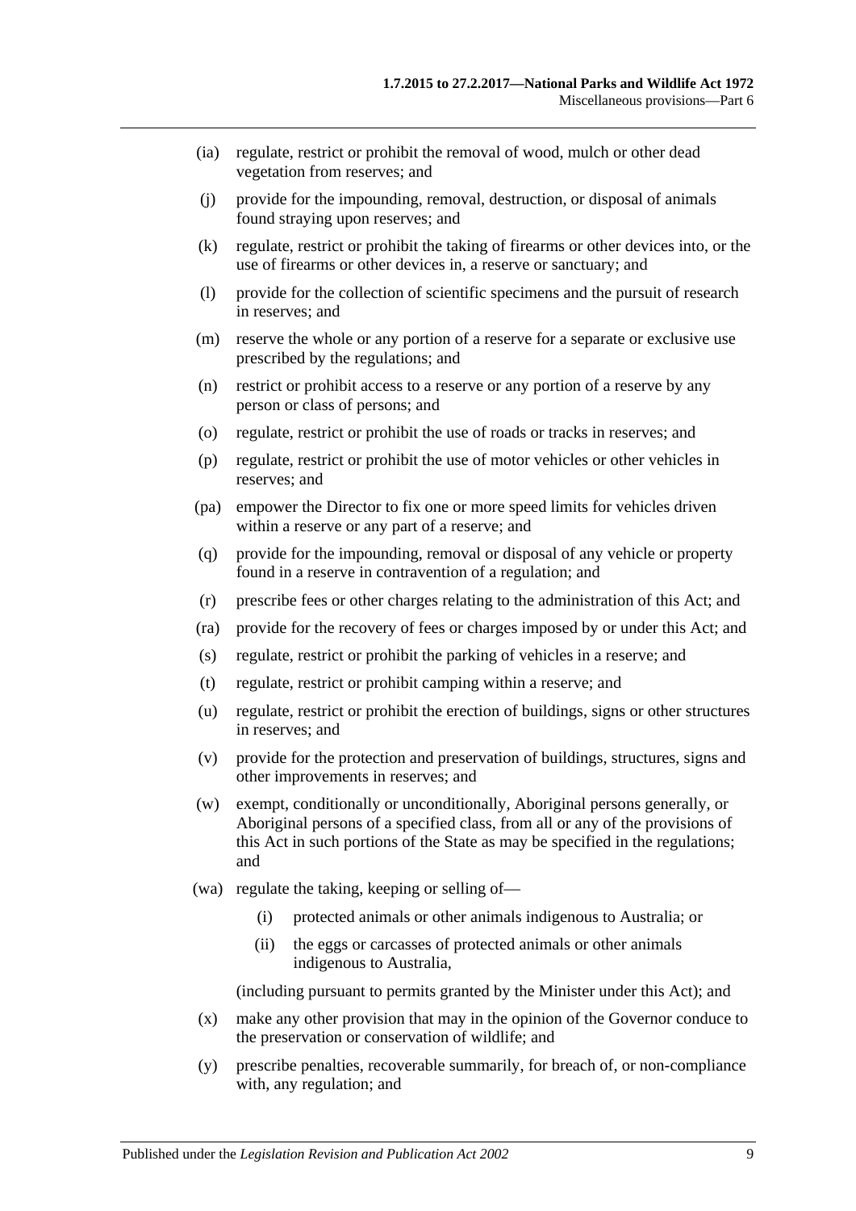(ia) regulate, restrict or prohibit the removal of wood, mulch or other dead vegetation from reserves; and

(j) provide for the impounding, removal, destruction, or disposal of animals found straying upon reserves; and

(k) regulate, restrict or prohibit the taking of firearms or other devices into, or the use of firearms or other devices in, a reserve or sanctuary; and

(l) provide for the collection of scientific specimens and the pursuit of research in reserves; and

(m) reserve the whole or any portion of a reserve for a separate or exclusive use prescribed by the regulations; and

(n) restrict or prohibit access to a reserve or any portion of a reserve by any person or class of persons; and

(o) regulate, restrict or prohibit the use of roads or tracks in reserves; and

(p) regulate, restrict or prohibit the use of motor vehicles or other vehicles in reserves; and

(pa) empower the Director to fix one or more speed limits for vehicles driven within a reserve or any part of a reserve; and

(q) provide for the impounding, removal or disposal of any vehicle or property found in a reserve in contravention of a regulation; and

(r) prescribe fees or other charges relating to the administration of this Act; and

(ra) provide for the recovery of fees or charges imposed by or under this Act; and

(s) regulate, restrict or prohibit the parking of vehicles in a reserve; and

(t) regulate, restrict or prohibit camping within a reserve; and

(u) regulate, restrict or prohibit the erection of buildings, signs or other structures in reserves; and

(v) provide for the protection and preservation of buildings, structures, signs and other improvements in reserves; and

(w) exempt, conditionally or unconditionally, Aboriginal persons generally, or Aboriginal persons of a specified class, from all or any of the provisions of this Act in such portions of the State as may be specified in the regulations; and

(wa) regulate the taking, keeping or selling of—

(i) protected animals or other animals indigenous to Australia; or

(ii) the eggs or carcasses of protected animals or other animals indigenous to Australia,

(including pursuant to permits granted by the Minister under this Act); and

(x) make any other provision that may in the opinion of the Governor conduce to the preservation or conservation of wildlife; and

(y) prescribe penalties, recoverable summarily, for breach of, or non-compliance with, any regulation; and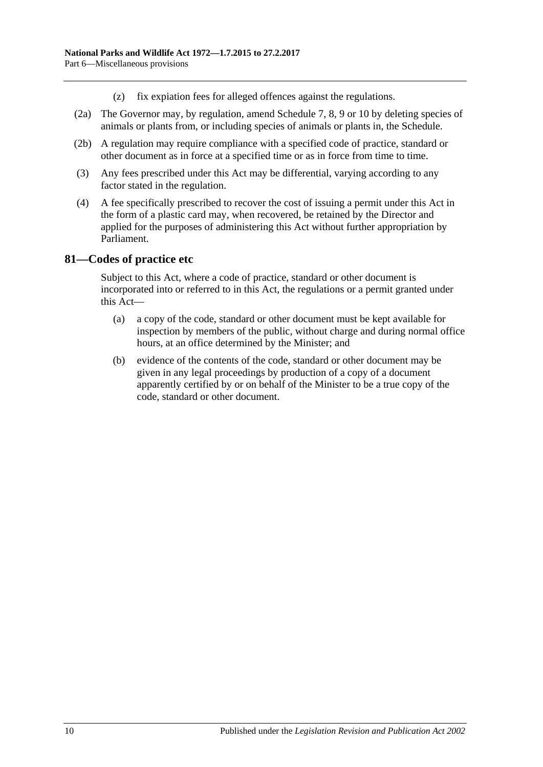(z) fix expiation fees for alleged offences against the regulations.

(2a) The Governor may, by regulation, amend Schedule 7, 8, 9 or 10 by deleting species of animals or plants from, or including species of animals or plants in, the Schedule.

(2b) A regulation may require compliance with a specified code of practice, standard or other document as in force at a specified time or as in force from time to time.

(3) Any fees prescribed under this Act may be differential, varying according to any factor stated in the regulation.

(4) A fee specifically prescribed to recover the cost of issuing a permit under this Act in the form of a plastic card may, when recovered, be retained by the Director and applied for the purposes of administering this Act without further appropriation by Parliament.

## 81—Codes of practice etc

Subject to this Act, where a code of practice, standard or other document is incorporated into or referred to in this Act, the regulations or a permit granted under this Act—

(a) a copy of the code, standard or other document must be kept available for inspection by members of the public, without charge and during normal office hours, at an office determined by the Minister; and

(b) evidence of the contents of the code, standard or other document may be given in any legal proceedings by production of a copy of a document apparently certified by or on behalf of the Minister to be a true copy of the code, standard or other document.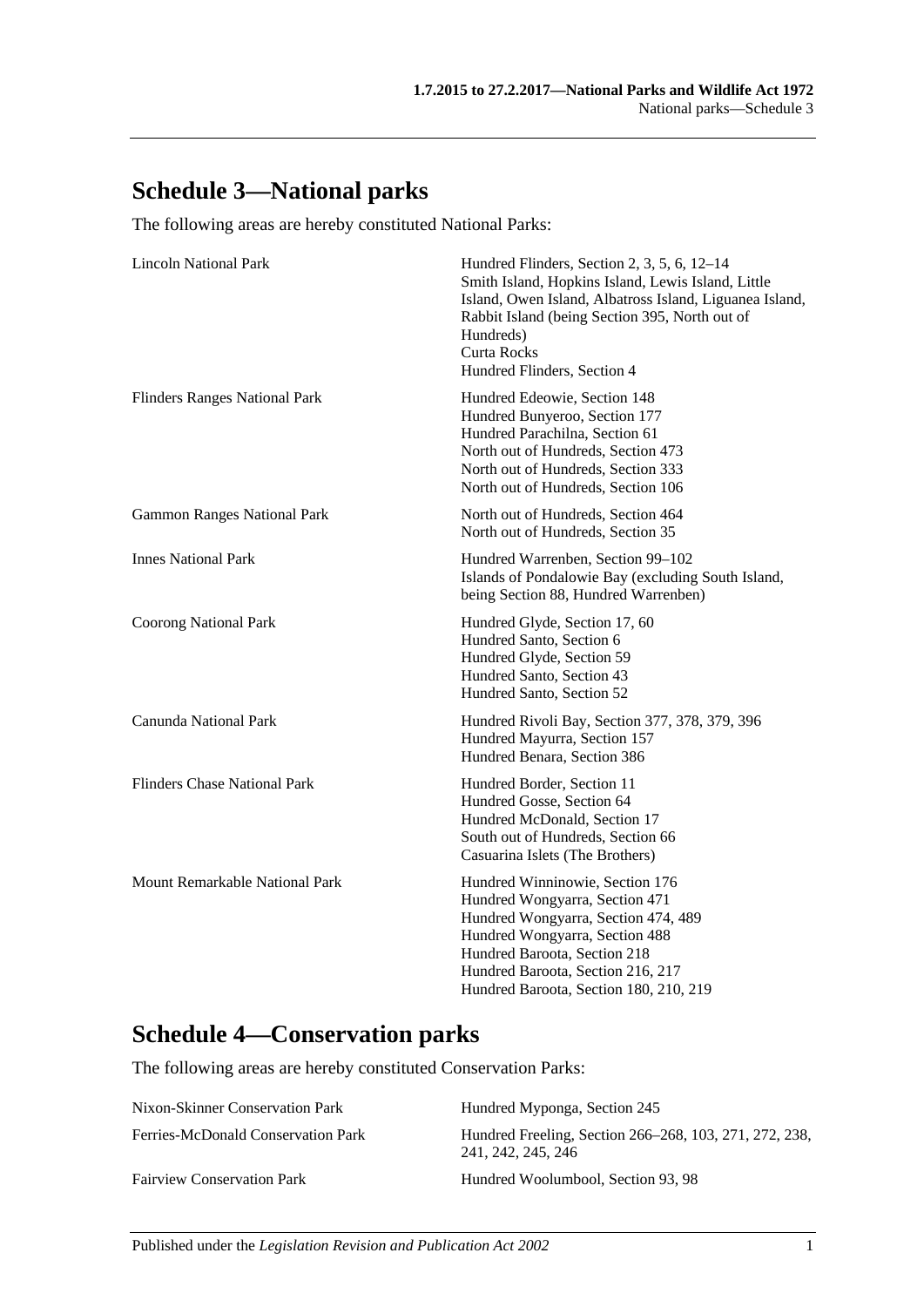## Schedule 3—National parks

The following areas are hereby constituted National Parks:

| | |
|---|---|
| Lincoln National Park | Hundred Flinders, Section 2, 3, 5, 6, 12–14<br>Smith Island, Hopkins Island, Lewis Island, Little Island, Owen Island, Albatross Island, Liguanea Island, Rabbit Island (being Section 395, North out of Hundreds)<br>Curta Rocks<br>Hundred Flinders, Section 4 |
| Flinders Ranges National Park | Hundred Edeowie, Section 148<br>Hundred Bunyeroo, Section 177<br>Hundred Parachilna, Section 61<br>North out of Hundreds, Section 473<br>North out of Hundreds, Section 333<br>North out of Hundreds, Section 106 |
| Gammon Ranges National Park | North out of Hundreds, Section 464<br>North out of Hundreds, Section 35 |
| Innes National Park | Hundred Warrenben, Section 99–102<br>Islands of Pondalowie Bay (excluding South Island, being Section 88, Hundred Warrenben) |
| Coorong National Park | Hundred Glyde, Section 17, 60<br>Hundred Santo, Section 6<br>Hundred Glyde, Section 59<br>Hundred Santo, Section 43<br>Hundred Santo, Section 52 |
| Canunda National Park | Hundred Rivoli Bay, Section 377, 378, 379, 396<br>Hundred Mayurra, Section 157<br>Hundred Benara, Section 386 |
| Flinders Chase National Park | Hundred Border, Section 11<br>Hundred Gosse, Section 64<br>Hundred McDonald, Section 17<br>South out of Hundreds, Section 66<br>Casuarina Islets (The Brothers) |
| Mount Remarkable National Park | Hundred Winninowie, Section 176<br>Hundred Wongyarra, Section 471<br>Hundred Wongyarra, Section 474, 489<br>Hundred Wongyarra, Section 488<br>Hundred Baroota, Section 218<br>Hundred Baroota, Section 216, 217<br>Hundred Baroota, Section 180, 210, 219 |

## Schedule 4—Conservation parks

The following areas are hereby constituted Conservation Parks:

| | |
|---|---|
| Nixon-Skinner Conservation Park | Hundred Myponga, Section 245 |
| Ferries-McDonald Conservation Park | Hundred Freeling, Section 266–268, 103, 271, 272, 238, 241, 242, 245, 246 |
| Fairview Conservation Park | Hundred Woolumbool, Section 93, 98 |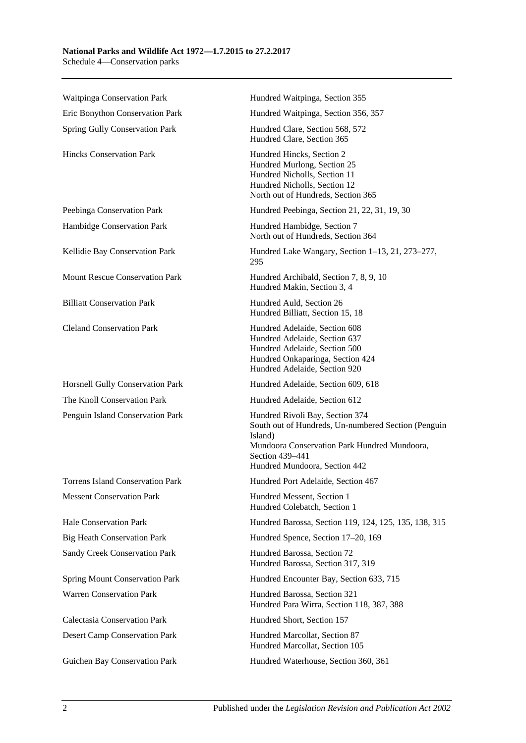| | |
|---|---|
| Waitpinga Conservation Park | Hundred Waitpinga, Section 355 |
| Eric Bonython Conservation Park | Hundred Waitpinga, Section 356, 357 |
| Spring Gully Conservation Park | Hundred Clare, Section 568, 572<br>Hundred Clare, Section 365 |
| Hincks Conservation Park | Hundred Hincks, Section 2<br>Hundred Murlong, Section 25<br>Hundred Nicholls, Section 11<br>Hundred Nicholls, Section 12<br>North out of Hundreds, Section 365 |
| Peebinga Conservation Park | Hundred Peebinga, Section 21, 22, 31, 19, 30 |
| Hambidge Conservation Park | Hundred Hambidge, Section 7<br>North out of Hundreds, Section 364 |
| Kellidie Bay Conservation Park | Hundred Lake Wangary, Section 1–13, 21, 273–277, 295 |
| Mount Rescue Conservation Park | Hundred Archibald, Section 7, 8, 9, 10<br>Hundred Makin, Section 3, 4 |
| Billiatt Conservation Park | Hundred Auld, Section 26<br>Hundred Billiatt, Section 15, 18 |
| Cleland Conservation Park | Hundred Adelaide, Section 608<br>Hundred Adelaide, Section 637<br>Hundred Adelaide, Section 500<br>Hundred Onkaparinga, Section 424<br>Hundred Adelaide, Section 920 |
| Horsnell Gully Conservation Park | Hundred Adelaide, Section 609, 618 |
| The Knoll Conservation Park | Hundred Adelaide, Section 612 |
| Penguin Island Conservation Park | Hundred Rivoli Bay, Section 374<br>South out of Hundreds, Un-numbered Section (Penguin Island)<br>Mundoora Conservation Park Hundred Mundoora, Section 439–441<br>Hundred Mundoora, Section 442 |
| Torrens Island Conservation Park | Hundred Port Adelaide, Section 467 |
| Messent Conservation Park | Hundred Messent, Section 1<br>Hundred Colebatch, Section 1 |
| Hale Conservation Park | Hundred Barossa, Section 119, 124, 125, 135, 138, 315 |
| Big Heath Conservation Park | Hundred Spence, Section 17–20, 169 |
| Sandy Creek Conservation Park | Hundred Barossa, Section 72<br>Hundred Barossa, Section 317, 319 |
| Spring Mount Conservation Park | Hundred Encounter Bay, Section 633, 715 |
| Warren Conservation Park | Hundred Barossa, Section 321<br>Hundred Para Wirra, Section 118, 387, 388 |
| Calectasia Conservation Park | Hundred Short, Section 157 |
| Desert Camp Conservation Park | Hundred Marcollat, Section 87<br>Hundred Marcollat, Section 105 |
| Guichen Bay Conservation Park | Hundred Waterhouse, Section 360, 361 |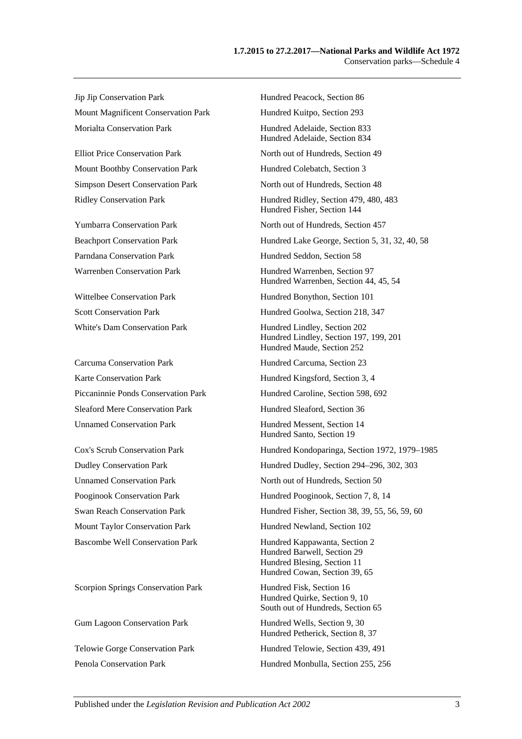| | |
|---|---|
| Jip Jip Conservation Park | Hundred Peacock, Section 86 |
| Mount Magnificent Conservation Park | Hundred Kuitpo, Section 293 |
| Morialta Conservation Park | Hundred Adelaide, Section 833<br>Hundred Adelaide, Section 834 |
| Elliot Price Conservation Park | North out of Hundreds, Section 49 |
| Mount Boothby Conservation Park | Hundred Colebatch, Section 3 |
| Simpson Desert Conservation Park | North out of Hundreds, Section 48 |
| Ridley Conservation Park | Hundred Ridley, Section 479, 480, 483<br>Hundred Fisher, Section 144 |
| Yumbarra Conservation Park | North out of Hundreds, Section 457 |
| Beachport Conservation Park | Hundred Lake George, Section 5, 31, 32, 40, 58 |
| Parndana Conservation Park | Hundred Seddon, Section 58 |
| Warrenben Conservation Park | Hundred Warrenben, Section 97<br>Hundred Warrenben, Section 44, 45, 54 |
| Wittelbee Conservation Park | Hundred Bonython, Section 101 |
| Scott Conservation Park | Hundred Goolwa, Section 218, 347 |
| White's Dam Conservation Park | Hundred Lindley, Section 202<br>Hundred Lindley, Section 197, 199, 201<br>Hundred Maude, Section 252 |
| Carcuma Conservation Park | Hundred Carcuma, Section 23 |
| Karte Conservation Park | Hundred Kingsford, Section 3, 4 |
| Piccaninnie Ponds Conservation Park | Hundred Caroline, Section 598, 692 |
| Sleaford Mere Conservation Park | Hundred Sleaford, Section 36 |
| Unnamed Conservation Park | Hundred Messent, Section 14<br>Hundred Santo, Section 19 |
| Cox's Scrub Conservation Park | Hundred Kondoparinga, Section 1972, 1979–1985 |
| Dudley Conservation Park | Hundred Dudley, Section 294–296, 302, 303 |
| Unnamed Conservation Park | North out of Hundreds, Section 50 |
| Pooginook Conservation Park | Hundred Pooginook, Section 7, 8, 14 |
| Swan Reach Conservation Park | Hundred Fisher, Section 38, 39, 55, 56, 59, 60 |
| Mount Taylor Conservation Park | Hundred Newland, Section 102 |
| Bascombe Well Conservation Park | Hundred Kappawanta, Section 2<br>Hundred Barwell, Section 29<br>Hundred Blesing, Section 11<br>Hundred Cowan, Section 39, 65 |
| Scorpion Springs Conservation Park | Hundred Fisk, Section 16<br>Hundred Quirke, Section 9, 10<br>South out of Hundreds, Section 65 |
| Gum Lagoon Conservation Park | Hundred Wells, Section 9, 30<br>Hundred Petherick, Section 8, 37 |
| Telowie Gorge Conservation Park | Hundred Telowie, Section 439, 491 |
| Penola Conservation Park | Hundred Monbulla, Section 255, 256 |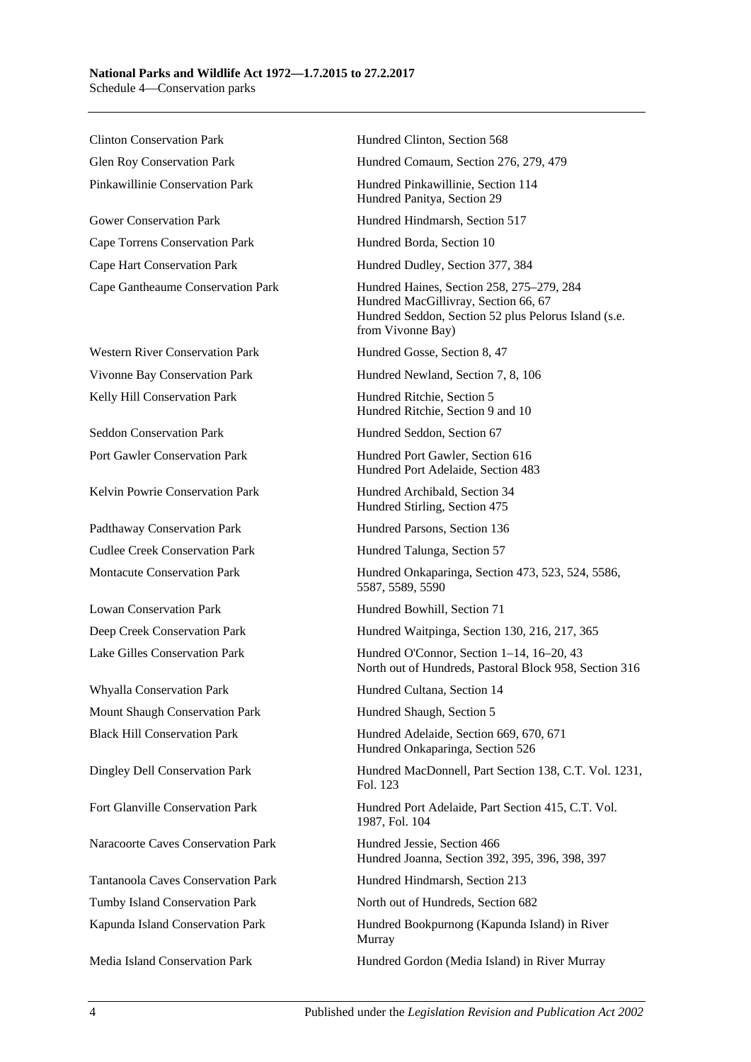| | |
|---|---|
| Clinton Conservation Park | Hundred Clinton, Section 568 |
| Glen Roy Conservation Park | Hundred Comaum, Section 276, 279, 479 |
| Pinkawillinie Conservation Park | Hundred Pinkawillinie, Section 114<br>Hundred Panitya, Section 29 |
| Gower Conservation Park | Hundred Hindmarsh, Section 517 |
| Cape Torrens Conservation Park | Hundred Borda, Section 10 |
| Cape Hart Conservation Park | Hundred Dudley, Section 377, 384 |
| Cape Gantheaume Conservation Park | Hundred Haines, Section 258, 275–279, 284<br>Hundred MacGillivray, Section 66, 67<br>Hundred Seddon, Section 52 plus Pelorus Island (s.e. from Vivonne Bay) |
| Western River Conservation Park | Hundred Gosse, Section 8, 47 |
| Vivonne Bay Conservation Park | Hundred Newland, Section 7, 8, 106 |
| Kelly Hill Conservation Park | Hundred Ritchie, Section 5<br>Hundred Ritchie, Section 9 and 10 |
| Seddon Conservation Park | Hundred Seddon, Section 67 |
| Port Gawler Conservation Park | Hundred Port Gawler, Section 616<br>Hundred Port Adelaide, Section 483 |
| Kelvin Powrie Conservation Park | Hundred Archibald, Section 34<br>Hundred Stirling, Section 475 |
| Padthaway Conservation Park | Hundred Parsons, Section 136 |
| Cudlee Creek Conservation Park | Hundred Talunga, Section 57 |
| Montacute Conservation Park | Hundred Onkaparinga, Section 473, 523, 524, 5586, 5587, 5589, 5590 |
| Lowan Conservation Park | Hundred Bowhill, Section 71 |
| Deep Creek Conservation Park | Hundred Waitpinga, Section 130, 216, 217, 365 |
| Lake Gilles Conservation Park | Hundred O'Connor, Section 1–14, 16–20, 43<br>North out of Hundreds, Pastoral Block 958, Section 316 |
| Whyalla Conservation Park | Hundred Cultana, Section 14 |
| Mount Shaugh Conservation Park | Hundred Shaugh, Section 5 |
| Black Hill Conservation Park | Hundred Adelaide, Section 669, 670, 671<br>Hundred Onkaparinga, Section 526 |
| Dingley Dell Conservation Park | Hundred MacDonnell, Part Section 138, C.T. Vol. 1231, Fol. 123 |
| Fort Glanville Conservation Park | Hundred Port Adelaide, Part Section 415, C.T. Vol. 1987, Fol. 104 |
| Naracoorte Caves Conservation Park | Hundred Jessie, Section 466<br>Hundred Joanna, Section 392, 395, 396, 398, 397 |
| Tantanoola Caves Conservation Park | Hundred Hindmarsh, Section 213 |
| Tumby Island Conservation Park | North out of Hundreds, Section 682 |
| Kapunda Island Conservation Park | Hundred Bookpurnong (Kapunda Island) in River Murray |
| Media Island Conservation Park | Hundred Gordon (Media Island) in River Murray |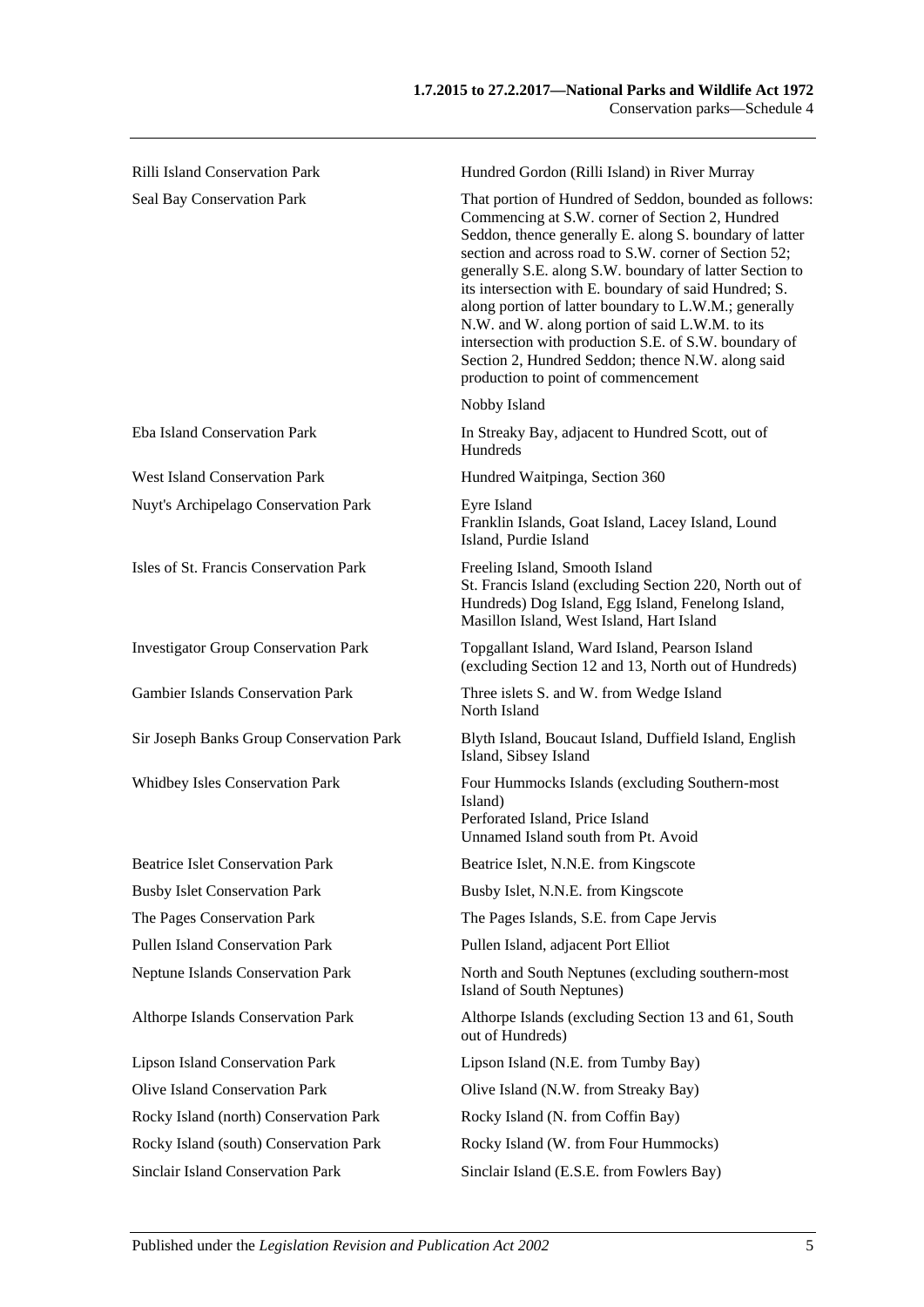| | |
|---|---|
| Rilli Island Conservation Park | Hundred Gordon (Rilli Island) in River Murray |
| Seal Bay Conservation Park | That portion of Hundred of Seddon, bounded as follows: Commencing at S.W. corner of Section 2, Hundred Seddon, thence generally E. along S. boundary of latter section and across road to S.W. corner of Section 52; generally S.E. along S.W. boundary of latter Section to its intersection with E. boundary of said Hundred; S. along portion of latter boundary to L.W.M.; generally N.W. and W. along portion of said L.W.M. to its intersection with production S.E. of S.W. boundary of Section 2, Hundred Seddon; thence N.W. along said production to point of commencement |
| | Nobby Island |
| Eba Island Conservation Park | In Streaky Bay, adjacent to Hundred Scott, out of Hundreds |
| West Island Conservation Park | Hundred Waitpinga, Section 360 |
| Nuyt's Archipelago Conservation Park | Eyre Island<br>Franklin Islands, Goat Island, Lacey Island, Lound Island, Purdie Island |
| Isles of St. Francis Conservation Park | Freeling Island, Smooth Island<br>St. Francis Island (excluding Section 220, North out of Hundreds) Dog Island, Egg Island, Fenelong Island, Masillon Island, West Island, Hart Island |
| Investigator Group Conservation Park | Topgallant Island, Ward Island, Pearson Island (excluding Section 12 and 13, North out of Hundreds) |
| Gambier Islands Conservation Park | Three islets S. and W. from Wedge Island<br>North Island |
| Sir Joseph Banks Group Conservation Park | Blyth Island, Boucaut Island, Duffield Island, English Island, Sibsey Island |
| Whidbey Isles Conservation Park | Four Hummocks Islands (excluding Southern-most Island)<br>Perforated Island, Price Island<br>Unnamed Island south from Pt. Avoid |
| Beatrice Islet Conservation Park | Beatrice Islet, N.N.E. from Kingscote |
| Busby Islet Conservation Park | Busby Islet, N.N.E. from Kingscote |
| The Pages Conservation Park | The Pages Islands, S.E. from Cape Jervis |
| Pullen Island Conservation Park | Pullen Island, adjacent Port Elliot |
| Neptune Islands Conservation Park | North and South Neptunes (excluding southern-most Island of South Neptunes) |
| Althorpe Islands Conservation Park | Althorpe Islands (excluding Section 13 and 61, South out of Hundreds) |
| Lipson Island Conservation Park | Lipson Island (N.E. from Tumby Bay) |
| Olive Island Conservation Park | Olive Island (N.W. from Streaky Bay) |
| Rocky Island (north) Conservation Park | Rocky Island (N. from Coffin Bay) |
| Rocky Island (south) Conservation Park | Rocky Island (W. from Four Hummocks) |
| Sinclair Island Conservation Park | Sinclair Island (E.S.E. from Fowlers Bay) |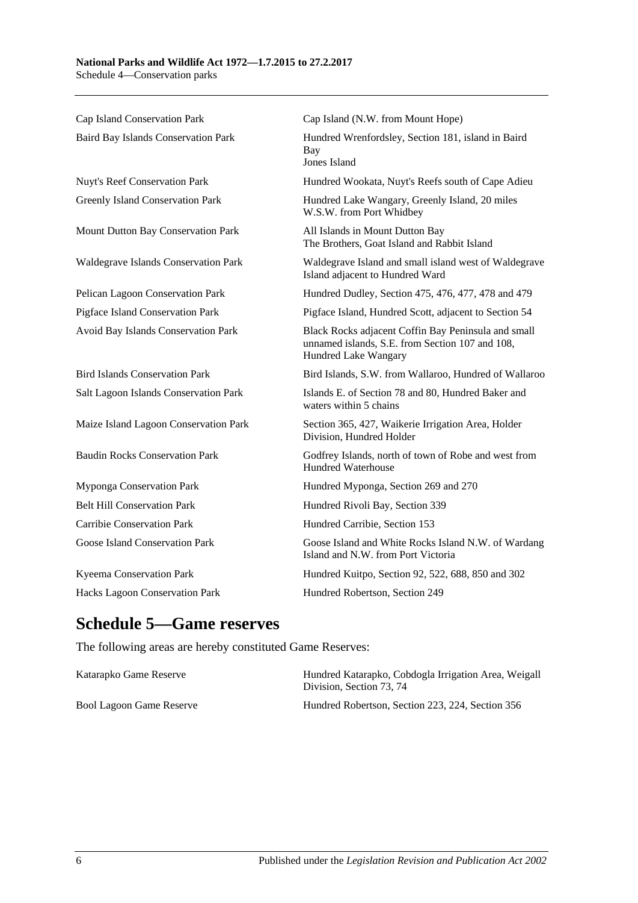| | |
|---|---|
| Cap Island Conservation Park | Cap Island (N.W. from Mount Hope) |
| Baird Bay Islands Conservation Park | Hundred Wrenfordsley, Section 181, island in Baird Bay<br>Jones Island |
| Nuyt's Reef Conservation Park | Hundred Wookata, Nuyt's Reefs south of Cape Adieu |
| Greenly Island Conservation Park | Hundred Lake Wangary, Greenly Island, 20 miles W.S.W. from Port Whidbey |
| Mount Dutton Bay Conservation Park | All Islands in Mount Dutton Bay<br>The Brothers, Goat Island and Rabbit Island |
| Waldegrave Islands Conservation Park | Waldegrave Island and small island west of Waldegrave Island adjacent to Hundred Ward |
| Pelican Lagoon Conservation Park | Hundred Dudley, Section 475, 476, 477, 478 and 479 |
| Pigface Island Conservation Park | Pigface Island, Hundred Scott, adjacent to Section 54 |
| Avoid Bay Islands Conservation Park | Black Rocks adjacent Coffin Bay Peninsula and small unnamed islands, S.E. from Section 107 and 108, Hundred Lake Wangary |
| Bird Islands Conservation Park | Bird Islands, S.W. from Wallaroo, Hundred of Wallaroo |
| Salt Lagoon Islands Conservation Park | Islands E. of Section 78 and 80, Hundred Baker and waters within 5 chains |
| Maize Island Lagoon Conservation Park | Section 365, 427, Waikerie Irrigation Area, Holder Division, Hundred Holder |
| Baudin Rocks Conservation Park | Godfrey Islands, north of town of Robe and west from Hundred Waterhouse |
| Myponga Conservation Park | Hundred Myponga, Section 269 and 270 |
| Belt Hill Conservation Park | Hundred Rivoli Bay, Section 339 |
| Carribie Conservation Park | Hundred Carribie, Section 153 |
| Goose Island Conservation Park | Goose Island and White Rocks Island N.W. of Wardang Island and N.W. from Port Victoria |
| Kyeema Conservation Park | Hundred Kuitpo, Section 92, 522, 688, 850 and 302 |
| Hacks Lagoon Conservation Park | Hundred Robertson, Section 249 |

## Schedule 5—Game reserves

The following areas are hereby constituted Game Reserves:

| | |
|---|---|
| Katarapko Game Reserve | Hundred Katarapko, Cobdogla Irrigation Area, Weigall Division, Section 73, 74 |
| Bool Lagoon Game Reserve | Hundred Robertson, Section 223, 224, Section 356 |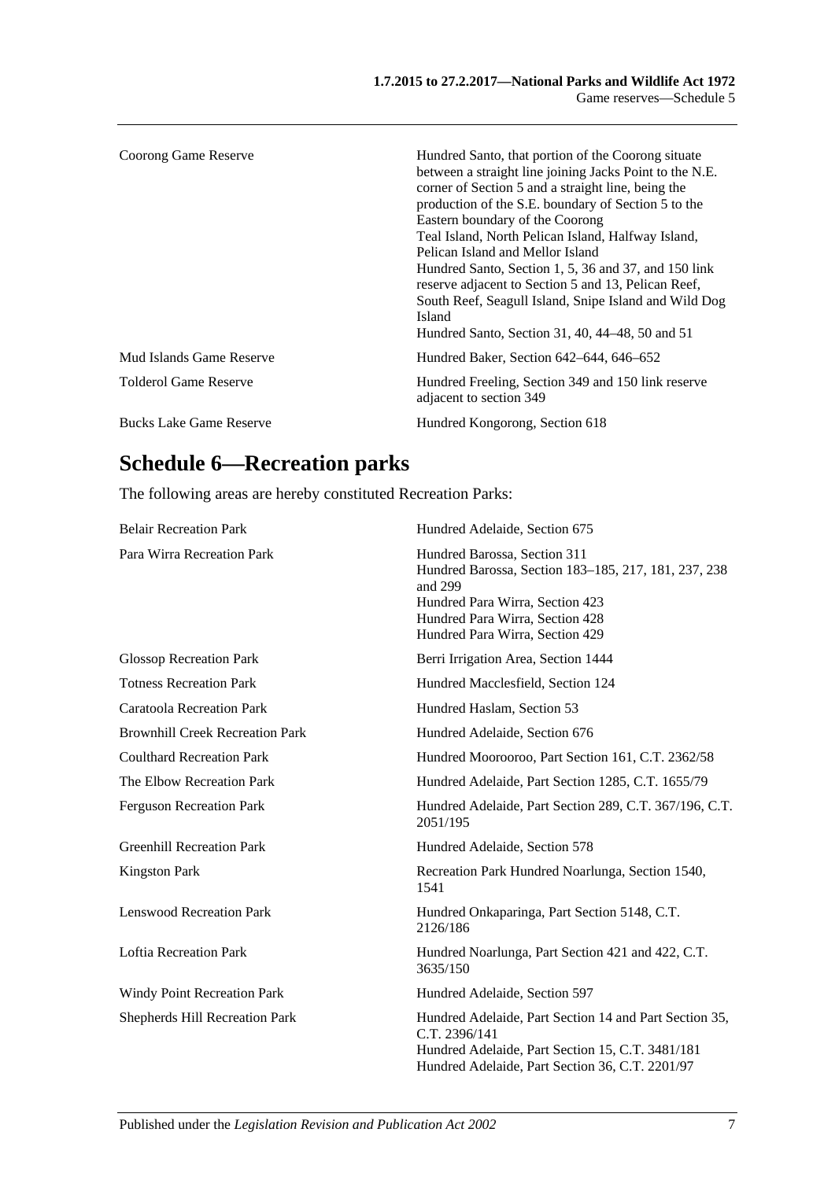| | |
|---|---|
| Coorong Game Reserve | Hundred Santo, that portion of the Coorong situate between a straight line joining Jacks Point to the N.E. corner of Section 5 and a straight line, being the production of the S.E. boundary of Section 5 to the Eastern boundary of the Coorong<br>Teal Island, North Pelican Island, Halfway Island, Pelican Island and Mellor Island<br>Hundred Santo, Section 1, 5, 36 and 37, and 150 link reserve adjacent to Section 5 and 13, Pelican Reef, South Reef, Seagull Island, Snipe Island and Wild Dog Island<br>Hundred Santo, Section 31, 40, 44–48, 50 and 51 |
| Mud Islands Game Reserve | Hundred Baker, Section 642–644, 646–652 |
| Tolderol Game Reserve | Hundred Freeling, Section 349 and 150 link reserve adjacent to section 349 |
| Bucks Lake Game Reserve | Hundred Kongorong, Section 618 |

## Schedule 6—Recreation parks

The following areas are hereby constituted Recreation Parks:

| | |
|---|---|
| Belair Recreation Park | Hundred Adelaide, Section 675 |
| Para Wirra Recreation Park | Hundred Barossa, Section 311<br>Hundred Barossa, Section 183–185, 217, 181, 237, 238 and 299<br>Hundred Para Wirra, Section 423<br>Hundred Para Wirra, Section 428<br>Hundred Para Wirra, Section 429 |
| Glossop Recreation Park | Berri Irrigation Area, Section 1444 |
| Totness Recreation Park | Hundred Macclesfield, Section 124 |
| Caratoola Recreation Park | Hundred Haslam, Section 53 |
| Brownhill Creek Recreation Park | Hundred Adelaide, Section 676 |
| Coulthard Recreation Park | Hundred Moorooroo, Part Section 161, C.T. 2362/58 |
| The Elbow Recreation Park | Hundred Adelaide, Part Section 1285, C.T. 1655/79 |
| Ferguson Recreation Park | Hundred Adelaide, Part Section 289, C.T. 367/196, C.T. 2051/195 |
| Greenhill Recreation Park | Hundred Adelaide, Section 578 |
| Kingston Park | Recreation Park Hundred Noarlunga, Section 1540, 1541 |
| Lenswood Recreation Park | Hundred Onkaparinga, Part Section 5148, C.T. 2126/186 |
| Loftia Recreation Park | Hundred Noarlunga, Part Section 421 and 422, C.T. 3635/150 |
| Windy Point Recreation Park | Hundred Adelaide, Section 597 |
| Shepherds Hill Recreation Park | Hundred Adelaide, Part Section 14 and Part Section 35, C.T. 2396/141<br>Hundred Adelaide, Part Section 15, C.T. 3481/181<br>Hundred Adelaide, Part Section 36, C.T. 2201/97 |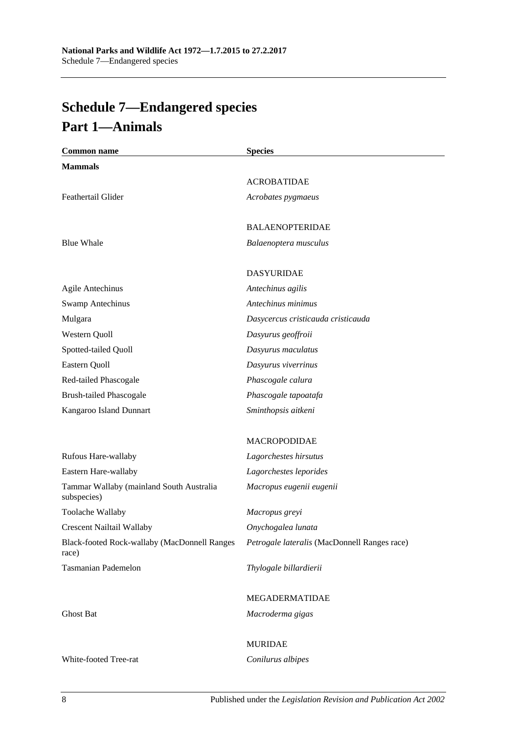# Schedule 7—Endangered species

## Part 1—Animals

| Common name | Species |
|---|---|
| **Mammals** | |
| | ACROBATIDAE |
| Feathertail Glider | *Acrobates pygmaeus* |
| | BALAENOPTERIDAE |
| Blue Whale | *Balaenoptera musculus* |
| | DASYURIDAE |
| Agile Antechinus | *Antechinus agilis* |
| Swamp Antechinus | *Antechinus minimus* |
| Mulgara | *Dasycercus cristicauda cristicauda* |
| Western Quoll | *Dasyurus geoffroii* |
| Spotted-tailed Quoll | *Dasyurus maculatus* |
| Eastern Quoll | *Dasyurus viverrinus* |
| Red-tailed Phascogale | *Phascogale calura* |
| Brush-tailed Phascogale | *Phascogale tapoatafa* |
| Kangaroo Island Dunnart | *Sminthopsis aitkeni* |
| | MACROPODIDAE |
| Rufous Hare-wallaby | *Lagorchestes hirsutus* |
| Eastern Hare-wallaby | *Lagorchestes leporides* |
| Tammar Wallaby (mainland South Australia subspecies) | *Macropus eugenii eugenii* |
| Toolache Wallaby | *Macropus greyi* |
| Crescent Nailtail Wallaby | *Onychogalea lunata* |
| Black-footed Rock-wallaby (MacDonnell Ranges race) | *Petrogale lateralis* (MacDonnell Ranges race) |
| Tasmanian Pademelon | *Thylogale billardierii* |
| | MEGADERMATIDAE |
| Ghost Bat | *Macroderma gigas* |
| | MURIDAE |
| White-footed Tree-rat | *Conilurus albipes* |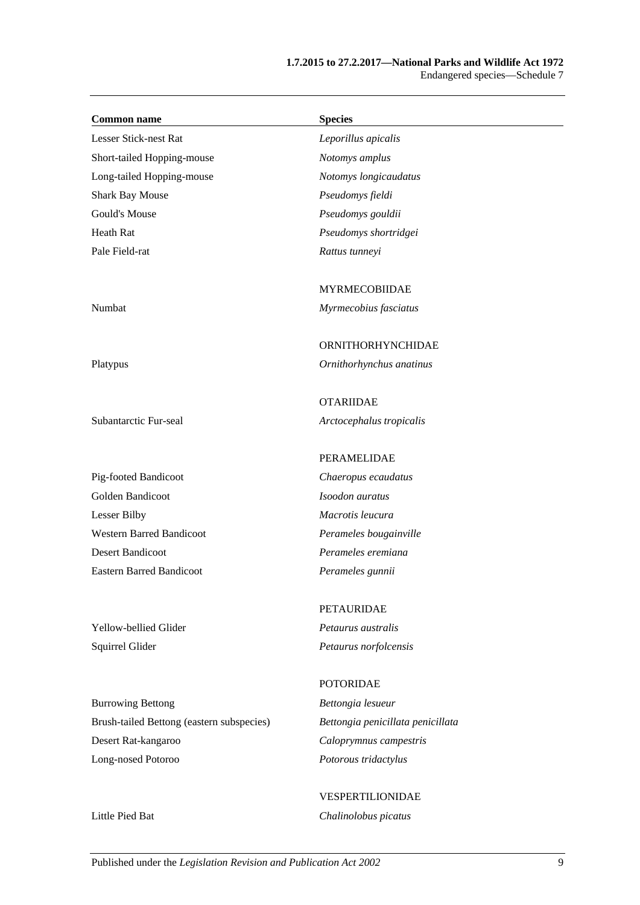| Common name | Species |
| --- | --- |
| Lesser Stick-nest Rat | *Leporillus apicalis* |
| Short-tailed Hopping-mouse | *Notomys amplus* |
| Long-tailed Hopping-mouse | *Notomys longicaudatus* |
| Shark Bay Mouse | *Pseudomys fieldi* |
| Gould's Mouse | *Pseudomys gouldii* |
| Heath Rat | *Pseudomys shortridgei* |
| Pale Field-rat | *Rattus tunneyi* |
| | MYRMECOBIIDAE |
| Numbat | *Myrmecobius fasciatus* |
| | ORNITHORHYNCHIDAE |
| Platypus | *Ornithorhynchus anatinus* |
| | OTARIIDAE |
| Subantarctic Fur-seal | *Arctocephalus tropicalis* |
| | PERAMELIDAE |
| Pig-footed Bandicoot | *Chaeropus ecaudatus* |
| Golden Bandicoot | *Isoodon auratus* |
| Lesser Bilby | *Macrotis leucura* |
| Western Barred Bandicoot | *Perameles bougainville* |
| Desert Bandicoot | *Perameles eremiana* |
| Eastern Barred Bandicoot | *Perameles gunnii* |
| | PETAURIDAE |
| Yellow-bellied Glider | *Petaurus australis* |
| Squirrel Glider | *Petaurus norfolcensis* |
| | POTORIDAE |
| Burrowing Bettong | *Bettongia lesueur* |
| Brush-tailed Bettong (eastern subspecies) | *Bettongia penicillata penicillata* |
| Desert Rat-kangaroo | *Caloprymnus campestris* |
| Long-nosed Potoroo | *Potorous tridactylus* |
| | VESPERTILIONIDAE |
| Little Pied Bat | *Chalinolobus picatus* |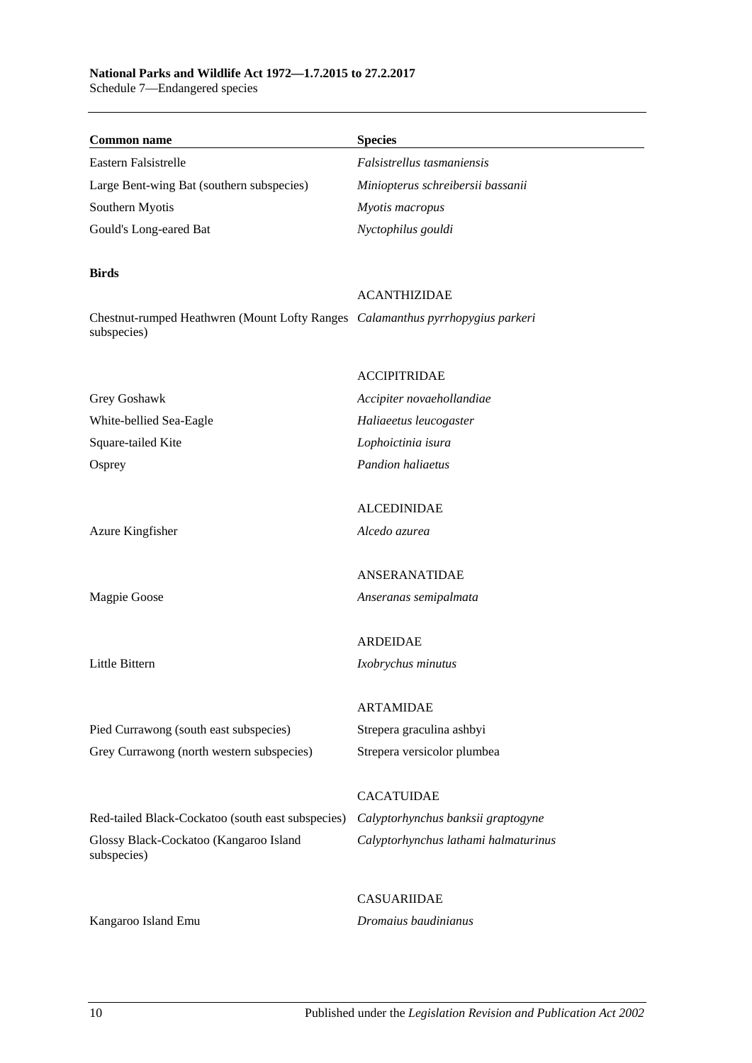| Common name | Species |
|---|---|
| Eastern Falsistrelle | *Falsistrellus tasmaniensis* |
| Large Bent-wing Bat (southern subspecies) | *Miniopterus schreibersii bassanii* |
| Southern Myotis | *Myotis macropus* |
| Gould's Long-eared Bat | *Nyctophilus gouldi* |
| **Birds** | |
| | ACANTHIZIDAE |
| Chestnut-rumped Heathwren (Mount Lofty Ranges subspecies) | *Calamanthus pyrrhopygius parkeri* |
| | ACCIPITRIDAE |
| Grey Goshawk | *Accipiter novaehollandiae* |
| White-bellied Sea-Eagle | *Haliaeetus leucogaster* |
| Square-tailed Kite | *Lophoictinia isura* |
| Osprey | *Pandion haliaetus* |
| | ALCEDINIDAE |
| Azure Kingfisher | *Alcedo azurea* |
| | ANSERANATIDAE |
| Magpie Goose | *Anseranas semipalmata* |
| | ARDEIDAE |
| Little Bittern | *Ixobrychus minutus* |
| | ARTAMIDAE |
| Pied Currawong (south east subspecies) | Strepera graculina ashbyi |
| Grey Currawong (north western subspecies) | Strepera versicolor plumbea |
| | CACATUIDAE |
| Red-tailed Black-Cockatoo (south east subspecies) | *Calyptorhynchus banksii graptogyne* |
| Glossy Black-Cockatoo (Kangaroo Island subspecies) | *Calyptorhynchus lathami halmaturinus* |
| | CASUARIIDAE |
| Kangaroo Island Emu | *Dromaius baudinianus* |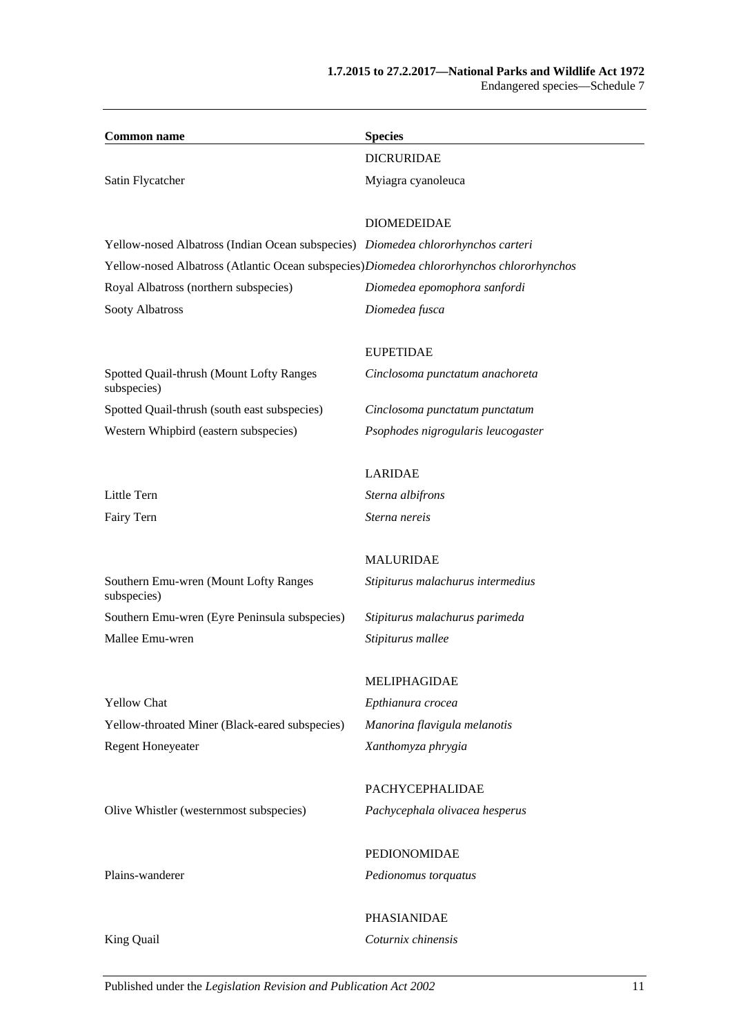| Common name | Species |
| --- | --- |
| | DICRURIDAE |
| Satin Flycatcher | Myiagra cyanoleuca |
| | |
| | DIOMEDEIDAE |
| Yellow-nosed Albatross (Indian Ocean subspecies) | *Diomedea chlororhynchos carteri* |
| Yellow-nosed Albatross (Atlantic Ocean subspecies) | *Diomedea chlororhynchos chlororhynchos* |
| Royal Albatross (northern subspecies) | *Diomedea epomophora sanfordi* |
| Sooty Albatross | *Diomedea fusca* |
| | |
| | EUPETIDAE |
| Spotted Quail-thrush (Mount Lofty Ranges subspecies) | *Cinclosoma punctatum anachoreta* |
| Spotted Quail-thrush (south east subspecies) | *Cinclosoma punctatum punctatum* |
| Western Whipbird (eastern subspecies) | *Psophodes nigrogularis leucogaster* |
| | |
| | LARIDAE |
| Little Tern | *Sterna albifrons* |
| Fairy Tern | *Sterna nereis* |
| | |
| | MALURIDAE |
| Southern Emu-wren (Mount Lofty Ranges subspecies) | *Stipiturus malachurus intermedius* |
| Southern Emu-wren (Eyre Peninsula subspecies) | *Stipiturus malachurus parimeda* |
| Mallee Emu-wren | *Stipiturus mallee* |
| | |
| | MELIPHAGIDAE |
| Yellow Chat | *Epthianura crocea* |
| Yellow-throated Miner (Black-eared subspecies) | *Manorina flavigula melanotis* |
| Regent Honeyeater | *Xanthomyza phrygia* |
| | |
| | PACHYCEPHALIDAE |
| Olive Whistler (westernmost subspecies) | *Pachycephala olivacea hesperus* |
| | |
| | PEDIONOMIDAE |
| Plains-wanderer | *Pedionomus torquatus* |
| | |
| | PHASIANIDAE |
| King Quail | *Coturnix chinensis* |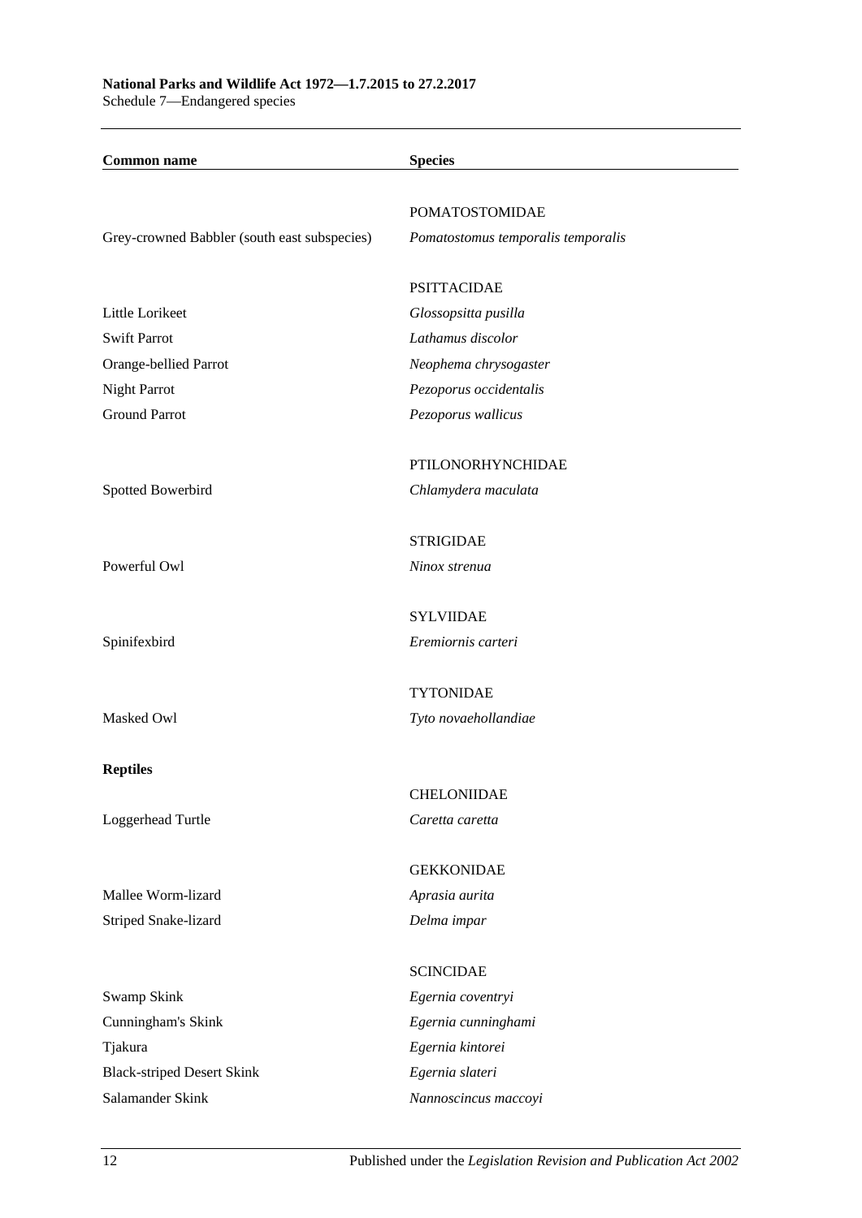| Common name | Species |
|---|---|
| | POMATOSTOMIDAE |
| Grey-crowned Babbler (south east subspecies) | *Pomatostomus temporalis temporalis* |
| | PSITTACIDAE |
| Little Lorikeet | *Glossopsitta pusilla* |
| Swift Parrot | *Lathamus discolor* |
| Orange-bellied Parrot | *Neophema chrysogaster* |
| Night Parrot | *Pezoporus occidentalis* |
| Ground Parrot | *Pezoporus wallicus* |
| | PTILONORHYNCHIDAE |
| Spotted Bowerbird | *Chlamydera maculata* |
| | STRIGIDAE |
| Powerful Owl | *Ninox strenua* |
| | SYLVIIDAE |
| Spinifexbird | *Eremiornis carteri* |
| | TYTONIDAE |
| Masked Owl | *Tyto novaehollandiae* |
| **Reptiles** | |
| | CHELONIIDAE |
| Loggerhead Turtle | *Caretta caretta* |
| | GEKKONIDAE |
| Mallee Worm-lizard | *Aprasia aurita* |
| Striped Snake-lizard | *Delma impar* |
| | SCINCIDAE |
| Swamp Skink | *Egernia coventryi* |
| Cunningham's Skink | *Egernia cunninghami* |
| Tjakura | *Egernia kintorei* |
| Black-striped Desert Skink | *Egernia slateri* |
| Salamander Skink | *Nannoscincus maccoyi* |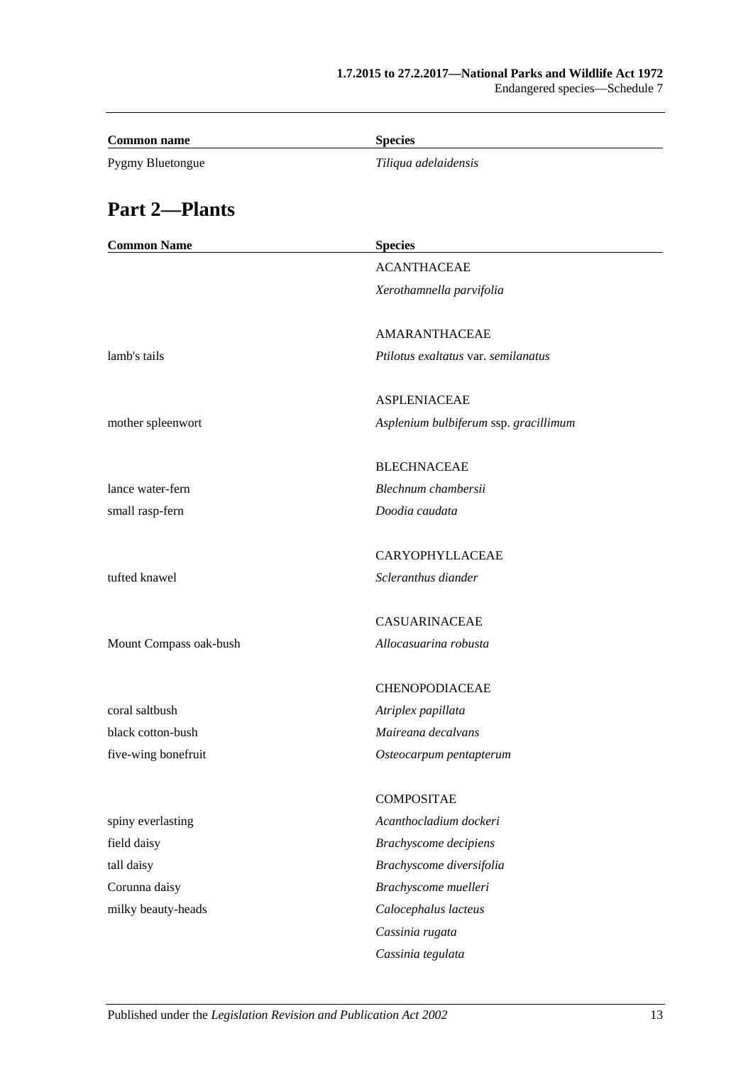| Common name | Species |
| --- | --- |
| Pygmy Bluetongue | *Tiliqua adelaidensis* |

## Part 2—Plants

| Common Name | Species |
| --- | --- |
| | ACANTHACEAE |
| | *Xerothamnella parvifolia* |
| | |
| | AMARANTHACEAE |
| lamb's tails | *Ptilotus exaltatus* var. *semilanatus* |
| | |
| | ASPLENIACEAE |
| mother spleenwort | *Asplenium bulbiferum* ssp. *gracillimum* |
| | |
| | BLECHNACEAE |
| lance water-fern | *Blechnum chambersii* |
| small rasp-fern | *Doodia caudata* |
| | |
| | CARYOPHYLLACEAE |
| tufted knawel | *Scleranthus diander* |
| | |
| | CASUARINACEAE |
| Mount Compass oak-bush | *Allocasuarina robusta* |
| | |
| | CHENOPODIACEAE |
| coral saltbush | *Atriplex papillata* |
| black cotton-bush | *Maireana decalvans* |
| five-wing bonefruit | *Osteocarpum pentapterum* |
| | |
| | COMPOSITAE |
| spiny everlasting | *Acanthocladium dockeri* |
| field daisy | *Brachyscome decipiens* |
| tall daisy | *Brachyscome diversifolia* |
| Corunna daisy | *Brachyscome muelleri* |
| milky beauty-heads | *Calocephalus lacteus* |
| | *Cassinia rugata* |
| | *Cassinia tegulata* |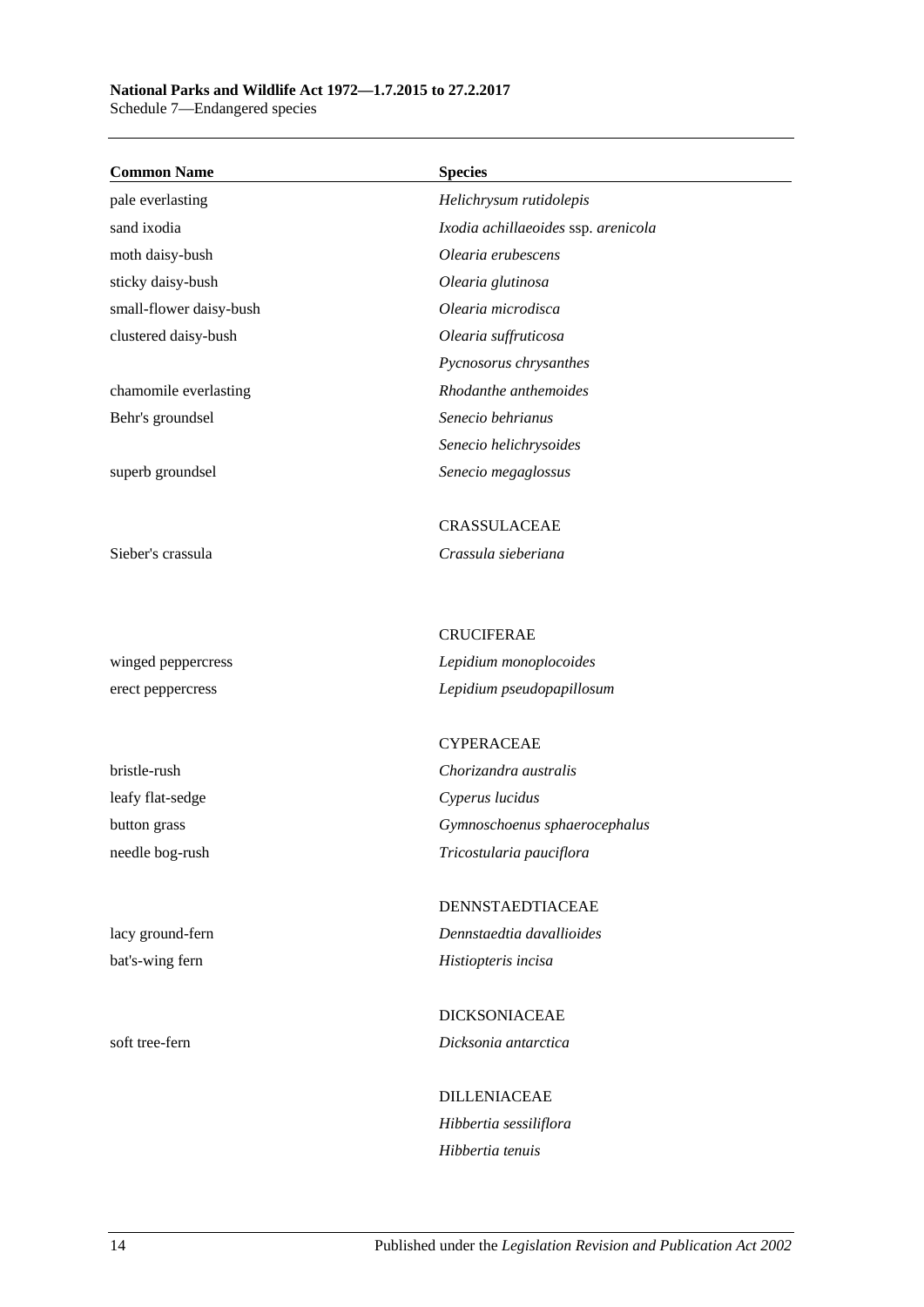| Common Name | Species |
|---|---|
| pale everlasting | *Helichrysum rutidolepis* |
| sand ixodia | *Ixodia achillaeoides* ssp. *arenicola* |
| moth daisy-bush | *Olearia erubescens* |
| sticky daisy-bush | *Olearia glutinosa* |
| small-flower daisy-bush | *Olearia microdisca* |
| clustered daisy-bush | *Olearia suffruticosa* |
| | *Pycnosorus chrysanthes* |
| chamomile everlasting | *Rhodanthe anthemoides* |
| Behr's groundsel | *Senecio behrianus* |
| | *Senecio helichrysoides* |
| superb groundsel | *Senecio megaglossus* |
| | CRASSULACEAE |
| Sieber's crassula | *Crassula sieberiana* |
| | CRUCIFERAE |
| winged peppercress | *Lepidium monoplocoides* |
| erect peppercress | *Lepidium pseudopapillosum* |
| | CYPERACEAE |
| bristle-rush | *Chorizandra australis* |
| leafy flat-sedge | *Cyperus lucidus* |
| button grass | *Gymnoschoenus sphaerocephalus* |
| needle bog-rush | *Tricostularia pauciflora* |
| | DENNSTAEDTIACEAE |
| lacy ground-fern | *Dennstaedtia davallioides* |
| bat's-wing fern | *Histiopteris incisa* |
| | DICKSONIACEAE |
| soft tree-fern | *Dicksonia antarctica* |
| | DILLENIACEAE |
| | *Hibbertia sessiliflora* |
| | *Hibbertia tenuis* |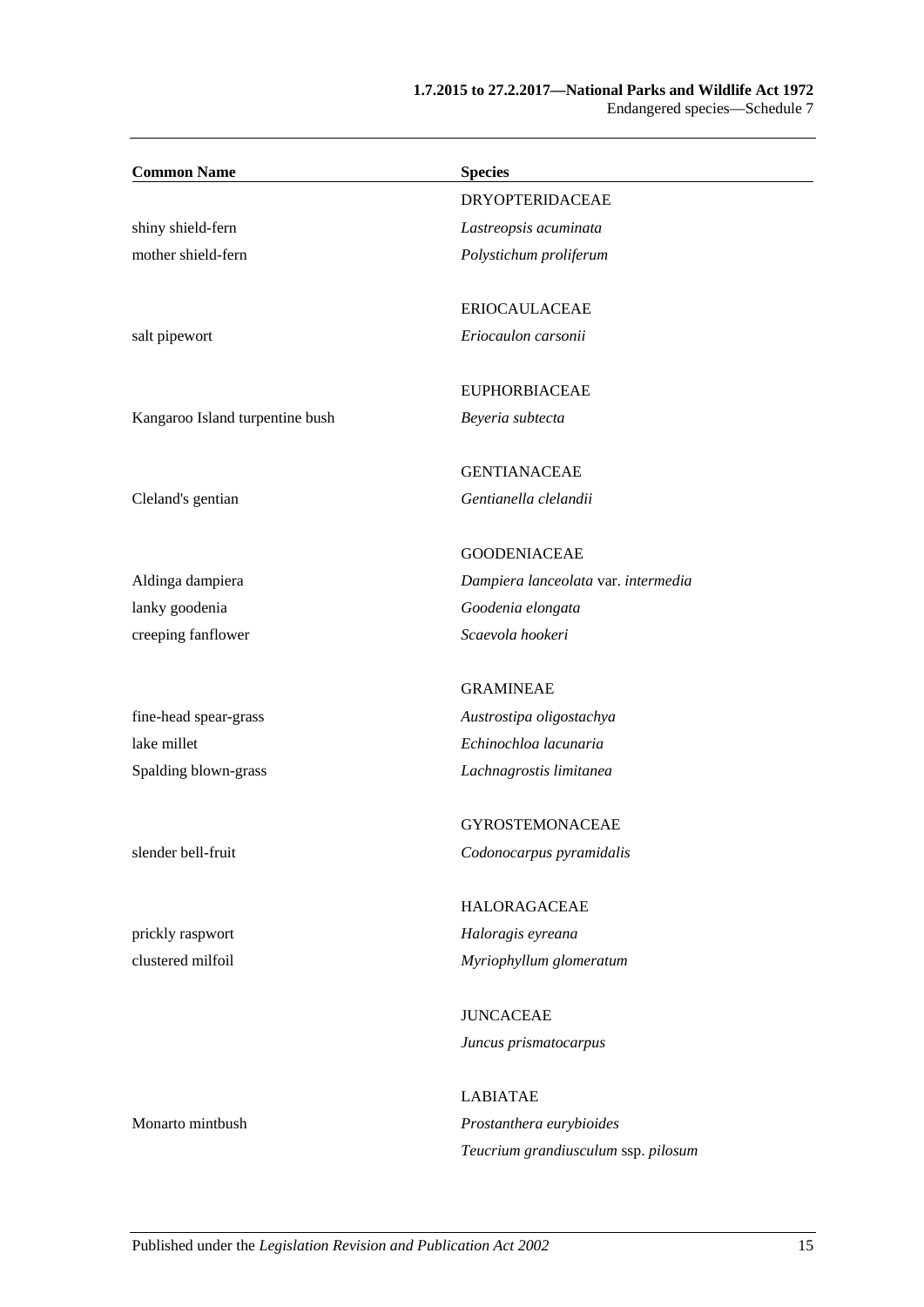| Common Name | Species |
| --- | --- |
| | DRYOPTERIDACEAE |
| shiny shield-fern | *Lastreopsis acuminata* |
| mother shield-fern | *Polystichum proliferum* |
| | |
| | ERIOCAULACEAE |
| salt pipewort | *Eriocaulon carsonii* |
| | |
| | EUPHORBIACEAE |
| Kangaroo Island turpentine bush | *Beyeria subtecta* |
| | |
| | GENTIANACEAE |
| Cleland's gentian | *Gentianella clelandii* |
| | |
| | GOODENIACEAE |
| Aldinga dampiera | *Dampiera lanceolata* var. *intermedia* |
| lanky goodenia | *Goodenia elongata* |
| creeping fanflower | *Scaevola hookeri* |
| | |
| | GRAMINEAE |
| fine-head spear-grass | *Austrostipa oligostachya* |
| lake millet | *Echinochloa lacunaria* |
| Spalding blown-grass | *Lachnagrostis limitanea* |
| | |
| | GYROSTEMONACEAE |
| slender bell-fruit | *Codonocarpus pyramidalis* |
| | |
| | HALORAGACEAE |
| prickly raspwort | *Haloragis eyreana* |
| clustered milfoil | *Myriophyllum glomeratum* |
| | |
| | JUNCACEAE |
| | *Juncus prismatocarpus* |
| | |
| | LABIATAE |
| Monarto mintbush | *Prostanthera eurybioides* |
| | *Teucrium grandiusculum* ssp. *pilosum* |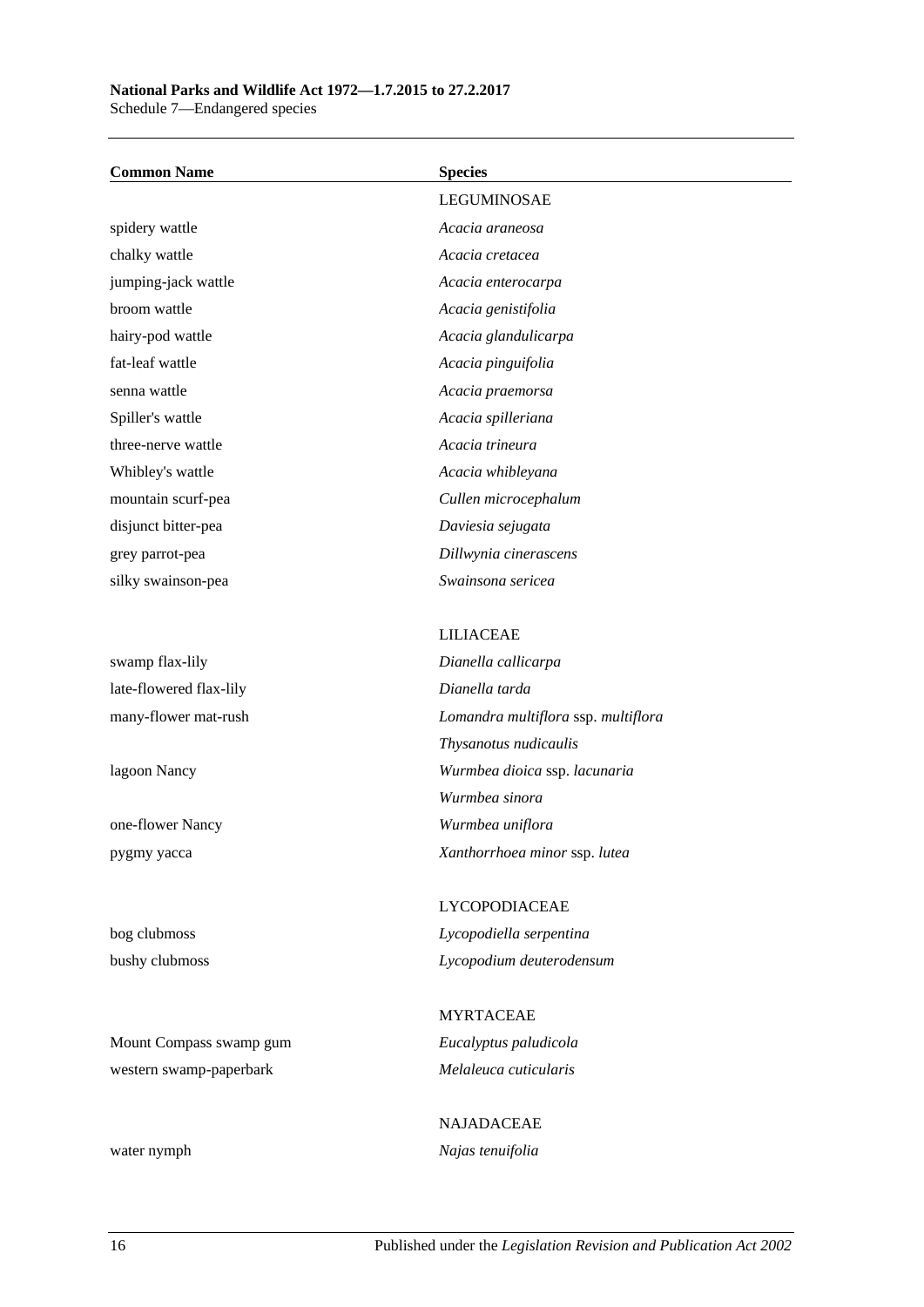| Common Name | Species |
|---|---|
| | LEGUMINOSAE |
| spidery wattle | *Acacia araneosa* |
| chalky wattle | *Acacia cretacea* |
| jumping-jack wattle | *Acacia enterocarpa* |
| broom wattle | *Acacia genistifolia* |
| hairy-pod wattle | *Acacia glandulicarpa* |
| fat-leaf wattle | *Acacia pinguifolia* |
| senna wattle | *Acacia praemorsa* |
| Spiller's wattle | *Acacia spilleriana* |
| three-nerve wattle | *Acacia trineura* |
| Whibley's wattle | *Acacia whibleyana* |
| mountain scurf-pea | *Cullen microcephalum* |
| disjunct bitter-pea | *Daviesia sejugata* |
| grey parrot-pea | *Dillwynia cinerascens* |
| silky swainson-pea | *Swainsona sericea* |
| | |
| | LILIACEAE |
| swamp flax-lily | *Dianella callicarpa* |
| late-flowered flax-lily | *Dianella tarda* |
| many-flower mat-rush | *Lomandra multiflora* ssp. *multiflora* |
| | *Thysanotus nudicaulis* |
| lagoon Nancy | *Wurmbea dioica* ssp. *lacunaria* |
| | *Wurmbea sinora* |
| one-flower Nancy | *Wurmbea uniflora* |
| pygmy yacca | *Xanthorrhoea minor* ssp. *lutea* |
| | |
| | LYCOPODIACEAE |
| bog clubmoss | *Lycopodiella serpentina* |
| bushy clubmoss | *Lycopodium deuterodensum* |
| | |
| | MYRTACEAE |
| Mount Compass swamp gum | *Eucalyptus paludicola* |
| western swamp-paperbark | *Melaleuca cuticularis* |
| | |
| | NAJADACEAE |
| water nymph | *Najas tenuifolia* |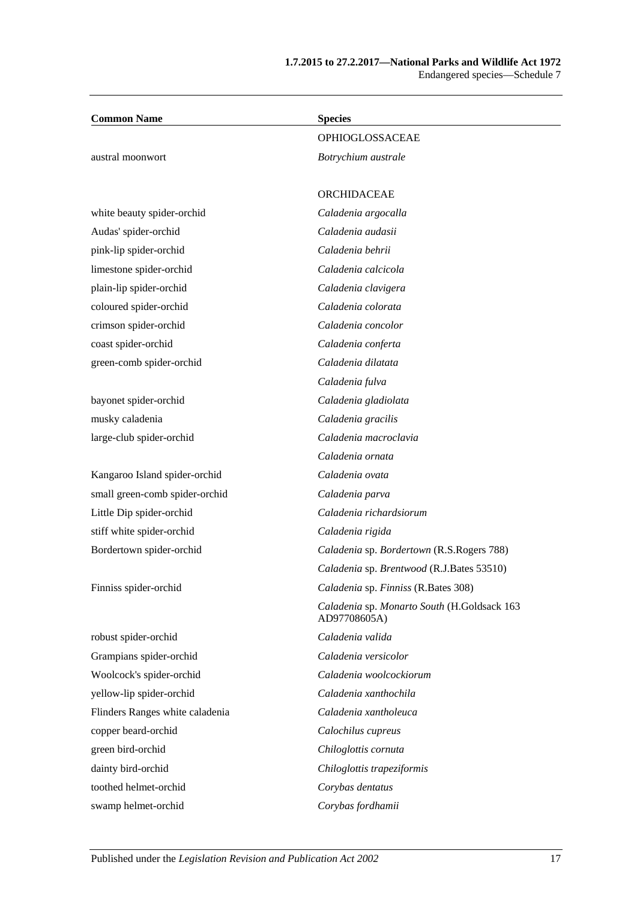| Common Name | Species |
|---|---|
| | OPHIOGLOSSACEAE |
| austral moonwort | *Botrychium australe* |
| | |
| | ORCHIDACEAE |
| white beauty spider-orchid | *Caladenia argocalla* |
| Audas' spider-orchid | *Caladenia audasii* |
| pink-lip spider-orchid | *Caladenia behrii* |
| limestone spider-orchid | *Caladenia calcicola* |
| plain-lip spider-orchid | *Caladenia clavigera* |
| coloured spider-orchid | *Caladenia colorata* |
| crimson spider-orchid | *Caladenia concolor* |
| coast spider-orchid | *Caladenia conferta* |
| green-comb spider-orchid | *Caladenia dilatata* |
| | *Caladenia fulva* |
| bayonet spider-orchid | *Caladenia gladiolata* |
| musky caladenia | *Caladenia gracilis* |
| large-club spider-orchid | *Caladenia macroclavia* |
| | *Caladenia ornata* |
| Kangaroo Island spider-orchid | *Caladenia ovata* |
| small green-comb spider-orchid | *Caladenia parva* |
| Little Dip spider-orchid | *Caladenia richardsiorum* |
| stiff white spider-orchid | *Caladenia rigida* |
| Bordertown spider-orchid | *Caladenia* sp. *Bordertown* (R.S.Rogers 788) |
| | *Caladenia* sp. *Brentwood* (R.J.Bates 53510) |
| Finniss spider-orchid | *Caladenia* sp. *Finniss* (R.Bates 308) |
| | *Caladenia* sp. *Monarto South* (H.Goldsack 163 AD97708605A) |
| robust spider-orchid | *Caladenia valida* |
| Grampians spider-orchid | *Caladenia versicolor* |
| Woolcock's spider-orchid | *Caladenia woolcockiorum* |
| yellow-lip spider-orchid | *Caladenia xanthochila* |
| Flinders Ranges white caladenia | *Caladenia xantholeuca* |
| copper beard-orchid | *Calochilus cupreus* |
| green bird-orchid | *Chiloglottis cornuta* |
| dainty bird-orchid | *Chiloglottis trapeziformis* |
| toothed helmet-orchid | *Corybas dentatus* |
| swamp helmet-orchid | *Corybas fordhamii* |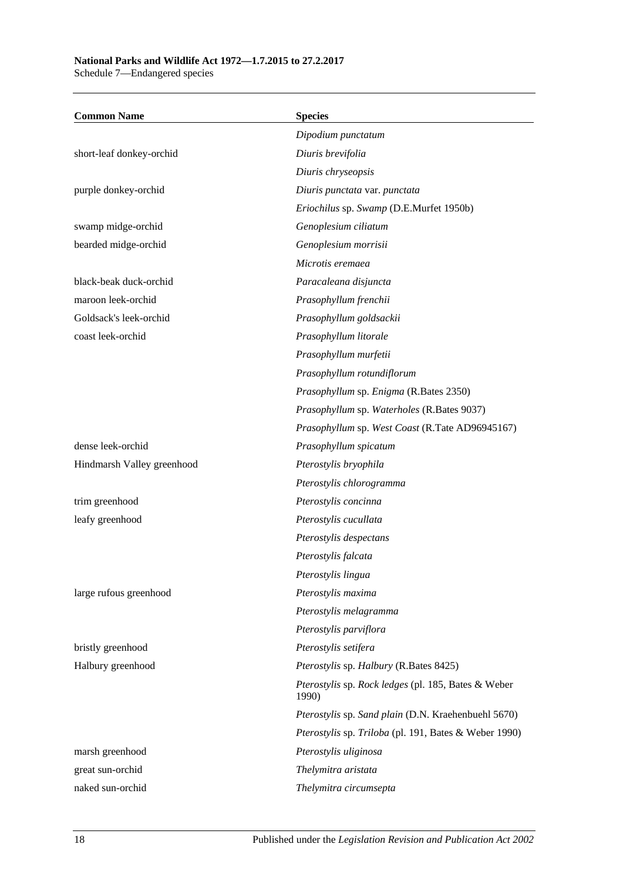| Common Name | Species |
| --- | --- |
| | *Dipodium punctatum* |
| short-leaf donkey-orchid | *Diuris brevifolia* |
| | *Diuris chryseopsis* |
| purple donkey-orchid | *Diuris punctata* var. *punctata* |
| | *Eriochilus* sp. *Swamp* (D.E.Murfet 1950b) |
| swamp midge-orchid | *Genoplesium ciliatum* |
| bearded midge-orchid | *Genoplesium morrisii* |
| | *Microtis eremaea* |
| black-beak duck-orchid | *Paracaleana disjuncta* |
| maroon leek-orchid | *Prasophyllum frenchii* |
| Goldsack's leek-orchid | *Prasophyllum goldsackii* |
| coast leek-orchid | *Prasophyllum litorale* |
| | *Prasophyllum murfetii* |
| | *Prasophyllum rotundiflorum* |
| | *Prasophyllum* sp. *Enigma* (R.Bates 2350) |
| | *Prasophyllum* sp. *Waterholes* (R.Bates 9037) |
| | *Prasophyllum* sp. *West Coast* (R.Tate AD96945167) |
| dense leek-orchid | *Prasophyllum spicatum* |
| Hindmarsh Valley greenhood | *Pterostylis bryophila* |
| | *Pterostylis chlorogramma* |
| trim greenhood | *Pterostylis concinna* |
| leafy greenhood | *Pterostylis cucullata* |
| | *Pterostylis despectans* |
| | *Pterostylis falcata* |
| | *Pterostylis lingua* |
| large rufous greenhood | *Pterostylis maxima* |
| | *Pterostylis melagramma* |
| | *Pterostylis parviflora* |
| bristly greenhood | *Pterostylis setifera* |
| Halbury greenhood | *Pterostylis* sp. *Halbury* (R.Bates 8425) |
| | *Pterostylis* sp. *Rock ledges* (pl. 185, Bates & Weber 1990) |
| | *Pterostylis* sp. *Sand plain* (D.N. Kraehenbuehl 5670) |
| | *Pterostylis* sp. *Triloba* (pl. 191, Bates & Weber 1990) |
| marsh greenhood | *Pterostylis uliginosa* |
| great sun-orchid | *Thelymitra aristata* |
| naked sun-orchid | *Thelymitra circumsepta* |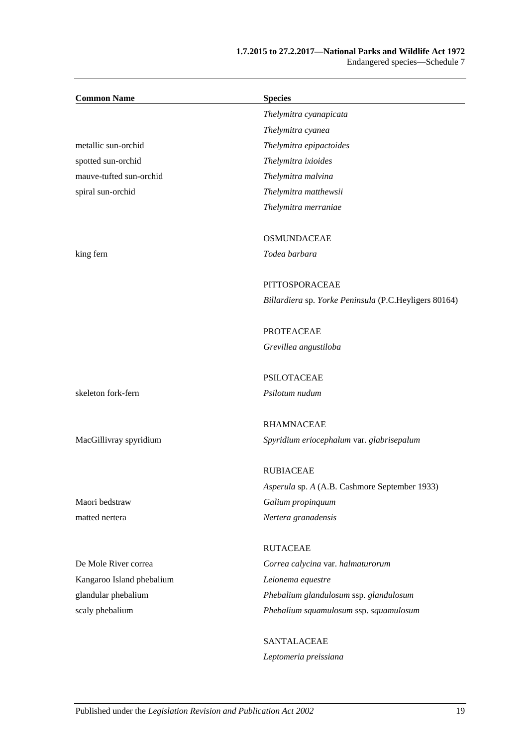| Common Name | Species |
|---|---|
| | *Thelymitra cyanapicata* |
| | *Thelymitra cyanea* |
| metallic sun-orchid | *Thelymitra epipactoides* |
| spotted sun-orchid | *Thelymitra ixioides* |
| mauve-tufted sun-orchid | *Thelymitra malvina* |
| spiral sun-orchid | *Thelymitra matthewsii* |
| | *Thelymitra merraniae* |
| | |
| | OSMUNDACEAE |
| king fern | *Todea barbara* |
| | |
| | PITTOSPORACEAE |
| | *Billardiera* sp. *Yorke Peninsula* (P.C.Heyligers 80164) |
| | |
| | PROTEACEAE |
| | *Grevillea angustiloba* |
| | |
| | PSILOTACEAE |
| skeleton fork-fern | *Psilotum nudum* |
| | |
| | RHAMNACEAE |
| MacGillivray spyridium | *Spyridium eriocephalum* var. *glabrisepalum* |
| | |
| | RUBIACEAE |
| | *Asperula* sp. *A* (A.B. Cashmore September 1933) |
| Maori bedstraw | *Galium propinquum* |
| matted nertera | *Nertera granadensis* |
| | |
| | RUTACEAE |
| De Mole River correa | *Correa calycina* var. *halmaturorum* |
| Kangaroo Island phebalium | *Leionema equestre* |
| glandular phebalium | *Phebalium glandulosum* ssp. *glandulosum* |
| scaly phebalium | *Phebalium squamulosum* ssp. *squamulosum* |
| | |
| | SANTALACEAE |
| | *Leptomeria preissiana* |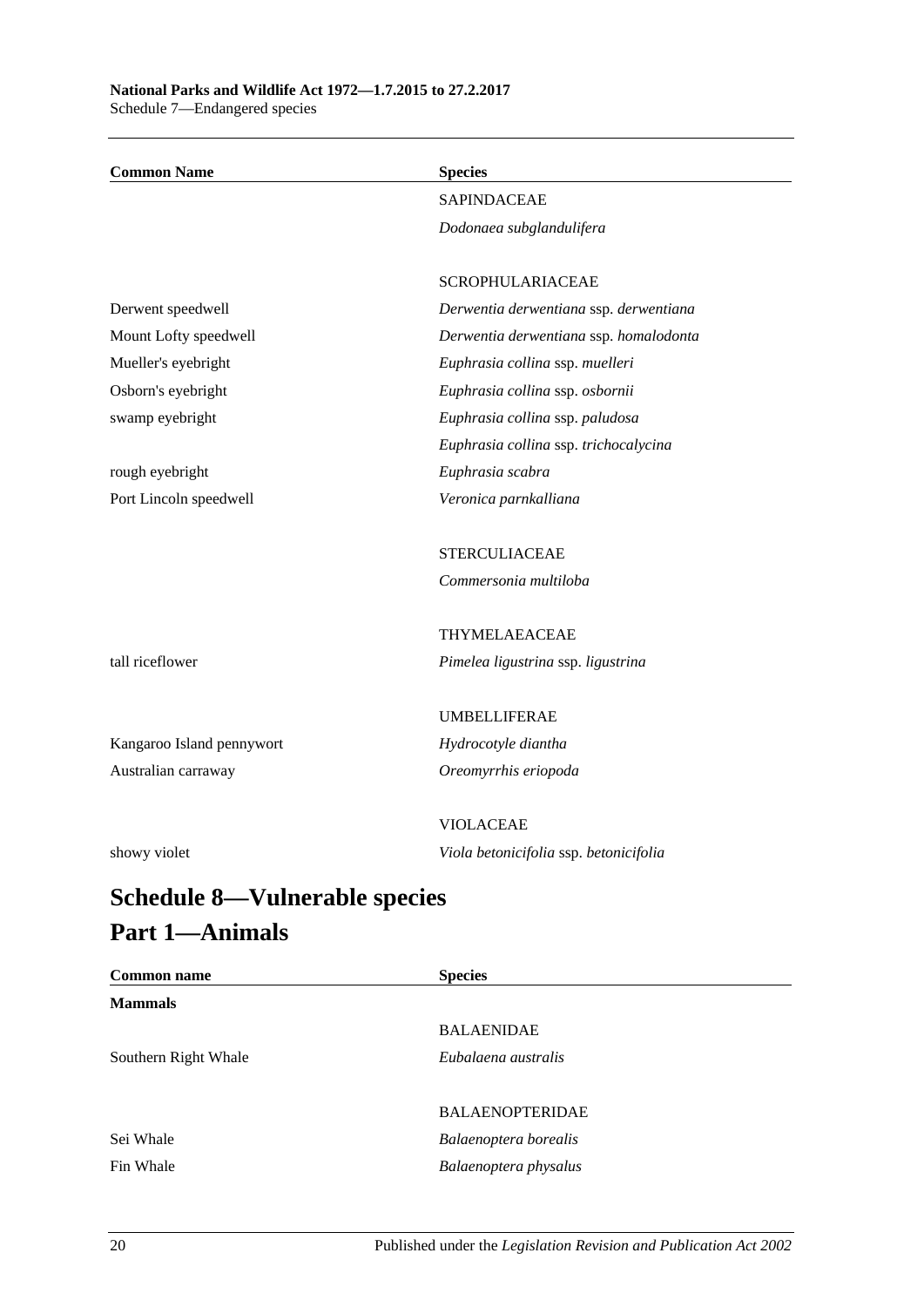| Common Name | Species |
|---|---|
| | SAPINDACEAE |
| | *Dodonaea subglandulifera* |
| | |
| | SCROPHULARIACEAE |
| Derwent speedwell | *Derwentia derwentiana* ssp. *derwentiana* |
| Mount Lofty speedwell | *Derwentia derwentiana* ssp. *homalodonta* |
| Mueller's eyebright | *Euphrasia collina* ssp. *muelleri* |
| Osborn's eyebright | *Euphrasia collina* ssp. *osbornii* |
| swamp eyebright | *Euphrasia collina* ssp. *paludosa* |
| | *Euphrasia collina* ssp. *trichocalycina* |
| rough eyebright | *Euphrasia scabra* |
| Port Lincoln speedwell | *Veronica parnkalliana* |
| | |
| | STERCULIACEAE |
| | *Commersonia multiloba* |
| | |
| | THYMELAEACEAE |
| tall riceflower | *Pimelea ligustrina* ssp. *ligustrina* |
| | |
| | UMBELLIFERAE |
| Kangaroo Island pennywort | *Hydrocotyle diantha* |
| Australian carraway | *Oreomyrrhis eriopoda* |
| | |
| | VIOLACEAE |
| showy violet | *Viola betonicifolia* ssp. *betonicifolia* |

# Schedule 8—Vulnerable species

## Part 1—Animals

| Common name | Species |
|---|---|
| **Mammals** | |
| | BALAENIDAE |
| Southern Right Whale | *Eubalaena australis* |
| | |
| | BALAENOPTERIDAE |
| Sei Whale | *Balaenoptera borealis* |
| Fin Whale | *Balaenoptera physalus* |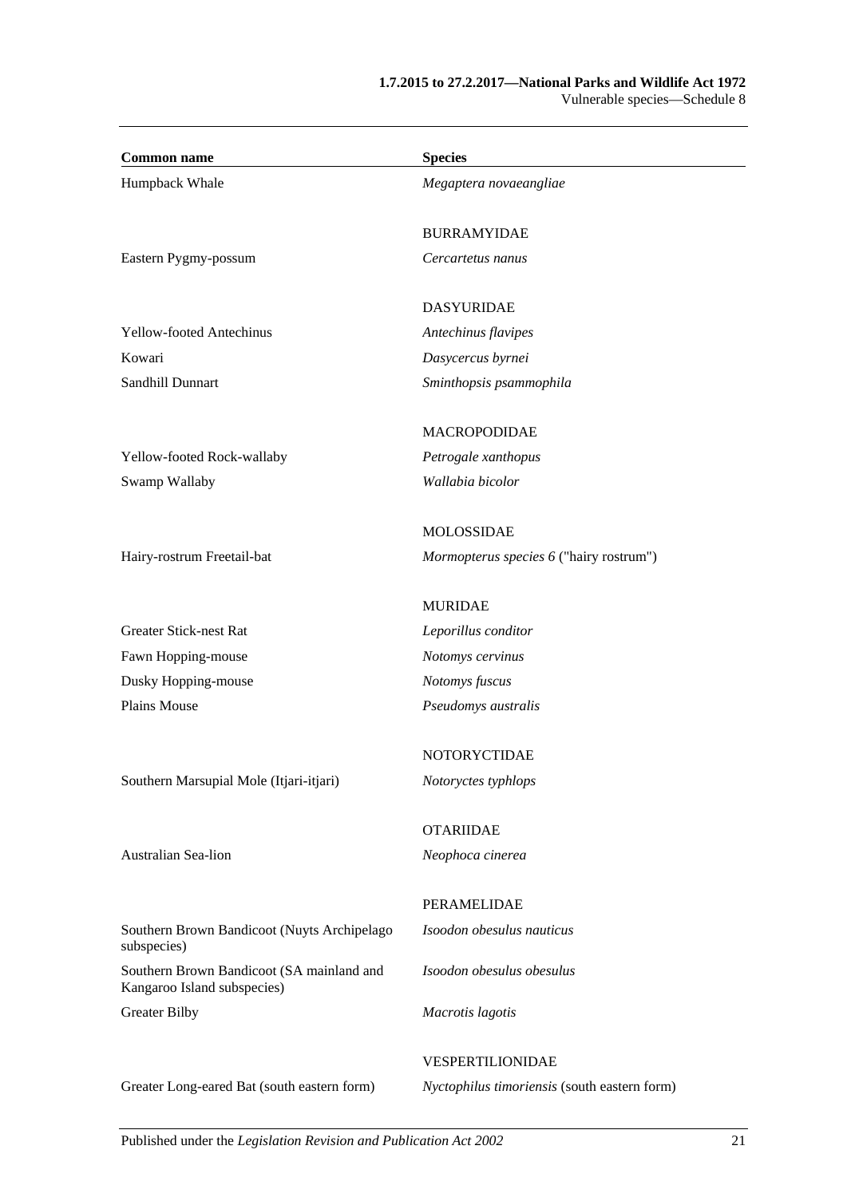| Common name | Species |
|---|---|
| Humpback Whale | *Megaptera novaeangliae* |
| | BURRAMYIDAE |
| Eastern Pygmy-possum | *Cercartetus nanus* |
| | DASYURIDAE |
| Yellow-footed Antechinus | *Antechinus flavipes* |
| Kowari | *Dasycercus byrnei* |
| Sandhill Dunnart | *Sminthopsis psammophila* |
| | MACROPODIDAE |
| Yellow-footed Rock-wallaby | *Petrogale xanthopus* |
| Swamp Wallaby | *Wallabia bicolor* |
| | MOLOSSIDAE |
| Hairy-rostrum Freetail-bat | *Mormopterus species 6* ("hairy rostrum") |
| | MURIDAE |
| Greater Stick-nest Rat | *Leporillus conditor* |
| Fawn Hopping-mouse | *Notomys cervinus* |
| Dusky Hopping-mouse | *Notomys fuscus* |
| Plains Mouse | *Pseudomys australis* |
| | NOTORYCTIDAE |
| Southern Marsupial Mole (Itjari-itjari) | *Notoryctes typhlops* |
| | OTARIIDAE |
| Australian Sea-lion | *Neophoca cinerea* |
| | PERAMELIDAE |
| Southern Brown Bandicoot (Nuyts Archipelago subspecies) | *Isoodon obesulus nauticus* |
| Southern Brown Bandicoot (SA mainland and Kangaroo Island subspecies) | *Isoodon obesulus obesulus* |
| Greater Bilby | *Macrotis lagotis* |
| | VESPERTILIONIDAE |
| Greater Long-eared Bat (south eastern form) | *Nyctophilus timoriensis* (south eastern form) |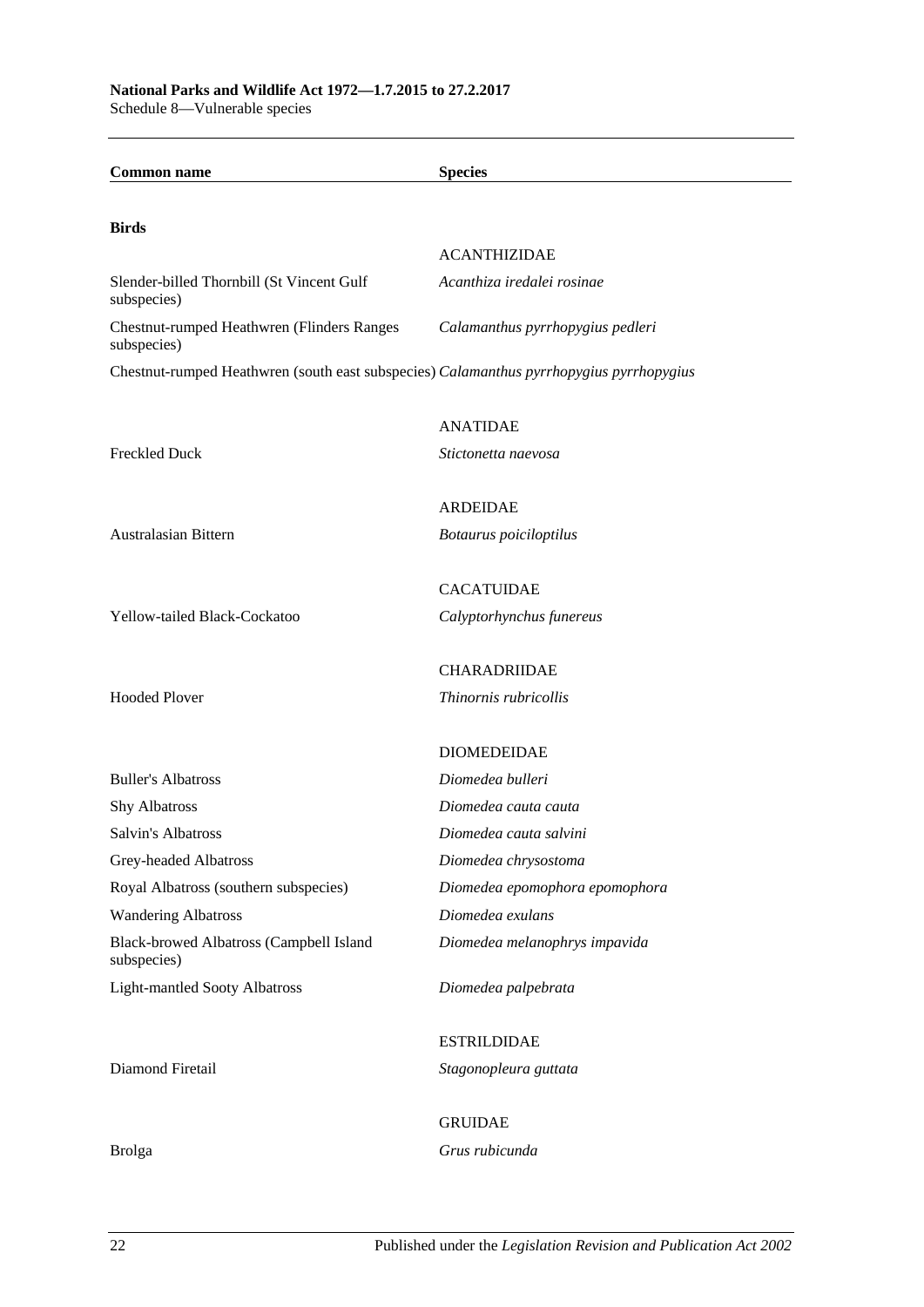| Common name | Species |
|---|---|
| **Birds** | |
| | ACANTHIZIDAE |
| Slender-billed Thornbill (St Vincent Gulf subspecies) | *Acanthiza iredalei rosinae* |
| Chestnut-rumped Heathwren (Flinders Ranges subspecies) | *Calamanthus pyrrhopygius pedleri* |
| Chestnut-rumped Heathwren (south east subspecies) | *Calamanthus pyrrhopygius pyrrhopygius* |
| | ANATIDAE |
| Freckled Duck | *Stictonetta naevosa* |
| | ARDEIDAE |
| Australasian Bittern | *Botaurus poiciloptilus* |
| | CACATUIDAE |
| Yellow-tailed Black-Cockatoo | *Calyptorhynchus funereus* |
| | CHARADRIIDAE |
| Hooded Plover | *Thinornis rubricollis* |
| | DIOMEDEIDAE |
| Buller's Albatross | *Diomedea bulleri* |
| Shy Albatross | *Diomedea cauta cauta* |
| Salvin's Albatross | *Diomedea cauta salvini* |
| Grey-headed Albatross | *Diomedea chrysostoma* |
| Royal Albatross (southern subspecies) | *Diomedea epomophora epomophora* |
| Wandering Albatross | *Diomedea exulans* |
| Black-browed Albatross (Campbell Island subspecies) | *Diomedea melanophrys impavida* |
| Light-mantled Sooty Albatross | *Diomedea palpebrata* |
| | ESTRILDIDAE |
| Diamond Firetail | *Stagonopleura guttata* |
| | GRUIDAE |
| Brolga | *Grus rubicunda* |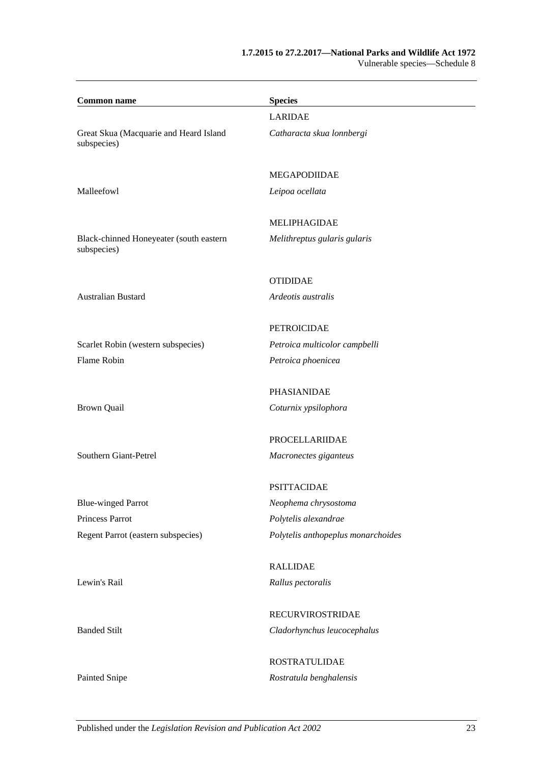| Common name | Species |
| --- | --- |
| | LARIDAE |
| Great Skua (Macquarie and Heard Island subspecies) | *Catharacta skua lonnbergi* |
| | MEGAPODIIDAE |
| Malleefowl | *Leipoa ocellata* |
| | MELIPHAGIDAE |
| Black-chinned Honeyeater (south eastern subspecies) | *Melithreptus gularis gularis* |
| | OTIDIDAE |
| Australian Bustard | *Ardeotis australis* |
| | PETROICIDAE |
| Scarlet Robin (western subspecies) | *Petroica multicolor campbelli* |
| Flame Robin | *Petroica phoenicea* |
| | PHASIANIDAE |
| Brown Quail | *Coturnix ypsilophora* |
| | PROCELLARIIDAE |
| Southern Giant-Petrel | *Macronectes giganteus* |
| | PSITTACIDAE |
| Blue-winged Parrot | *Neophema chrysostoma* |
| Princess Parrot | *Polytelis alexandrae* |
| Regent Parrot (eastern subspecies) | *Polytelis anthopeplus monarchoides* |
| | RALLIDAE |
| Lewin's Rail | *Rallus pectoralis* |
| | RECURVIROSTRIDAE |
| Banded Stilt | *Cladorhynchus leucocephalus* |
| | ROSTRATULIDAE |
| Painted Snipe | *Rostratula benghalensis* |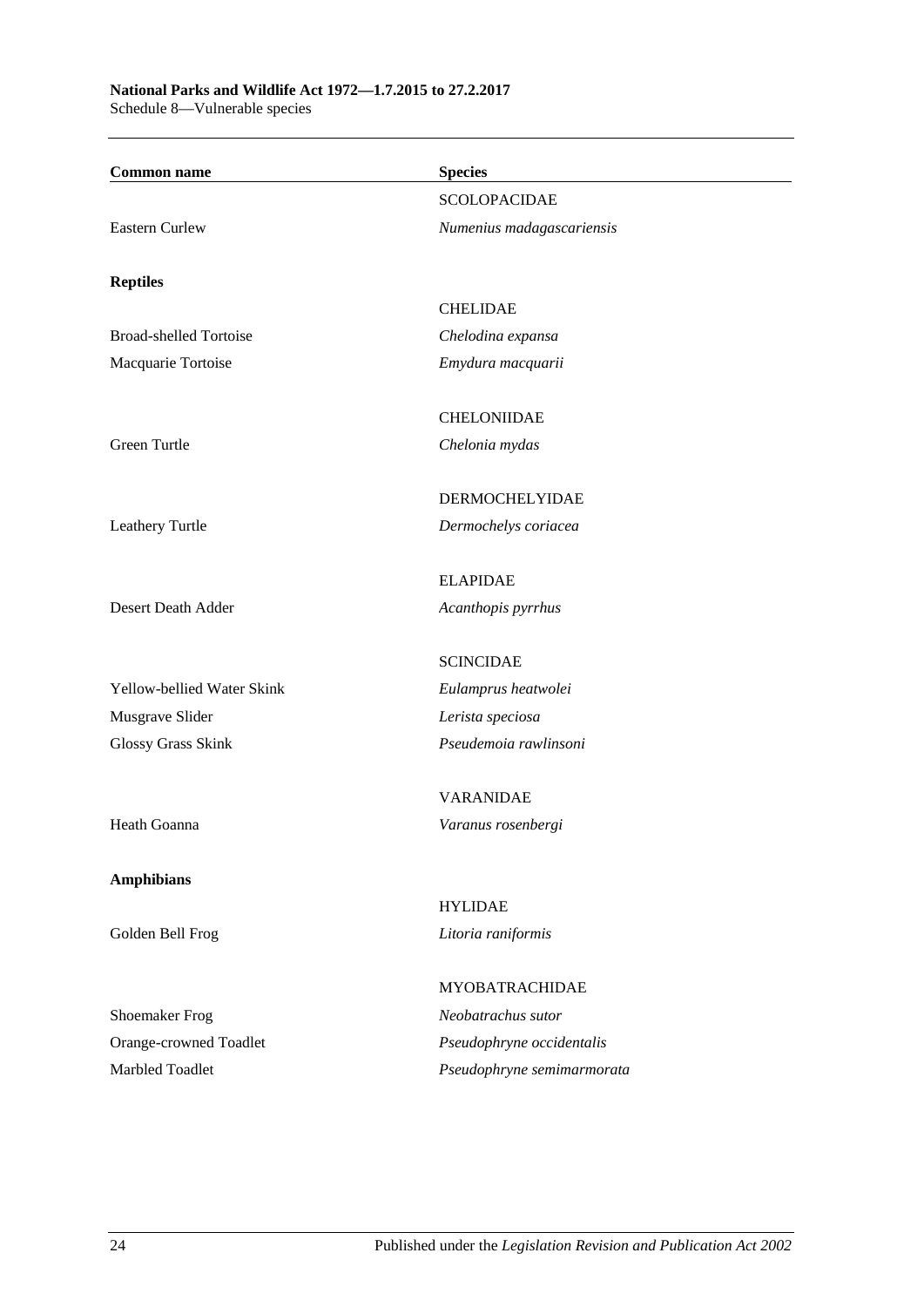| Common name | Species |
|---|---|
| | SCOLOPACIDAE |
| Eastern Curlew | *Numenius madagascariensis* |
| **Reptiles** | |
| | CHELIDAE |
| Broad-shelled Tortoise | *Chelodina expansa* |
| Macquarie Tortoise | *Emydura macquarii* |
| | CHELONIIDAE |
| Green Turtle | *Chelonia mydas* |
| | DERMOCHELYIDAE |
| Leathery Turtle | *Dermochelys coriacea* |
| | ELAPIDAE |
| Desert Death Adder | *Acanthopis pyrrhus* |
| | SCINCIDAE |
| Yellow-bellied Water Skink | *Eulamprus heatwolei* |
| Musgrave Slider | *Lerista speciosa* |
| Glossy Grass Skink | *Pseudemoia rawlinsoni* |
| | VARANIDAE |
| Heath Goanna | *Varanus rosenbergi* |
| **Amphibians** | |
| | HYLIDAE |
| Golden Bell Frog | *Litoria raniformis* |
| | MYOBATRACHIDAE |
| Shoemaker Frog | *Neobatrachus sutor* |
| Orange-crowned Toadlet | *Pseudophryne occidentalis* |
| Marbled Toadlet | *Pseudophryne semimarmorata* |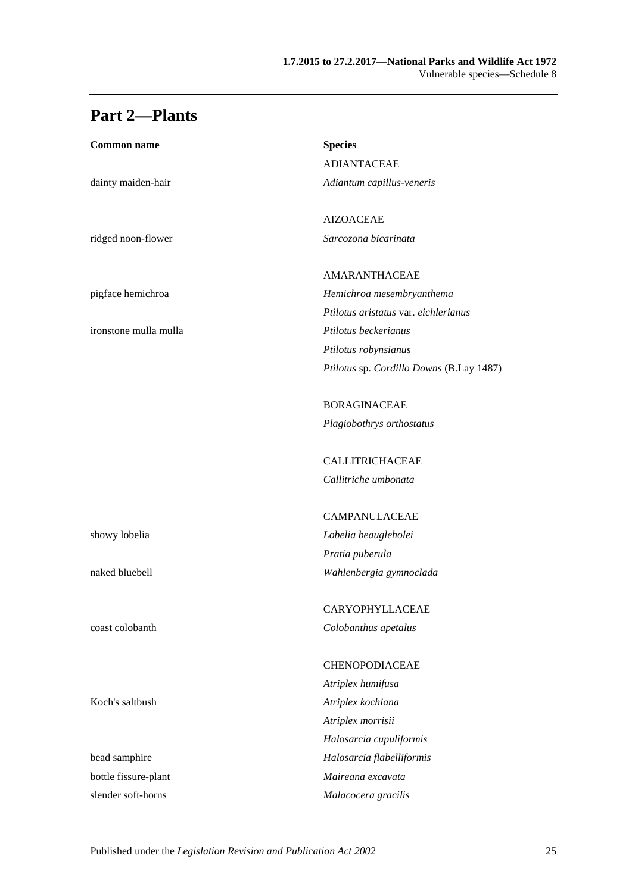## Part 2—Plants

| Common name | Species |
|---|---|
| | ADIANTACEAE |
| dainty maiden-hair | *Adiantum capillus-veneris* |
| | |
| | AIZOACEAE |
| ridged noon-flower | *Sarcozona bicarinata* |
| | |
| | AMARANTHACEAE |
| pigface hemichroa | *Hemichroa mesembryanthema* |
| | *Ptilotus aristatus* var. *eichlerianus* |
| ironstone mulla mulla | *Ptilotus beckerianus* |
| | *Ptilotus robynsianus* |
| | *Ptilotus* sp. *Cordillo Downs* (B.Lay 1487) |
| | |
| | BORAGINACEAE |
| | *Plagiobothrys orthostatus* |
| | |
| | CALLITRICHACEAE |
| | *Callitriche umbonata* |
| | |
| | CAMPANULACEAE |
| showy lobelia | *Lobelia beaugleholei* |
| | *Pratia puberula* |
| naked bluebell | *Wahlenbergia gymnoclada* |
| | |
| | CARYOPHYLLACEAE |
| coast colobanth | *Colobanthus apetalus* |
| | |
| | CHENOPODIACEAE |
| | *Atriplex humifusa* |
| Koch's saltbush | *Atriplex kochiana* |
| | *Atriplex morrisii* |
| | *Halosarcia cupuliformis* |
| bead samphire | *Halosarcia flabelliformis* |
| bottle fissure-plant | *Maireana excavata* |
| slender soft-horns | *Malacocera gracilis* |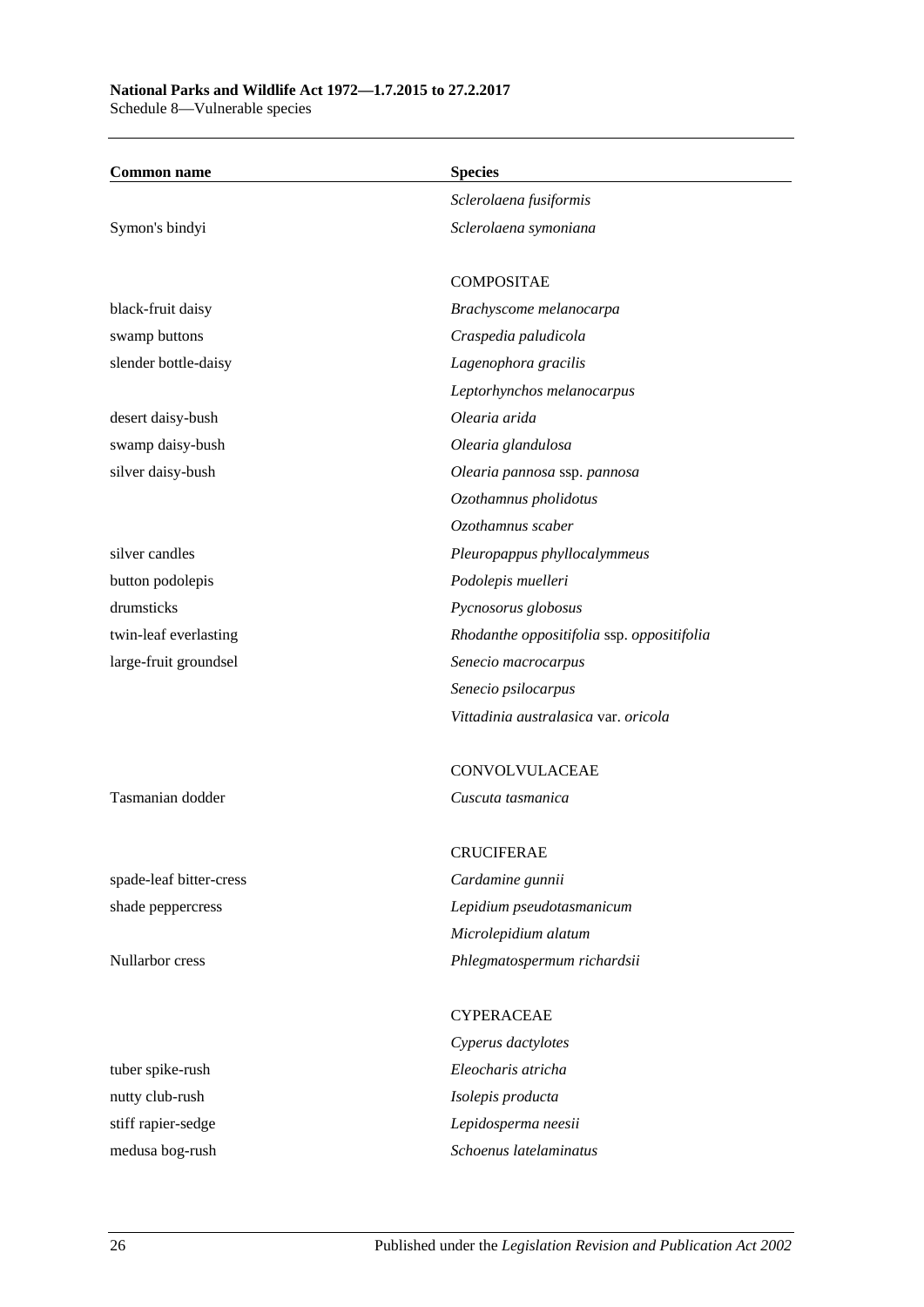| Common name | Species |
|---|---|
| | *Sclerolaena fusiformis* |
| Symon's bindyi | *Sclerolaena symoniana* |
| | |
| | COMPOSITAE |
| black-fruit daisy | *Brachyscome melanocarpa* |
| swamp buttons | *Craspedia paludicola* |
| slender bottle-daisy | *Lagenophora gracilis* |
| | *Leptorhynchos melanocarpus* |
| desert daisy-bush | *Olearia arida* |
| swamp daisy-bush | *Olearia glandulosa* |
| silver daisy-bush | *Olearia pannosa* ssp. *pannosa* |
| | *Ozothamnus pholidotus* |
| | *Ozothamnus scaber* |
| silver candles | *Pleuropappus phyllocalymmeus* |
| button podolepis | *Podolepis muelleri* |
| drumsticks | *Pycnosorus globosus* |
| twin-leaf everlasting | *Rhodanthe oppositifolia* ssp. *oppositifolia* |
| large-fruit groundsel | *Senecio macrocarpus* |
| | *Senecio psilocarpus* |
| | *Vittadinia australasica* var. *oricola* |
| | |
| | CONVOLVULACEAE |
| Tasmanian dodder | *Cuscuta tasmanica* |
| | |
| | CRUCIFERAE |
| spade-leaf bitter-cress | *Cardamine gunnii* |
| shade peppercress | *Lepidium pseudotasmanicum* |
| | *Microlepidium alatum* |
| Nullarbor cress | *Phlegmatospermum richardsii* |
| | |
| | CYPERACEAE |
| | *Cyperus dactylotes* |
| tuber spike-rush | *Eleocharis atricha* |
| nutty club-rush | *Isolepis producta* |
| stiff rapier-sedge | *Lepidosperma neesii* |
| medusa bog-rush | *Schoenus latelaminatus* |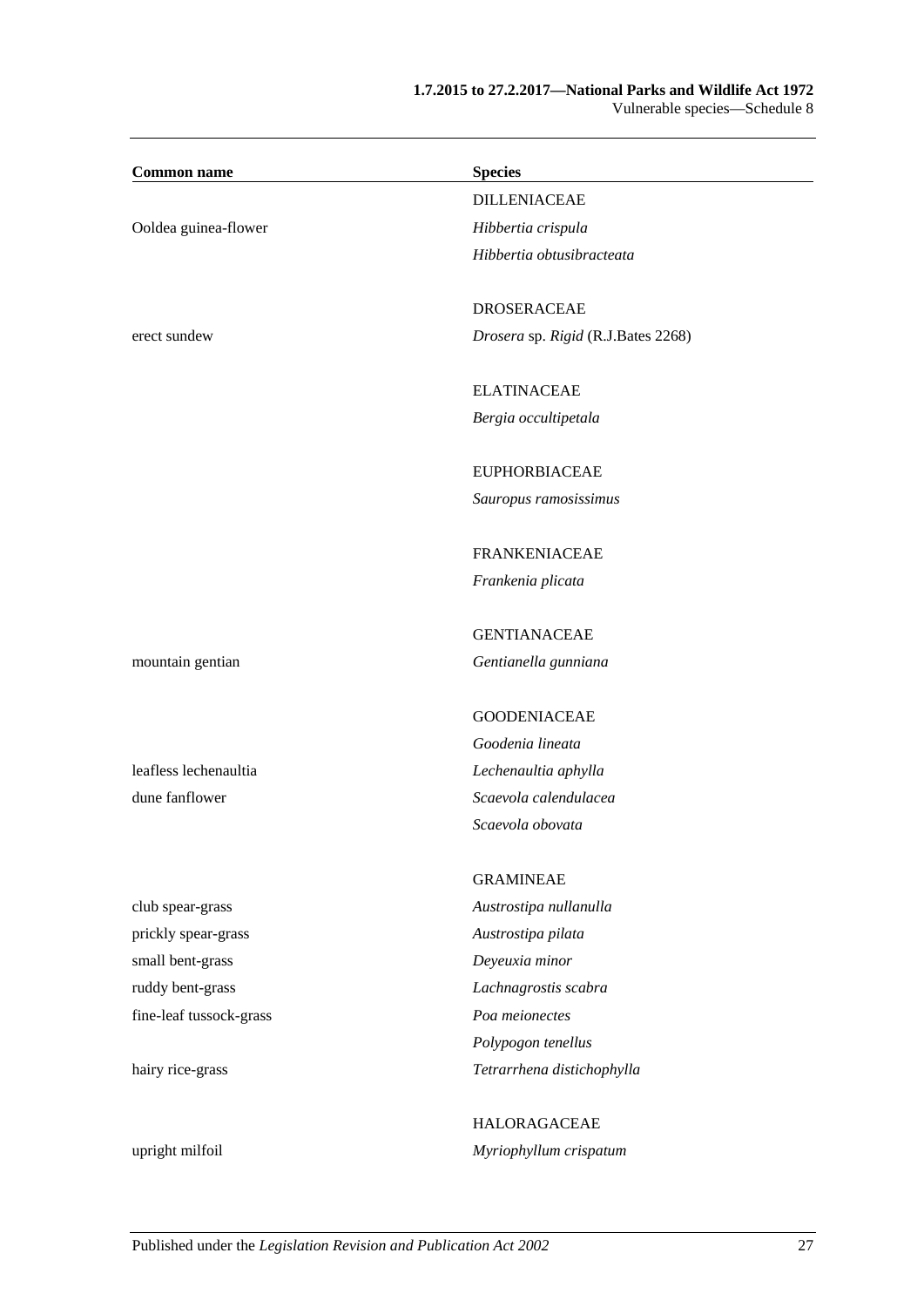| Common name | Species |
|---|---|
| | DILLENIACEAE |
| Ooldea guinea-flower | *Hibbertia crispula* |
| | *Hibbertia obtusibracteata* |
| | |
| | DROSERACEAE |
| erect sundew | *Drosera* sp. *Rigid* (R.J.Bates 2268) |
| | |
| | ELATINACEAE |
| | *Bergia occultipetala* |
| | |
| | EUPHORBIACEAE |
| | *Sauropus ramosissimus* |
| | |
| | FRANKENIACEAE |
| | *Frankenia plicata* |
| | |
| | GENTIANACEAE |
| mountain gentian | *Gentianella gunniana* |
| | |
| | GOODENIACEAE |
| | *Goodenia lineata* |
| leafless lechenaultia | *Lechenaultia aphylla* |
| dune fanflower | *Scaevola calendulacea* |
| | *Scaevola obovata* |
| | |
| | GRAMINEAE |
| club spear-grass | *Austrostipa nullanulla* |
| prickly spear-grass | *Austrostipa pilata* |
| small bent-grass | *Deyeuxia minor* |
| ruddy bent-grass | *Lachnagrostis scabra* |
| fine-leaf tussock-grass | *Poa meionectes* |
| | *Polypogon tenellus* |
| hairy rice-grass | *Tetrarrhena distichophylla* |
| | |
| | HALORAGACEAE |
| upright milfoil | *Myriophyllum crispatum* |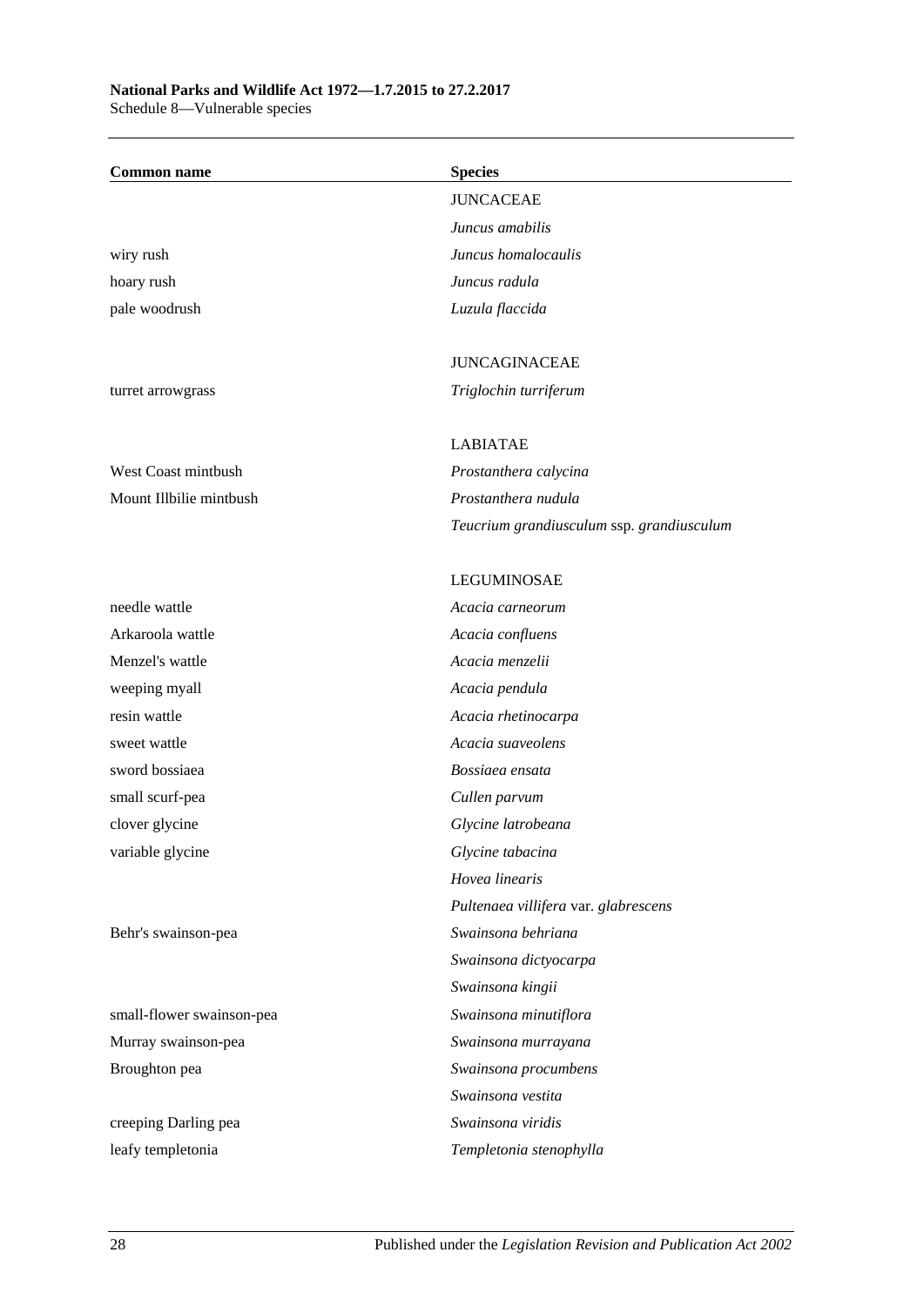| Common name | Species |
|---|---|
| | JUNCACEAE |
| | *Juncus amabilis* |
| wiry rush | *Juncus homalocaulis* |
| hoary rush | *Juncus radula* |
| pale woodrush | *Luzula flaccida* |
| | |
| | JUNCAGINACEAE |
| turret arrowgrass | *Triglochin turriferum* |
| | |
| | LABIATAE |
| West Coast mintbush | *Prostanthera calycina* |
| Mount Illbilie mintbush | *Prostanthera nudula* |
| | *Teucrium grandiusculum* ssp. *grandiusculum* |
| | |
| | LEGUMINOSAE |
| needle wattle | *Acacia carneorum* |
| Arkaroola wattle | *Acacia confluens* |
| Menzel's wattle | *Acacia menzelii* |
| weeping myall | *Acacia pendula* |
| resin wattle | *Acacia rhetinocarpa* |
| sweet wattle | *Acacia suaveolens* |
| sword bossiaea | *Bossiaea ensata* |
| small scurf-pea | *Cullen parvum* |
| clover glycine | *Glycine latrobeana* |
| variable glycine | *Glycine tabacina* |
| | *Hovea linearis* |
| | *Pultenaea villifera* var. *glabrescens* |
| Behr's swainson-pea | *Swainsona behriana* |
| | *Swainsona dictyocarpa* |
| | *Swainsona kingii* |
| small-flower swainson-pea | *Swainsona minutiflora* |
| Murray swainson-pea | *Swainsona murrayana* |
| Broughton pea | *Swainsona procumbens* |
| | *Swainsona vestita* |
| creeping Darling pea | *Swainsona viridis* |
| leafy templetonia | *Templetonia stenophylla* |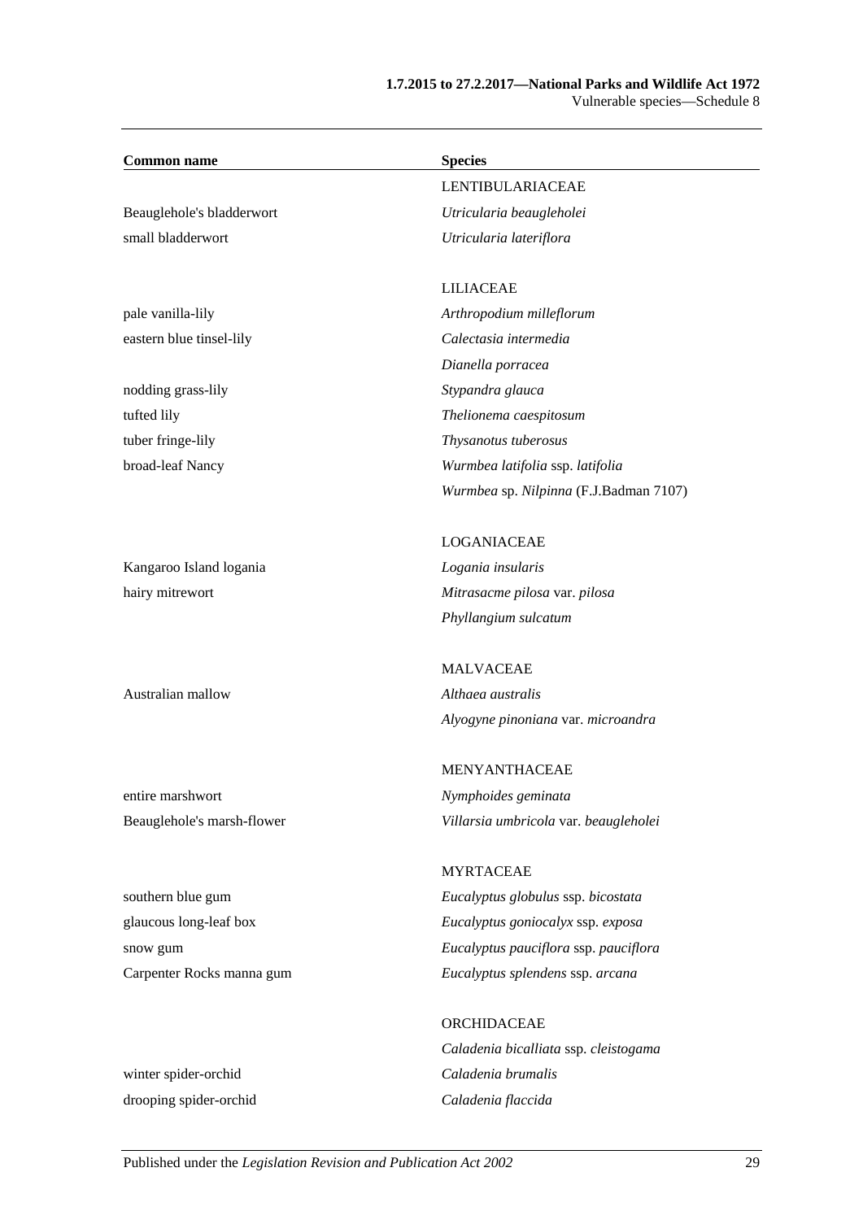| Common name | Species |
|---|---|
| | LENTIBULARIACEAE |
| Beauglehole's bladderwort | *Utricularia beaugleholei* |
| small bladderwort | *Utricularia lateriflora* |
| | |
| | LILIACEAE |
| pale vanilla-lily | *Arthropodium milleflorum* |
| eastern blue tinsel-lily | *Calectasia intermedia* |
| | *Dianella porracea* |
| nodding grass-lily | *Stypandra glauca* |
| tufted lily | *Thelionema caespitosum* |
| tuber fringe-lily | *Thysanotus tuberosus* |
| broad-leaf Nancy | *Wurmbea latifolia* ssp. *latifolia* |
| | *Wurmbea* sp. *Nilpinna* (F.J.Badman 7107) |
| | |
| | LOGANIACEAE |
| Kangaroo Island logania | *Logania insularis* |
| hairy mitrewort | *Mitrasacme pilosa* var. *pilosa* |
| | *Phyllangium sulcatum* |
| | |
| | MALVACEAE |
| Australian mallow | *Althaea australis* |
| | *Alyogyne pinoniana* var. *microandra* |
| | |
| | MENYANTHACEAE |
| entire marshwort | *Nymphoides geminata* |
| Beauglehole's marsh-flower | *Villarsia umbricola* var. *beaugleholei* |
| | |
| | MYRTACEAE |
| southern blue gum | *Eucalyptus globulus* ssp. *bicostata* |
| glaucous long-leaf box | *Eucalyptus goniocalyx* ssp. *exposa* |
| snow gum | *Eucalyptus pauciflora* ssp. *pauciflora* |
| Carpenter Rocks manna gum | *Eucalyptus splendens* ssp. *arcana* |
| | |
| | ORCHIDACEAE |
| | *Caladenia bicalliata* ssp. *cleistogama* |
| winter spider-orchid | *Caladenia brumalis* |
| drooping spider-orchid | *Caladenia flaccida* |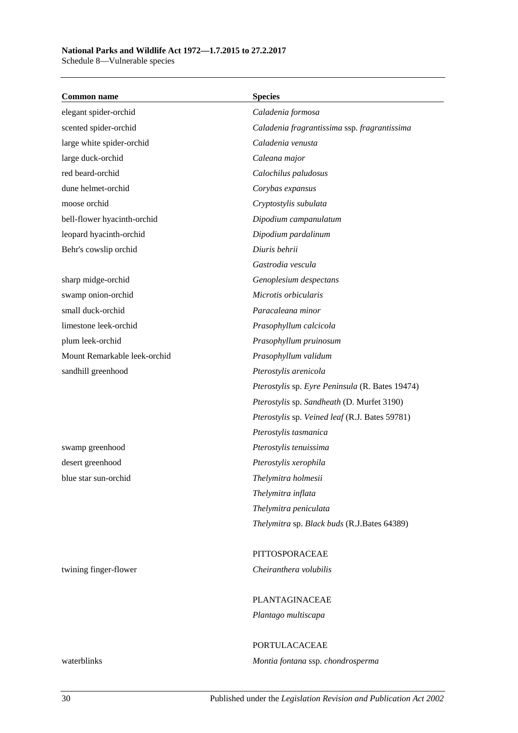| Common name | Species |
|---|---|
| elegant spider-orchid | *Caladenia formosa* |
| scented spider-orchid | *Caladenia fragrantissima* ssp. *fragrantissima* |
| large white spider-orchid | *Caladenia venusta* |
| large duck-orchid | *Caleana major* |
| red beard-orchid | *Calochilus paludosus* |
| dune helmet-orchid | *Corybas expansus* |
| moose orchid | *Cryptostylis subulata* |
| bell-flower hyacinth-orchid | *Dipodium campanulatum* |
| leopard hyacinth-orchid | *Dipodium pardalinum* |
| Behr's cowslip orchid | *Diuris behrii* |
| | *Gastrodia vescula* |
| sharp midge-orchid | *Genoplesium despectans* |
| swamp onion-orchid | *Microtis orbicularis* |
| small duck-orchid | *Paracaleana minor* |
| limestone leek-orchid | *Prasophyllum calcicola* |
| plum leek-orchid | *Prasophyllum pruinosum* |
| Mount Remarkable leek-orchid | *Prasophyllum validum* |
| sandhill greenhood | *Pterostylis arenicola* |
| | *Pterostylis* sp. *Eyre Peninsula* (R. Bates 19474) |
| | *Pterostylis* sp. *Sandheath* (D. Murfet 3190) |
| | *Pterostylis* sp. *Veined leaf* (R.J. Bates 59781) |
| | *Pterostylis tasmanica* |
| swamp greenhood | *Pterostylis tenuissima* |
| desert greenhood | *Pterostylis xerophila* |
| blue star sun-orchid | *Thelymitra holmesii* |
| | *Thelymitra inflata* |
| | *Thelymitra peniculata* |
| | *Thelymitra* sp. *Black buds* (R.J.Bates 64389) |
| | |
| | PITTOSPORACEAE |
| twining finger-flower | *Cheiranthera volubilis* |
| | |
| | PLANTAGINACEAE |
| | *Plantago multiscapa* |
| | |
| | PORTULACACEAE |
| waterblinks | *Montia fontana* ssp. *chondrosperma* |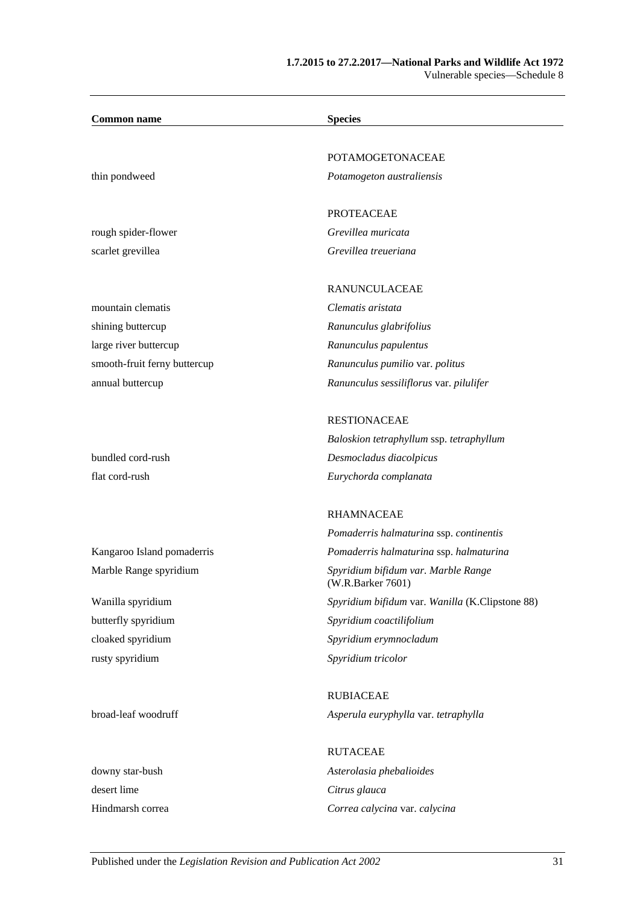| Common name | Species |
|---|---|
| | POTAMOGETONACEAE |
| thin pondweed | *Potamogeton australiensis* |
| | PROTEACEAE |
| rough spider-flower | *Grevillea muricata* |
| scarlet grevillea | *Grevillea treueriana* |
| | RANUNCULACEAE |
| mountain clematis | *Clematis aristata* |
| shining buttercup | *Ranunculus glabrifolius* |
| large river buttercup | *Ranunculus papulentus* |
| smooth-fruit ferny buttercup | *Ranunculus pumilio* var. *politus* |
| annual buttercup | *Ranunculus sessiliflorus* var. *pilulifer* |
| | RESTIONACEAE |
| | *Baloskion tetraphyllum* ssp. *tetraphyllum* |
| bundled cord-rush | *Desmocladus diacolpicus* |
| flat cord-rush | *Eurychorda complanata* |
| | RHAMNACEAE |
| | *Pomaderris halmaturina* ssp. *continentis* |
| Kangaroo Island pomaderris | *Pomaderris halmaturina* ssp. *halmaturina* |
| Marble Range spyridium | *Spyridium bifidum var. Marble Range* (W.R.Barker 7601) |
| Wanilla spyridium | *Spyridium bifidum* var. *Wanilla* (K.Clipstone 88) |
| butterfly spyridium | *Spyridium coactilifolium* |
| cloaked spyridium | *Spyridium erymnocladum* |
| rusty spyridium | *Spyridium tricolor* |
| | RUBIACEAE |
| broad-leaf woodruff | *Asperula euryphylla* var. *tetraphylla* |
| | RUTACEAE |
| downy star-bush | *Asterolasia phebalioides* |
| desert lime | *Citrus glauca* |
| Hindmarsh correa | *Correa calycina* var. *calycina* |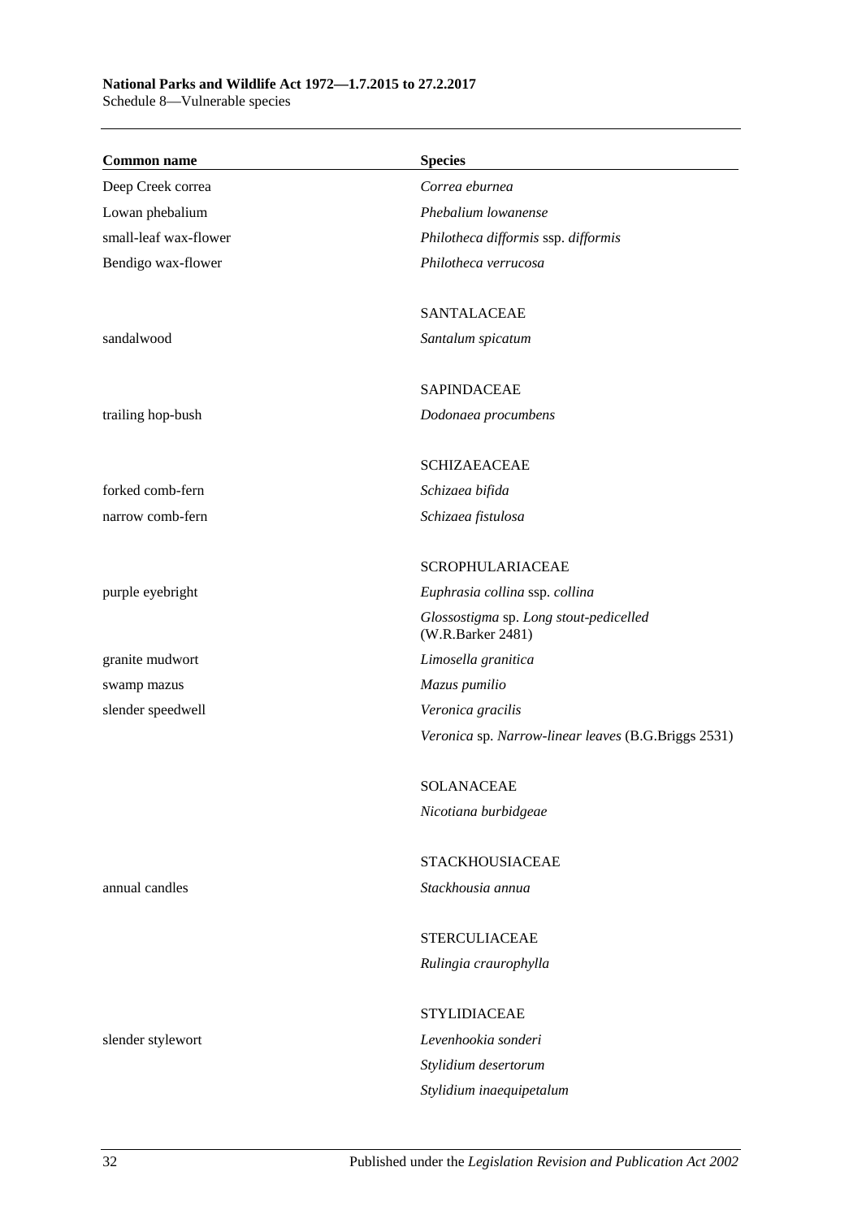| Common name | Species |
| --- | --- |
| Deep Creek correa | *Correa eburnea* |
| Lowan phebalium | *Phebalium lowanense* |
| small-leaf wax-flower | *Philotheca difformis* ssp. *difformis* |
| Bendigo wax-flower | *Philotheca verrucosa* |
| | SANTALACEAE |
| sandalwood | *Santalum spicatum* |
| | SAPINDACEAE |
| trailing hop-bush | *Dodonaea procumbens* |
| | SCHIZAEACEAE |
| forked comb-fern | *Schizaea bifida* |
| narrow comb-fern | *Schizaea fistulosa* |
| | SCROPHULARIACEAE |
| purple eyebright | *Euphrasia collina* ssp. *collina* |
| | *Glossostigma* sp. *Long stout-pedicelled* (W.R.Barker 2481) |
| granite mudwort | *Limosella granitica* |
| swamp mazus | *Mazus pumilio* |
| slender speedwell | *Veronica gracilis* |
| | *Veronica* sp. *Narrow-linear leaves* (B.G.Briggs 2531) |
| | SOLANACEAE |
| | *Nicotiana burbidgeae* |
| | STACKHOUSIACEAE |
| annual candles | *Stackhousia annua* |
| | STERCULIACEAE |
| | *Rulingia craurophylla* |
| | STYLIDIACEAE |
| slender stylewort | *Levenhookia sonderi* |
| | *Stylidium desertorum* |
| | *Stylidium inaequipetalum* |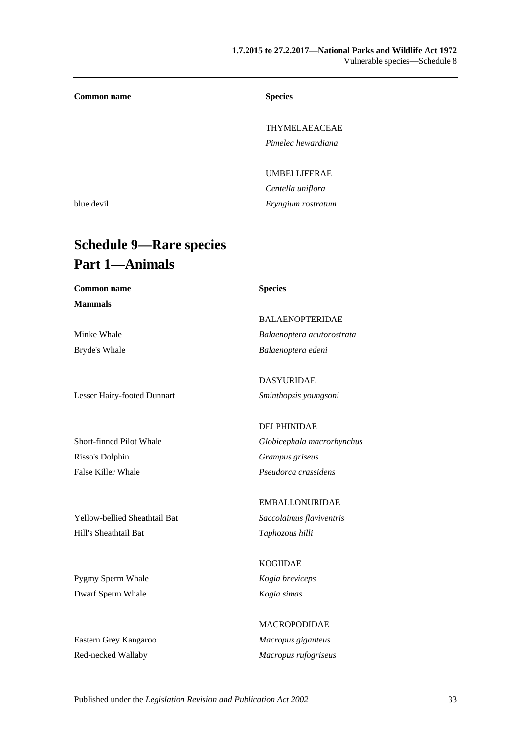| Common name | Species |
|---|---|
| | THYMELAEACEAE |
| | *Pimelea hewardiana* |
| | UMBELLIFERAE |
| | *Centella uniflora* |
| blue devil | *Eryngium rostratum* |

# Schedule 9—Rare species

## Part 1—Animals

| Common name | Species |
|---|---|
| **Mammals** | |
| | BALAENOPTERIDAE |
| Minke Whale | *Balaenoptera acutorostrata* |
| Bryde's Whale | *Balaenoptera edeni* |
| | DASYURIDAE |
| Lesser Hairy-footed Dunnart | *Sminthopsis youngsoni* |
| | DELPHINIDAE |
| Short-finned Pilot Whale | *Globicephala macrorhynchus* |
| Risso's Dolphin | *Grampus griseus* |
| False Killer Whale | *Pseudorca crassidens* |
| | EMBALLONURIDAE |
| Yellow-bellied Sheathtail Bat | *Saccolaimus flaviventris* |
| Hill's Sheathtail Bat | *Taphozous hilli* |
| | KOGIIDAE |
| Pygmy Sperm Whale | *Kogia breviceps* |
| Dwarf Sperm Whale | *Kogia simas* |
| | MACROPODIDAE |
| Eastern Grey Kangaroo | *Macropus giganteus* |
| Red-necked Wallaby | *Macropus rufogriseus* |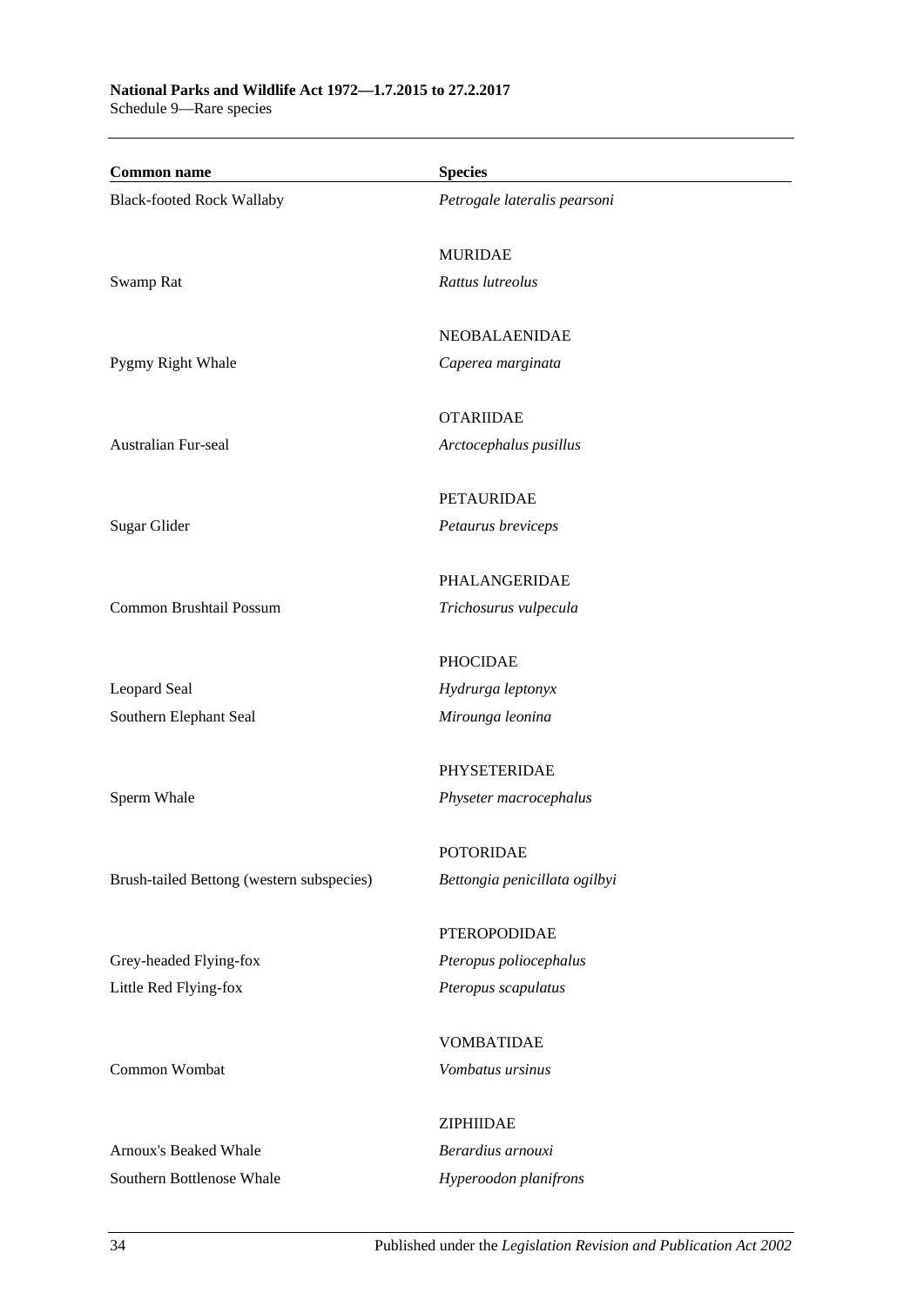| Common name | Species |
|---|---|
| Black-footed Rock Wallaby | *Petrogale lateralis pearsoni* |
| | MURIDAE |
| Swamp Rat | *Rattus lutreolus* |
| | NEOBALAENIDAE |
| Pygmy Right Whale | *Caperea marginata* |
| | OTARIIDAE |
| Australian Fur-seal | *Arctocephalus pusillus* |
| | PETAURIDAE |
| Sugar Glider | *Petaurus breviceps* |
| | PHALANGERIDAE |
| Common Brushtail Possum | *Trichosurus vulpecula* |
| | PHOCIDAE |
| Leopard Seal | *Hydrurga leptonyx* |
| Southern Elephant Seal | *Mirounga leonina* |
| | PHYSETERIDAE |
| Sperm Whale | *Physeter macrocephalus* |
| | POTORIDAE |
| Brush-tailed Bettong (western subspecies) | *Bettongia penicillata ogilbyi* |
| | PTEROPODIDAE |
| Grey-headed Flying-fox | *Pteropus poliocephalus* |
| Little Red Flying-fox | *Pteropus scapulatus* |
| | VOMBATIDAE |
| Common Wombat | *Vombatus ursinus* |
| | ZIPHIIDAE |
| Arnoux's Beaked Whale | *Berardius arnouxi* |
| Southern Bottlenose Whale | *Hyperoodon planifrons* |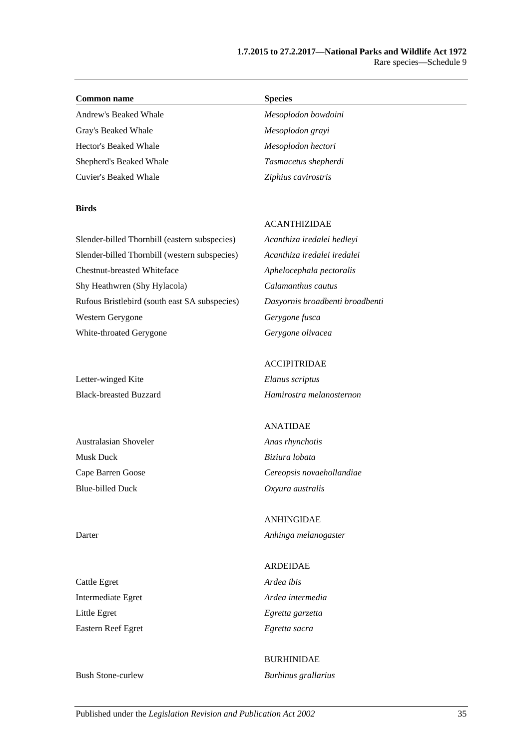| Common name | Species |
|---|---|
| Andrew's Beaked Whale | *Mesoplodon bowdoini* |
| Gray's Beaked Whale | *Mesoplodon grayi* |
| Hector's Beaked Whale | *Mesoplodon hectori* |
| Shepherd's Beaked Whale | *Tasmacetus shepherdi* |
| Cuvier's Beaked Whale | *Ziphius cavirostris* |
| | |
| **Birds** | |
| | ACANTHIZIDAE |
| Slender-billed Thornbill (eastern subspecies) | *Acanthiza iredalei hedleyi* |
| Slender-billed Thornbill (western subspecies) | *Acanthiza iredalei iredalei* |
| Chestnut-breasted Whiteface | *Aphelocephala pectoralis* |
| Shy Heathwren (Shy Hylacola) | *Calamanthus cautus* |
| Rufous Bristlebird (south east SA subspecies) | *Dasyornis broadbenti broadbenti* |
| Western Gerygone | *Gerygone fusca* |
| White-throated Gerygone | *Gerygone olivacea* |
| | |
| | ACCIPITRIDAE |
| Letter-winged Kite | *Elanus scriptus* |
| Black-breasted Buzzard | *Hamirostra melanosternon* |
| | |
| | ANATIDAE |
| Australasian Shoveler | *Anas rhynchotis* |
| Musk Duck | *Biziura lobata* |
| Cape Barren Goose | *Cereopsis novaehollandiae* |
| Blue-billed Duck | *Oxyura australis* |
| | |
| | ANHINGIDAE |
| Darter | *Anhinga melanogaster* |
| | |
| | ARDEIDAE |
| Cattle Egret | *Ardea ibis* |
| Intermediate Egret | *Ardea intermedia* |
| Little Egret | *Egretta garzetta* |
| Eastern Reef Egret | *Egretta sacra* |
| | |
| | BURHINIDAE |
| Bush Stone-curlew | *Burhinus grallarius* |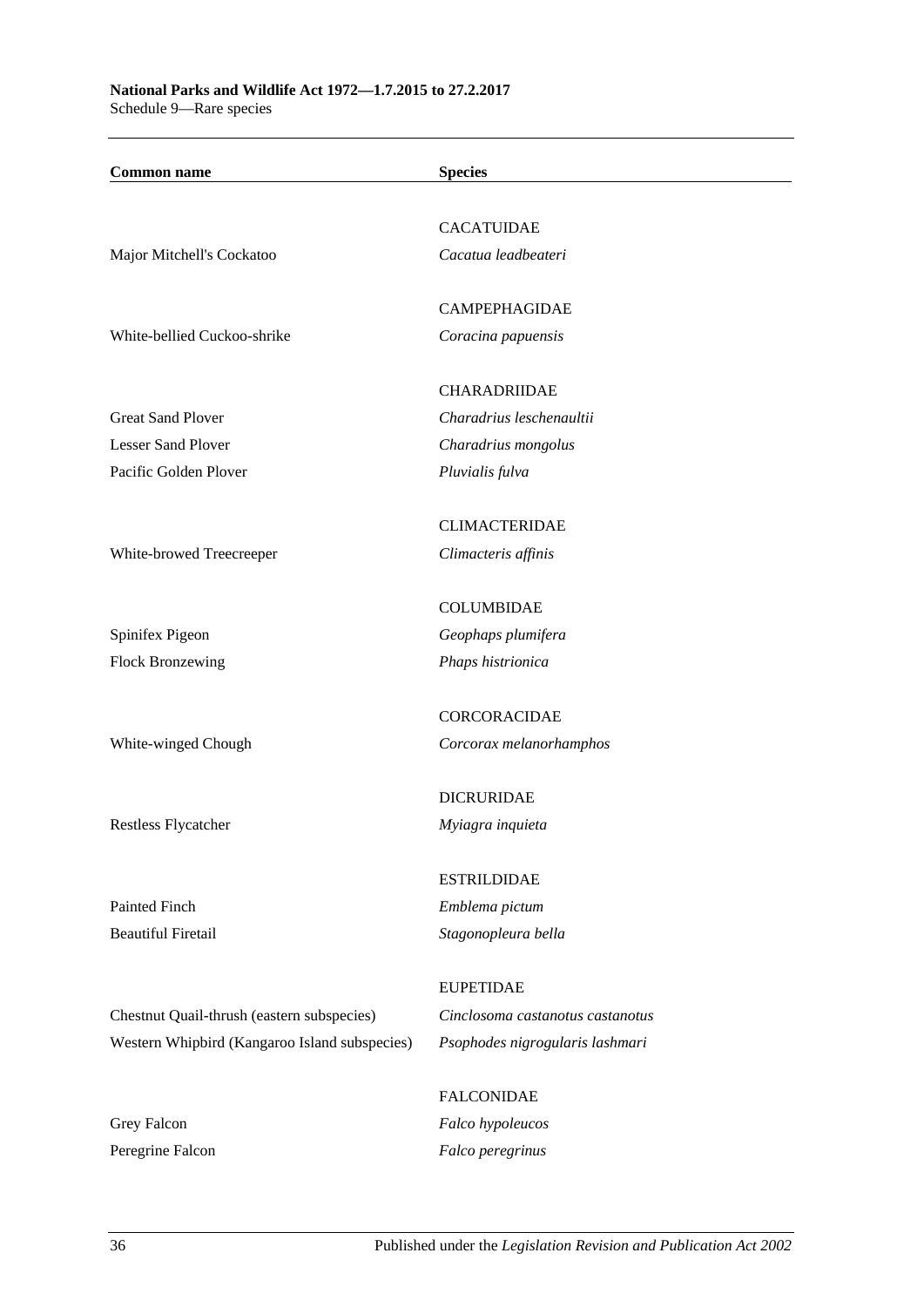| Common name | Species |
|---|---|
| | CACATUIDAE |
| Major Mitchell's Cockatoo | *Cacatua leadbeateri* |
| | CAMPEPHAGIDAE |
| White-bellied Cuckoo-shrike | *Coracina papuensis* |
| | CHARADRIIDAE |
| Great Sand Plover | *Charadrius leschenaultii* |
| Lesser Sand Plover | *Charadrius mongolus* |
| Pacific Golden Plover | *Pluvialis fulva* |
| | CLIMACTERIDAE |
| White-browed Treecreeper | *Climacteris affinis* |
| | COLUMBIDAE |
| Spinifex Pigeon | *Geophaps plumifera* |
| Flock Bronzewing | *Phaps histrionica* |
| | CORCORACIDAE |
| White-winged Chough | *Corcorax melanorhamphos* |
| | DICRURIDAE |
| Restless Flycatcher | *Myiagra inquieta* |
| | ESTRILDIDAE |
| Painted Finch | *Emblema pictum* |
| Beautiful Firetail | *Stagonopleura bella* |
| | EUPETIDAE |
| Chestnut Quail-thrush (eastern subspecies) | *Cinclosoma castanotus castanotus* |
| Western Whipbird (Kangaroo Island subspecies) | *Psophodes nigrogularis lashmari* |
| | FALCONIDAE |
| Grey Falcon | *Falco hypoleucos* |
| Peregrine Falcon | *Falco peregrinus* |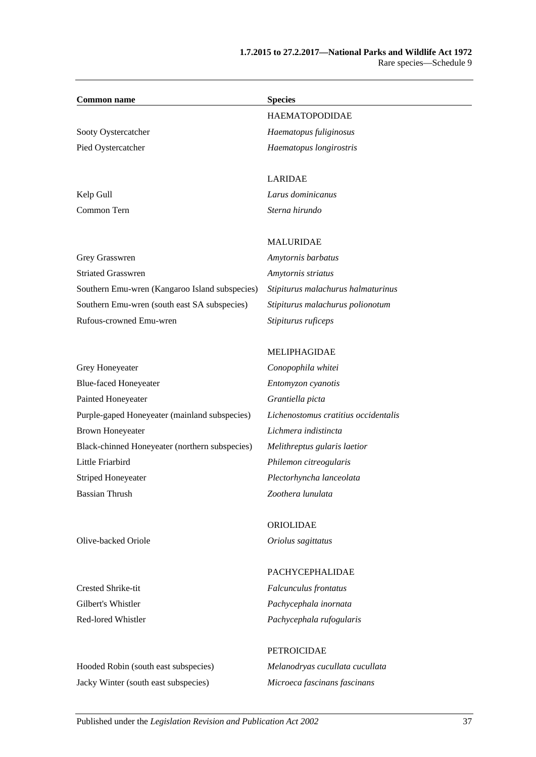| Common name | Species |
|---|---|
| | HAEMATOPODIDAE |
| Sooty Oystercatcher | *Haematopus fuliginosus* |
| Pied Oystercatcher | *Haematopus longirostris* |
| | |
| | LARIDAE |
| Kelp Gull | *Larus dominicanus* |
| Common Tern | *Sterna hirundo* |
| | |
| | MALURIDAE |
| Grey Grasswren | *Amytornis barbatus* |
| Striated Grasswren | *Amytornis striatus* |
| Southern Emu-wren (Kangaroo Island subspecies) | *Stipiturus malachurus halmaturinus* |
| Southern Emu-wren (south east SA subspecies) | *Stipiturus malachurus polionotum* |
| Rufous-crowned Emu-wren | *Stipiturus ruficeps* |
| | |
| | MELIPHAGIDAE |
| Grey Honeyeater | *Conopophila whitei* |
| Blue-faced Honeyeater | *Entomyzon cyanotis* |
| Painted Honeyeater | *Grantiella picta* |
| Purple-gaped Honeyeater (mainland subspecies) | *Lichenostomus cratitius occidentalis* |
| Brown Honeyeater | *Lichmera indistincta* |
| Black-chinned Honeyeater (northern subspecies) | *Melithreptus gularis laetior* |
| Little Friarbird | *Philemon citreogularis* |
| Striped Honeyeater | *Plectorhyncha lanceolata* |
| Bassian Thrush | *Zoothera lunulata* |
| | |
| | ORIOLIDAE |
| Olive-backed Oriole | *Oriolus sagittatus* |
| | |
| | PACHYCEPHALIDAE |
| Crested Shrike-tit | *Falcunculus frontatus* |
| Gilbert's Whistler | *Pachycephala inornata* |
| Red-lored Whistler | *Pachycephala rufogularis* |
| | |
| | PETROICIDAE |
| Hooded Robin (south east subspecies) | *Melanodryas cucullata cucullata* |
| Jacky Winter (south east subspecies) | *Microeca fascinans fascinans* |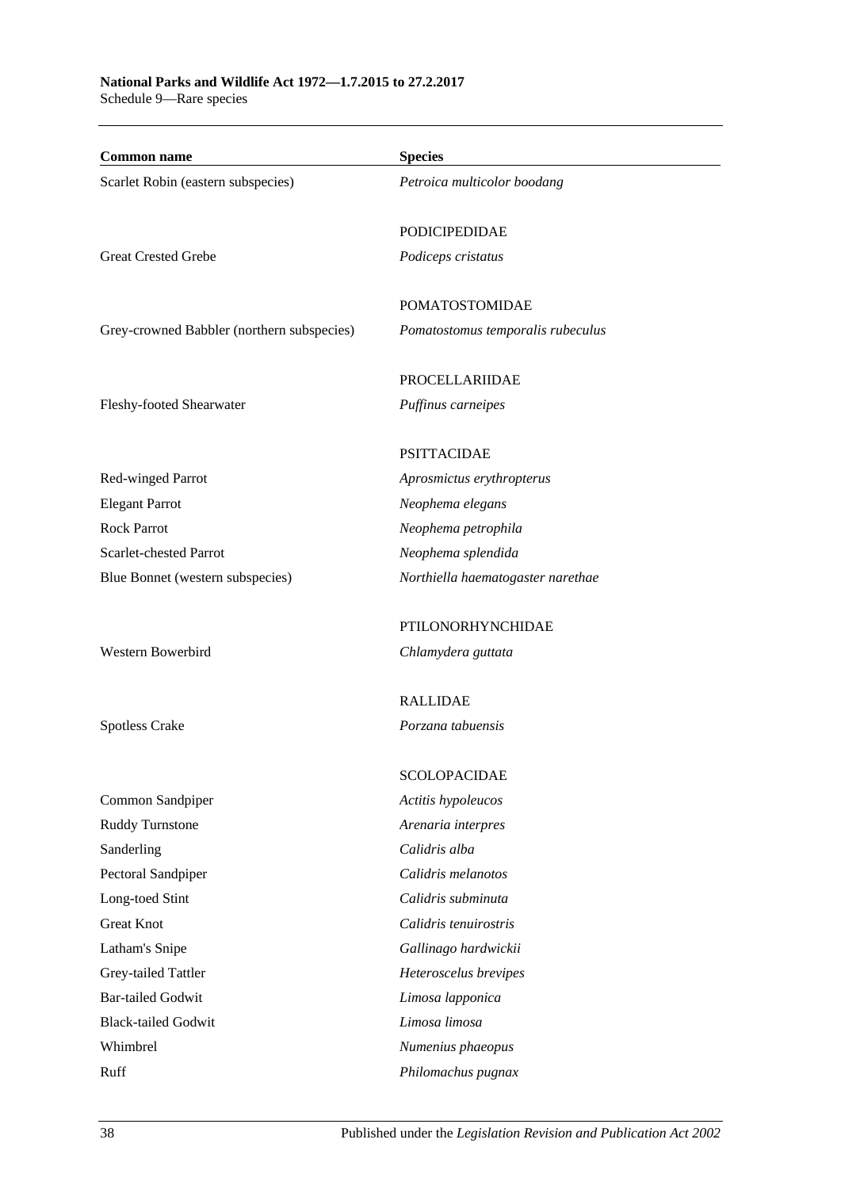| Common name | Species |
|---|---|
| Scarlet Robin (eastern subspecies) | *Petroica multicolor boodang* |
| | PODICIPEDIDAE |
| Great Crested Grebe | *Podiceps cristatus* |
| | POMATOSTOMIDAE |
| Grey-crowned Babbler (northern subspecies) | *Pomatostomus temporalis rubeculus* |
| | PROCELLARIIDAE |
| Fleshy-footed Shearwater | *Puffinus carneipes* |
| | PSITTACIDAE |
| Red-winged Parrot | *Aprosmictus erythropterus* |
| Elegant Parrot | *Neophema elegans* |
| Rock Parrot | *Neophema petrophila* |
| Scarlet-chested Parrot | *Neophema splendida* |
| Blue Bonnet (western subspecies) | *Northiella haematogaster narethae* |
| | PTILONORHYNCHIDAE |
| Western Bowerbird | *Chlamydera guttata* |
| | RALLIDAE |
| Spotless Crake | *Porzana tabuensis* |
| | SCOLOPACIDAE |
| Common Sandpiper | *Actitis hypoleucos* |
| Ruddy Turnstone | *Arenaria interpres* |
| Sanderling | *Calidris alba* |
| Pectoral Sandpiper | *Calidris melanotos* |
| Long-toed Stint | *Calidris subminuta* |
| Great Knot | *Calidris tenuirostris* |
| Latham's Snipe | *Gallinago hardwickii* |
| Grey-tailed Tattler | *Heteroscelus brevipes* |
| Bar-tailed Godwit | *Limosa lapponica* |
| Black-tailed Godwit | *Limosa limosa* |
| Whimbrel | *Numenius phaeopus* |
| Ruff | *Philomachus pugnax* |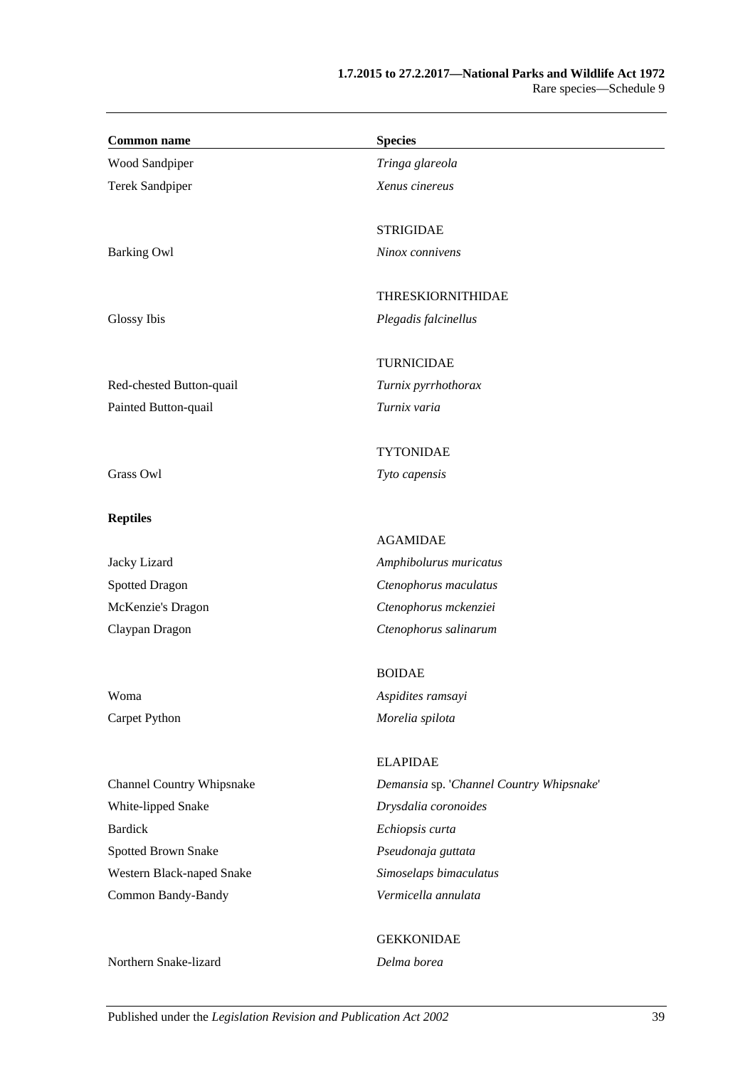| Common name | Species |
|---|---|
| Wood Sandpiper | *Tringa glareola* |
| Terek Sandpiper | *Xenus cinereus* |
| | STRIGIDAE |
| Barking Owl | *Ninox connivens* |
| | THRESKIORNITHIDAE |
| Glossy Ibis | *Plegadis falcinellus* |
| | TURNICIDAE |
| Red-chested Button-quail | *Turnix pyrrhothorax* |
| Painted Button-quail | *Turnix varia* |
| | TYTONIDAE |
| Grass Owl | *Tyto capensis* |
| **Reptiles** | |
| | AGAMIDAE |
| Jacky Lizard | *Amphibolurus muricatus* |
| Spotted Dragon | *Ctenophorus maculatus* |
| McKenzie's Dragon | *Ctenophorus mckenziei* |
| Claypan Dragon | *Ctenophorus salinarum* |
| | BOIDAE |
| Woma | *Aspidites ramsayi* |
| Carpet Python | *Morelia spilota* |
| | ELAPIDAE |
| Channel Country Whipsnake | *Demansia* sp. '*Channel Country Whipsnake*' |
| White-lipped Snake | *Drysdalia coronoides* |
| Bardick | *Echiopsis curta* |
| Spotted Brown Snake | *Pseudonaja guttata* |
| Western Black-naped Snake | *Simoselaps bimaculatus* |
| Common Bandy-Bandy | *Vermicella annulata* |
| | GEKKONIDAE |
| Northern Snake-lizard | *Delma borea* |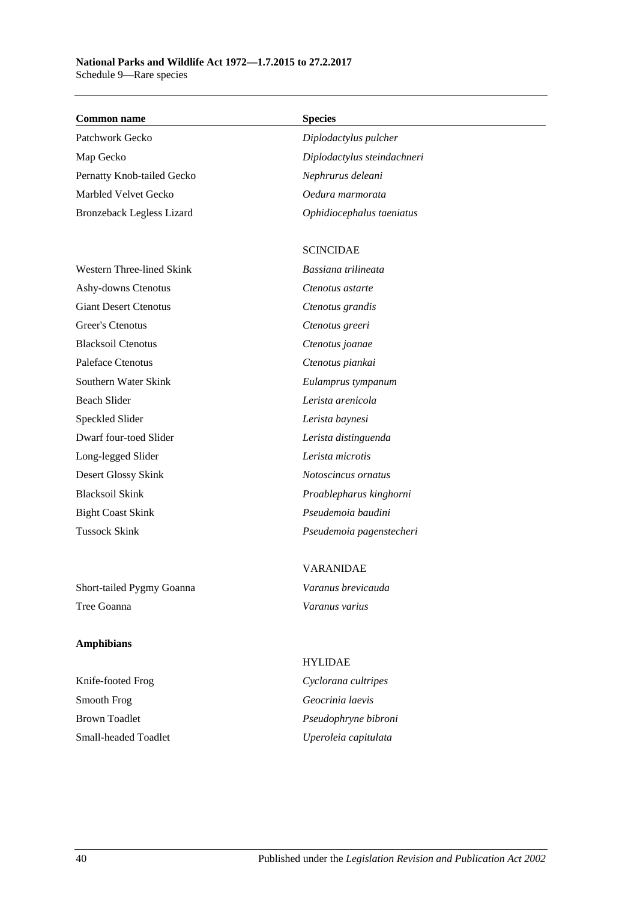| Common name | Species |
| --- | --- |
| Patchwork Gecko | *Diplodactylus pulcher* |
| Map Gecko | *Diplodactylus steindachneri* |
| Pernatty Knob-tailed Gecko | *Nephrurus deleani* |
| Marbled Velvet Gecko | *Oedura marmorata* |
| Bronzeback Legless Lizard | *Ophidiocephalus taeniatus* |
| | SCINCIDAE |
| Western Three-lined Skink | *Bassiana trilineata* |
| Ashy-downs Ctenotus | *Ctenotus astarte* |
| Giant Desert Ctenotus | *Ctenotus grandis* |
| Greer's Ctenotus | *Ctenotus greeri* |
| Blacksoil Ctenotus | *Ctenotus joanae* |
| Paleface Ctenotus | *Ctenotus piankai* |
| Southern Water Skink | *Eulamprus tympanum* |
| Beach Slider | *Lerista arenicola* |
| Speckled Slider | *Lerista baynesi* |
| Dwarf four-toed Slider | *Lerista distinguenda* |
| Long-legged Slider | *Lerista microtis* |
| Desert Glossy Skink | *Notoscincus ornatus* |
| Blacksoil Skink | *Proablepharus kinghorni* |
| Bight Coast Skink | *Pseudemoia baudini* |
| Tussock Skink | *Pseudemoia pagenstecheri* |
| | VARANIDAE |
| Short-tailed Pygmy Goanna | *Varanus brevicauda* |
| Tree Goanna | *Varanus varius* |
| **Amphibians** | |
| | HYLIDAE |
| Knife-footed Frog | *Cyclorana cultripes* |
| Smooth Frog | *Geocrinia laevis* |
| Brown Toadlet | *Pseudophryne bibroni* |
| Small-headed Toadlet | *Uperoleia capitulata* |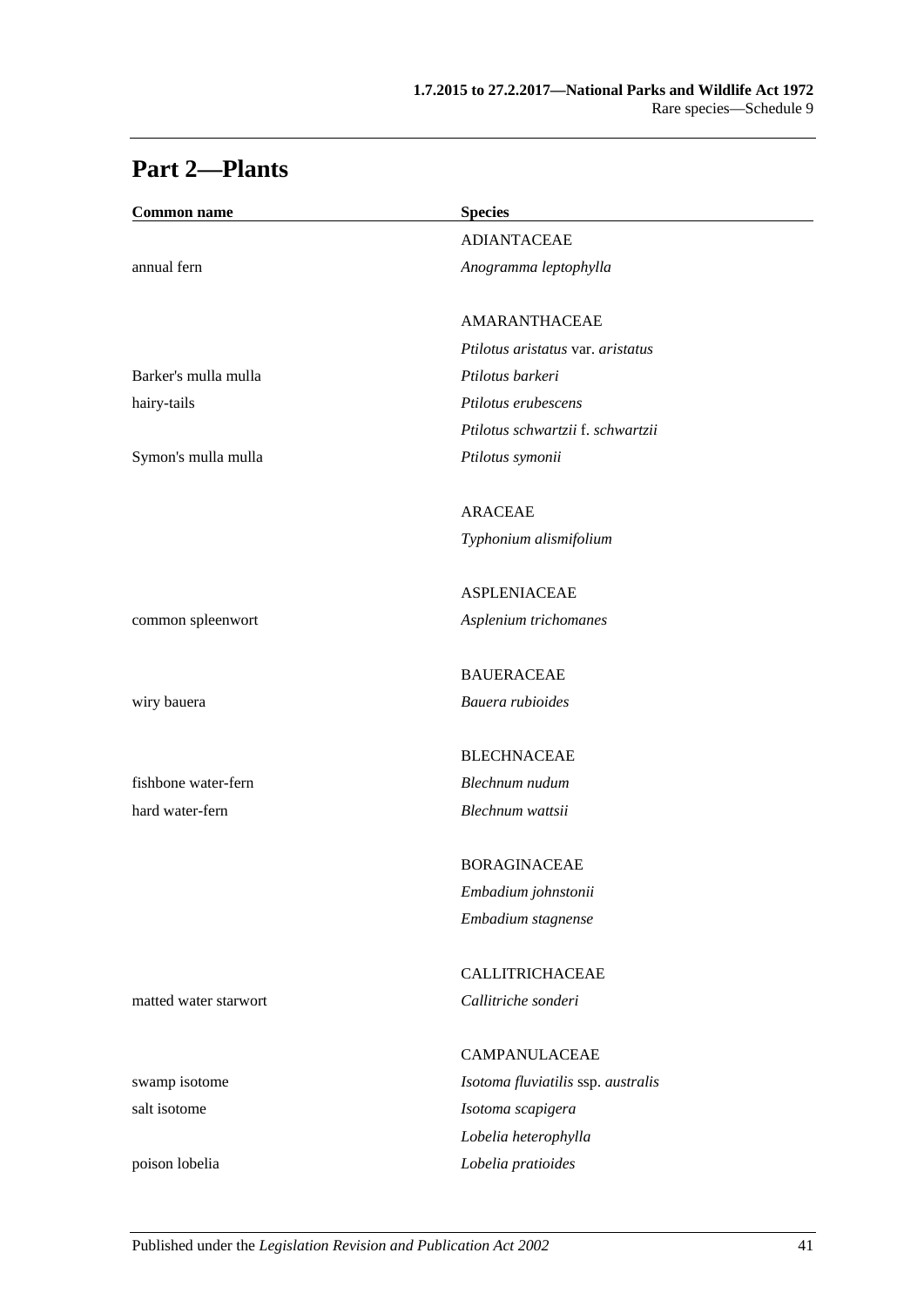## Part 2—Plants

| Common name | Species |
|---|---|
| | ADIANTACEAE |
| annual fern | *Anogramma leptophylla* |
| | |
| | AMARANTHACEAE |
| | *Ptilotus aristatus* var. *aristatus* |
| Barker's mulla mulla | *Ptilotus barkeri* |
| hairy-tails | *Ptilotus erubescens* |
| | *Ptilotus schwartzii* f. *schwartzii* |
| Symon's mulla mulla | *Ptilotus symonii* |
| | |
| | ARACEAE |
| | *Typhonium alismifolium* |
| | |
| | ASPLENIACEAE |
| common spleenwort | *Asplenium trichomanes* |
| | |
| | BAUERACEAE |
| wiry bauera | *Bauera rubioides* |
| | |
| | BLECHNACEAE |
| fishbone water-fern | *Blechnum nudum* |
| hard water-fern | *Blechnum wattsii* |
| | |
| | BORAGINACEAE |
| | *Embadium johnstonii* |
| | *Embadium stagnense* |
| | |
| | CALLITRICHACEAE |
| matted water starwort | *Callitriche sonderi* |
| | |
| | CAMPANULACEAE |
| swamp isotome | *Isotoma fluviatilis* ssp. *australis* |
| salt isotome | *Isotoma scapigera* |
| | *Lobelia heterophylla* |
| poison lobelia | *Lobelia pratioides* |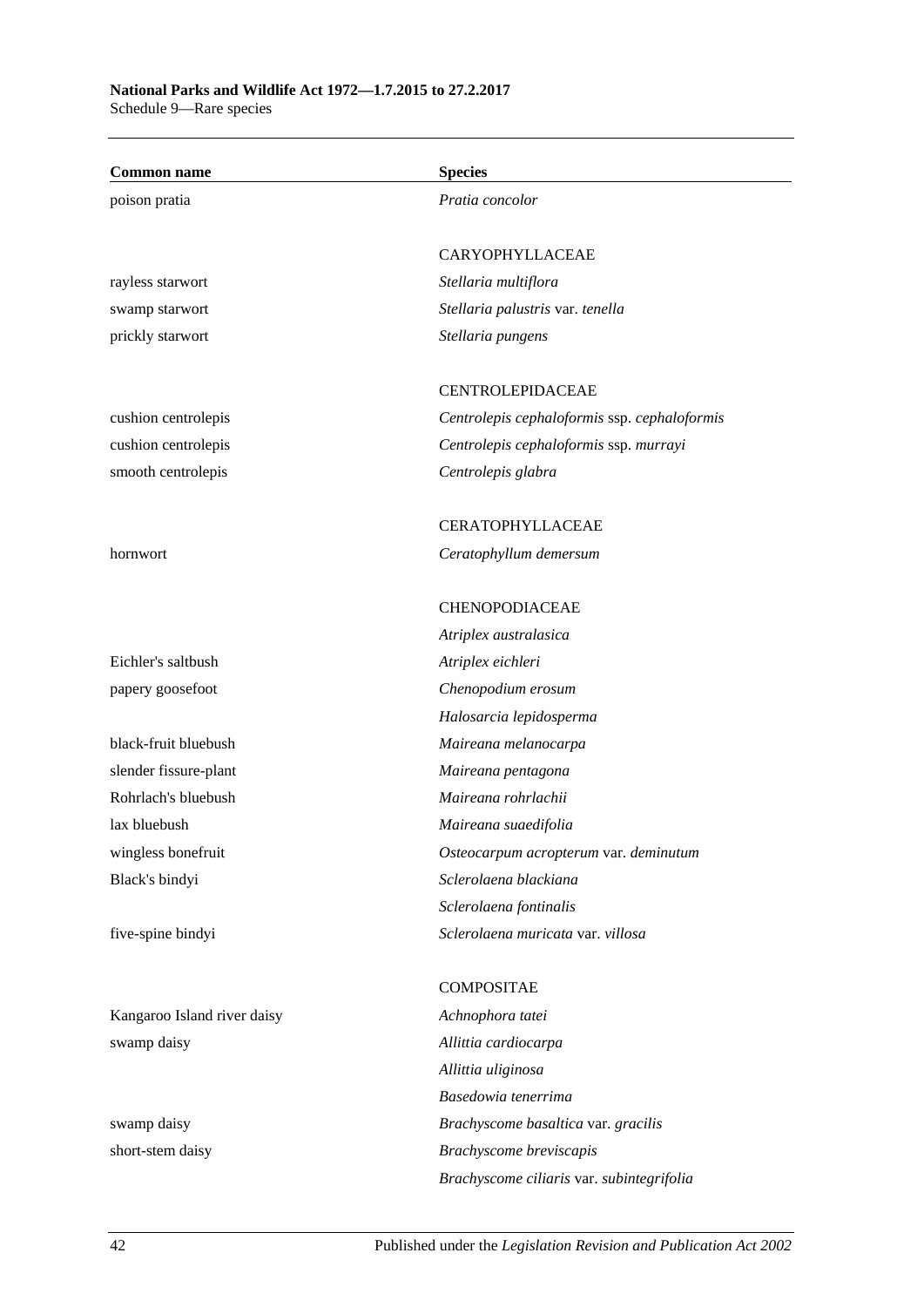| Common name | Species |
|---|---|
| poison pratia | *Pratia concolor* |
| | CARYOPHYLLACEAE |
| rayless starwort | *Stellaria multiflora* |
| swamp starwort | *Stellaria palustris* var. *tenella* |
| prickly starwort | *Stellaria pungens* |
| | CENTROLEPIDACEAE |
| cushion centrolepis | *Centrolepis cephaloformis* ssp. *cephaloformis* |
| cushion centrolepis | *Centrolepis cephaloformis* ssp. *murrayi* |
| smooth centrolepis | *Centrolepis glabra* |
| | CERATOPHYLLACEAE |
| hornwort | *Ceratophyllum demersum* |
| | CHENOPODIACEAE |
| | *Atriplex australasica* |
| Eichler's saltbush | *Atriplex eichleri* |
| papery goosefoot | *Chenopodium erosum* |
| | *Halosarcia lepidosperma* |
| black-fruit bluebush | *Maireana melanocarpa* |
| slender fissure-plant | *Maireana pentagona* |
| Rohrlach's bluebush | *Maireana rohrlachii* |
| lax bluebush | *Maireana suaedifolia* |
| wingless bonefruit | *Osteocarpum acropterum* var. *deminutum* |
| Black's bindyi | *Sclerolaena blackiana* |
| | *Sclerolaena fontinalis* |
| five-spine bindyi | *Sclerolaena muricata* var. *villosa* |
| | COMPOSITAE |
| Kangaroo Island river daisy | *Achnophora tatei* |
| swamp daisy | *Allittia cardiocarpa* |
| | *Allittia uliginosa* |
| | *Basedowia tenerrima* |
| swamp daisy | *Brachyscome basaltica* var. *gracilis* |
| short-stem daisy | *Brachyscome breviscapis* |
| | *Brachyscome ciliaris* var. *subintegrifolia* |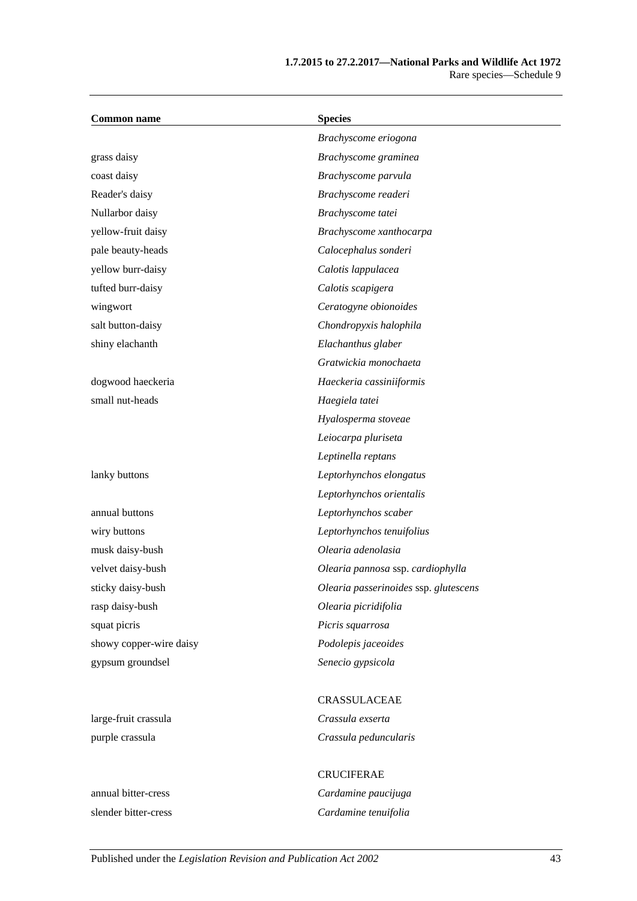| Common name | Species |
|---|---|
| | *Brachyscome eriogona* |
| grass daisy | *Brachyscome graminea* |
| coast daisy | *Brachyscome parvula* |
| Reader's daisy | *Brachyscome readeri* |
| Nullarbor daisy | *Brachyscome tatei* |
| yellow-fruit daisy | *Brachyscome xanthocarpa* |
| pale beauty-heads | *Calocephalus sonderi* |
| yellow burr-daisy | *Calotis lappulacea* |
| tufted burr-daisy | *Calotis scapigera* |
| wingwort | *Ceratogyne obionoides* |
| salt button-daisy | *Chondropyxis halophila* |
| shiny elachanth | *Elachanthus glaber* |
| | *Gratwickia monochaeta* |
| dogwood haeckeria | *Haeckeria cassiniiformis* |
| small nut-heads | *Haegiela tatei* |
| | *Hyalosperma stoveae* |
| | *Leiocarpa pluriseta* |
| | *Leptinella reptans* |
| lanky buttons | *Leptorhynchos elongatus* |
| | *Leptorhynchos orientalis* |
| annual buttons | *Leptorhynchos scaber* |
| wiry buttons | *Leptorhynchos tenuifolius* |
| musk daisy-bush | *Olearia adenolasia* |
| velvet daisy-bush | *Olearia pannosa* ssp. *cardiophylla* |
| sticky daisy-bush | *Olearia passerinoides* ssp. *glutescens* |
| rasp daisy-bush | *Olearia picridifolia* |
| squat picris | *Picris squarrosa* |
| showy copper-wire daisy | *Podolepis jaceoides* |
| gypsum groundsel | *Senecio gypsicola* |
| | |
| | CRASSULACEAE |
| large-fruit crassula | *Crassula exserta* |
| purple crassula | *Crassula peduncularis* |
| | |
| | CRUCIFERAE |
| annual bitter-cress | *Cardamine paucijuga* |
| slender bitter-cress | *Cardamine tenuifolia* |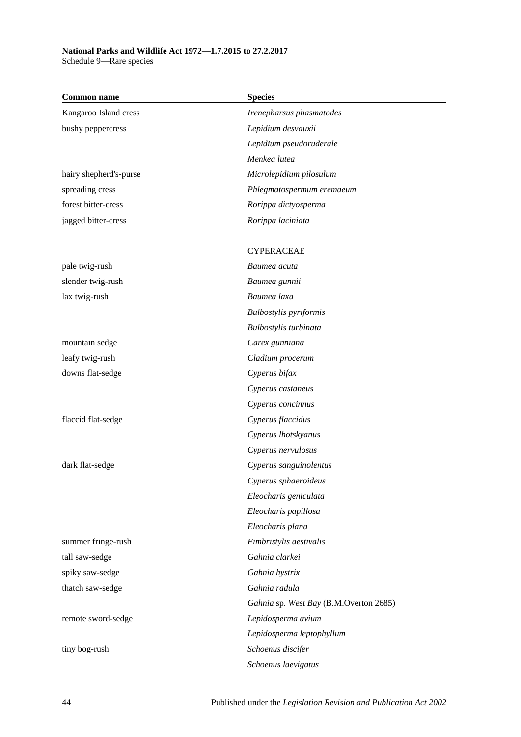| Common name | Species |
| --- | --- |
| Kangaroo Island cress | *Irenepharsus phasmatodes* |
| bushy peppercress | *Lepidium desvauxii* |
| | *Lepidium pseudoruderale* |
| | *Menkea lutea* |
| hairy shepherd's-purse | *Microlepidium pilosulum* |
| spreading cress | *Phlegmatospermum eremaeum* |
| forest bitter-cress | *Rorippa dictyosperma* |
| jagged bitter-cress | *Rorippa laciniata* |
| | CYPERACEAE |
| pale twig-rush | *Baumea acuta* |
| slender twig-rush | *Baumea gunnii* |
| lax twig-rush | *Baumea laxa* |
| | *Bulbostylis pyriformis* |
| | *Bulbostylis turbinata* |
| mountain sedge | *Carex gunniana* |
| leafy twig-rush | *Cladium procerum* |
| downs flat-sedge | *Cyperus bifax* |
| | *Cyperus castaneus* |
| | *Cyperus concinnus* |
| flaccid flat-sedge | *Cyperus flaccidus* |
| | *Cyperus lhotskyanus* |
| | *Cyperus nervulosus* |
| dark flat-sedge | *Cyperus sanguinolentus* |
| | *Cyperus sphaeroideus* |
| | *Eleocharis geniculata* |
| | *Eleocharis papillosa* |
| | *Eleocharis plana* |
| summer fringe-rush | *Fimbristylis aestivalis* |
| tall saw-sedge | *Gahnia clarkei* |
| spiky saw-sedge | *Gahnia hystrix* |
| thatch saw-sedge | *Gahnia radula* |
| | *Gahnia* sp. *West Bay* (B.M.Overton 2685) |
| remote sword-sedge | *Lepidosperma avium* |
| | *Lepidosperma leptophyllum* |
| tiny bog-rush | *Schoenus discifer* |
| | *Schoenus laevigatus* |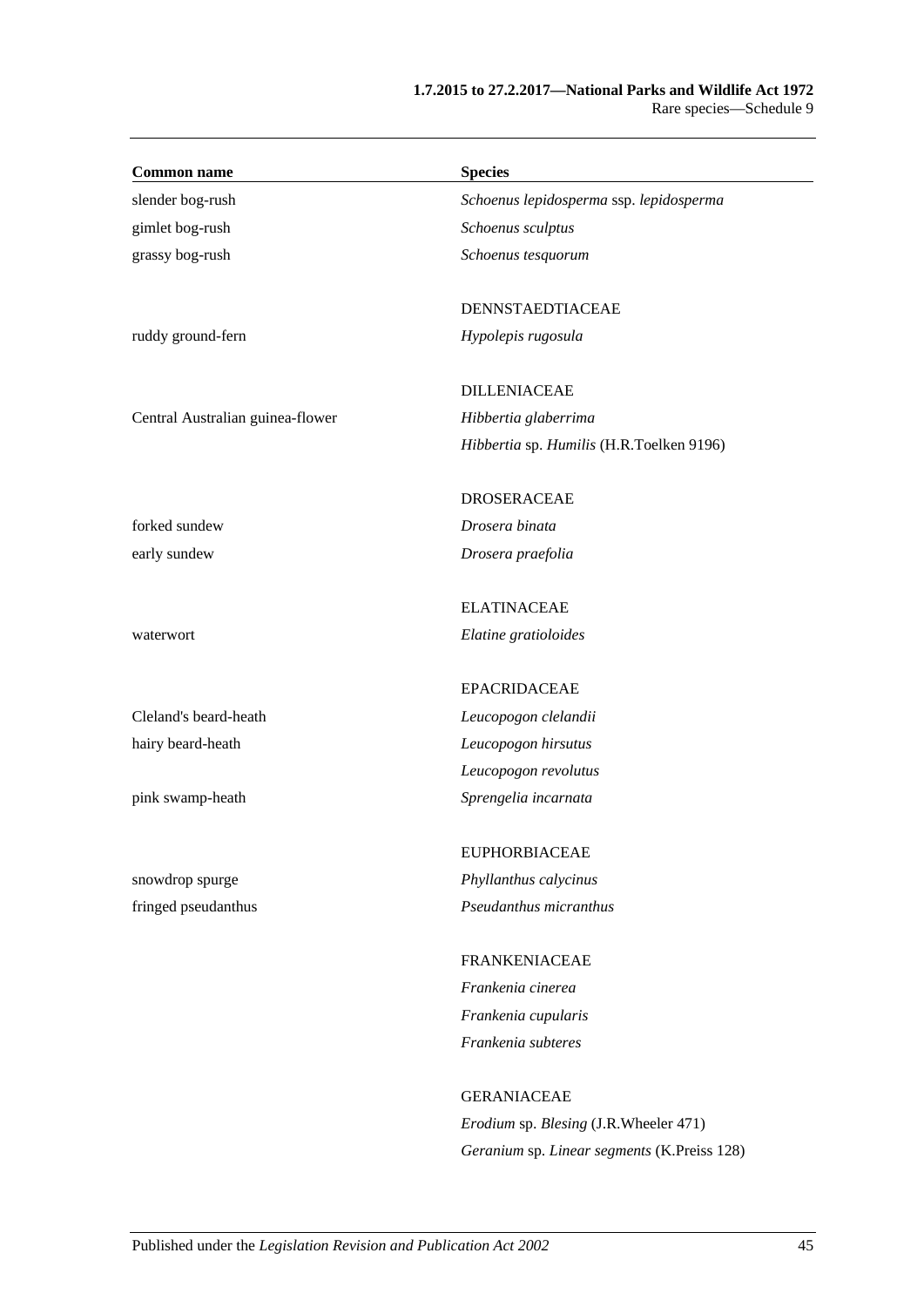| Common name | Species |
| --- | --- |
| slender bog-rush | *Schoenus lepidosperma* ssp. *lepidosperma* |
| gimlet bog-rush | *Schoenus sculptus* |
| grassy bog-rush | *Schoenus tesquorum* |
| | DENNSTAEDTIACEAE |
| ruddy ground-fern | *Hypolepis rugosula* |
| | DILLENIACEAE |
| Central Australian guinea-flower | *Hibbertia glaberrima* |
| | *Hibbertia* sp. *Humilis* (H.R.Toelken 9196) |
| | DROSERACEAE |
| forked sundew | *Drosera binata* |
| early sundew | *Drosera praefolia* |
| | ELATINACEAE |
| waterwort | *Elatine gratioloides* |
| | EPACRIDACEAE |
| Cleland's beard-heath | *Leucopogon clelandii* |
| hairy beard-heath | *Leucopogon hirsutus* |
| | *Leucopogon revolutus* |
| pink swamp-heath | *Sprengelia incarnata* |
| | EUPHORBIACEAE |
| snowdrop spurge | *Phyllanthus calycinus* |
| fringed pseudanthus | *Pseudanthus micranthus* |
| | FRANKENIACEAE |
| | *Frankenia cinerea* |
| | *Frankenia cupularis* |
| | *Frankenia subteres* |
| | GERANIACEAE |
| | *Erodium* sp. *Blesing* (J.R.Wheeler 471) |
| | *Geranium* sp. *Linear segments* (K.Preiss 128) |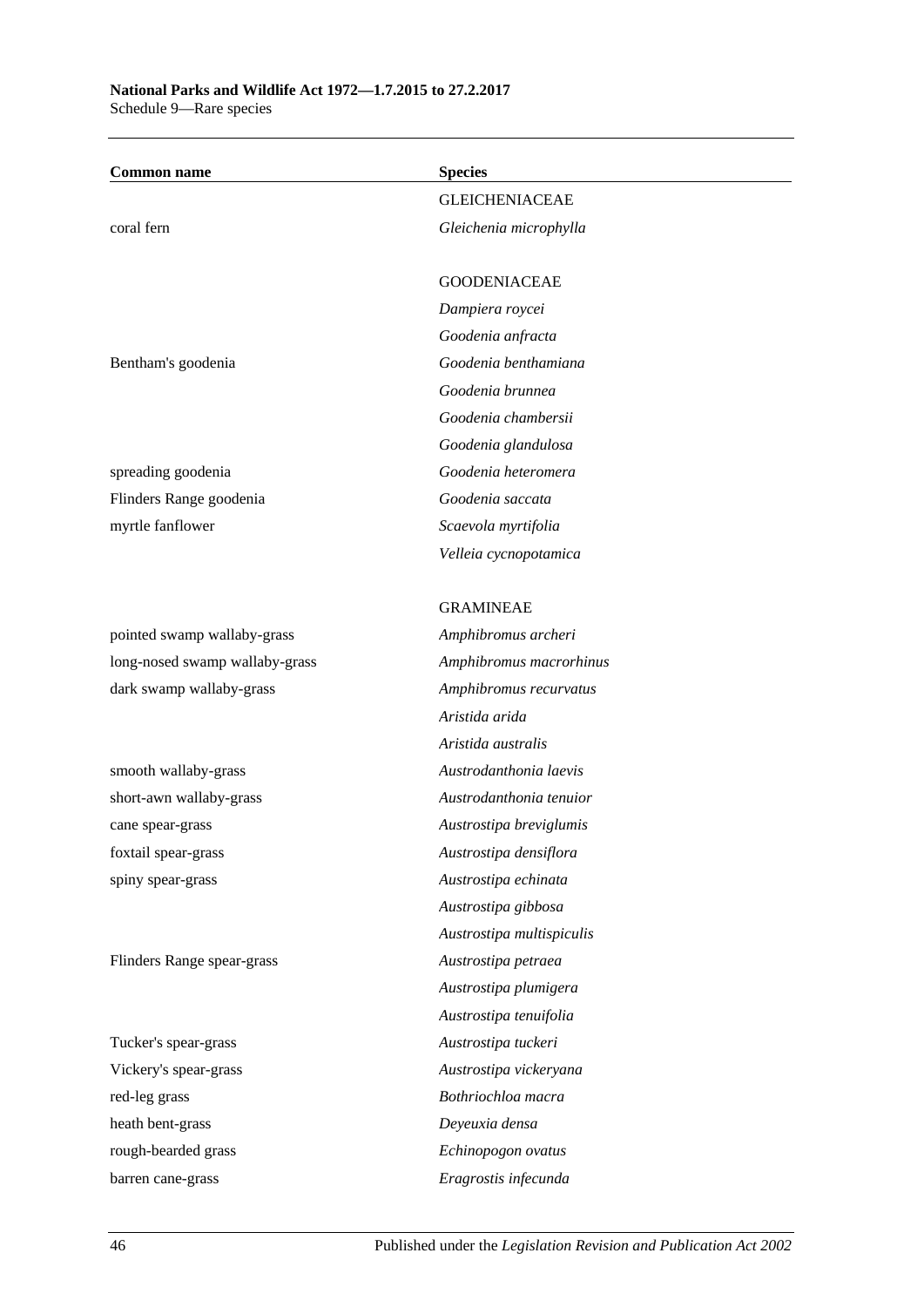| Common name | Species |
|---|---|
| | GLEICHENIACEAE |
| coral fern | *Gleichenia microphylla* |
| | |
| | GOODENIACEAE |
| | *Dampiera roycei* |
| | *Goodenia anfracta* |
| Bentham's goodenia | *Goodenia benthamiana* |
| | *Goodenia brunnea* |
| | *Goodenia chambersii* |
| | *Goodenia glandulosa* |
| spreading goodenia | *Goodenia heteromera* |
| Flinders Range goodenia | *Goodenia saccata* |
| myrtle fanflower | *Scaevola myrtifolia* |
| | *Velleia cycnopotamica* |
| | |
| | GRAMINEAE |
| pointed swamp wallaby-grass | *Amphibromus archeri* |
| long-nosed swamp wallaby-grass | *Amphibromus macrorhinus* |
| dark swamp wallaby-grass | *Amphibromus recurvatus* |
| | *Aristida arida* |
| | *Aristida australis* |
| smooth wallaby-grass | *Austrodanthonia laevis* |
| short-awn wallaby-grass | *Austrodanthonia tenuior* |
| cane spear-grass | *Austrostipa breviglumis* |
| foxtail spear-grass | *Austrostipa densiflora* |
| spiny spear-grass | *Austrostipa echinata* |
| | *Austrostipa gibbosa* |
| | *Austrostipa multispiculis* |
| Flinders Range spear-grass | *Austrostipa petraea* |
| | *Austrostipa plumigera* |
| | *Austrostipa tenuifolia* |
| Tucker's spear-grass | *Austrostipa tuckeri* |
| Vickery's spear-grass | *Austrostipa vickeryana* |
| red-leg grass | *Bothriochloa macra* |
| heath bent-grass | *Deyeuxia densa* |
| rough-bearded grass | *Echinopogon ovatus* |
| barren cane-grass | *Eragrostis infecunda* |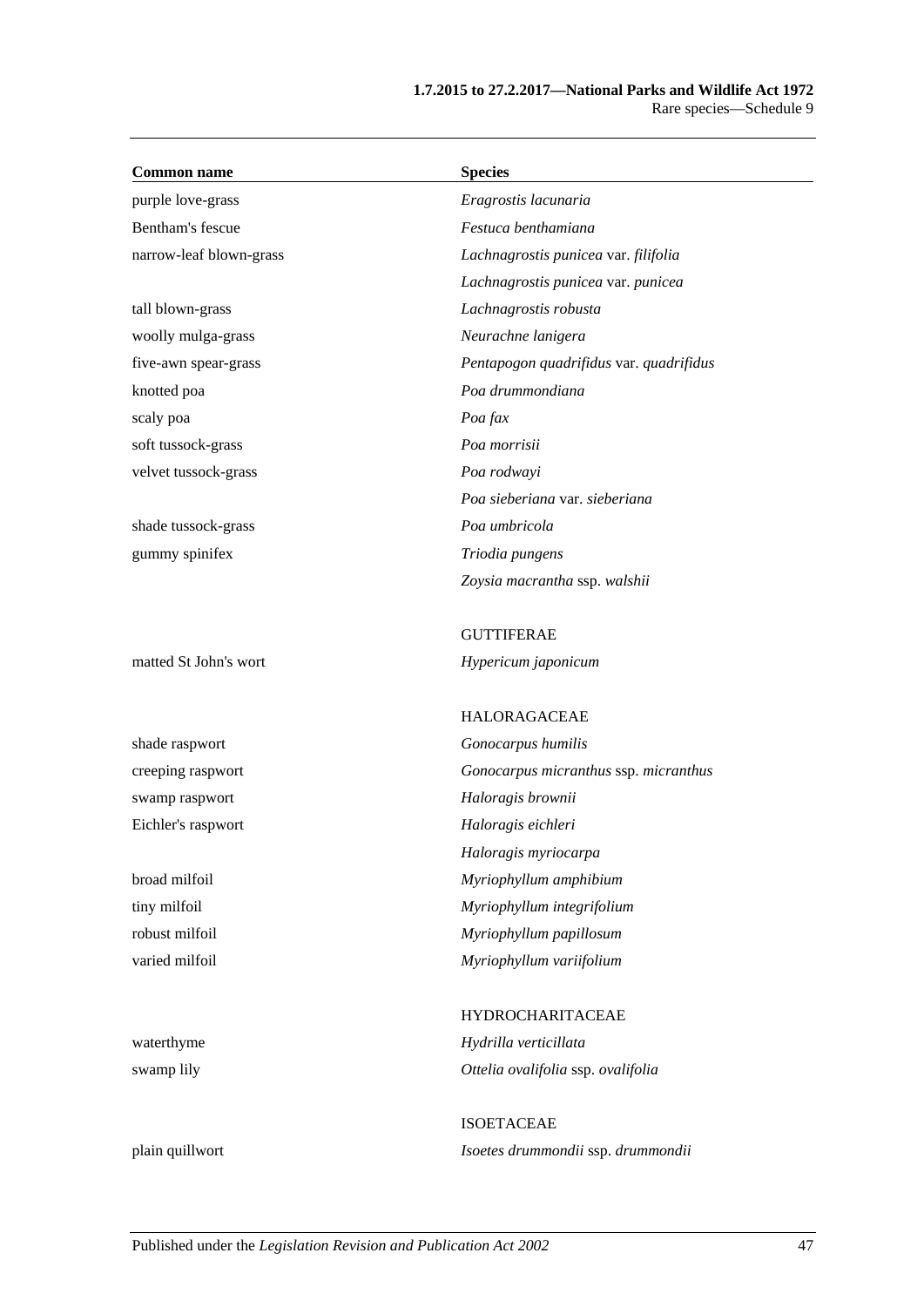| Common name | Species |
|---|---|
| purple love-grass | *Eragrostis lacunaria* |
| Bentham's fescue | *Festuca benthamiana* |
| narrow-leaf blown-grass | *Lachnagrostis punicea* var. *filifolia* |
| | *Lachnagrostis punicea* var. *punicea* |
| tall blown-grass | *Lachnagrostis robusta* |
| woolly mulga-grass | *Neurachne lanigera* |
| five-awn spear-grass | *Pentapogon quadrifidus* var. *quadrifidus* |
| knotted poa | *Poa drummondiana* |
| scaly poa | *Poa fax* |
| soft tussock-grass | *Poa morrisii* |
| velvet tussock-grass | *Poa rodwayi* |
| | *Poa sieberiana* var. *sieberiana* |
| shade tussock-grass | *Poa umbricola* |
| gummy spinifex | *Triodia pungens* |
| | *Zoysia macrantha* ssp. *walshii* |
| | |
| | GUTTIFERAE |
| matted St John's wort | *Hypericum japonicum* |
| | |
| | HALORAGACEAE |
| shade raspwort | *Gonocarpus humilis* |
| creeping raspwort | *Gonocarpus micranthus* ssp. *micranthus* |
| swamp raspwort | *Haloragis brownii* |
| Eichler's raspwort | *Haloragis eichleri* |
| | *Haloragis myriocarpa* |
| broad milfoil | *Myriophyllum amphibium* |
| tiny milfoil | *Myriophyllum integrifolium* |
| robust milfoil | *Myriophyllum papillosum* |
| varied milfoil | *Myriophyllum variifolium* |
| | |
| | HYDROCHARITACEAE |
| waterthyme | *Hydrilla verticillata* |
| swamp lily | *Ottelia ovalifolia* ssp. *ovalifolia* |
| | |
| | ISOETACEAE |
| plain quillwort | *Isoetes drummondii* ssp. *drummondii* |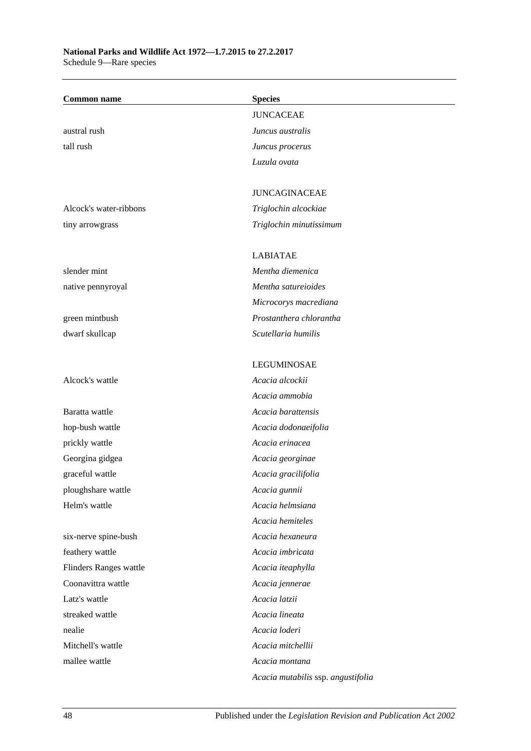| Common name | Species |
|---|---|
| | JUNCACEAE |
| austral rush | *Juncus australis* |
| tall rush | *Juncus procerus* |
| | *Luzula ovata* |
| | |
| | JUNCAGINACEAE |
| Alcock's water-ribbons | *Triglochin alcockiae* |
| tiny arrowgrass | *Triglochin minutissimum* |
| | |
| | LABIATAE |
| slender mint | *Mentha diemenica* |
| native pennyroyal | *Mentha satureioides* |
| | *Microcorys macrediana* |
| green mintbush | *Prostanthera chlorantha* |
| dwarf skullcap | *Scutellaria humilis* |
| | |
| | LEGUMINOSAE |
| Alcock's wattle | *Acacia alcockii* |
| | *Acacia ammobia* |
| Baratta wattle | *Acacia barattensis* |
| hop-bush wattle | *Acacia dodonaeifolia* |
| prickly wattle | *Acacia erinacea* |
| Georgina gidgea | *Acacia georginae* |
| graceful wattle | *Acacia gracilifolia* |
| ploughshare wattle | *Acacia gunnii* |
| Helm's wattle | *Acacia helmsiana* |
| | *Acacia hemiteles* |
| six-nerve spine-bush | *Acacia hexaneura* |
| feathery wattle | *Acacia imbricata* |
| Flinders Ranges wattle | *Acacia iteaphylla* |
| Coonavittra wattle | *Acacia jennerae* |
| Latz's wattle | *Acacia latzii* |
| streaked wattle | *Acacia lineata* |
| nealie | *Acacia loderi* |
| Mitchell's wattle | *Acacia mitchellii* |
| mallee wattle | *Acacia montana* |
| | *Acacia mutabilis* ssp. *angustifolia* |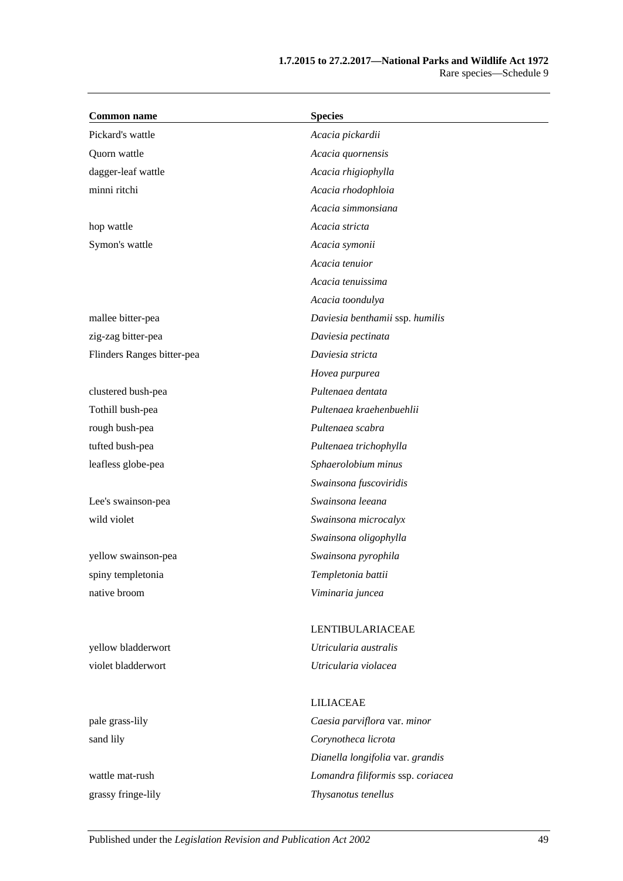| Common name | Species |
|---|---|
| Pickard's wattle | *Acacia pickardii* |
| Quorn wattle | *Acacia quornensis* |
| dagger-leaf wattle | *Acacia rhigiophylla* |
| minni ritchi | *Acacia rhodophloia* |
| | *Acacia simmonsiana* |
| hop wattle | *Acacia stricta* |
| Symon's wattle | *Acacia symonii* |
| | *Acacia tenuior* |
| | *Acacia tenuissima* |
| | *Acacia toondulya* |
| mallee bitter-pea | *Daviesia benthamii* ssp. *humilis* |
| zig-zag bitter-pea | *Daviesia pectinata* |
| Flinders Ranges bitter-pea | *Daviesia stricta* |
| | *Hovea purpurea* |
| clustered bush-pea | *Pultenaea dentata* |
| Tothill bush-pea | *Pultenaea kraehenbuehlii* |
| rough bush-pea | *Pultenaea scabra* |
| tufted bush-pea | *Pultenaea trichophylla* |
| leafless globe-pea | *Sphaerolobium minus* |
| | *Swainsona fuscoviridis* |
| Lee's swainson-pea | *Swainsona leeana* |
| wild violet | *Swainsona microcalyx* |
| | *Swainsona oligophylla* |
| yellow swainson-pea | *Swainsona pyrophila* |
| spiny templetonia | *Templetonia battii* |
| native broom | *Viminaria juncea* |
| | |
| | LENTIBULARIACEAE |
| yellow bladderwort | *Utricularia australis* |
| violet bladderwort | *Utricularia violacea* |
| | |
| | LILIACEAE |
| pale grass-lily | *Caesia parviflora* var. *minor* |
| sand lily | *Corynotheca licrota* |
| | *Dianella longifolia* var. *grandis* |
| wattle mat-rush | *Lomandra filiformis* ssp. *coriacea* |
| grassy fringe-lily | *Thysanotus tenellus* |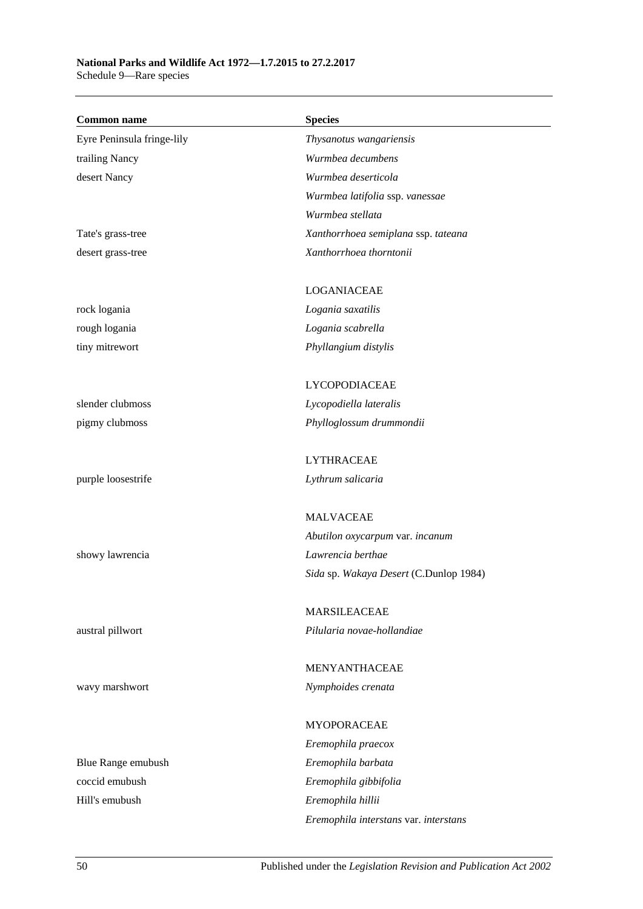| Common name | Species |
|---|---|
| Eyre Peninsula fringe-lily | *Thysanotus wangariensis* |
| trailing Nancy | *Wurmbea decumbens* |
| desert Nancy | *Wurmbea deserticola* |
| | *Wurmbea latifolia* ssp. *vanessae* |
| | *Wurmbea stellata* |
| Tate's grass-tree | *Xanthorrhoea semiplana* ssp. *tateana* |
| desert grass-tree | *Xanthorrhoea thorntonii* |
| | LOGANIACEAE |
| rock logania | *Logania saxatilis* |
| rough logania | *Logania scabrella* |
| tiny mitrewort | *Phyllangium distylis* |
| | LYCOPODIACEAE |
| slender clubmoss | *Lycopodiella lateralis* |
| pigmy clubmoss | *Phylloglossum drummondii* |
| | LYTHRACEAE |
| purple loosestrife | *Lythrum salicaria* |
| | MALVACEAE |
| | *Abutilon oxycarpum* var. *incanum* |
| showy lawrencia | *Lawrencia berthae* |
| | *Sida* sp. *Wakaya Desert* (C.Dunlop 1984) |
| | MARSILEACEAE |
| austral pillwort | *Pilularia novae-hollandiae* |
| | MENYANTHACEAE |
| wavy marshwort | *Nymphoides crenata* |
| | MYOPORACEAE |
| | *Eremophila praecox* |
| Blue Range emubush | *Eremophila barbata* |
| coccid emubush | *Eremophila gibbifolia* |
| Hill's emubush | *Eremophila hillii* |
| | *Eremophila interstans* var. *interstans* |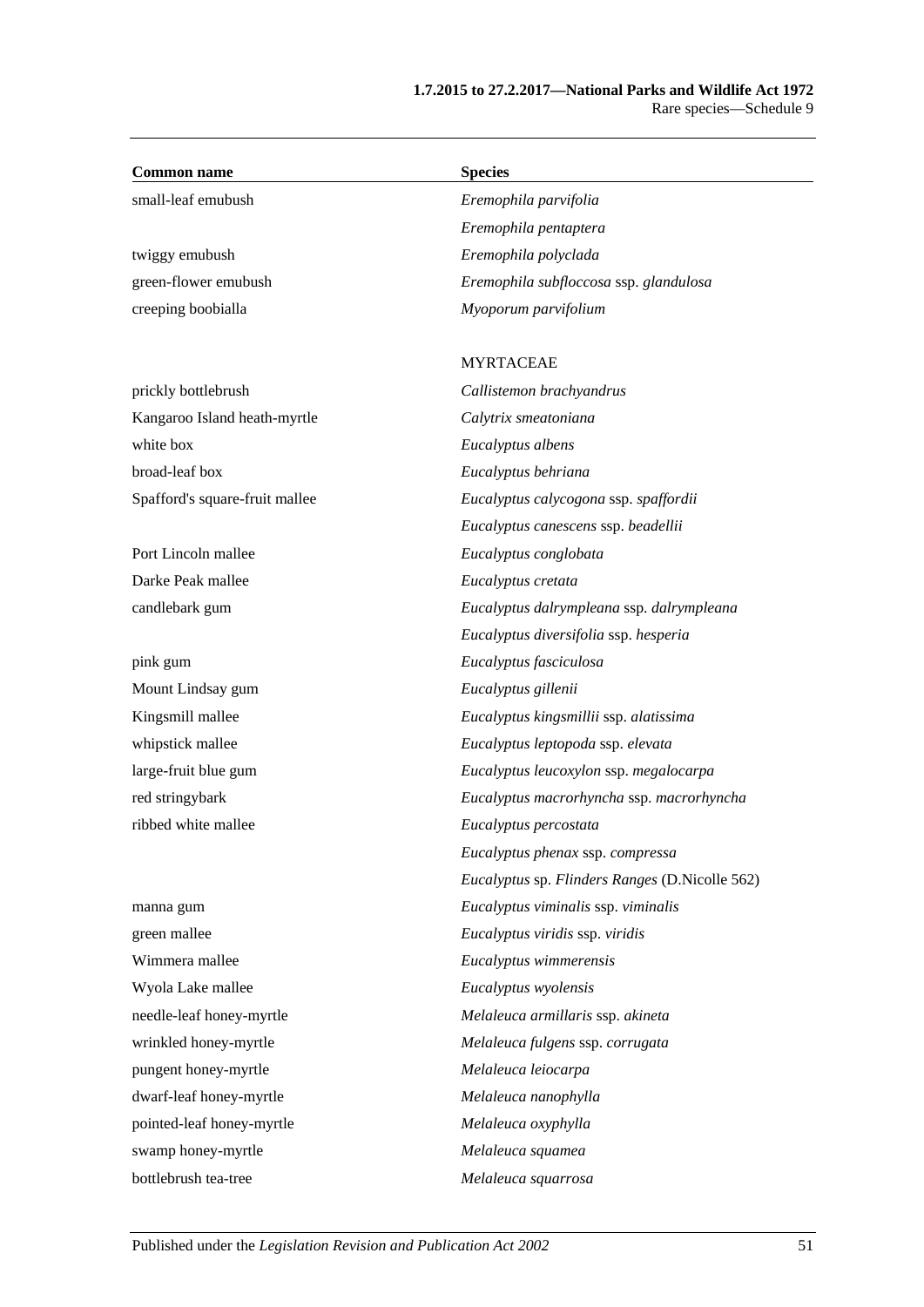| Common name | Species |
|---|---|
| small-leaf emubush | *Eremophila parvifolia* |
| | *Eremophila pentaptera* |
| twiggy emubush | *Eremophila polyclada* |
| green-flower emubush | *Eremophila subfloccosa* ssp. *glandulosa* |
| creeping boobialla | *Myoporum parvifolium* |
| | MYRTACEAE |
| prickly bottlebrush | *Callistemon brachyandrus* |
| Kangaroo Island heath-myrtle | *Calytrix smeatoniana* |
| white box | *Eucalyptus albens* |
| broad-leaf box | *Eucalyptus behriana* |
| Spafford's square-fruit mallee | *Eucalyptus calycogona* ssp. *spaffordii* |
| | *Eucalyptus canescens* ssp. *beadellii* |
| Port Lincoln mallee | *Eucalyptus conglobata* |
| Darke Peak mallee | *Eucalyptus cretata* |
| candlebark gum | *Eucalyptus dalrympleana* ssp. *dalrympleana* |
| | *Eucalyptus diversifolia* ssp. *hesperia* |
| pink gum | *Eucalyptus fasciculosa* |
| Mount Lindsay gum | *Eucalyptus gillenii* |
| Kingsmill mallee | *Eucalyptus kingsmillii* ssp. *alatissima* |
| whipstick mallee | *Eucalyptus leptopoda* ssp. *elevata* |
| large-fruit blue gum | *Eucalyptus leucoxylon* ssp. *megalocarpa* |
| red stringybark | *Eucalyptus macrorhyncha* ssp. *macrorhyncha* |
| ribbed white mallee | *Eucalyptus percostata* |
| | *Eucalyptus phenax* ssp. *compressa* |
| | *Eucalyptus* sp. *Flinders Ranges* (D.Nicolle 562) |
| manna gum | *Eucalyptus viminalis* ssp. *viminalis* |
| green mallee | *Eucalyptus viridis* ssp. *viridis* |
| Wimmera mallee | *Eucalyptus wimmerensis* |
| Wyola Lake mallee | *Eucalyptus wyolensis* |
| needle-leaf honey-myrtle | *Melaleuca armillaris* ssp. *akineta* |
| wrinkled honey-myrtle | *Melaleuca fulgens* ssp. *corrugata* |
| pungent honey-myrtle | *Melaleuca leiocarpa* |
| dwarf-leaf honey-myrtle | *Melaleuca nanophylla* |
| pointed-leaf honey-myrtle | *Melaleuca oxyphylla* |
| swamp honey-myrtle | *Melaleuca squamea* |
| bottlebrush tea-tree | *Melaleuca squarrosa* |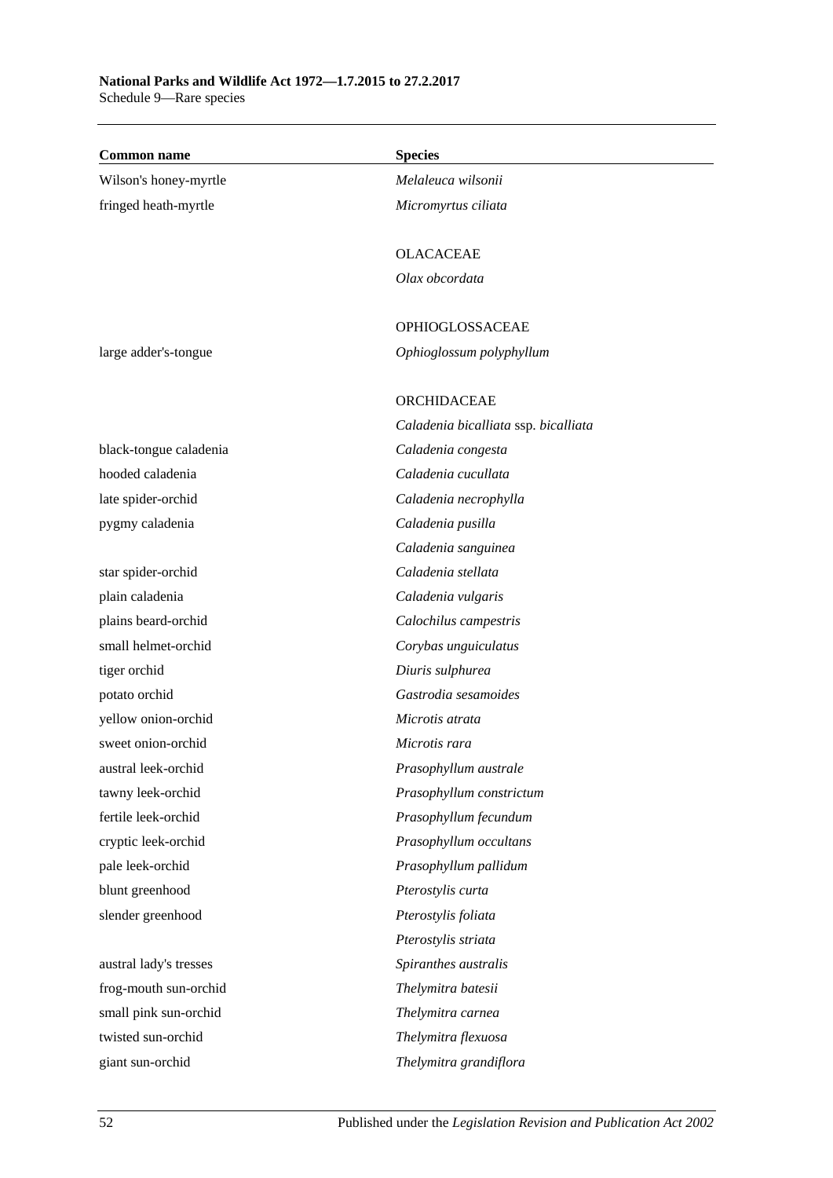| Common name | Species |
| --- | --- |
| Wilson's honey-myrtle | *Melaleuca wilsonii* |
| fringed heath-myrtle | *Micromyrtus ciliata* |
| | |
| | OLACACEAE |
| | *Olax obcordata* |
| | |
| | OPHIOGLOSSACEAE |
| large adder's-tongue | *Ophioglossum polyphyllum* |
| | |
| | ORCHIDACEAE |
| | *Caladenia bicalliata* ssp. *bicalliata* |
| black-tongue caladenia | *Caladenia congesta* |
| hooded caladenia | *Caladenia cucullata* |
| late spider-orchid | *Caladenia necrophylla* |
| pygmy caladenia | *Caladenia pusilla* |
| | *Caladenia sanguinea* |
| star spider-orchid | *Caladenia stellata* |
| plain caladenia | *Caladenia vulgaris* |
| plains beard-orchid | *Calochilus campestris* |
| small helmet-orchid | *Corybas unguiculatus* |
| tiger orchid | *Diuris sulphurea* |
| potato orchid | *Gastrodia sesamoides* |
| yellow onion-orchid | *Microtis atrata* |
| sweet onion-orchid | *Microtis rara* |
| austral leek-orchid | *Prasophyllum australe* |
| tawny leek-orchid | *Prasophyllum constrictum* |
| fertile leek-orchid | *Prasophyllum fecundum* |
| cryptic leek-orchid | *Prasophyllum occultans* |
| pale leek-orchid | *Prasophyllum pallidum* |
| blunt greenhood | *Pterostylis curta* |
| slender greenhood | *Pterostylis foliata* |
| | *Pterostylis striata* |
| austral lady's tresses | *Spiranthes australis* |
| frog-mouth sun-orchid | *Thelymitra batesii* |
| small pink sun-orchid | *Thelymitra carnea* |
| twisted sun-orchid | *Thelymitra flexuosa* |
| giant sun-orchid | *Thelymitra grandiflora* |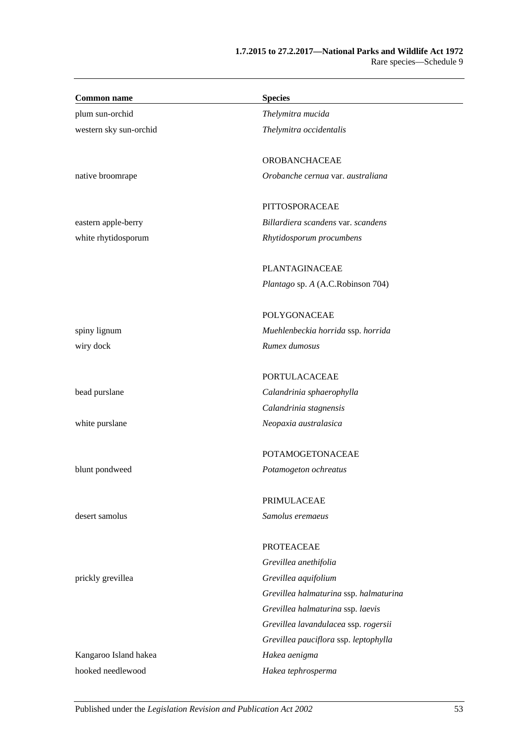| Common name | Species |
|---|---|
| plum sun-orchid | *Thelymitra mucida* |
| western sky sun-orchid | *Thelymitra occidentalis* |
| | |
| | OROBANCHACEAE |
| native broomrape | *Orobanche cernua* var. *australiana* |
| | |
| | PITTOSPORACEAE |
| eastern apple-berry | *Billardiera scandens* var. *scandens* |
| white rhytidosporum | *Rhytidosporum procumbens* |
| | |
| | PLANTAGINACEAE |
| | *Plantago* sp. *A* (A.C.Robinson 704) |
| | |
| | POLYGONACEAE |
| spiny lignum | *Muehlenbeckia horrida* ssp. *horrida* |
| wiry dock | *Rumex dumosus* |
| | |
| | PORTULACACEAE |
| bead purslane | *Calandrinia sphaerophylla* |
| | *Calandrinia stagnensis* |
| white purslane | *Neopaxia australasica* |
| | |
| | POTAMOGETONACEAE |
| blunt pondweed | *Potamogeton ochreatus* |
| | |
| | PRIMULACEAE |
| desert samolus | *Samolus eremaeus* |
| | |
| | PROTEACEAE |
| | *Grevillea anethifolia* |
| prickly grevillea | *Grevillea aquifolium* |
| | *Grevillea halmaturina* ssp. *halmaturina* |
| | *Grevillea halmaturina* ssp. *laevis* |
| | *Grevillea lavandulacea* ssp. *rogersii* |
| | *Grevillea pauciflora* ssp. *leptophylla* |
| Kangaroo Island hakea | *Hakea aenigma* |
| hooked needlewood | *Hakea tephrosperma* |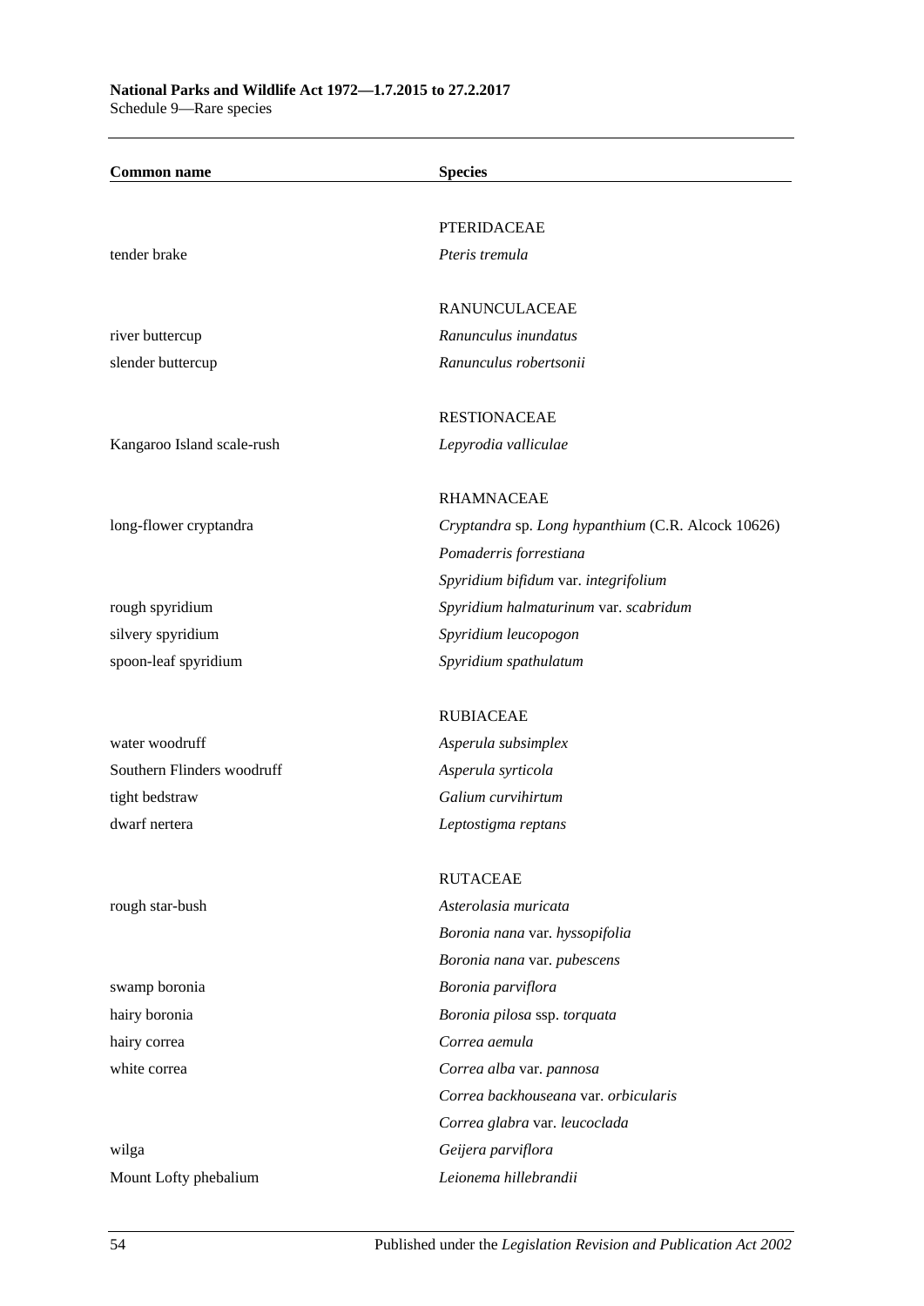| Common name | Species |
|---|---|
| | PTERIDACEAE |
| tender brake | *Pteris tremula* |
| | RANUNCULACEAE |
| river buttercup | *Ranunculus inundatus* |
| slender buttercup | *Ranunculus robertsonii* |
| | RESTIONACEAE |
| Kangaroo Island scale-rush | *Lepyrodia valliculae* |
| | RHAMNACEAE |
| long-flower cryptandra | *Cryptandra* sp. *Long hypanthium* (C.R. Alcock 10626) |
| | *Pomaderris forrestiana* |
| | *Spyridium bifidum* var. *integrifolium* |
| rough spyridium | *Spyridium halmaturinum* var. *scabridum* |
| silvery spyridium | *Spyridium leucopogon* |
| spoon-leaf spyridium | *Spyridium spathulatum* |
| | RUBIACEAE |
| water woodruff | *Asperula subsimplex* |
| Southern Flinders woodruff | *Asperula syrticola* |
| tight bedstraw | *Galium curvihirtum* |
| dwarf nertera | *Leptostigma reptans* |
| | RUTACEAE |
| rough star-bush | *Asterolasia muricata* |
| | *Boronia nana* var. *hyssopifolia* |
| | *Boronia nana* var. *pubescens* |
| swamp boronia | *Boronia parviflora* |
| hairy boronia | *Boronia pilosa* ssp. *torquata* |
| hairy correa | *Correa aemula* |
| white correa | *Correa alba* var. *pannosa* |
| | *Correa backhouseana* var. *orbicularis* |
| | *Correa glabra* var. *leucoclada* |
| wilga | *Geijera parviflora* |
| Mount Lofty phebalium | *Leionema hillebrandii* |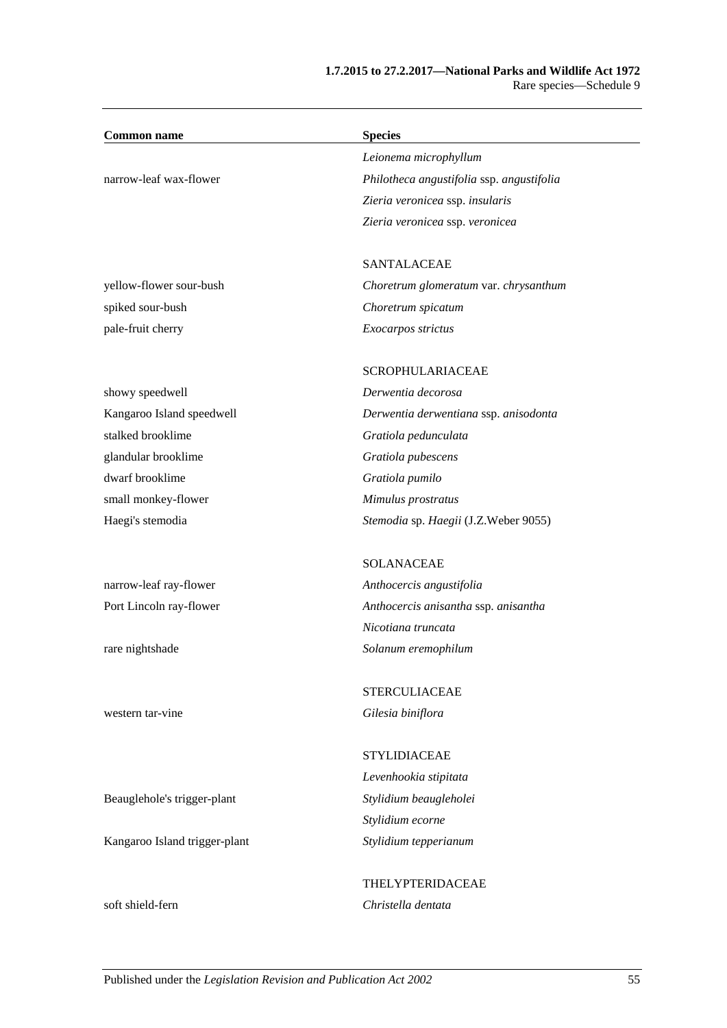| Common name | Species |
|---|---|
| | *Leionema microphyllum* |
| narrow-leaf wax-flower | *Philotheca angustifolia* ssp. *angustifolia* |
| | *Zieria veronicea* ssp. *insularis* |
| | *Zieria veronicea* ssp. *veronicea* |
| | |
| | SANTALACEAE |
| yellow-flower sour-bush | *Choretrum glomeratum* var. *chrysanthum* |
| spiked sour-bush | *Choretrum spicatum* |
| pale-fruit cherry | *Exocarpos strictus* |
| | |
| | SCROPHULARIACEAE |
| showy speedwell | *Derwentia decorosa* |
| Kangaroo Island speedwell | *Derwentia derwentiana* ssp. *anisodonta* |
| stalked brooklime | *Gratiola pedunculata* |
| glandular brooklime | *Gratiola pubescens* |
| dwarf brooklime | *Gratiola pumilo* |
| small monkey-flower | *Mimulus prostratus* |
| Haegi's stemodia | *Stemodia* sp. *Haegii* (J.Z.Weber 9055) |
| | |
| | SOLANACEAE |
| narrow-leaf ray-flower | *Anthocercis angustifolia* |
| Port Lincoln ray-flower | *Anthocercis anisantha* ssp. *anisantha* |
| | *Nicotiana truncata* |
| rare nightshade | *Solanum eremophilum* |
| | |
| | STERCULIACEAE |
| western tar-vine | *Gilesia biniflora* |
| | |
| | STYLIDIACEAE |
| | *Levenhookia stipitata* |
| Beauglehole's trigger-plant | *Stylidium beaugleholei* |
| | *Stylidium ecorne* |
| Kangaroo Island trigger-plant | *Stylidium tepperianum* |
| | |
| | THELYPTERIDACEAE |
| soft shield-fern | *Christella dentata* |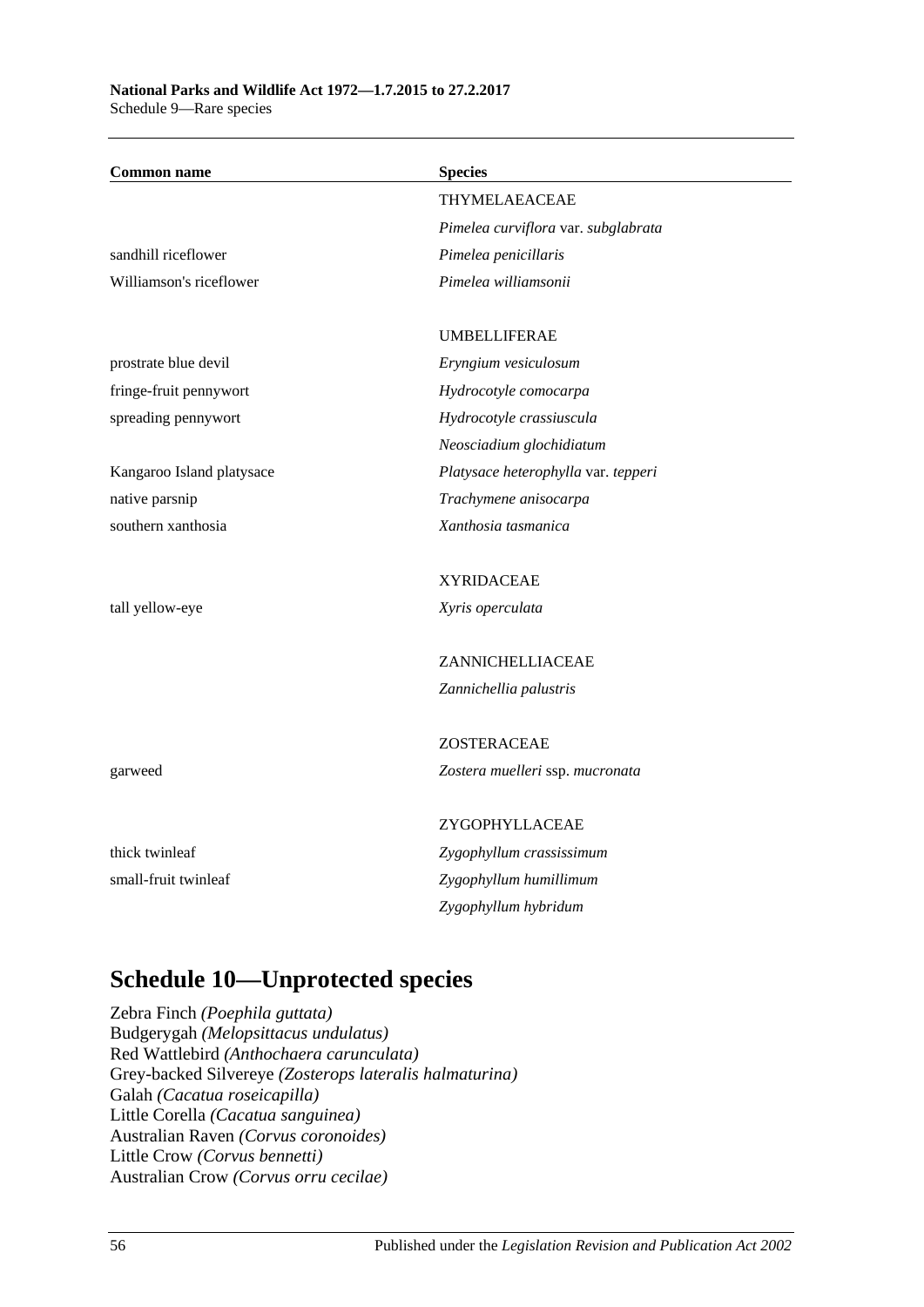| Common name | Species |
|---|---|
| | THYMELAEACEAE |
| | *Pimelea curviflora* var. *subglabrata* |
| sandhill riceflower | *Pimelea penicillaris* |
| Williamson's riceflower | *Pimelea williamsonii* |
| | |
| | UMBELLIFERAE |
| prostrate blue devil | *Eryngium vesiculosum* |
| fringe-fruit pennywort | *Hydrocotyle comocarpa* |
| spreading pennywort | *Hydrocotyle crassiuscula* |
| | *Neosciadium glochidiatum* |
| Kangaroo Island platysace | *Platysace heterophylla* var. *tepperi* |
| native parsnip | *Trachymene anisocarpa* |
| southern xanthosia | *Xanthosia tasmanica* |
| | |
| | XYRIDACEAE |
| tall yellow-eye | *Xyris operculata* |
| | |
| | ZANNICHELLIACEAE |
| | *Zannichellia palustris* |
| | |
| | ZOSTERACEAE |
| garweed | *Zostera muelleri* ssp. *mucronata* |
| | |
| | ZYGOPHYLLACEAE |
| thick twinleaf | *Zygophyllum crassissimum* |
| small-fruit twinleaf | *Zygophyllum humillimum* |
| | *Zygophyllum hybridum* |

## Schedule 10—Unprotected species

Zebra Finch *(Poephila guttata)*
Budgerygah *(Melopsittacus undulatus)*
Red Wattlebird *(Anthochaera carunculata)*
Grey-backed Silvereye *(Zosterops lateralis halmaturina)*
Galah *(Cacatua roseicapilla)*
Little Corella *(Cacatua sanguinea)*
Australian Raven *(Corvus coronoides)*
Little Crow *(Corvus bennetti)*
Australian Crow *(Corvus orru cecilae)*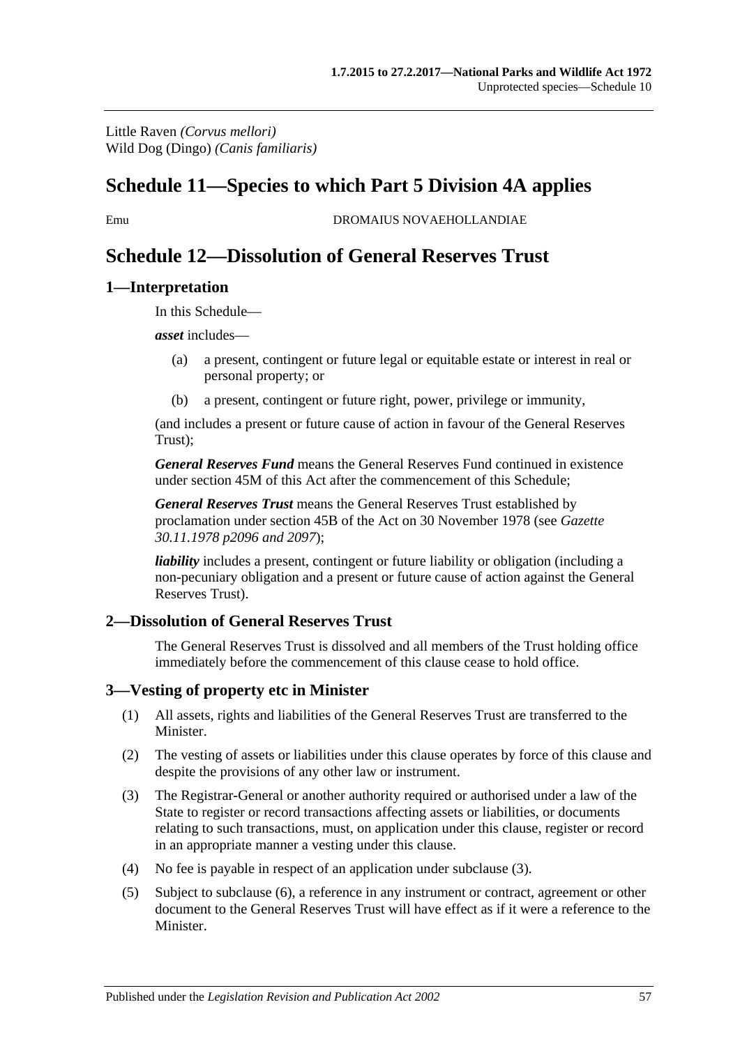Little Raven *(Corvus mellori)*
Wild Dog (Dingo) *(Canis familiaris)*

# Schedule 11—Species to which Part 5 Division 4A applies

Emu DROMAIUS NOVAEHOLLANDIAE

# Schedule 12—Dissolution of General Reserves Trust

## 1—Interpretation

In this Schedule—

***asset*** includes—

(a) a present, contingent or future legal or equitable estate or interest in real or personal property; or

(b) a present, contingent or future right, power, privilege or immunity,

(and includes a present or future cause of action in favour of the General Reserves Trust);

***General Reserves Fund*** means the General Reserves Fund continued in existence under section 45M of this Act after the commencement of this Schedule;

***General Reserves Trust*** means the General Reserves Trust established by proclamation under section 45B of the Act on 30 November 1978 (see *Gazette 30.11.1978 p2096 and 2097*);

***liability*** includes a present, contingent or future liability or obligation (including a non-pecuniary obligation and a present or future cause of action against the General Reserves Trust).

## 2—Dissolution of General Reserves Trust

The General Reserves Trust is dissolved and all members of the Trust holding office immediately before the commencement of this clause cease to hold office.

## 3—Vesting of property etc in Minister

(1) All assets, rights and liabilities of the General Reserves Trust are transferred to the Minister.

(2) The vesting of assets or liabilities under this clause operates by force of this clause and despite the provisions of any other law or instrument.

(3) The Registrar-General or another authority required or authorised under a law of the State to register or record transactions affecting assets or liabilities, or documents relating to such transactions, must, on application under this clause, register or record in an appropriate manner a vesting under this clause.

(4) No fee is payable in respect of an application under subclause (3).

(5) Subject to subclause (6), a reference in any instrument or contract, agreement or other document to the General Reserves Trust will have effect as if it were a reference to the Minister.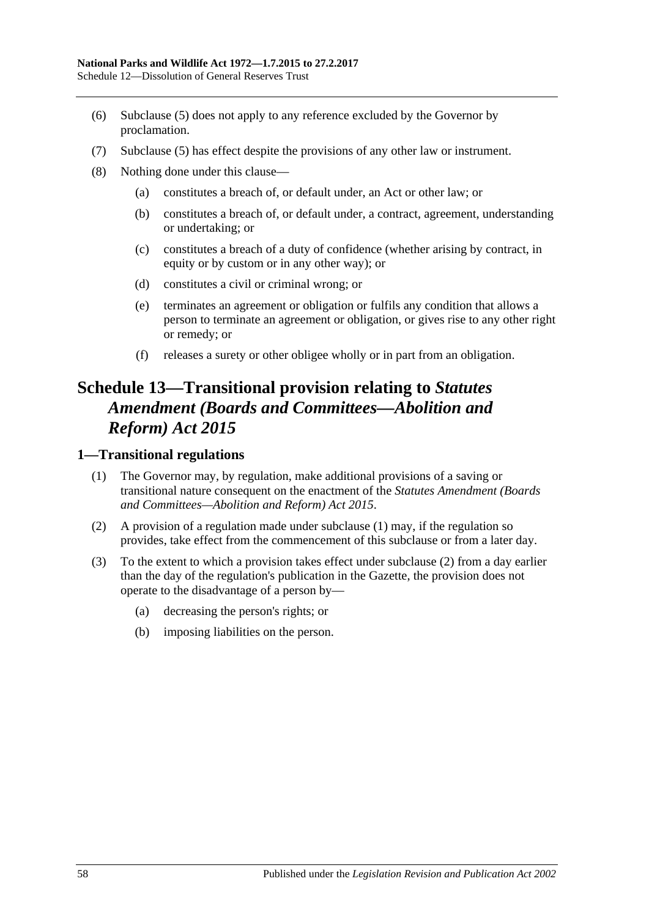(6) Subclause (5) does not apply to any reference excluded by the Governor by proclamation.

(7) Subclause (5) has effect despite the provisions of any other law or instrument.

(8) Nothing done under this clause—

(a) constitutes a breach of, or default under, an Act or other law; or

(b) constitutes a breach of, or default under, a contract, agreement, understanding or undertaking; or

(c) constitutes a breach of a duty of confidence (whether arising by contract, in equity or by custom or in any other way); or

(d) constitutes a civil or criminal wrong; or

(e) terminates an agreement or obligation or fulfils any condition that allows a person to terminate an agreement or obligation, or gives rise to any other right or remedy; or

(f) releases a surety or other obligee wholly or in part from an obligation.

# Schedule 13—Transitional provision relating to *Statutes Amendment (Boards and Committees—Abolition and Reform) Act 2015*

## 1—Transitional regulations

(1) The Governor may, by regulation, make additional provisions of a saving or transitional nature consequent on the enactment of the *Statutes Amendment (Boards and Committees—Abolition and Reform) Act 2015*.

(2) A provision of a regulation made under subclause (1) may, if the regulation so provides, take effect from the commencement of this subclause or from a later day.

(3) To the extent to which a provision takes effect under subclause (2) from a day earlier than the day of the regulation's publication in the Gazette, the provision does not operate to the disadvantage of a person by—

(a) decreasing the person's rights; or

(b) imposing liabilities on the person.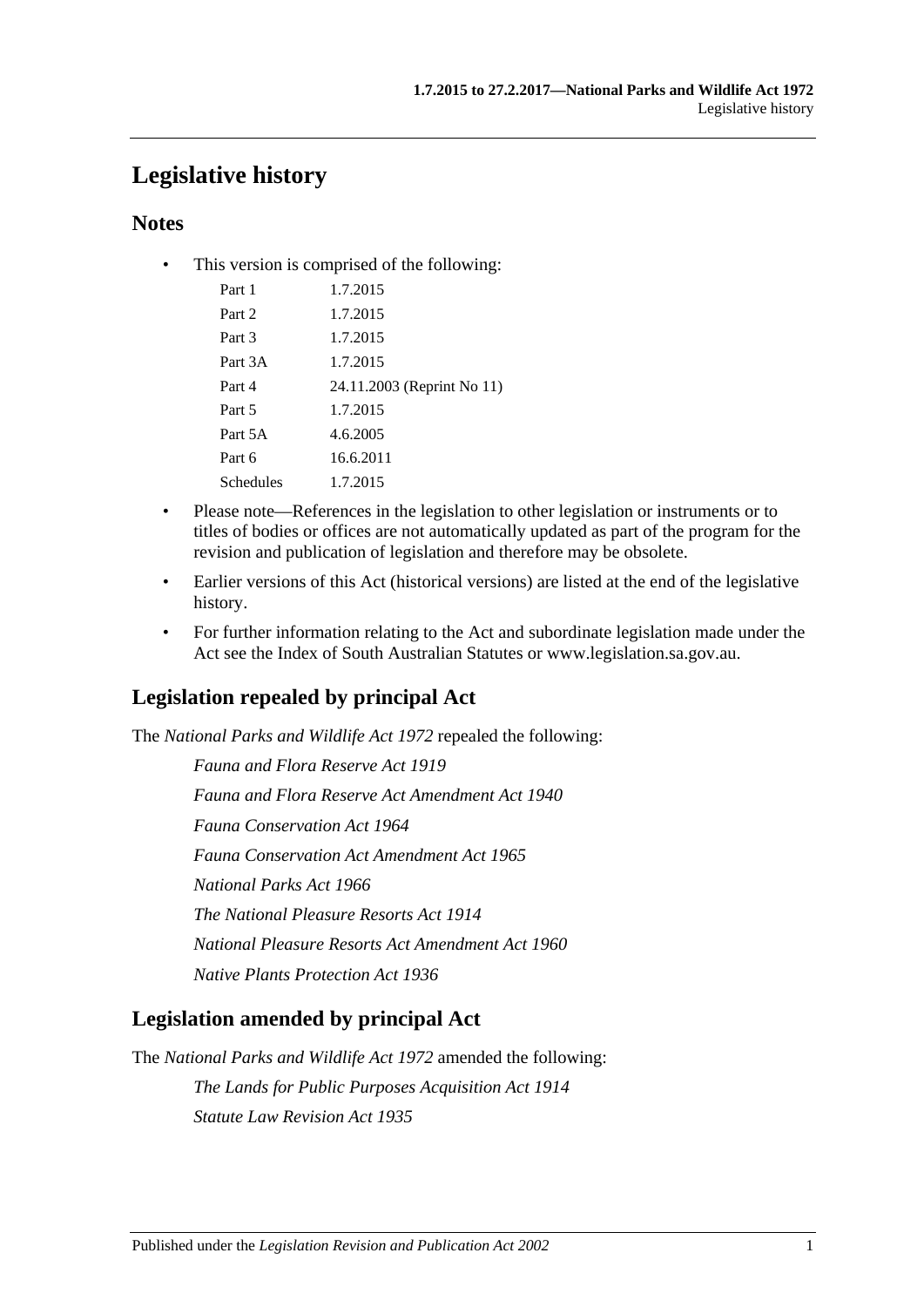# Legislative history

## Notes

- This version is comprised of the following:

| | |
|---|---|
| Part 1 | 1.7.2015 |
| Part 2 | 1.7.2015 |
| Part 3 | 1.7.2015 |
| Part 3A | 1.7.2015 |
| Part 4 | 24.11.2003 (Reprint No 11) |
| Part 5 | 1.7.2015 |
| Part 5A | 4.6.2005 |
| Part 6 | 16.6.2011 |
| Schedules | 1.7.2015 |

- Please note—References in the legislation to other legislation or instruments or to titles of bodies or offices are not automatically updated as part of the program for the revision and publication of legislation and therefore may be obsolete.
- Earlier versions of this Act (historical versions) are listed at the end of the legislative history.
- For further information relating to the Act and subordinate legislation made under the Act see the Index of South Australian Statutes or www.legislation.sa.gov.au.

## Legislation repealed by principal Act

The *National Parks and Wildlife Act 1972* repealed the following:

*Fauna and Flora Reserve Act 1919*

*Fauna and Flora Reserve Act Amendment Act 1940*

*Fauna Conservation Act 1964*

*Fauna Conservation Act Amendment Act 1965*

*National Parks Act 1966*

*The National Pleasure Resorts Act 1914*

*National Pleasure Resorts Act Amendment Act 1960*

*Native Plants Protection Act 1936*

## Legislation amended by principal Act

The *National Parks and Wildlife Act 1972* amended the following:

*The Lands for Public Purposes Acquisition Act 1914*

*Statute Law Revision Act 1935*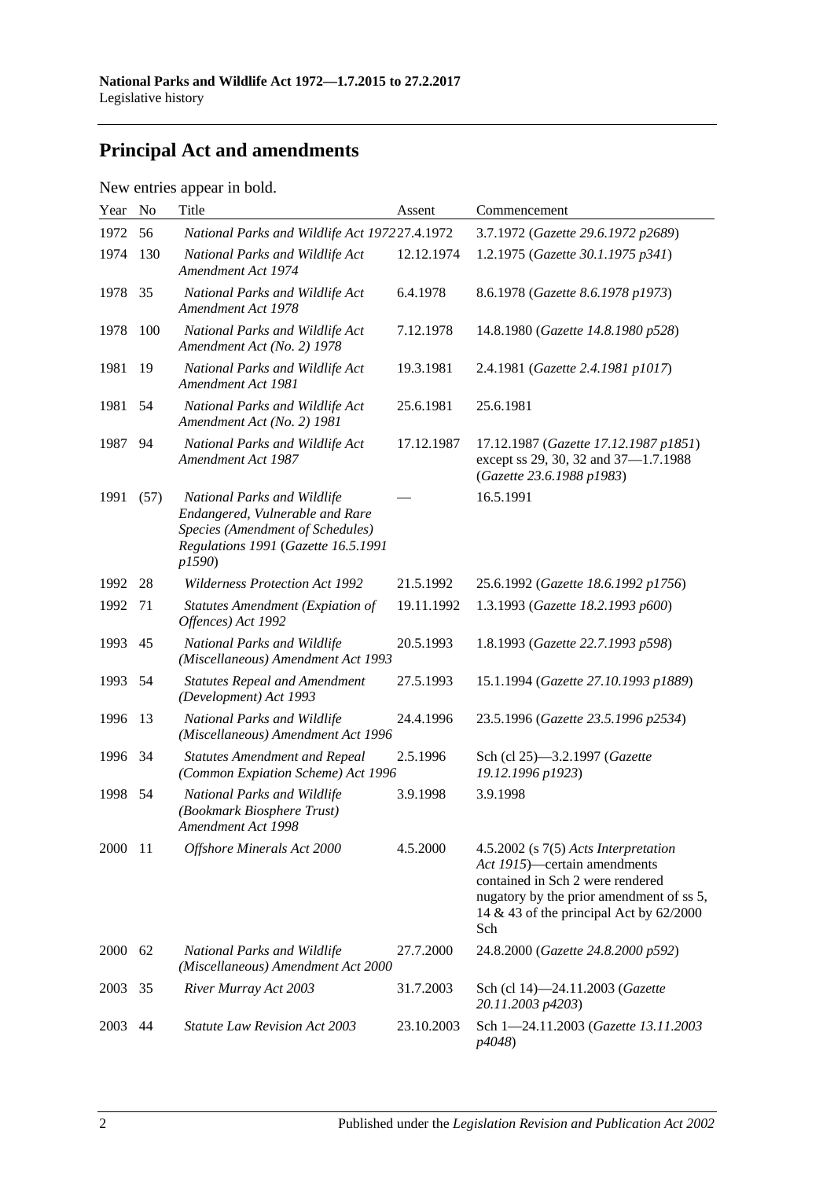## Principal Act and amendments

New entries appear in bold.

| Year | No | Title | Assent | Commencement |
|---|---|---|---|---|
| 1972 | 56 | *National Parks and Wildlife Act 1972* | 27.4.1972 | 3.7.1972 (*Gazette 29.6.1972 p2689*) |
| 1974 | 130 | *National Parks and Wildlife Act Amendment Act 1974* | 12.12.1974 | 1.2.1975 (*Gazette 30.1.1975 p341*) |
| 1978 | 35 | *National Parks and Wildlife Act Amendment Act 1978* | 6.4.1978 | 8.6.1978 (*Gazette 8.6.1978 p1973*) |
| 1978 | 100 | *National Parks and Wildlife Act Amendment Act (No. 2) 1978* | 7.12.1978 | 14.8.1980 (*Gazette 14.8.1980 p528*) |
| 1981 | 19 | *National Parks and Wildlife Act Amendment Act 1981* | 19.3.1981 | 2.4.1981 (*Gazette 2.4.1981 p1017*) |
| 1981 | 54 | *National Parks and Wildlife Act Amendment Act (No. 2) 1981* | 25.6.1981 | 25.6.1981 |
| 1987 | 94 | *National Parks and Wildlife Act Amendment Act 1987* | 17.12.1987 | 17.12.1987 (*Gazette 17.12.1987 p1851*) except ss 29, 30, 32 and 37—1.7.1988 (*Gazette 23.6.1988 p1983*) |
| 1991 | (57) | *National Parks and Wildlife Endangered, Vulnerable and Rare Species (Amendment of Schedules) Regulations 1991* (*Gazette 16.5.1991 p1590*) | — | 16.5.1991 |
| 1992 | 28 | *Wilderness Protection Act 1992* | 21.5.1992 | 25.6.1992 (*Gazette 18.6.1992 p1756*) |
| 1992 | 71 | *Statutes Amendment (Expiation of Offences) Act 1992* | 19.11.1992 | 1.3.1993 (*Gazette 18.2.1993 p600*) |
| 1993 | 45 | *National Parks and Wildlife (Miscellaneous) Amendment Act 1993* | 20.5.1993 | 1.8.1993 (*Gazette 22.7.1993 p598*) |
| 1993 | 54 | *Statutes Repeal and Amendment (Development) Act 1993* | 27.5.1993 | 15.1.1994 (*Gazette 27.10.1993 p1889*) |
| 1996 | 13 | *National Parks and Wildlife (Miscellaneous) Amendment Act 1996* | 24.4.1996 | 23.5.1996 (*Gazette 23.5.1996 p2534*) |
| 1996 | 34 | *Statutes Amendment and Repeal (Common Expiation Scheme) Act 1996* | 2.5.1996 | Sch (cl 25)—3.2.1997 (*Gazette 19.12.1996 p1923*) |
| 1998 | 54 | *National Parks and Wildlife (Bookmark Biosphere Trust) Amendment Act 1998* | 3.9.1998 | 3.9.1998 |
| 2000 | 11 | *Offshore Minerals Act 2000* | 4.5.2000 | 4.5.2002 (s 7(5) *Acts Interpretation Act 1915*)—certain amendments contained in Sch 2 were rendered nugatory by the prior amendment of ss 5, 14 & 43 of the principal Act by 62/2000 Sch |
| 2000 | 62 | *National Parks and Wildlife (Miscellaneous) Amendment Act 2000* | 27.7.2000 | 24.8.2000 (*Gazette 24.8.2000 p592*) |
| 2003 | 35 | *River Murray Act 2003* | 31.7.2003 | Sch (cl 14)—24.11.2003 (*Gazette 20.11.2003 p4203*) |
| 2003 | 44 | *Statute Law Revision Act 2003* | 23.10.2003 | Sch 1—24.11.2003 (*Gazette 13.11.2003 p4048*) |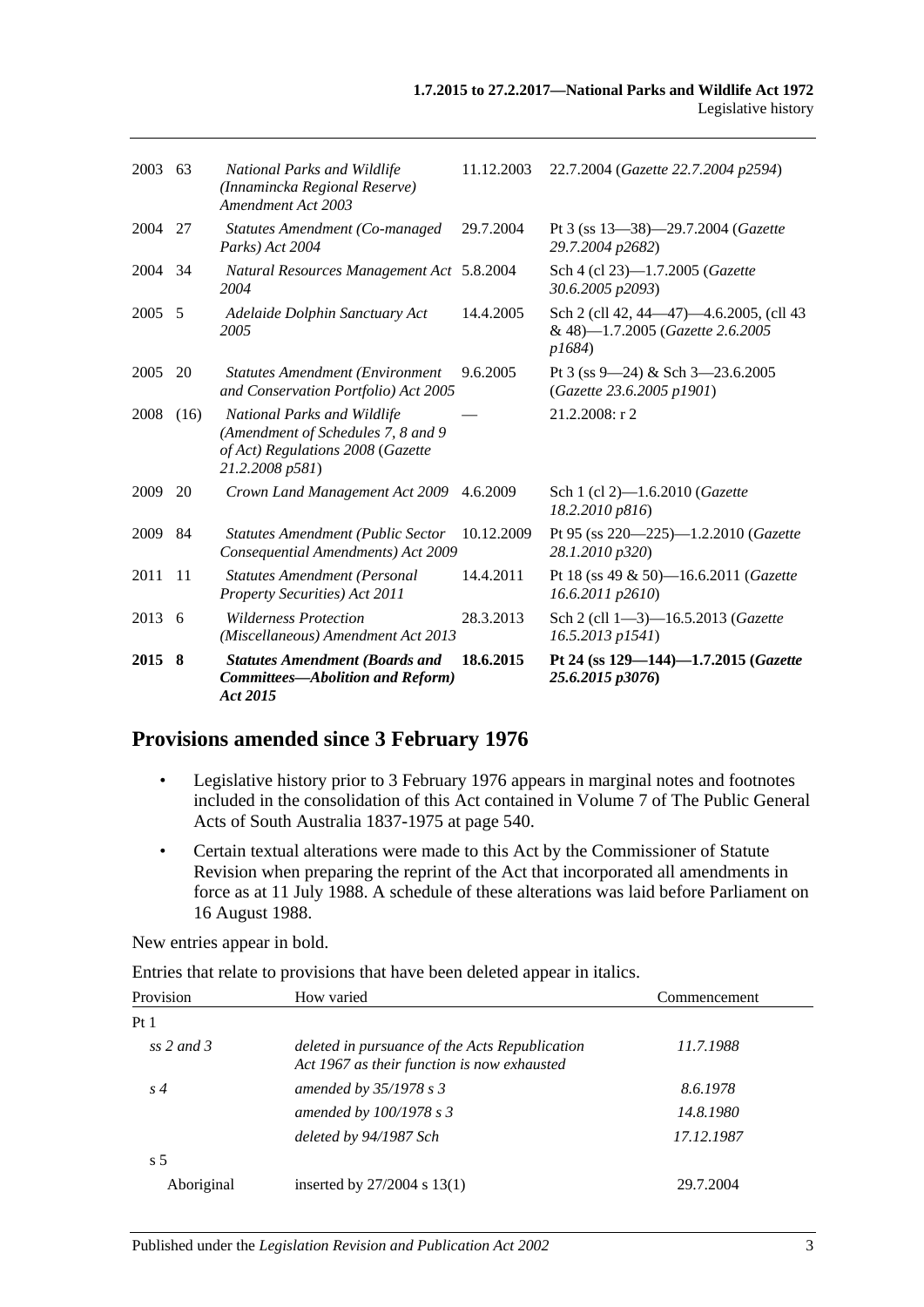| | | | | |
|---|---|---|---|---|
| 2003 | 63 | *National Parks and Wildlife (Innamincka Regional Reserve) Amendment Act 2003* | 11.12.2003 | 22.7.2004 (*Gazette 22.7.2004 p2594*) |
| 2004 | 27 | *Statutes Amendment (Co-managed Parks) Act 2004* | 29.7.2004 | Pt 3 (ss 13—38)—29.7.2004 (*Gazette 29.7.2004 p2682*) |
| 2004 | 34 | *Natural Resources Management Act 2004* | 5.8.2004 | Sch 4 (cl 23)—1.7.2005 (*Gazette 30.6.2005 p2093*) |
| 2005 | 5 | *Adelaide Dolphin Sanctuary Act 2005* | 14.4.2005 | Sch 2 (cll 42, 44—47)—4.6.2005, (cll 43 & 48)—1.7.2005 (*Gazette 2.6.2005 p1684*) |
| 2005 | 20 | *Statutes Amendment (Environment and Conservation Portfolio) Act 2005* | 9.6.2005 | Pt 3 (ss 9—24) & Sch 3—23.6.2005 (*Gazette 23.6.2005 p1901*) |
| 2008 | (16) | *National Parks and Wildlife (Amendment of Schedules 7, 8 and 9 of Act) Regulations 2008* (*Gazette 21.2.2008 p581*) | — | 21.2.2008: r 2 |
| 2009 | 20 | *Crown Land Management Act 2009* | 4.6.2009 | Sch 1 (cl 2)—1.6.2010 (*Gazette 18.2.2010 p816*) |
| 2009 | 84 | *Statutes Amendment (Public Sector Consequential Amendments) Act 2009* | 10.12.2009 | Pt 95 (ss 220—225)—1.2.2010 (*Gazette 28.1.2010 p320*) |
| 2011 | 11 | *Statutes Amendment (Personal Property Securities) Act 2011* | 14.4.2011 | Pt 18 (ss 49 & 50)—16.6.2011 (*Gazette 16.6.2011 p2610*) |
| 2013 | 6 | *Wilderness Protection (Miscellaneous) Amendment Act 2013* | 28.3.2013 | Sch 2 (cll 1—3)—16.5.2013 (*Gazette 16.5.2013 p1541*) |
| **2015** | **8** | ***Statutes Amendment (Boards and Committees—Abolition and Reform) Act 2015*** | **18.6.2015** | **Pt 24 (ss 129—144)—1.7.2015 (*Gazette 25.6.2015 p3076*)** |

## Provisions amended since 3 February 1976

- Legislative history prior to 3 February 1976 appears in marginal notes and footnotes included in the consolidation of this Act contained in Volume 7 of The Public General Acts of South Australia 1837-1975 at page 540.
- Certain textual alterations were made to this Act by the Commissioner of Statute Revision when preparing the reprint of the Act that incorporated all amendments in force as at 11 July 1988. A schedule of these alterations was laid before Parliament on 16 August 1988.

New entries appear in bold.

Entries that relate to provisions that have been deleted appear in italics.

| Provision | How varied | Commencement |
|---|---|---|
| Pt 1 | | |
| *ss 2 and 3* | *deleted in pursuance of the Acts Republication Act 1967 as their function is now exhausted* | *11.7.1988* |
| *s 4* | *amended by 35/1978 s 3* | *8.6.1978* |
| | *amended by 100/1978 s 3* | *14.8.1980* |
| | *deleted by 94/1987 Sch* | *17.12.1987* |
| s 5 | | |
| Aboriginal | inserted by 27/2004 s 13(1) | 29.7.2004 |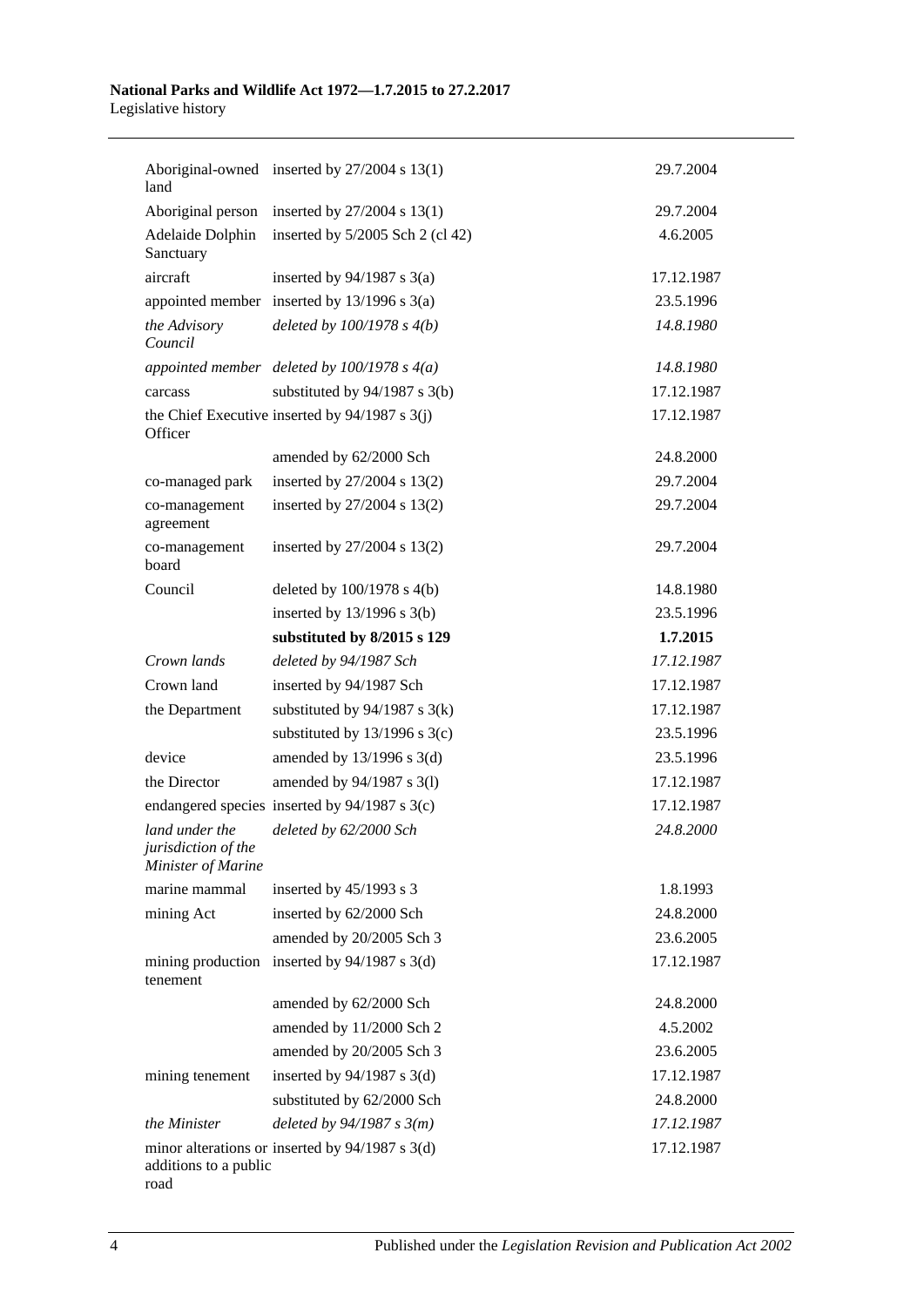| | | |
|---|---|---|
| Aboriginal-owned land | inserted by 27/2004 s 13(1) | 29.7.2004 |
| Aboriginal person | inserted by 27/2004 s 13(1) | 29.7.2004 |
| Adelaide Dolphin Sanctuary | inserted by 5/2005 Sch 2 (cl 42) | 4.6.2005 |
| aircraft | inserted by 94/1987 s 3(a) | 17.12.1987 |
| appointed member | inserted by 13/1996 s 3(a) | 23.5.1996 |
| *the Advisory Council* | *deleted by 100/1978 s 4(b)* | *14.8.1980* |
| *appointed member* | *deleted by 100/1978 s 4(a)* | *14.8.1980* |
| carcass | substituted by 94/1987 s 3(b) | 17.12.1987 |
| the Chief Executive Officer | inserted by 94/1987 s 3(j) | 17.12.1987 |
| | amended by 62/2000 Sch | 24.8.2000 |
| co-managed park | inserted by 27/2004 s 13(2) | 29.7.2004 |
| co-management agreement | inserted by 27/2004 s 13(2) | 29.7.2004 |
| co-management board | inserted by 27/2004 s 13(2) | 29.7.2004 |
| Council | deleted by 100/1978 s 4(b) | 14.8.1980 |
| | inserted by 13/1996 s 3(b) | 23.5.1996 |
| | **substituted by 8/2015 s 129** | **1.7.2015** |
| *Crown lands* | *deleted by 94/1987 Sch* | *17.12.1987* |
| Crown land | inserted by 94/1987 Sch | 17.12.1987 |
| the Department | substituted by 94/1987 s 3(k) | 17.12.1987 |
| | substituted by 13/1996 s 3(c) | 23.5.1996 |
| device | amended by 13/1996 s 3(d) | 23.5.1996 |
| the Director | amended by 94/1987 s 3(l) | 17.12.1987 |
| endangered species | inserted by 94/1987 s 3(c) | 17.12.1987 |
| *land under the jurisdiction of the Minister of Marine* | *deleted by 62/2000 Sch* | *24.8.2000* |
| marine mammal | inserted by 45/1993 s 3 | 1.8.1993 |
| mining Act | inserted by 62/2000 Sch | 24.8.2000 |
| | amended by 20/2005 Sch 3 | 23.6.2005 |
| mining production tenement | inserted by 94/1987 s 3(d) | 17.12.1987 |
| | amended by 62/2000 Sch | 24.8.2000 |
| | amended by 11/2000 Sch 2 | 4.5.2002 |
| | amended by 20/2005 Sch 3 | 23.6.2005 |
| mining tenement | inserted by 94/1987 s 3(d) | 17.12.1987 |
| | substituted by 62/2000 Sch | 24.8.2000 |
| *the Minister* | *deleted by 94/1987 s 3(m)* | *17.12.1987* |
| minor alterations or additions to a public road | inserted by 94/1987 s 3(d) | 17.12.1987 |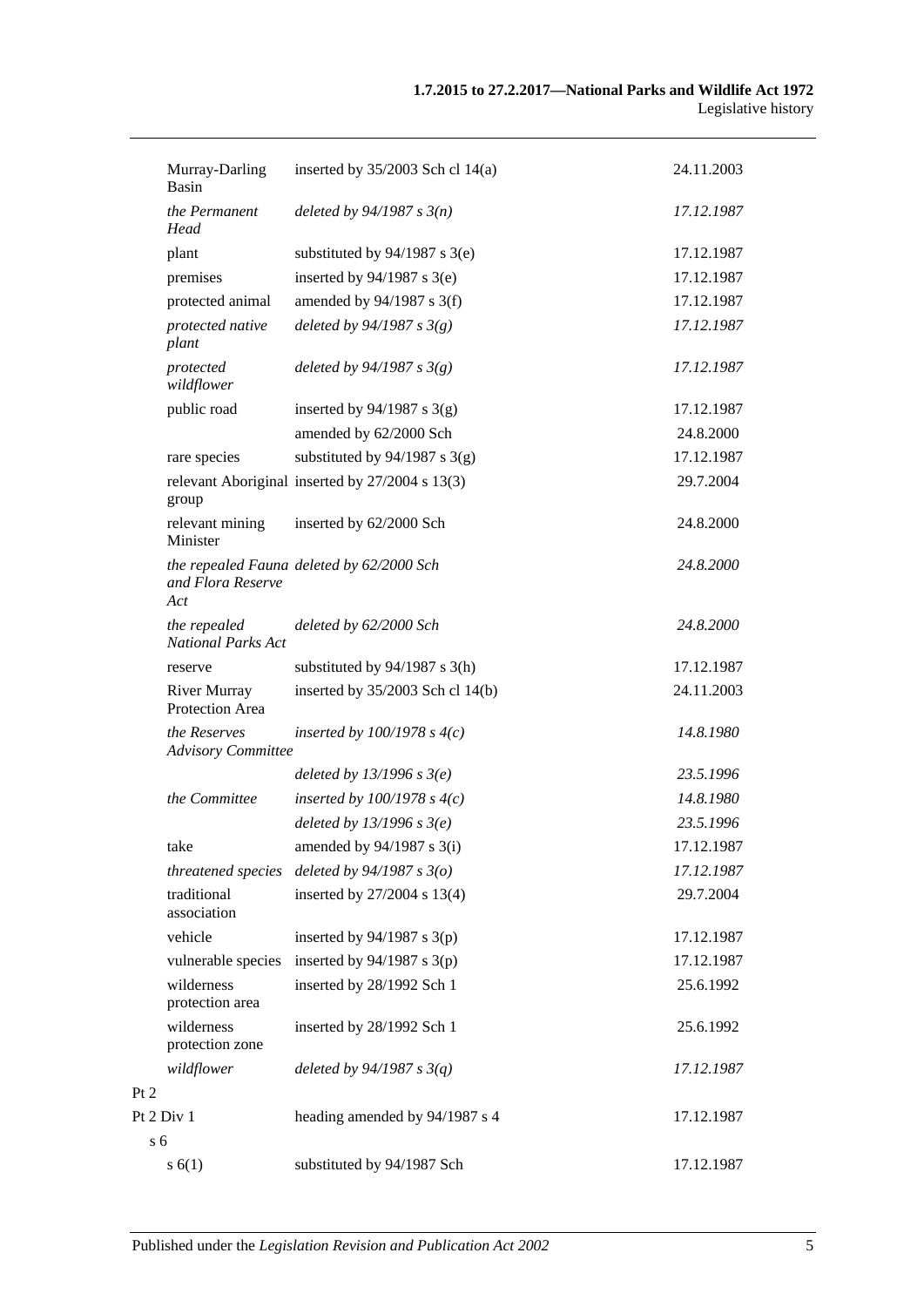| | | |
|---|---|---|
| Murray-Darling Basin | inserted by 35/2003 Sch cl 14(a) | 24.11.2003 |
| *the Permanent Head* | *deleted by 94/1987 s 3(n)* | *17.12.1987* |
| plant | substituted by 94/1987 s 3(e) | 17.12.1987 |
| premises | inserted by 94/1987 s 3(e) | 17.12.1987 |
| protected animal | amended by 94/1987 s 3(f) | 17.12.1987 |
| *protected native plant* | *deleted by 94/1987 s 3(g)* | *17.12.1987* |
| *protected wildflower* | *deleted by 94/1987 s 3(g)* | *17.12.1987* |
| public road | inserted by 94/1987 s 3(g) | 17.12.1987 |
| | amended by 62/2000 Sch | 24.8.2000 |
| rare species | substituted by 94/1987 s 3(g) | 17.12.1987 |
| relevant Aboriginal group | inserted by 27/2004 s 13(3) | 29.7.2004 |
| relevant mining Minister | inserted by 62/2000 Sch | 24.8.2000 |
| *the repealed Fauna and Flora Reserve Act* | *deleted by 62/2000 Sch* | *24.8.2000* |
| *the repealed National Parks Act* | *deleted by 62/2000 Sch* | *24.8.2000* |
| reserve | substituted by 94/1987 s 3(h) | 17.12.1987 |
| River Murray Protection Area | inserted by 35/2003 Sch cl 14(b) | 24.11.2003 |
| *the Reserves Advisory Committee* | *inserted by 100/1978 s 4(c)* | *14.8.1980* |
| | *deleted by 13/1996 s 3(e)* | *23.5.1996* |
| *the Committee* | *inserted by 100/1978 s 4(c)* | *14.8.1980* |
| | *deleted by 13/1996 s 3(e)* | *23.5.1996* |
| take | amended by 94/1987 s 3(i) | 17.12.1987 |
| *threatened species* | *deleted by 94/1987 s 3(o)* | *17.12.1987* |
| traditional association | inserted by 27/2004 s 13(4) | 29.7.2004 |
| vehicle | inserted by 94/1987 s 3(p) | 17.12.1987 |
| vulnerable species | inserted by 94/1987 s 3(p) | 17.12.1987 |
| wilderness protection area | inserted by 28/1992 Sch 1 | 25.6.1992 |
| wilderness protection zone | inserted by 28/1992 Sch 1 | 25.6.1992 |
| *wildflower* | *deleted by 94/1987 s 3(q)* | *17.12.1987* |
| Pt 2 | | |
| Pt 2 Div 1 | heading amended by 94/1987 s 4 | 17.12.1987 |
| s 6 | | |
| s 6(1) | substituted by 94/1987 Sch | 17.12.1987 |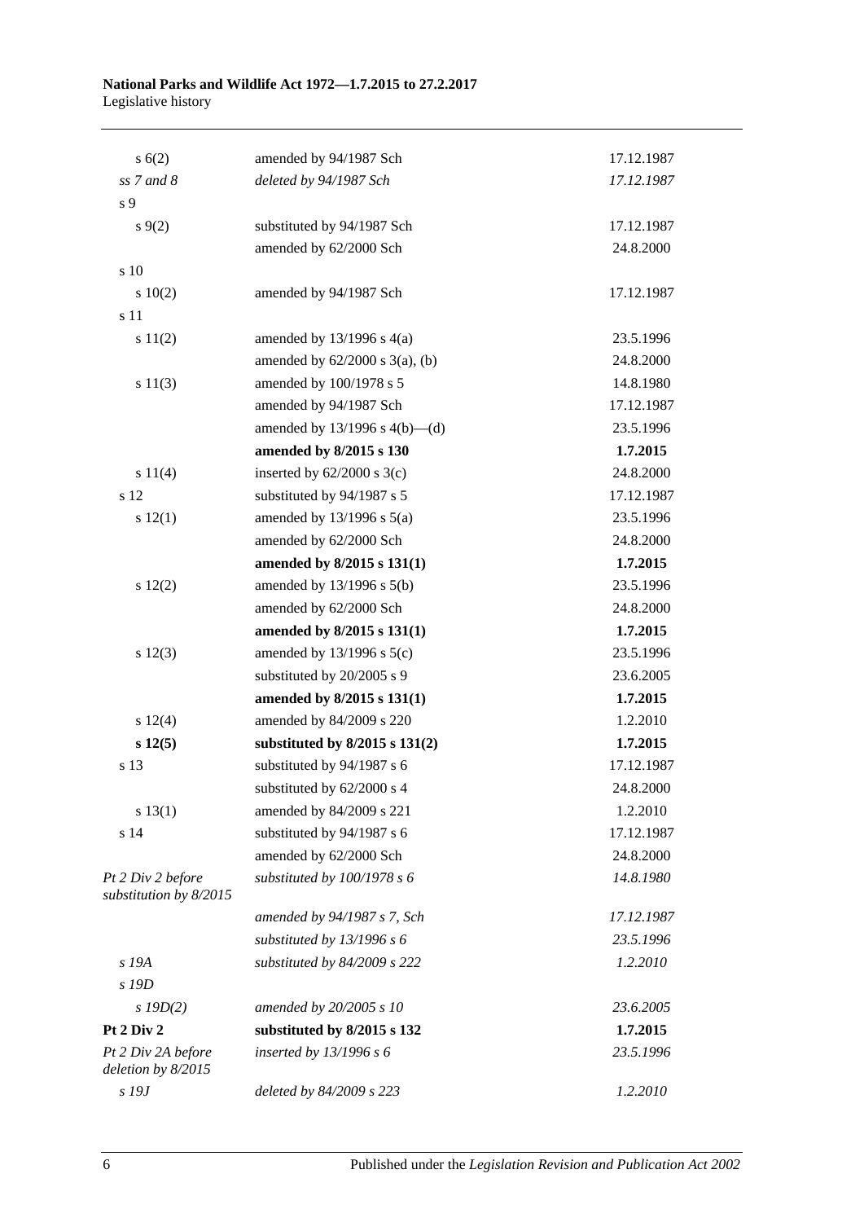| | | |
|---|---|---|
| s 6(2) | amended by 94/1987 Sch | 17.12.1987 |
| *ss 7 and 8* | *deleted by 94/1987 Sch* | *17.12.1987* |
| s 9 | | |
| s 9(2) | substituted by 94/1987 Sch | 17.12.1987 |
| | amended by 62/2000 Sch | 24.8.2000 |
| s 10 | | |
| s 10(2) | amended by 94/1987 Sch | 17.12.1987 |
| s 11 | | |
| s 11(2) | amended by 13/1996 s 4(a) | 23.5.1996 |
| | amended by 62/2000 s 3(a), (b) | 24.8.2000 |
| s 11(3) | amended by 100/1978 s 5 | 14.8.1980 |
| | amended by 94/1987 Sch | 17.12.1987 |
| | amended by 13/1996 s 4(b)—(d) | 23.5.1996 |
| | **amended by 8/2015 s 130** | **1.7.2015** |
| s 11(4) | inserted by 62/2000 s 3(c) | 24.8.2000 |
| s 12 | substituted by 94/1987 s 5 | 17.12.1987 |
| s 12(1) | amended by 13/1996 s 5(a) | 23.5.1996 |
| | amended by 62/2000 Sch | 24.8.2000 |
| | **amended by 8/2015 s 131(1)** | **1.7.2015** |
| s 12(2) | amended by 13/1996 s 5(b) | 23.5.1996 |
| | amended by 62/2000 Sch | 24.8.2000 |
| | **amended by 8/2015 s 131(1)** | **1.7.2015** |
| s 12(3) | amended by 13/1996 s 5(c) | 23.5.1996 |
| | substituted by 20/2005 s 9 | 23.6.2005 |
| | **amended by 8/2015 s 131(1)** | **1.7.2015** |
| s 12(4) | amended by 84/2009 s 220 | 1.2.2010 |
| **s 12(5)** | **substituted by 8/2015 s 131(2)** | **1.7.2015** |
| s 13 | substituted by 94/1987 s 6 | 17.12.1987 |
| | substituted by 62/2000 s 4 | 24.8.2000 |
| s 13(1) | amended by 84/2009 s 221 | 1.2.2010 |
| s 14 | substituted by 94/1987 s 6 | 17.12.1987 |
| | amended by 62/2000 Sch | 24.8.2000 |
| *Pt 2 Div 2 before substitution by 8/2015* | *substituted by 100/1978 s 6* | *14.8.1980* |
| | *amended by 94/1987 s 7, Sch* | *17.12.1987* |
| | *substituted by 13/1996 s 6* | *23.5.1996* |
| *s 19A* | *substituted by 84/2009 s 222* | *1.2.2010* |
| *s 19D* | | |
| *s 19D(2)* | *amended by 20/2005 s 10* | *23.6.2005* |
| **Pt 2 Div 2** | **substituted by 8/2015 s 132** | **1.7.2015** |
| *Pt 2 Div 2A before deletion by 8/2015* | *inserted by 13/1996 s 6* | *23.5.1996* |
| *s 19J* | *deleted by 84/2009 s 223* | *1.2.2010* |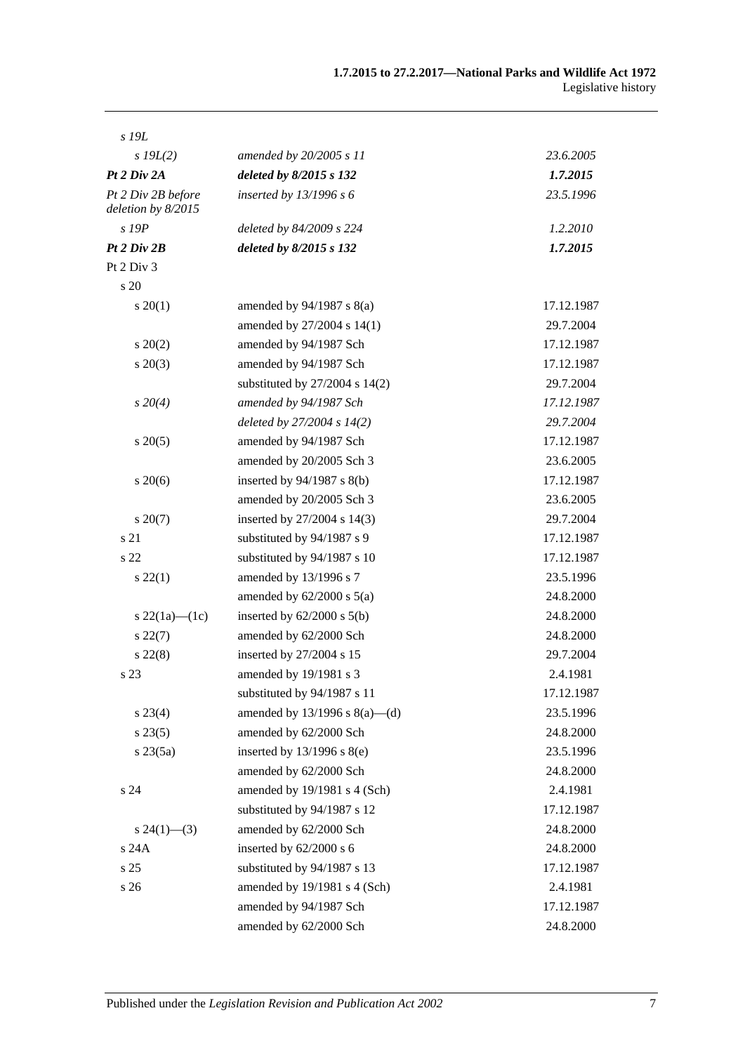| | | |
|---|---|---|
| *s 19L* | | |
| *s 19L(2)* | *amended by 20/2005 s 11* | *23.6.2005* |
| ***Pt 2 Div 2A*** | ***deleted by 8/2015 s 132*** | ***1.7.2015*** |
| *Pt 2 Div 2B before deletion by 8/2015* | *inserted by 13/1996 s 6* | *23.5.1996* |
| *s 19P* | *deleted by 84/2009 s 224* | *1.2.2010* |
| ***Pt 2 Div 2B*** | ***deleted by 8/2015 s 132*** | ***1.7.2015*** |
| Pt 2 Div 3 | | |
| s 20 | | |
| s 20(1) | amended by 94/1987 s 8(a) | 17.12.1987 |
| | amended by 27/2004 s 14(1) | 29.7.2004 |
| s 20(2) | amended by 94/1987 Sch | 17.12.1987 |
| s 20(3) | amended by 94/1987 Sch | 17.12.1987 |
| | substituted by 27/2004 s 14(2) | 29.7.2004 |
| *s 20(4)* | *amended by 94/1987 Sch* | *17.12.1987* |
| | *deleted by 27/2004 s 14(2)* | *29.7.2004* |
| s 20(5) | amended by 94/1987 Sch | 17.12.1987 |
| | amended by 20/2005 Sch 3 | 23.6.2005 |
| s 20(6) | inserted by 94/1987 s 8(b) | 17.12.1987 |
| | amended by 20/2005 Sch 3 | 23.6.2005 |
| s 20(7) | inserted by 27/2004 s 14(3) | 29.7.2004 |
| s 21 | substituted by 94/1987 s 9 | 17.12.1987 |
| s 22 | substituted by 94/1987 s 10 | 17.12.1987 |
| s 22(1) | amended by 13/1996 s 7 | 23.5.1996 |
| | amended by 62/2000 s 5(a) | 24.8.2000 |
| s 22(1a)—(1c) | inserted by 62/2000 s 5(b) | 24.8.2000 |
| s 22(7) | amended by 62/2000 Sch | 24.8.2000 |
| s 22(8) | inserted by 27/2004 s 15 | 29.7.2004 |
| s 23 | amended by 19/1981 s 3 | 2.4.1981 |
| | substituted by 94/1987 s 11 | 17.12.1987 |
| s 23(4) | amended by 13/1996 s 8(a)—(d) | 23.5.1996 |
| s 23(5) | amended by 62/2000 Sch | 24.8.2000 |
| s 23(5a) | inserted by 13/1996 s 8(e) | 23.5.1996 |
| | amended by 62/2000 Sch | 24.8.2000 |
| s 24 | amended by 19/1981 s 4 (Sch) | 2.4.1981 |
| | substituted by 94/1987 s 12 | 17.12.1987 |
| s 24(1)—(3) | amended by 62/2000 Sch | 24.8.2000 |
| s 24A | inserted by 62/2000 s 6 | 24.8.2000 |
| s 25 | substituted by 94/1987 s 13 | 17.12.1987 |
| s 26 | amended by 19/1981 s 4 (Sch) | 2.4.1981 |
| | amended by 94/1987 Sch | 17.12.1987 |
| | amended by 62/2000 Sch | 24.8.2000 |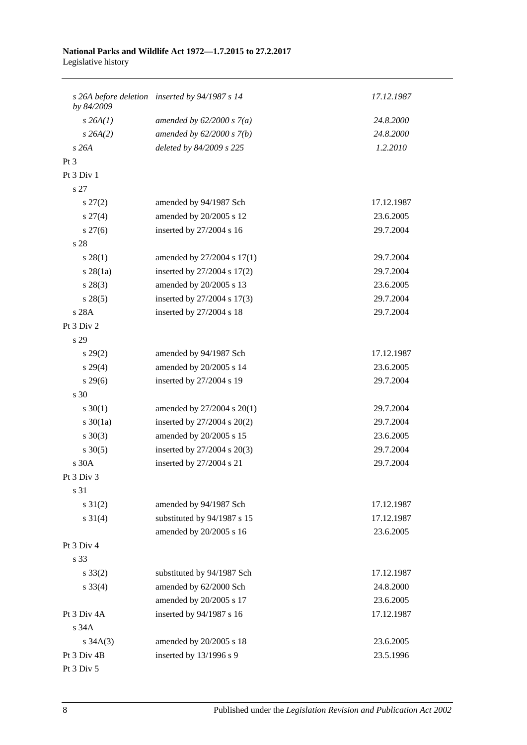| | | |
|---|---|---|
| *s 26A before deletion by 84/2009* | *inserted by 94/1987 s 14* | *17.12.1987* |
| *s 26A(1)* | *amended by 62/2000 s 7(a)* | *24.8.2000* |
| *s 26A(2)* | *amended by 62/2000 s 7(b)* | *24.8.2000* |
| *s 26A* | *deleted by 84/2009 s 225* | *1.2.2010* |
| Pt 3 | | |
| Pt 3 Div 1 | | |
| s 27 | | |
| s 27(2) | amended by 94/1987 Sch | 17.12.1987 |
| s 27(4) | amended by 20/2005 s 12 | 23.6.2005 |
| s 27(6) | inserted by 27/2004 s 16 | 29.7.2004 |
| s 28 | | |
| s 28(1) | amended by 27/2004 s 17(1) | 29.7.2004 |
| s 28(1a) | inserted by 27/2004 s 17(2) | 29.7.2004 |
| s 28(3) | amended by 20/2005 s 13 | 23.6.2005 |
| s 28(5) | inserted by 27/2004 s 17(3) | 29.7.2004 |
| s 28A | inserted by 27/2004 s 18 | 29.7.2004 |
| Pt 3 Div 2 | | |
| s 29 | | |
| s 29(2) | amended by 94/1987 Sch | 17.12.1987 |
| s 29(4) | amended by 20/2005 s 14 | 23.6.2005 |
| s 29(6) | inserted by 27/2004 s 19 | 29.7.2004 |
| s 30 | | |
| s 30(1) | amended by 27/2004 s 20(1) | 29.7.2004 |
| s 30(1a) | inserted by 27/2004 s 20(2) | 29.7.2004 |
| s 30(3) | amended by 20/2005 s 15 | 23.6.2005 |
| s 30(5) | inserted by 27/2004 s 20(3) | 29.7.2004 |
| s 30A | inserted by 27/2004 s 21 | 29.7.2004 |
| Pt 3 Div 3 | | |
| s 31 | | |
| s 31(2) | amended by 94/1987 Sch | 17.12.1987 |
| s 31(4) | substituted by 94/1987 s 15 | 17.12.1987 |
| | amended by 20/2005 s 16 | 23.6.2005 |
| Pt 3 Div 4 | | |
| s 33 | | |
| s 33(2) | substituted by 94/1987 Sch | 17.12.1987 |
| s 33(4) | amended by 62/2000 Sch | 24.8.2000 |
| | amended by 20/2005 s 17 | 23.6.2005 |
| Pt 3 Div 4A | inserted by 94/1987 s 16 | 17.12.1987 |
| s 34A | | |
| s 34A(3) | amended by 20/2005 s 18 | 23.6.2005 |
| Pt 3 Div 4B | inserted by 13/1996 s 9 | 23.5.1996 |
| Pt 3 Div 5 | | |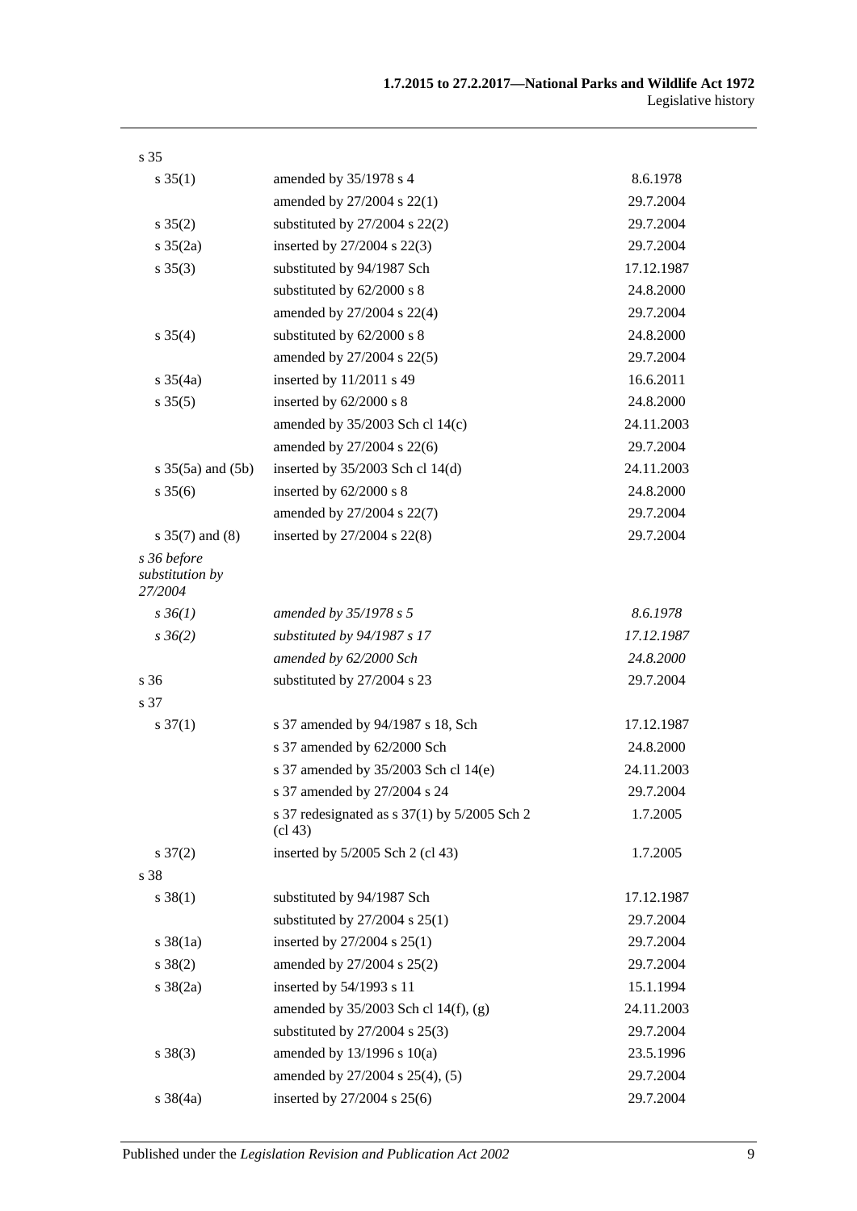| | | |
|---|---|---|
| s 35 | | |
| s 35(1) | amended by 35/1978 s 4 | 8.6.1978 |
| | amended by 27/2004 s 22(1) | 29.7.2004 |
| s 35(2) | substituted by 27/2004 s 22(2) | 29.7.2004 |
| s 35(2a) | inserted by 27/2004 s 22(3) | 29.7.2004 |
| s 35(3) | substituted by 94/1987 Sch | 17.12.1987 |
| | substituted by 62/2000 s 8 | 24.8.2000 |
| | amended by 27/2004 s 22(4) | 29.7.2004 |
| s 35(4) | substituted by 62/2000 s 8 | 24.8.2000 |
| | amended by 27/2004 s 22(5) | 29.7.2004 |
| s 35(4a) | inserted by 11/2011 s 49 | 16.6.2011 |
| s 35(5) | inserted by 62/2000 s 8 | 24.8.2000 |
| | amended by 35/2003 Sch cl 14(c) | 24.11.2003 |
| | amended by 27/2004 s 22(6) | 29.7.2004 |
| s 35(5a) and (5b) | inserted by 35/2003 Sch cl 14(d) | 24.11.2003 |
| s 35(6) | inserted by 62/2000 s 8 | 24.8.2000 |
| | amended by 27/2004 s 22(7) | 29.7.2004 |
| s 35(7) and (8) | inserted by 27/2004 s 22(8) | 29.7.2004 |
| *s 36 before substitution by 27/2004* | | |
| *s 36(1)* | *amended by 35/1978 s 5* | *8.6.1978* |
| *s 36(2)* | *substituted by 94/1987 s 17* | *17.12.1987* |
| | *amended by 62/2000 Sch* | *24.8.2000* |
| s 36 | substituted by 27/2004 s 23 | 29.7.2004 |
| s 37 | | |
| s 37(1) | s 37 amended by 94/1987 s 18, Sch | 17.12.1987 |
| | s 37 amended by 62/2000 Sch | 24.8.2000 |
| | s 37 amended by 35/2003 Sch cl 14(e) | 24.11.2003 |
| | s 37 amended by 27/2004 s 24 | 29.7.2004 |
| | s 37 redesignated as s 37(1) by 5/2005 Sch 2 (cl 43) | 1.7.2005 |
| s 37(2) | inserted by 5/2005 Sch 2 (cl 43) | 1.7.2005 |
| s 38 | | |
| s 38(1) | substituted by 94/1987 Sch | 17.12.1987 |
| | substituted by 27/2004 s 25(1) | 29.7.2004 |
| s 38(1a) | inserted by 27/2004 s 25(1) | 29.7.2004 |
| s 38(2) | amended by 27/2004 s 25(2) | 29.7.2004 |
| s 38(2a) | inserted by 54/1993 s 11 | 15.1.1994 |
| | amended by 35/2003 Sch cl 14(f), (g) | 24.11.2003 |
| | substituted by 27/2004 s 25(3) | 29.7.2004 |
| s 38(3) | amended by 13/1996 s 10(a) | 23.5.1996 |
| | amended by 27/2004 s 25(4), (5) | 29.7.2004 |
| s 38(4a) | inserted by 27/2004 s 25(6) | 29.7.2004 |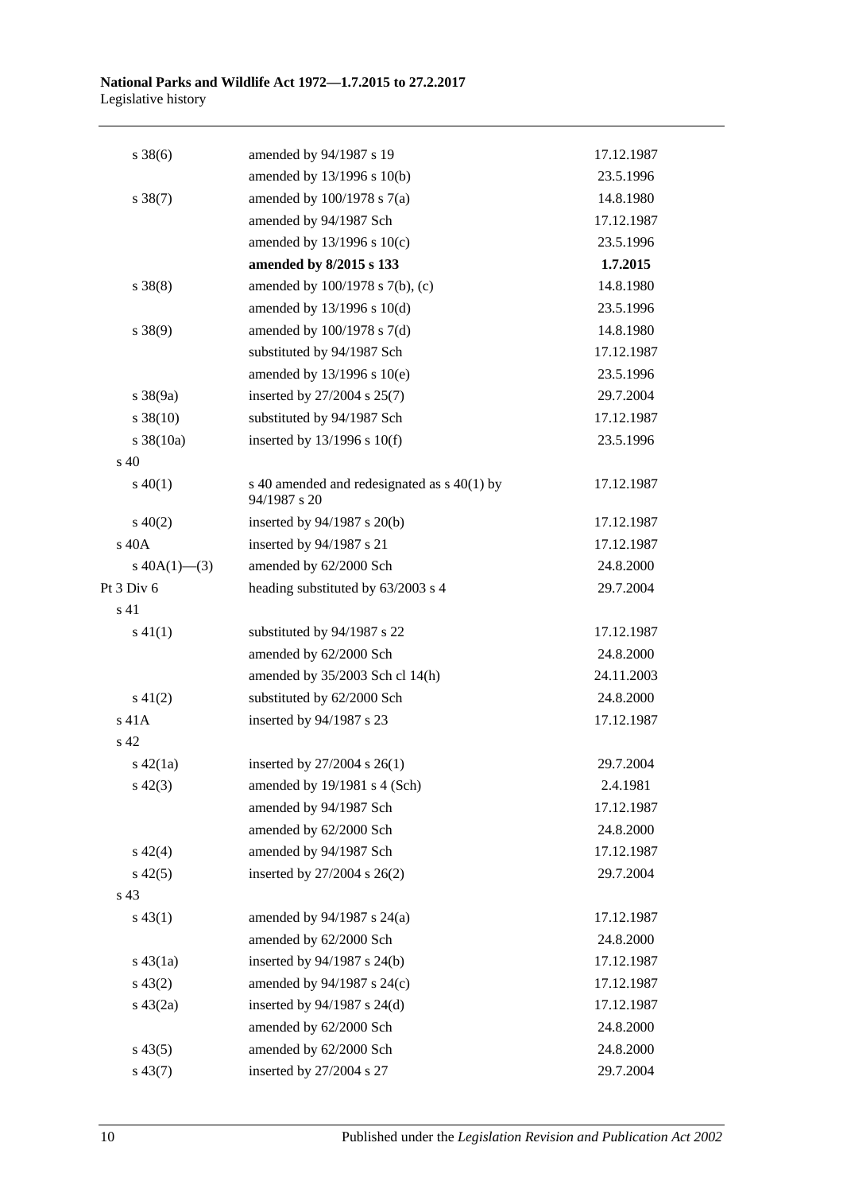| | | |
|---|---|---|
| s 38(6) | amended by 94/1987 s 19 | 17.12.1987 |
| | amended by 13/1996 s 10(b) | 23.5.1996 |
| s 38(7) | amended by 100/1978 s 7(a) | 14.8.1980 |
| | amended by 94/1987 Sch | 17.12.1987 |
| | amended by 13/1996 s 10(c) | 23.5.1996 |
| | **amended by 8/2015 s 133** | **1.7.2015** |
| s 38(8) | amended by 100/1978 s 7(b), (c) | 14.8.1980 |
| | amended by 13/1996 s 10(d) | 23.5.1996 |
| s 38(9) | amended by 100/1978 s 7(d) | 14.8.1980 |
| | substituted by 94/1987 Sch | 17.12.1987 |
| | amended by 13/1996 s 10(e) | 23.5.1996 |
| s 38(9a) | inserted by 27/2004 s 25(7) | 29.7.2004 |
| s 38(10) | substituted by 94/1987 Sch | 17.12.1987 |
| s 38(10a) | inserted by 13/1996 s 10(f) | 23.5.1996 |
| s 40 | | |
| s 40(1) | s 40 amended and redesignated as s 40(1) by 94/1987 s 20 | 17.12.1987 |
| s 40(2) | inserted by 94/1987 s 20(b) | 17.12.1987 |
| s 40A | inserted by 94/1987 s 21 | 17.12.1987 |
| s 40A(1)—(3) | amended by 62/2000 Sch | 24.8.2000 |
| Pt 3 Div 6 | heading substituted by 63/2003 s 4 | 29.7.2004 |
| s 41 | | |
| s 41(1) | substituted by 94/1987 s 22 | 17.12.1987 |
| | amended by 62/2000 Sch | 24.8.2000 |
| | amended by 35/2003 Sch cl 14(h) | 24.11.2003 |
| s 41(2) | substituted by 62/2000 Sch | 24.8.2000 |
| s 41A | inserted by 94/1987 s 23 | 17.12.1987 |
| s 42 | | |
| s 42(1a) | inserted by 27/2004 s 26(1) | 29.7.2004 |
| s 42(3) | amended by 19/1981 s 4 (Sch) | 2.4.1981 |
| | amended by 94/1987 Sch | 17.12.1987 |
| | amended by 62/2000 Sch | 24.8.2000 |
| s 42(4) | amended by 94/1987 Sch | 17.12.1987 |
| s 42(5) | inserted by 27/2004 s 26(2) | 29.7.2004 |
| s 43 | | |
| s 43(1) | amended by 94/1987 s 24(a) | 17.12.1987 |
| | amended by 62/2000 Sch | 24.8.2000 |
| s 43(1a) | inserted by 94/1987 s 24(b) | 17.12.1987 |
| s 43(2) | amended by 94/1987 s 24(c) | 17.12.1987 |
| s 43(2a) | inserted by 94/1987 s 24(d) | 17.12.1987 |
| | amended by 62/2000 Sch | 24.8.2000 |
| s 43(5) | amended by 62/2000 Sch | 24.8.2000 |
| s 43(7) | inserted by 27/2004 s 27 | 29.7.2004 |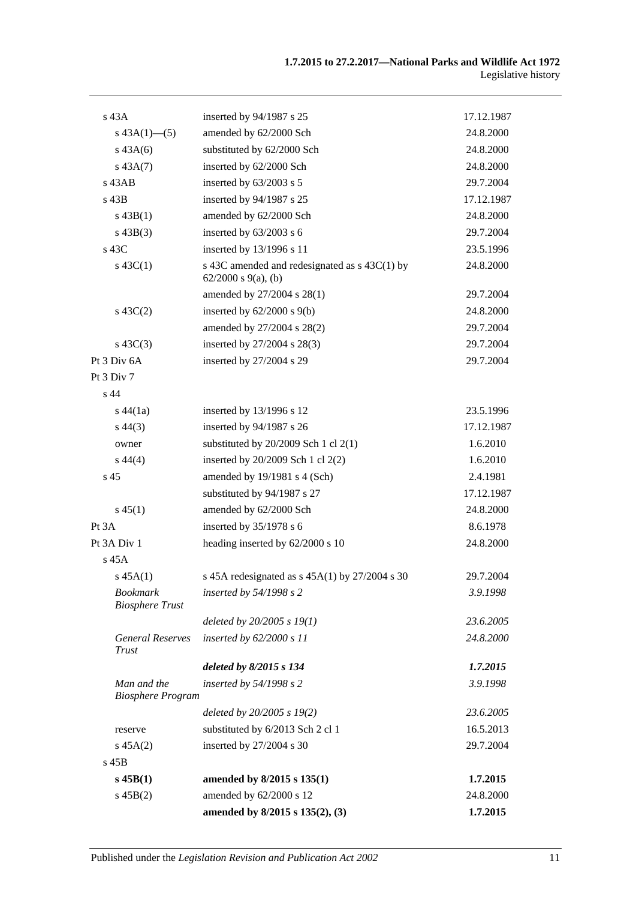| | | |
|---|---|---|
| s 43A | inserted by 94/1987 s 25 | 17.12.1987 |
| s 43A(1)—(5) | amended by 62/2000 Sch | 24.8.2000 |
| s 43A(6) | substituted by 62/2000 Sch | 24.8.2000 |
| s 43A(7) | inserted by 62/2000 Sch | 24.8.2000 |
| s 43AB | inserted by 63/2003 s 5 | 29.7.2004 |
| s 43B | inserted by 94/1987 s 25 | 17.12.1987 |
| s 43B(1) | amended by 62/2000 Sch | 24.8.2000 |
| s 43B(3) | inserted by 63/2003 s 6 | 29.7.2004 |
| s 43C | inserted by 13/1996 s 11 | 23.5.1996 |
| s 43C(1) | s 43C amended and redesignated as s 43C(1) by 62/2000 s 9(a), (b) | 24.8.2000 |
| | amended by 27/2004 s 28(1) | 29.7.2004 |
| s 43C(2) | inserted by 62/2000 s 9(b) | 24.8.2000 |
| | amended by 27/2004 s 28(2) | 29.7.2004 |
| s 43C(3) | inserted by 27/2004 s 28(3) | 29.7.2004 |
| Pt 3 Div 6A | inserted by 27/2004 s 29 | 29.7.2004 |
| Pt 3 Div 7 | | |
| s 44 | | |
| s 44(1a) | inserted by 13/1996 s 12 | 23.5.1996 |
| s 44(3) | inserted by 94/1987 s 26 | 17.12.1987 |
| owner | substituted by 20/2009 Sch 1 cl 2(1) | 1.6.2010 |
| s 44(4) | inserted by 20/2009 Sch 1 cl 2(2) | 1.6.2010 |
| s 45 | amended by 19/1981 s 4 (Sch) | 2.4.1981 |
| | substituted by 94/1987 s 27 | 17.12.1987 |
| s 45(1) | amended by 62/2000 Sch | 24.8.2000 |
| Pt 3A | inserted by 35/1978 s 6 | 8.6.1978 |
| Pt 3A Div 1 | heading inserted by 62/2000 s 10 | 24.8.2000 |
| s 45A | | |
| s 45A(1) | s 45A redesignated as s 45A(1) by 27/2004 s 30 | 29.7.2004 |
| *Bookmark Biosphere Trust* | *inserted by 54/1998 s 2* | *3.9.1998* |
| | *deleted by 20/2005 s 19(1)* | *23.6.2005* |
| *General Reserves Trust* | *inserted by 62/2000 s 11* | *24.8.2000* |
| | ***deleted by 8/2015 s 134*** | ***1.7.2015*** |
| *Man and the Biosphere Program* | *inserted by 54/1998 s 2* | *3.9.1998* |
| | *deleted by 20/2005 s 19(2)* | *23.6.2005* |
| reserve | substituted by 6/2013 Sch 2 cl 1 | 16.5.2013 |
| s 45A(2) | inserted by 27/2004 s 30 | 29.7.2004 |
| s 45B | | |
| **s 45B(1)** | **amended by 8/2015 s 135(1)** | **1.7.2015** |
| s 45B(2) | amended by 62/2000 s 12 | 24.8.2000 |
| | **amended by 8/2015 s 135(2), (3)** | **1.7.2015** |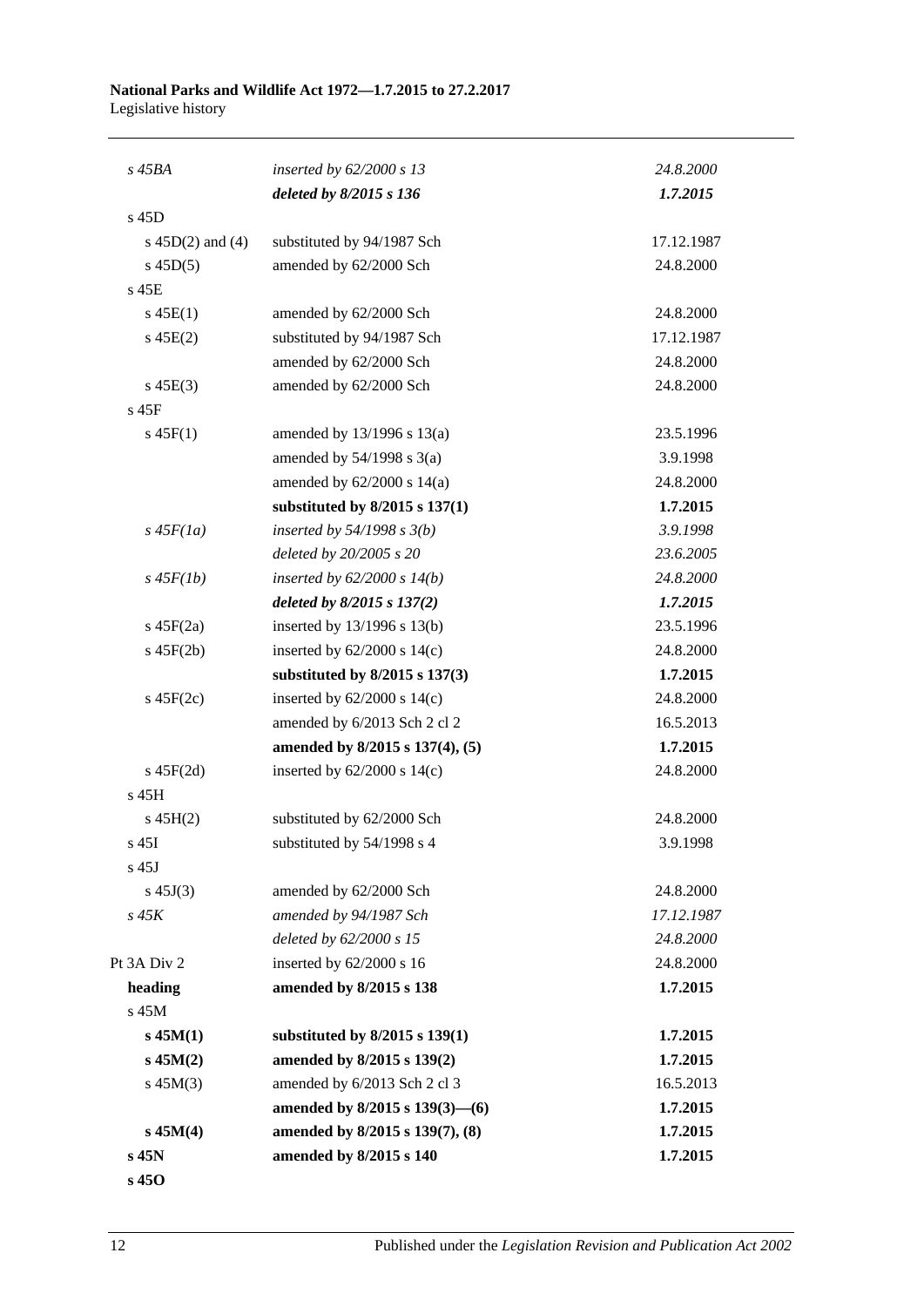| | | |
|---|---|---|
| *s 45BA* | *inserted by 62/2000 s 13* | *24.8.2000* |
| | ***deleted by 8/2015 s 136*** | ***1.7.2015*** |
| s 45D | | |
| s 45D(2) and (4) | substituted by 94/1987 Sch | 17.12.1987 |
| s 45D(5) | amended by 62/2000 Sch | 24.8.2000 |
| s 45E | | |
| s 45E(1) | amended by 62/2000 Sch | 24.8.2000 |
| s 45E(2) | substituted by 94/1987 Sch | 17.12.1987 |
| | amended by 62/2000 Sch | 24.8.2000 |
| s 45E(3) | amended by 62/2000 Sch | 24.8.2000 |
| s 45F | | |
| s 45F(1) | amended by 13/1996 s 13(a) | 23.5.1996 |
| | amended by 54/1998 s 3(a) | 3.9.1998 |
| | amended by 62/2000 s 14(a) | 24.8.2000 |
| | **substituted by 8/2015 s 137(1)** | **1.7.2015** |
| *s 45F(1a)* | *inserted by 54/1998 s 3(b)* | *3.9.1998* |
| | *deleted by 20/2005 s 20* | *23.6.2005* |
| *s 45F(1b)* | *inserted by 62/2000 s 14(b)* | *24.8.2000* |
| | ***deleted by 8/2015 s 137(2)*** | ***1.7.2015*** |
| s 45F(2a) | inserted by 13/1996 s 13(b) | 23.5.1996 |
| s 45F(2b) | inserted by 62/2000 s 14(c) | 24.8.2000 |
| | **substituted by 8/2015 s 137(3)** | **1.7.2015** |
| s 45F(2c) | inserted by 62/2000 s 14(c) | 24.8.2000 |
| | amended by 6/2013 Sch 2 cl 2 | 16.5.2013 |
| | **amended by 8/2015 s 137(4), (5)** | **1.7.2015** |
| s 45F(2d) | inserted by 62/2000 s 14(c) | 24.8.2000 |
| s 45H | | |
| s 45H(2) | substituted by 62/2000 Sch | 24.8.2000 |
| s 45I | substituted by 54/1998 s 4 | 3.9.1998 |
| s 45J | | |
| s 45J(3) | amended by 62/2000 Sch | 24.8.2000 |
| *s 45K* | *amended by 94/1987 Sch* | *17.12.1987* |
| | *deleted by 62/2000 s 15* | *24.8.2000* |
| Pt 3A Div 2 | inserted by 62/2000 s 16 | 24.8.2000 |
| **heading** | **amended by 8/2015 s 138** | **1.7.2015** |
| s 45M | | |
| **s 45M(1)** | **substituted by 8/2015 s 139(1)** | **1.7.2015** |
| **s 45M(2)** | **amended by 8/2015 s 139(2)** | **1.7.2015** |
| s 45M(3) | amended by 6/2013 Sch 2 cl 3 | 16.5.2013 |
| | **amended by 8/2015 s 139(3)—(6)** | **1.7.2015** |
| **s 45M(4)** | **amended by 8/2015 s 139(7), (8)** | **1.7.2015** |
| **s 45N** | **amended by 8/2015 s 140** | **1.7.2015** |
| **s 45O** | | |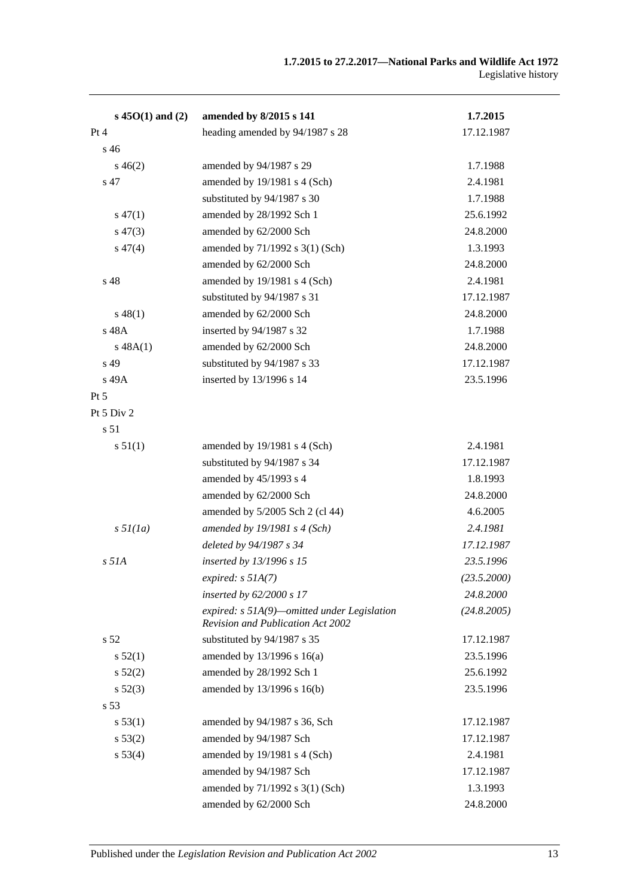| | | |
|---|---|---|
| **s 45O(1) and (2)** | **amended by 8/2015 s 141** | **1.7.2015** |
| Pt 4 | heading amended by 94/1987 s 28 | 17.12.1987 |
| s 46 | | |
| s 46(2) | amended by 94/1987 s 29 | 1.7.1988 |
| s 47 | amended by 19/1981 s 4 (Sch) | 2.4.1981 |
| | substituted by 94/1987 s 30 | 1.7.1988 |
| s 47(1) | amended by 28/1992 Sch 1 | 25.6.1992 |
| s 47(3) | amended by 62/2000 Sch | 24.8.2000 |
| s 47(4) | amended by 71/1992 s 3(1) (Sch) | 1.3.1993 |
| | amended by 62/2000 Sch | 24.8.2000 |
| s 48 | amended by 19/1981 s 4 (Sch) | 2.4.1981 |
| | substituted by 94/1987 s 31 | 17.12.1987 |
| s 48(1) | amended by 62/2000 Sch | 24.8.2000 |
| s 48A | inserted by 94/1987 s 32 | 1.7.1988 |
| s 48A(1) | amended by 62/2000 Sch | 24.8.2000 |
| s 49 | substituted by 94/1987 s 33 | 17.12.1987 |
| s 49A | inserted by 13/1996 s 14 | 23.5.1996 |
| Pt 5 | | |
| Pt 5 Div 2 | | |
| s 51 | | |
| s 51(1) | amended by 19/1981 s 4 (Sch) | 2.4.1981 |
| | substituted by 94/1987 s 34 | 17.12.1987 |
| | amended by 45/1993 s 4 | 1.8.1993 |
| | amended by 62/2000 Sch | 24.8.2000 |
| | amended by 5/2005 Sch 2 (cl 44) | 4.6.2005 |
| *s 51(1a)* | *amended by 19/1981 s 4 (Sch)* | *2.4.1981* |
| | *deleted by 94/1987 s 34* | *17.12.1987* |
| *s 51A* | *inserted by 13/1996 s 15* | *23.5.1996* |
| | *expired: s 51A(7)* | *(23.5.2000)* |
| | *inserted by 62/2000 s 17* | *24.8.2000* |
| | *expired: s 51A(9)—omitted under Legislation Revision and Publication Act 2002* | *(24.8.2005)* |
| s 52 | substituted by 94/1987 s 35 | 17.12.1987 |
| s 52(1) | amended by 13/1996 s 16(a) | 23.5.1996 |
| s 52(2) | amended by 28/1992 Sch 1 | 25.6.1992 |
| s 52(3) | amended by 13/1996 s 16(b) | 23.5.1996 |
| s 53 | | |
| s 53(1) | amended by 94/1987 s 36, Sch | 17.12.1987 |
| s 53(2) | amended by 94/1987 Sch | 17.12.1987 |
| s 53(4) | amended by 19/1981 s 4 (Sch) | 2.4.1981 |
| | amended by 94/1987 Sch | 17.12.1987 |
| | amended by 71/1992 s 3(1) (Sch) | 1.3.1993 |
| | amended by 62/2000 Sch | 24.8.2000 |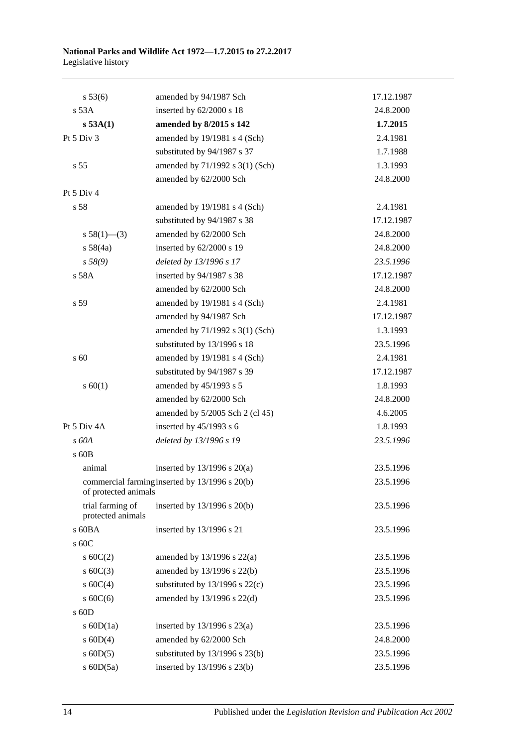| | | |
|---|---|---|
| s 53(6) | amended by 94/1987 Sch | 17.12.1987 |
| s 53A | inserted by 62/2000 s 18 | 24.8.2000 |
| **s 53A(1)** | **amended by 8/2015 s 142** | **1.7.2015** |
| Pt 5 Div 3 | amended by 19/1981 s 4 (Sch) | 2.4.1981 |
| | substituted by 94/1987 s 37 | 1.7.1988 |
| s 55 | amended by 71/1992 s 3(1) (Sch) | 1.3.1993 |
| | amended by 62/2000 Sch | 24.8.2000 |
| Pt 5 Div 4 | | |
| s 58 | amended by 19/1981 s 4 (Sch) | 2.4.1981 |
| | substituted by 94/1987 s 38 | 17.12.1987 |
| s 58(1)—(3) | amended by 62/2000 Sch | 24.8.2000 |
| s 58(4a) | inserted by 62/2000 s 19 | 24.8.2000 |
| *s 58(9)* | *deleted by 13/1996 s 17* | *23.5.1996* |
| s 58A | inserted by 94/1987 s 38 | 17.12.1987 |
| | amended by 62/2000 Sch | 24.8.2000 |
| s 59 | amended by 19/1981 s 4 (Sch) | 2.4.1981 |
| | amended by 94/1987 Sch | 17.12.1987 |
| | amended by 71/1992 s 3(1) (Sch) | 1.3.1993 |
| | substituted by 13/1996 s 18 | 23.5.1996 |
| s 60 | amended by 19/1981 s 4 (Sch) | 2.4.1981 |
| | substituted by 94/1987 s 39 | 17.12.1987 |
| s 60(1) | amended by 45/1993 s 5 | 1.8.1993 |
| | amended by 62/2000 Sch | 24.8.2000 |
| | amended by 5/2005 Sch 2 (cl 45) | 4.6.2005 |
| Pt 5 Div 4A | inserted by 45/1993 s 6 | 1.8.1993 |
| *s 60A* | *deleted by 13/1996 s 19* | *23.5.1996* |
| s 60B | | |
| animal | inserted by 13/1996 s 20(a) | 23.5.1996 |
| commercial farming of protected animals | inserted by 13/1996 s 20(b) | 23.5.1996 |
| trial farming of protected animals | inserted by 13/1996 s 20(b) | 23.5.1996 |
| s 60BA | inserted by 13/1996 s 21 | 23.5.1996 |
| s 60C | | |
| s 60C(2) | amended by 13/1996 s 22(a) | 23.5.1996 |
| s 60C(3) | amended by 13/1996 s 22(b) | 23.5.1996 |
| s 60C(4) | substituted by 13/1996 s 22(c) | 23.5.1996 |
| s 60C(6) | amended by 13/1996 s 22(d) | 23.5.1996 |
| s 60D | | |
| s 60D(1a) | inserted by 13/1996 s 23(a) | 23.5.1996 |
| s 60D(4) | amended by 62/2000 Sch | 24.8.2000 |
| s 60D(5) | substituted by 13/1996 s 23(b) | 23.5.1996 |
| s 60D(5a) | inserted by 13/1996 s 23(b) | 23.5.1996 |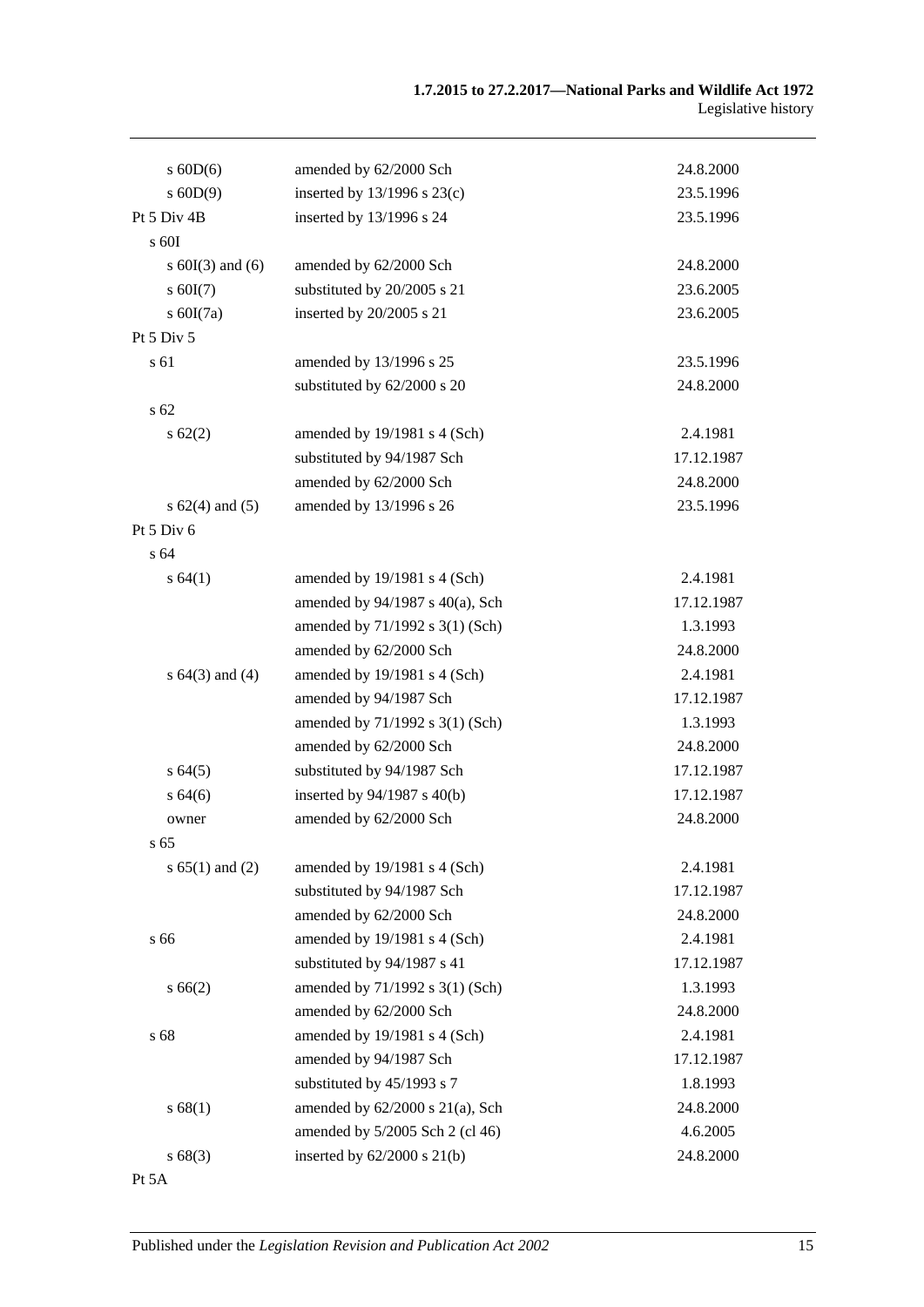| | | |
|---|---|---|
| s 60D(6) | amended by 62/2000 Sch | 24.8.2000 |
| s 60D(9) | inserted by 13/1996 s 23(c) | 23.5.1996 |
| Pt 5 Div 4B | inserted by 13/1996 s 24 | 23.5.1996 |
| s 60I | | |
| s 60I(3) and (6) | amended by 62/2000 Sch | 24.8.2000 |
| s 60I(7) | substituted by 20/2005 s 21 | 23.6.2005 |
| s 60I(7a) | inserted by 20/2005 s 21 | 23.6.2005 |
| Pt 5 Div 5 | | |
| s 61 | amended by 13/1996 s 25 | 23.5.1996 |
| | substituted by 62/2000 s 20 | 24.8.2000 |
| s 62 | | |
| s 62(2) | amended by 19/1981 s 4 (Sch) | 2.4.1981 |
| | substituted by 94/1987 Sch | 17.12.1987 |
| | amended by 62/2000 Sch | 24.8.2000 |
| s 62(4) and (5) | amended by 13/1996 s 26 | 23.5.1996 |
| Pt 5 Div 6 | | |
| s 64 | | |
| s 64(1) | amended by 19/1981 s 4 (Sch) | 2.4.1981 |
| | amended by 94/1987 s 40(a), Sch | 17.12.1987 |
| | amended by 71/1992 s 3(1) (Sch) | 1.3.1993 |
| | amended by 62/2000 Sch | 24.8.2000 |
| s 64(3) and (4) | amended by 19/1981 s 4 (Sch) | 2.4.1981 |
| | amended by 94/1987 Sch | 17.12.1987 |
| | amended by 71/1992 s 3(1) (Sch) | 1.3.1993 |
| | amended by 62/2000 Sch | 24.8.2000 |
| s 64(5) | substituted by 94/1987 Sch | 17.12.1987 |
| s 64(6) | inserted by 94/1987 s 40(b) | 17.12.1987 |
| owner | amended by 62/2000 Sch | 24.8.2000 |
| s 65 | | |
| s 65(1) and (2) | amended by 19/1981 s 4 (Sch) | 2.4.1981 |
| | substituted by 94/1987 Sch | 17.12.1987 |
| | amended by 62/2000 Sch | 24.8.2000 |
| s 66 | amended by 19/1981 s 4 (Sch) | 2.4.1981 |
| | substituted by 94/1987 s 41 | 17.12.1987 |
| s 66(2) | amended by 71/1992 s 3(1) (Sch) | 1.3.1993 |
| | amended by 62/2000 Sch | 24.8.2000 |
| s 68 | amended by 19/1981 s 4 (Sch) | 2.4.1981 |
| | amended by 94/1987 Sch | 17.12.1987 |
| | substituted by 45/1993 s 7 | 1.8.1993 |
| s 68(1) | amended by 62/2000 s 21(a), Sch | 24.8.2000 |
| | amended by 5/2005 Sch 2 (cl 46) | 4.6.2005 |
| s 68(3) | inserted by 62/2000 s 21(b) | 24.8.2000 |
| Pt 5A | | |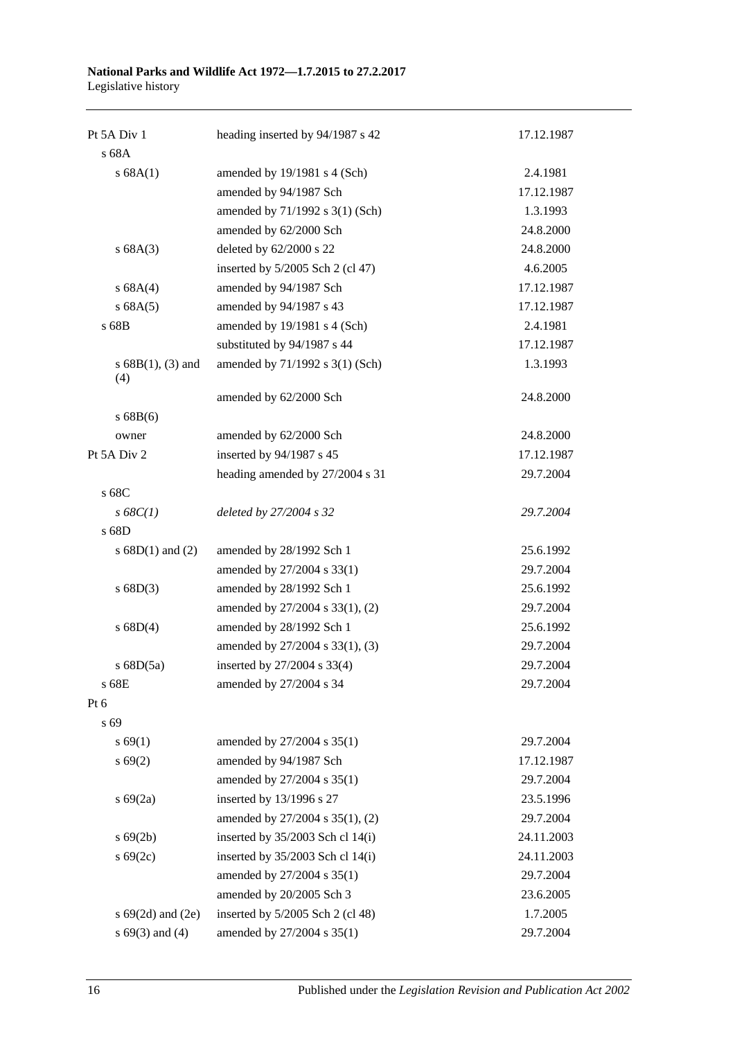| | | |
|---|---|---|
| Pt 5A Div 1 | heading inserted by 94/1987 s 42 | 17.12.1987 |
| s 68A | | |
| s 68A(1) | amended by 19/1981 s 4 (Sch) | 2.4.1981 |
| | amended by 94/1987 Sch | 17.12.1987 |
| | amended by 71/1992 s 3(1) (Sch) | 1.3.1993 |
| | amended by 62/2000 Sch | 24.8.2000 |
| s 68A(3) | deleted by 62/2000 s 22 | 24.8.2000 |
| | inserted by 5/2005 Sch 2 (cl 47) | 4.6.2005 |
| s 68A(4) | amended by 94/1987 Sch | 17.12.1987 |
| s 68A(5) | amended by 94/1987 s 43 | 17.12.1987 |
| s 68B | amended by 19/1981 s 4 (Sch) | 2.4.1981 |
| | substituted by 94/1987 s 44 | 17.12.1987 |
| s 68B(1), (3) and (4) | amended by 71/1992 s 3(1) (Sch) | 1.3.1993 |
| | amended by 62/2000 Sch | 24.8.2000 |
| s 68B(6) | | |
| owner | amended by 62/2000 Sch | 24.8.2000 |
| Pt 5A Div 2 | inserted by 94/1987 s 45 | 17.12.1987 |
| | heading amended by 27/2004 s 31 | 29.7.2004 |
| s 68C | | |
| *s 68C(1)* | *deleted by 27/2004 s 32* | *29.7.2004* |
| s 68D | | |
| s 68D(1) and (2) | amended by 28/1992 Sch 1 | 25.6.1992 |
| | amended by 27/2004 s 33(1) | 29.7.2004 |
| s 68D(3) | amended by 28/1992 Sch 1 | 25.6.1992 |
| | amended by 27/2004 s 33(1), (2) | 29.7.2004 |
| s 68D(4) | amended by 28/1992 Sch 1 | 25.6.1992 |
| | amended by 27/2004 s 33(1), (3) | 29.7.2004 |
| s 68D(5a) | inserted by 27/2004 s 33(4) | 29.7.2004 |
| s 68E | amended by 27/2004 s 34 | 29.7.2004 |
| Pt 6 | | |
| s 69 | | |
| s 69(1) | amended by 27/2004 s 35(1) | 29.7.2004 |
| s 69(2) | amended by 94/1987 Sch | 17.12.1987 |
| | amended by 27/2004 s 35(1) | 29.7.2004 |
| s 69(2a) | inserted by 13/1996 s 27 | 23.5.1996 |
| | amended by 27/2004 s 35(1), (2) | 29.7.2004 |
| s 69(2b) | inserted by 35/2003 Sch cl 14(i) | 24.11.2003 |
| s 69(2c) | inserted by 35/2003 Sch cl 14(i) | 24.11.2003 |
| | amended by 27/2004 s 35(1) | 29.7.2004 |
| | amended by 20/2005 Sch 3 | 23.6.2005 |
| s 69(2d) and (2e) | inserted by 5/2005 Sch 2 (cl 48) | 1.7.2005 |
| s 69(3) and (4) | amended by 27/2004 s 35(1) | 29.7.2004 |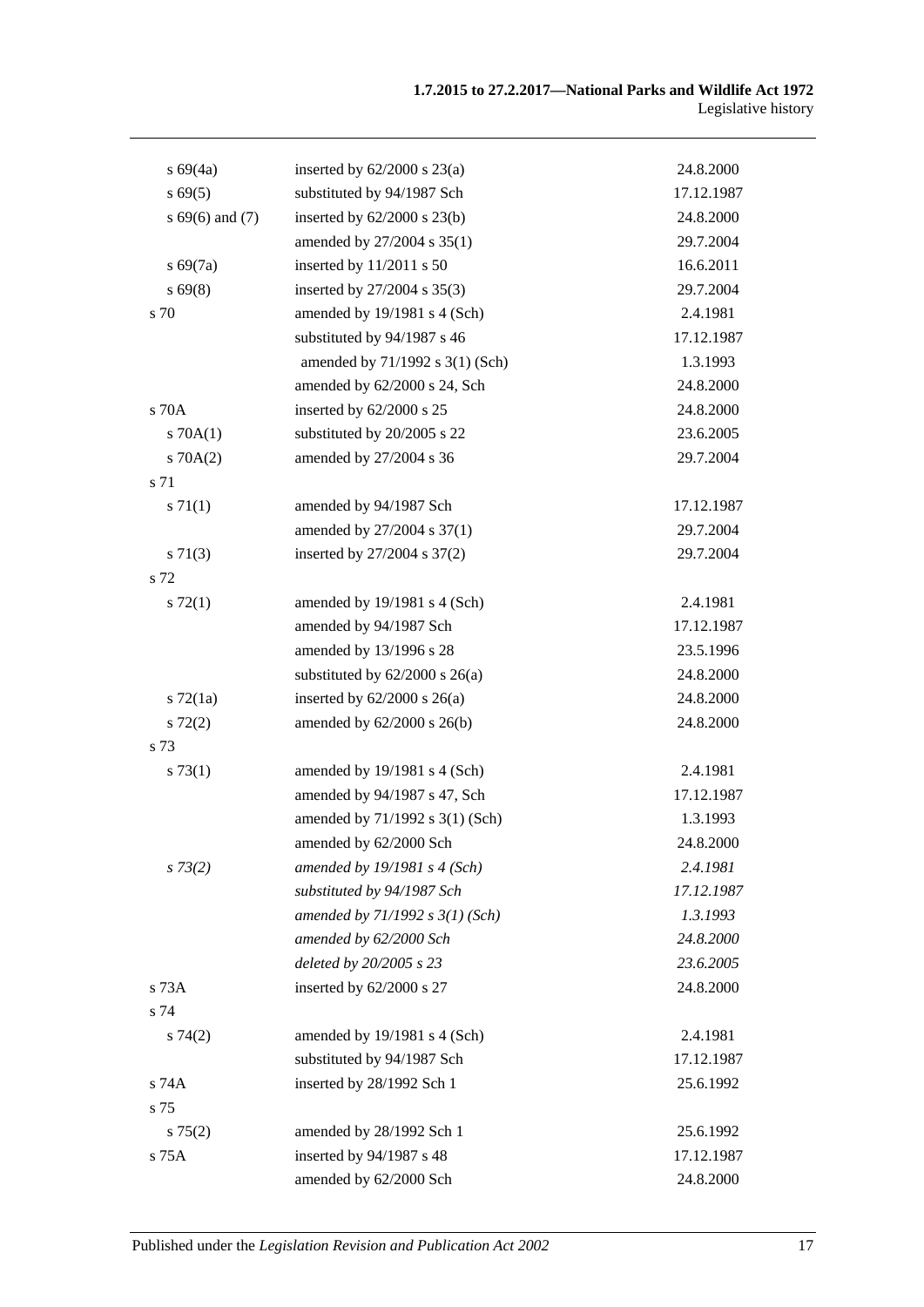| | | |
|---|---|---|
| s 69(4a) | inserted by 62/2000 s 23(a) | 24.8.2000 |
| s 69(5) | substituted by 94/1987 Sch | 17.12.1987 |
| s 69(6) and (7) | inserted by 62/2000 s 23(b) | 24.8.2000 |
| | amended by 27/2004 s 35(1) | 29.7.2004 |
| s 69(7a) | inserted by 11/2011 s 50 | 16.6.2011 |
| s 69(8) | inserted by 27/2004 s 35(3) | 29.7.2004 |
| s 70 | amended by 19/1981 s 4 (Sch) | 2.4.1981 |
| | substituted by 94/1987 s 46 | 17.12.1987 |
| | amended by 71/1992 s 3(1) (Sch) | 1.3.1993 |
| | amended by 62/2000 s 24, Sch | 24.8.2000 |
| s 70A | inserted by 62/2000 s 25 | 24.8.2000 |
| s 70A(1) | substituted by 20/2005 s 22 | 23.6.2005 |
| s 70A(2) | amended by 27/2004 s 36 | 29.7.2004 |
| s 71 | | |
| s 71(1) | amended by 94/1987 Sch | 17.12.1987 |
| | amended by 27/2004 s 37(1) | 29.7.2004 |
| s 71(3) | inserted by 27/2004 s 37(2) | 29.7.2004 |
| s 72 | | |
| s 72(1) | amended by 19/1981 s 4 (Sch) | 2.4.1981 |
| | amended by 94/1987 Sch | 17.12.1987 |
| | amended by 13/1996 s 28 | 23.5.1996 |
| | substituted by 62/2000 s 26(a) | 24.8.2000 |
| s 72(1a) | inserted by 62/2000 s 26(a) | 24.8.2000 |
| s 72(2) | amended by 62/2000 s 26(b) | 24.8.2000 |
| s 73 | | |
| s 73(1) | amended by 19/1981 s 4 (Sch) | 2.4.1981 |
| | amended by 94/1987 s 47, Sch | 17.12.1987 |
| | amended by 71/1992 s 3(1) (Sch) | 1.3.1993 |
| | amended by 62/2000 Sch | 24.8.2000 |
| *s 73(2)* | *amended by 19/1981 s 4 (Sch)* | *2.4.1981* |
| | *substituted by 94/1987 Sch* | *17.12.1987* |
| | *amended by 71/1992 s 3(1) (Sch)* | *1.3.1993* |
| | *amended by 62/2000 Sch* | *24.8.2000* |
| | *deleted by 20/2005 s 23* | *23.6.2005* |
| s 73A | inserted by 62/2000 s 27 | 24.8.2000 |
| s 74 | | |
| s 74(2) | amended by 19/1981 s 4 (Sch) | 2.4.1981 |
| | substituted by 94/1987 Sch | 17.12.1987 |
| s 74A | inserted by 28/1992 Sch 1 | 25.6.1992 |
| s 75 | | |
| s 75(2) | amended by 28/1992 Sch 1 | 25.6.1992 |
| s 75A | inserted by 94/1987 s 48 | 17.12.1987 |
| | amended by 62/2000 Sch | 24.8.2000 |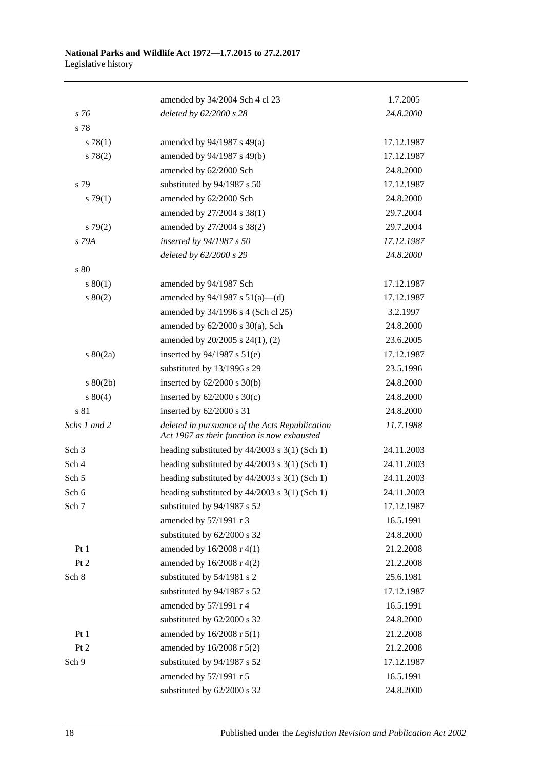| | | |
|---|---|---|
| | amended by 34/2004 Sch 4 cl 23 | 1.7.2005 |
| *s 76* | *deleted by 62/2000 s 28* | *24.8.2000* |
| s 78 | | |
| s 78(1) | amended by 94/1987 s 49(a) | 17.12.1987 |
| s 78(2) | amended by 94/1987 s 49(b) | 17.12.1987 |
| | amended by 62/2000 Sch | 24.8.2000 |
| s 79 | substituted by 94/1987 s 50 | 17.12.1987 |
| s 79(1) | amended by 62/2000 Sch | 24.8.2000 |
| | amended by 27/2004 s 38(1) | 29.7.2004 |
| s 79(2) | amended by 27/2004 s 38(2) | 29.7.2004 |
| *s 79A* | *inserted by 94/1987 s 50* | *17.12.1987* |
| | *deleted by 62/2000 s 29* | *24.8.2000* |
| s 80 | | |
| s 80(1) | amended by 94/1987 Sch | 17.12.1987 |
| s 80(2) | amended by 94/1987 s 51(a)—(d) | 17.12.1987 |
| | amended by 34/1996 s 4 (Sch cl 25) | 3.2.1997 |
| | amended by 62/2000 s 30(a), Sch | 24.8.2000 |
| | amended by 20/2005 s 24(1), (2) | 23.6.2005 |
| s 80(2a) | inserted by 94/1987 s 51(e) | 17.12.1987 |
| | substituted by 13/1996 s 29 | 23.5.1996 |
| s 80(2b) | inserted by 62/2000 s 30(b) | 24.8.2000 |
| s 80(4) | inserted by 62/2000 s 30(c) | 24.8.2000 |
| s 81 | inserted by 62/2000 s 31 | 24.8.2000 |
| *Schs 1 and 2* | *deleted in pursuance of the Acts Republication Act 1967 as their function is now exhausted* | *11.7.1988* |
| Sch 3 | heading substituted by 44/2003 s 3(1) (Sch 1) | 24.11.2003 |
| Sch 4 | heading substituted by 44/2003 s 3(1) (Sch 1) | 24.11.2003 |
| Sch 5 | heading substituted by 44/2003 s 3(1) (Sch 1) | 24.11.2003 |
| Sch 6 | heading substituted by 44/2003 s 3(1) (Sch 1) | 24.11.2003 |
| Sch 7 | substituted by 94/1987 s 52 | 17.12.1987 |
| | amended by 57/1991 r 3 | 16.5.1991 |
| | substituted by 62/2000 s 32 | 24.8.2000 |
| Pt 1 | amended by 16/2008 r 4(1) | 21.2.2008 |
| Pt 2 | amended by 16/2008 r 4(2) | 21.2.2008 |
| Sch 8 | substituted by 54/1981 s 2 | 25.6.1981 |
| | substituted by 94/1987 s 52 | 17.12.1987 |
| | amended by 57/1991 r 4 | 16.5.1991 |
| | substituted by 62/2000 s 32 | 24.8.2000 |
| Pt 1 | amended by 16/2008 r 5(1) | 21.2.2008 |
| Pt 2 | amended by 16/2008 r 5(2) | 21.2.2008 |
| Sch 9 | substituted by 94/1987 s 52 | 17.12.1987 |
| | amended by 57/1991 r 5 | 16.5.1991 |
| | substituted by 62/2000 s 32 | 24.8.2000 |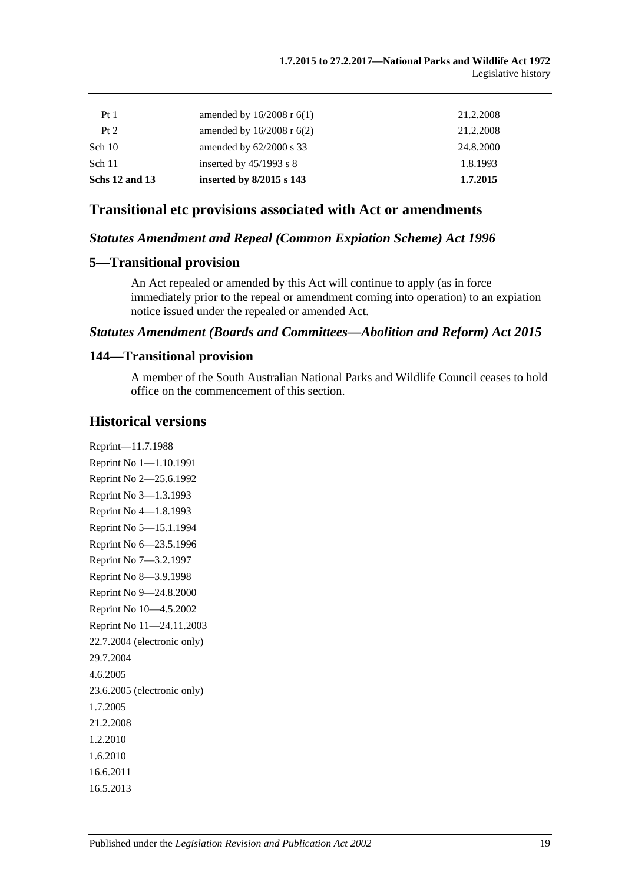| | | |
|---|---|---|
| Pt 1 | amended by 16/2008 r 6(1) | 21.2.2008 |
| Pt 2 | amended by 16/2008 r 6(2) | 21.2.2008 |
| Sch 10 | amended by 62/2000 s 33 | 24.8.2000 |
| Sch 11 | inserted by 45/1993 s 8 | 1.8.1993 |
| **Schs 12 and 13** | **inserted by 8/2015 s 143** | **1.7.2015** |

## Transitional etc provisions associated with Act or amendments

### *Statutes Amendment and Repeal (Common Expiation Scheme) Act 1996*

### 5—Transitional provision

An Act repealed or amended by this Act will continue to apply (as in force immediately prior to the repeal or amendment coming into operation) to an expiation notice issued under the repealed or amended Act.

### *Statutes Amendment (Boards and Committees—Abolition and Reform) Act 2015*

### 144—Transitional provision

A member of the South Australian National Parks and Wildlife Council ceases to hold office on the commencement of this section.

## Historical versions

Reprint—11.7.1988
Reprint No 1—1.10.1991
Reprint No 2—25.6.1992
Reprint No 3—1.3.1993
Reprint No 4—1.8.1993
Reprint No 5—15.1.1994
Reprint No 6—23.5.1996
Reprint No 7—3.2.1997
Reprint No 8—3.9.1998
Reprint No 9—24.8.2000
Reprint No 10—4.5.2002
Reprint No 11—24.11.2003
22.7.2004 (electronic only)
29.7.2004
4.6.2005
23.6.2005 (electronic only)
1.7.2005
21.2.2008
1.2.2010
1.6.2010
16.6.2011
16.5.2013